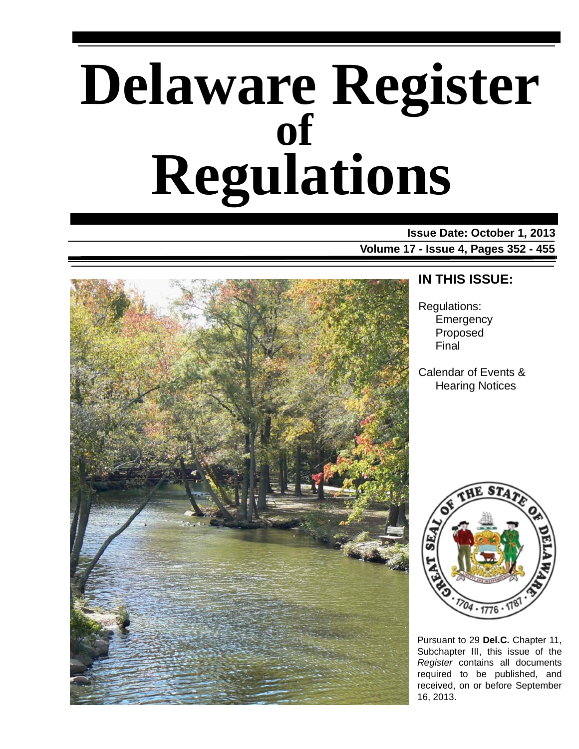# Delaware Register of Regulations

**Issue Date: October 1, 2013**

**Volume 17 - Issue 4, Pages 352 - 455**

## IN THIS ISSUE:

Regulations:
- Emergency
- Proposed
- Final

Calendar of Events & Hearing Notices

Pursuant to 29 **Del.C.** Chapter 11, Subchapter III, this issue of the *Register* contains all documents required to be published, and received, on or before September 16, 2013.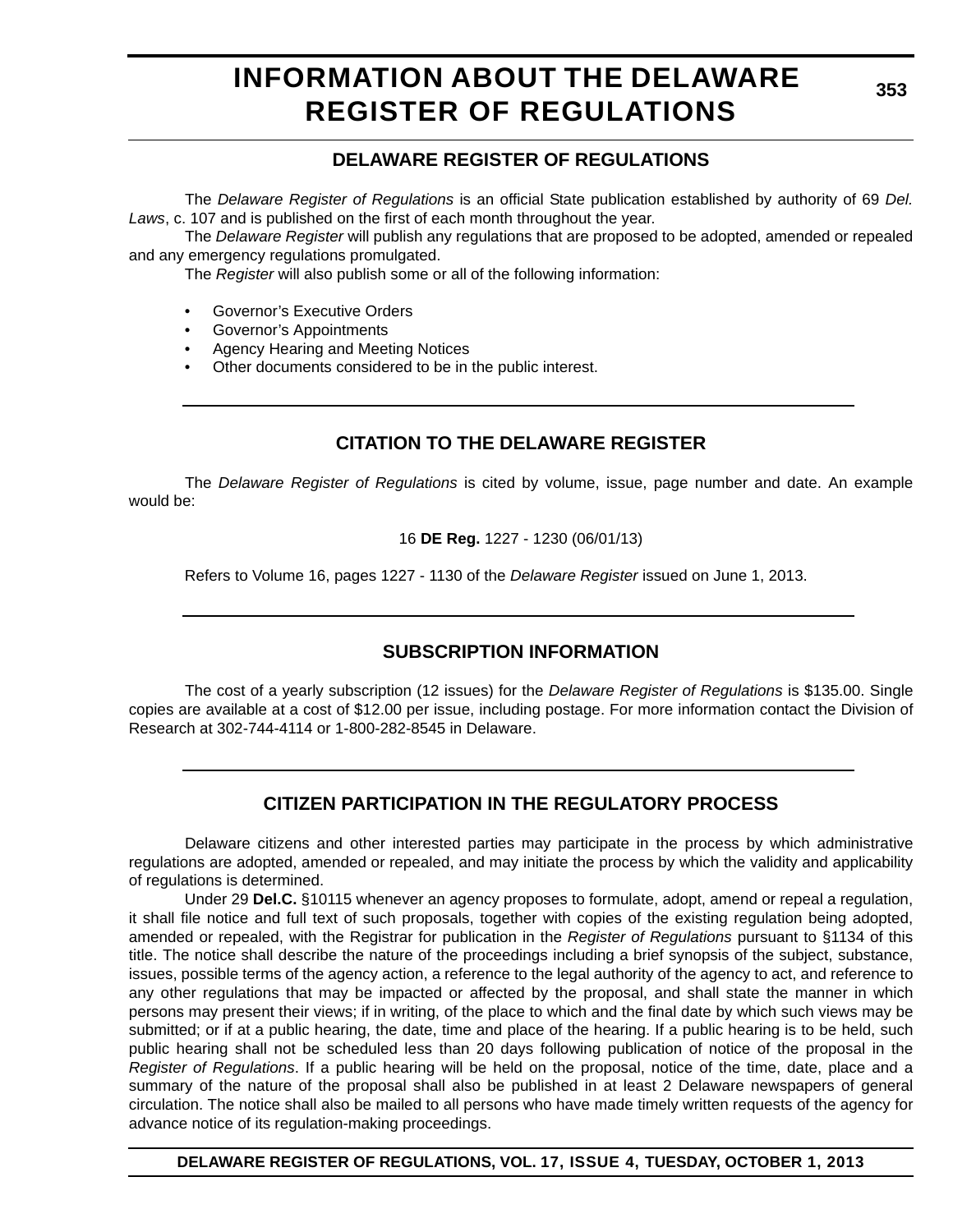# INFORMATION ABOUT THE DELAWARE REGISTER OF REGULATIONS

## DELAWARE REGISTER OF REGULATIONS

The *Delaware Register of Regulations* is an official State publication established by authority of 69 *Del. Laws*, c. 107 and is published on the first of each month throughout the year.

The *Delaware Register* will publish any regulations that are proposed to be adopted, amended or repealed and any emergency regulations promulgated.

The *Register* will also publish some or all of the following information:

- Governor's Executive Orders
- Governor's Appointments
- Agency Hearing and Meeting Notices
- Other documents considered to be in the public interest.

## CITATION TO THE DELAWARE REGISTER

The *Delaware Register of Regulations* is cited by volume, issue, page number and date. An example would be:

16 **DE Reg.** 1227 - 1230 (06/01/13)

Refers to Volume 16, pages 1227 - 1130 of the *Delaware Register* issued on June 1, 2013.

## SUBSCRIPTION INFORMATION

The cost of a yearly subscription (12 issues) for the *Delaware Register of Regulations* is $135.00. Single copies are available at a cost of $12.00 per issue, including postage. For more information contact the Division of Research at 302-744-4114 or 1-800-282-8545 in Delaware.

## CITIZEN PARTICIPATION IN THE REGULATORY PROCESS

Delaware citizens and other interested parties may participate in the process by which administrative regulations are adopted, amended or repealed, and may initiate the process by which the validity and applicability of regulations is determined.

Under 29 **Del.C.** §10115 whenever an agency proposes to formulate, adopt, amend or repeal a regulation, it shall file notice and full text of such proposals, together with copies of the existing regulation being adopted, amended or repealed, with the Registrar for publication in the *Register of Regulations* pursuant to §1134 of this title. The notice shall describe the nature of the proceedings including a brief synopsis of the subject, substance, issues, possible terms of the agency action, a reference to the legal authority of the agency to act, and reference to any other regulations that may be impacted or affected by the proposal, and shall state the manner in which persons may present their views; if in writing, of the place to which and the final date by which such views may be submitted; or if at a public hearing, the date, time and place of the hearing. If a public hearing is to be held, such public hearing shall not be scheduled less than 20 days following publication of notice of the proposal in the *Register of Regulations*. If a public hearing will be held on the proposal, notice of the time, date, place and a summary of the nature of the proposal shall also be published in at least 2 Delaware newspapers of general circulation. The notice shall also be mailed to all persons who have made timely written requests of the agency for advance notice of its regulation-making proceedings.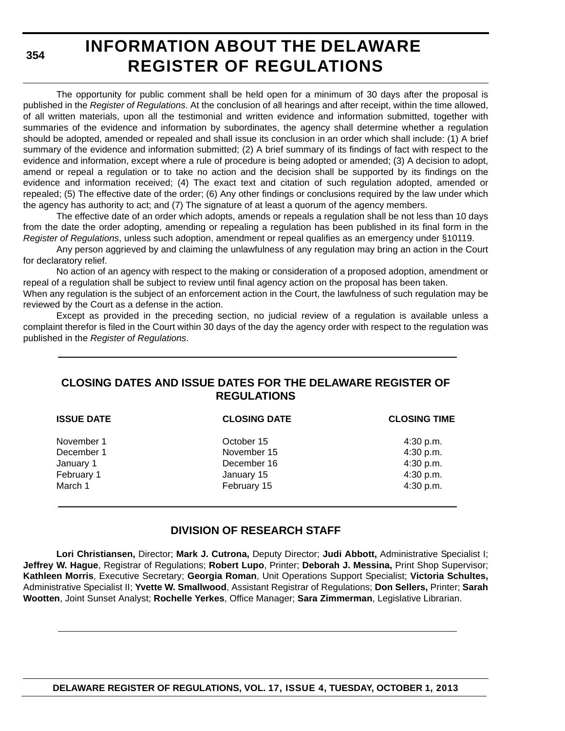# INFORMATION ABOUT THE DELAWARE REGISTER OF REGULATIONS

The opportunity for public comment shall be held open for a minimum of 30 days after the proposal is published in the *Register of Regulations*. At the conclusion of all hearings and after receipt, within the time allowed, of all written materials, upon all the testimonial and written evidence and information submitted, together with summaries of the evidence and information by subordinates, the agency shall determine whether a regulation should be adopted, amended or repealed and shall issue its conclusion in an order which shall include: (1) A brief summary of the evidence and information submitted; (2) A brief summary of its findings of fact with respect to the evidence and information, except where a rule of procedure is being adopted or amended; (3) A decision to adopt, amend or repeal a regulation or to take no action and the decision shall be supported by its findings on the evidence and information received; (4) The exact text and citation of such regulation adopted, amended or repealed; (5) The effective date of the order; (6) Any other findings or conclusions required by the law under which the agency has authority to act; and (7) The signature of at least a quorum of the agency members.

The effective date of an order which adopts, amends or repeals a regulation shall be not less than 10 days from the date the order adopting, amending or repealing a regulation has been published in its final form in the *Register of Regulations*, unless such adoption, amendment or repeal qualifies as an emergency under §10119.

Any person aggrieved by and claiming the unlawfulness of any regulation may bring an action in the Court for declaratory relief.

No action of an agency with respect to the making or consideration of a proposed adoption, amendment or repeal of a regulation shall be subject to review until final agency action on the proposal has been taken.

When any regulation is the subject of an enforcement action in the Court, the lawfulness of such regulation may be reviewed by the Court as a defense in the action.

Except as provided in the preceding section, no judicial review of a regulation is available unless a complaint therefor is filed in the Court within 30 days of the day the agency order with respect to the regulation was published in the *Register of Regulations*.

## CLOSING DATES AND ISSUE DATES FOR THE DELAWARE REGISTER OF REGULATIONS

| ISSUE DATE | CLOSING DATE | CLOSING TIME |
|---|---|---|
| November 1 | October 15 | 4:30 p.m. |
| December 1 | November 15 | 4:30 p.m. |
| January 1 | December 16 | 4:30 p.m. |
| February 1 | January 15 | 4:30 p.m. |
| March 1 | February 15 | 4:30 p.m. |

## DIVISION OF RESEARCH STAFF

**Lori Christiansen,** Director; **Mark J. Cutrona,** Deputy Director; **Judi Abbott,** Administrative Specialist I; **Jeffrey W. Hague**, Registrar of Regulations; **Robert Lupo**, Printer; **Deborah J. Messina,** Print Shop Supervisor; **Kathleen Morris**, Executive Secretary; **Georgia Roman**, Unit Operations Support Specialist; **Victoria Schultes,** Administrative Specialist II; **Yvette W. Smallwood**, Assistant Registrar of Regulations; **Don Sellers,** Printer; **Sarah Wootten**, Joint Sunset Analyst; **Rochelle Yerkes**, Office Manager; **Sara Zimmerman**, Legislative Librarian.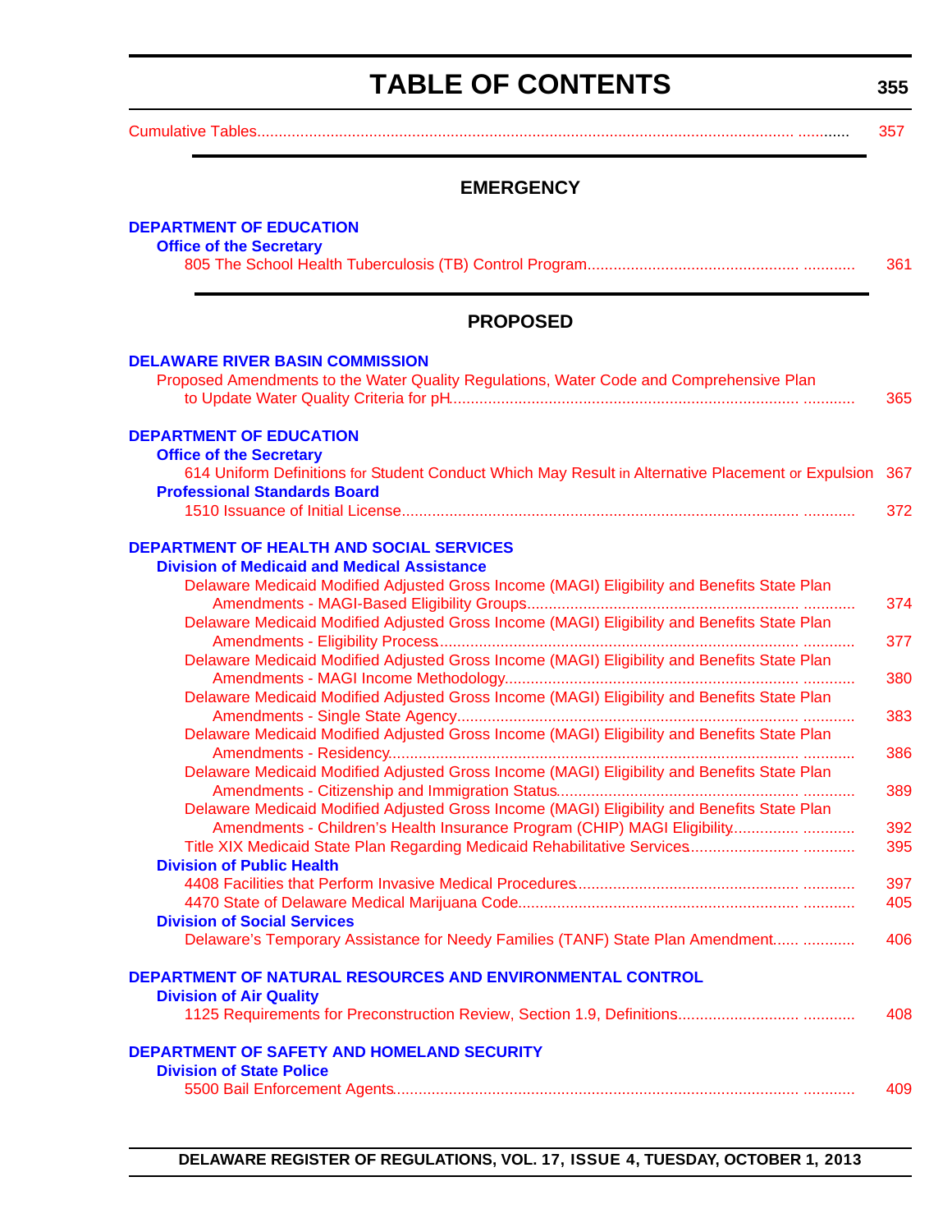# TABLE OF CONTENTS

Cumulative Tables ............ 357

## EMERGENCY

**DEPARTMENT OF EDUCATION**

**Office of the Secretary**

805 The School Health Tuberculosis (TB) Control Program ............ 361

## PROPOSED

**DELAWARE RIVER BASIN COMMISSION**

Proposed Amendments to the Water Quality Regulations, Water Code and Comprehensive Plan to Update Water Quality Criteria for pH ............ 365

**DEPARTMENT OF EDUCATION**

**Office of the Secretary**

614 Uniform Definitions for Student Conduct Which May Result in Alternative Placement or Expulsion 367

**Professional Standards Board**

1510 Issuance of Initial License ............ 372

**DEPARTMENT OF HEALTH AND SOCIAL SERVICES**

**Division of Medicaid and Medical Assistance**

Delaware Medicaid Modified Adjusted Gross Income (MAGI) Eligibility and Benefits State Plan Amendments - MAGI-Based Eligibility Groups ............ 374

Delaware Medicaid Modified Adjusted Gross Income (MAGI) Eligibility and Benefits State Plan Amendments - Eligibility Process ............ 377

Delaware Medicaid Modified Adjusted Gross Income (MAGI) Eligibility and Benefits State Plan Amendments - MAGI Income Methodology ............ 380

Delaware Medicaid Modified Adjusted Gross Income (MAGI) Eligibility and Benefits State Plan Amendments - Single State Agency ............ 383

Delaware Medicaid Modified Adjusted Gross Income (MAGI) Eligibility and Benefits State Plan Amendments - Residency ............ 386

Delaware Medicaid Modified Adjusted Gross Income (MAGI) Eligibility and Benefits State Plan Amendments - Citizenship and Immigration Status ............ 389

Delaware Medicaid Modified Adjusted Gross Income (MAGI) Eligibility and Benefits State Plan Amendments - Children's Health Insurance Program (CHIP) MAGI Eligibility ............ 392

Title XIX Medicaid State Plan Regarding Medicaid Rehabilitative Services ............ 395

**Division of Public Health**

4408 Facilities that Perform Invasive Medical Procedures ............ 397

4470 State of Delaware Medical Marijuana Code ............ 405

**Division of Social Services**

Delaware's Temporary Assistance for Needy Families (TANF) State Plan Amendment ............ 406

**DEPARTMENT OF NATURAL RESOURCES AND ENVIRONMENTAL CONTROL**

**Division of Air Quality**

1125 Requirements for Preconstruction Review, Section 1.9, Definitions ............ 408

**DEPARTMENT OF SAFETY AND HOMELAND SECURITY**

**Division of State Police**

5500 Bail Enforcement Agents ............ 409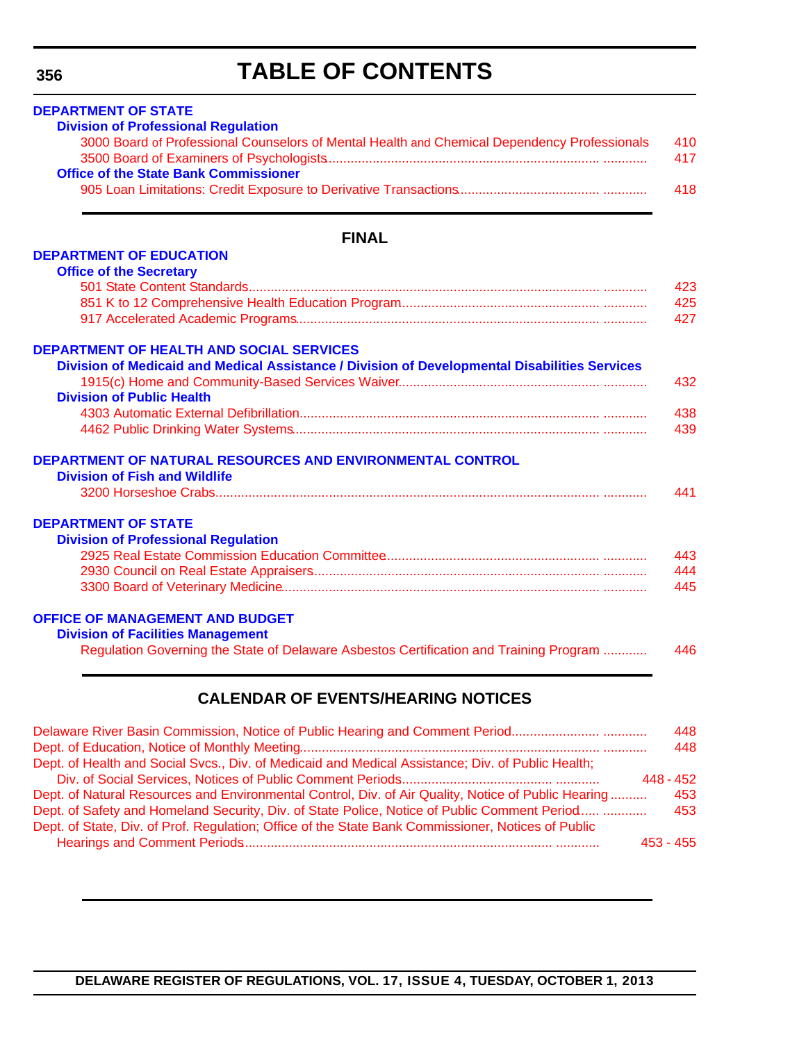# TABLE OF CONTENTS

**DEPARTMENT OF STATE**

**Division of Professional Regulation**

3000 Board of Professional Counselors of Mental Health and Chemical Dependency Professionals ... 410
3500 Board of Examiners of Psychologists ... 417

**Office of the State Bank Commissioner**

905 Loan Limitations: Credit Exposure to Derivative Transactions ... 418

## FINAL

**DEPARTMENT OF EDUCATION**

**Office of the Secretary**

501 State Content Standards ... 423
851 K to 12 Comprehensive Health Education Program ... 425
917 Accelerated Academic Programs ... 427

**DEPARTMENT OF HEALTH AND SOCIAL SERVICES**

**Division of Medicaid and Medical Assistance / Division of Developmental Disabilities Services**

1915(c) Home and Community-Based Services Waiver ... 432

**Division of Public Health**

4303 Automatic External Defibrillation ... 438
4462 Public Drinking Water Systems ... 439

**DEPARTMENT OF NATURAL RESOURCES AND ENVIRONMENTAL CONTROL**

**Division of Fish and Wildlife**

3200 Horseshoe Crabs ... 441

**DEPARTMENT OF STATE**

**Division of Professional Regulation**

2925 Real Estate Commission Education Committee ... 443
2930 Council on Real Estate Appraisers ... 444
3300 Board of Veterinary Medicine ... 445

**OFFICE OF MANAGEMENT AND BUDGET**

**Division of Facilities Management**

Regulation Governing the State of Delaware Asbestos Certification and Training Program ... 446

## CALENDAR OF EVENTS/HEARING NOTICES

Delaware River Basin Commission, Notice of Public Hearing and Comment Period ... 448
Dept. of Education, Notice of Monthly Meeting ... 448
Dept. of Health and Social Svcs., Div. of Medicaid and Medical Assistance; Div. of Public Health; Div. of Social Services, Notices of Public Comment Periods ... 448 - 452
Dept. of Natural Resources and Environmental Control, Div. of Air Quality, Notice of Public Hearing ... 453
Dept. of Safety and Homeland Security, Div. of State Police, Notice of Public Comment Period ... 453
Dept. of State, Div. of Prof. Regulation; Office of the State Bank Commissioner, Notices of Public Hearings and Comment Periods ... 453 - 455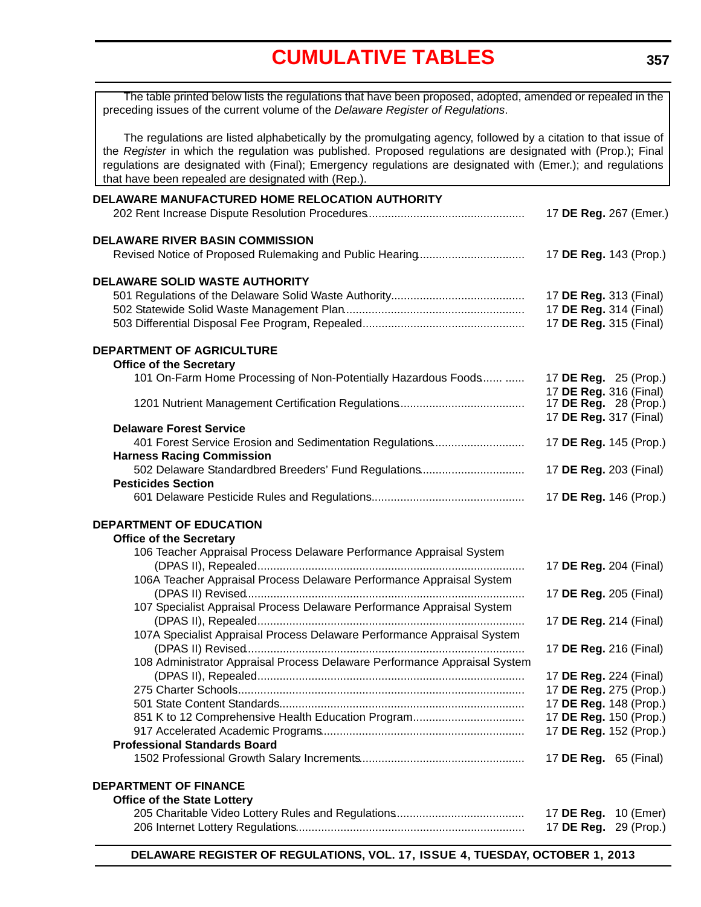# CUMULATIVE TABLES

The table printed below lists the regulations that have been proposed, adopted, amended or repealed in the preceding issues of the current volume of the *Delaware Register of Regulations*.

The regulations are listed alphabetically by the promulgating agency, followed by a citation to that issue of the *Register* in which the regulation was published. Proposed regulations are designated with (Prop.); Final regulations are designated with (Final); Emergency regulations are designated with (Emer.); and regulations that have been repealed are designated with (Rep.).

**DELAWARE MANUFACTURED HOME RELOCATION AUTHORITY**

202 Rent Increase Dispute Resolution Procedures ........ 17 **DE Reg.** 267 (Emer.)

**DELAWARE RIVER BASIN COMMISSION**

Revised Notice of Proposed Rulemaking and Public Hearing ........ 17 **DE Reg.** 143 (Prop.)

**DELAWARE SOLID WASTE AUTHORITY**

501 Regulations of the Delaware Solid Waste Authority ........ 17 **DE Reg.** 313 (Final)
502 Statewide Solid Waste Management Plan ........ 17 **DE Reg.** 314 (Final)
503 Differential Disposal Fee Program, Repealed ........ 17 **DE Reg.** 315 (Final)

**DEPARTMENT OF AGRICULTURE**

**Office of the Secretary**

101 On-Farm Home Processing of Non-Potentially Hazardous Foods ........ 17 **DE Reg.** 25 (Prop.)
17 **DE Reg.** 316 (Final)
1201 Nutrient Management Certification Regulations ........ 17 **DE Reg.** 28 (Prop.)
17 **DE Reg.** 317 (Final)

**Delaware Forest Service**

401 Forest Service Erosion and Sedimentation Regulations ........ 17 **DE Reg.** 145 (Prop.)

**Harness Racing Commission**

502 Delaware Standardbred Breeders' Fund Regulations ........ 17 **DE Reg.** 203 (Final)

**Pesticides Section**

601 Delaware Pesticide Rules and Regulations ........ 17 **DE Reg.** 146 (Prop.)

**DEPARTMENT OF EDUCATION**

**Office of the Secretary**

106 Teacher Appraisal Process Delaware Performance Appraisal System (DPAS II), Repealed ........ 17 **DE Reg.** 204 (Final)
106A Teacher Appraisal Process Delaware Performance Appraisal System (DPAS II) Revised ........ 17 **DE Reg.** 205 (Final)
107 Specialist Appraisal Process Delaware Performance Appraisal System (DPAS II), Repealed ........ 17 **DE Reg.** 214 (Final)
107A Specialist Appraisal Process Delaware Performance Appraisal System (DPAS II) Revised ........ 17 **DE Reg.** 216 (Final)
108 Administrator Appraisal Process Delaware Performance Appraisal System (DPAS II), Repealed ........ 17 **DE Reg.** 224 (Final)
275 Charter Schools ........ 17 **DE Reg.** 275 (Prop.)
501 State Content Standards ........ 17 **DE Reg.** 148 (Prop.)
851 K to 12 Comprehensive Health Education Program ........ 17 **DE Reg.** 150 (Prop.)
917 Accelerated Academic Programs ........ 17 **DE Reg.** 152 (Prop.)

**Professional Standards Board**

1502 Professional Growth Salary Increments ........ 17 **DE Reg.** 65 (Final)

**DEPARTMENT OF FINANCE**

**Office of the State Lottery**

205 Charitable Video Lottery Rules and Regulations ........ 17 **DE Reg.** 10 (Emer)
206 Internet Lottery Regulations ........ 17 **DE Reg.** 29 (Prop.)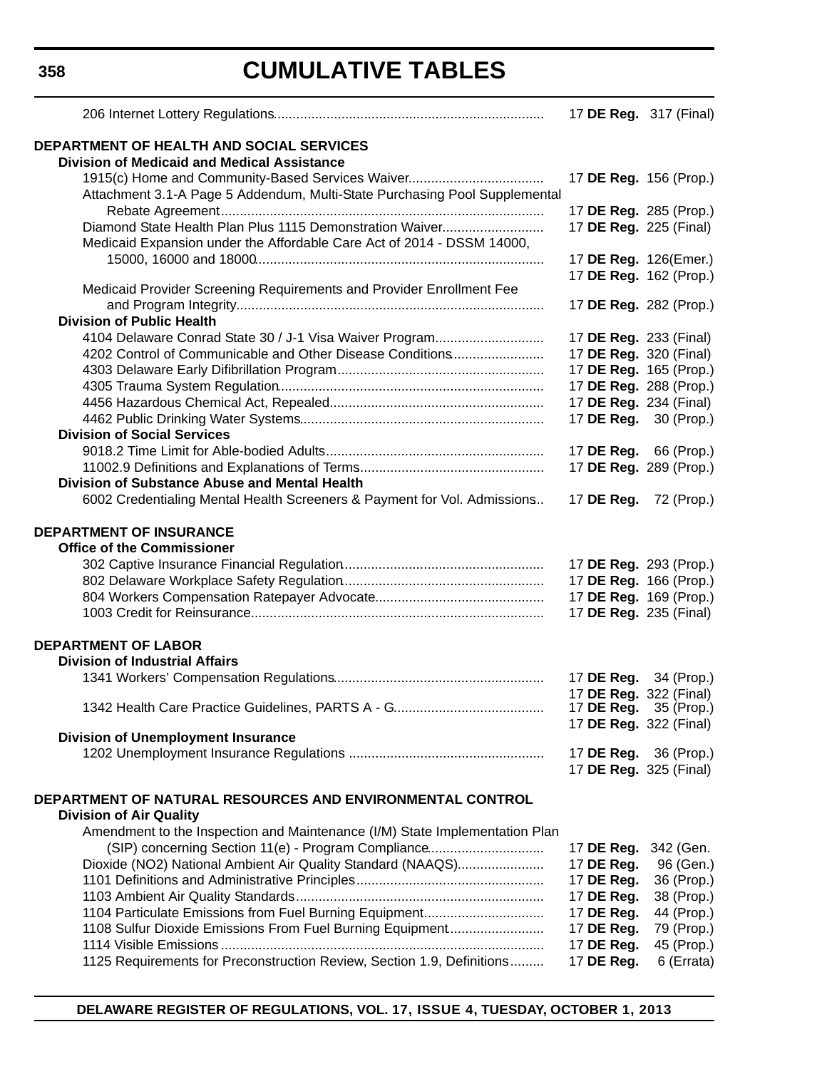# CUMULATIVE TABLES

206 Internet Lottery Regulations ........ 17 **DE Reg.** 317 (Final)

**DEPARTMENT OF HEALTH AND SOCIAL SERVICES**

**Division of Medicaid and Medical Assistance**

1915(c) Home and Community-Based Services Waiver ........ 17 **DE Reg.** 156 (Prop.)

Attachment 3.1-A Page 5 Addendum, Multi-State Purchasing Pool Supplemental Rebate Agreement ........ 17 **DE Reg.** 285 (Prop.)

Diamond State Health Plan Plus 1115 Demonstration Waiver ........ 17 **DE Reg.** 225 (Final)

Medicaid Expansion under the Affordable Care Act of 2014 - DSSM 14000, 15000, 16000 and 18000 ........ 17 **DE Reg.** 126(Emer.)
17 **DE Reg.** 162 (Prop.)

Medicaid Provider Screening Requirements and Provider Enrollment Fee and Program Integrity ........ 17 **DE Reg.** 282 (Prop.)

**Division of Public Health**

4104 Delaware Conrad State 30 / J-1 Visa Waiver Program ........ 17 **DE Reg.** 233 (Final)

4202 Control of Communicable and Other Disease Conditions ........ 17 **DE Reg.** 320 (Final)

4303 Delaware Early Difibrillation Program ........ 17 **DE Reg.** 165 (Prop.)

4305 Trauma System Regulation ........ 17 **DE Reg.** 288 (Prop.)

4456 Hazardous Chemical Act, Repealed ........ 17 **DE Reg.** 234 (Final)

4462 Public Drinking Water Systems ........ 17 **DE Reg.** 30 (Prop.)

**Division of Social Services**

9018.2 Time Limit for Able-bodied Adults ........ 17 **DE Reg.** 66 (Prop.)

11002.9 Definitions and Explanations of Terms ........ 17 **DE Reg.** 289 (Prop.)

**Division of Substance Abuse and Mental Health**

6002 Credentialing Mental Health Screeners & Payment for Vol. Admissions ........ 17 **DE Reg.** 72 (Prop.)

**DEPARTMENT OF INSURANCE**

**Office of the Commissioner**

302 Captive Insurance Financial Regulation ........ 17 **DE Reg.** 293 (Prop.)

802 Delaware Workplace Safety Regulation ........ 17 **DE Reg.** 166 (Prop.)

804 Workers Compensation Ratepayer Advocate ........ 17 **DE Reg.** 169 (Prop.)

1003 Credit for Reinsurance ........ 17 **DE Reg.** 235 (Final)

**DEPARTMENT OF LABOR**

**Division of Industrial Affairs**

1341 Workers' Compensation Regulations ........ 17 **DE Reg.** 34 (Prop.)
17 **DE Reg.** 322 (Final)

1342 Health Care Practice Guidelines, PARTS A - G ........ 17 **DE Reg.** 35 (Prop.)
17 **DE Reg.** 322 (Final)

**Division of Unemployment Insurance**

1202 Unemployment Insurance Regulations ........ 17 **DE Reg.** 36 (Prop.)
17 **DE Reg.** 325 (Final)

**DEPARTMENT OF NATURAL RESOURCES AND ENVIRONMENTAL CONTROL**

**Division of Air Quality**

Amendment to the Inspection and Maintenance (I/M) State Implementation Plan (SIP) concerning Section 11(e) - Program Compliance ........ 17 **DE Reg.** 342 (Gen.

Dioxide (NO2) National Ambient Air Quality Standard (NAAQS) ........ 17 **DE Reg.** 96 (Gen.)

1101 Definitions and Administrative Principles ........ 17 **DE Reg.** 36 (Prop.)

1103 Ambient Air Quality Standards ........ 17 **DE Reg.** 38 (Prop.)

1104 Particulate Emissions from Fuel Burning Equipment ........ 17 **DE Reg.** 44 (Prop.)

1108 Sulfur Dioxide Emissions From Fuel Burning Equipment ........ 17 **DE Reg.** 79 (Prop.)

1114 Visible Emissions ........ 17 **DE Reg.** 45 (Prop.)

1125 Requirements for Preconstruction Review, Section 1.9, Definitions ........ 17 **DE Reg.** 6 (Errata)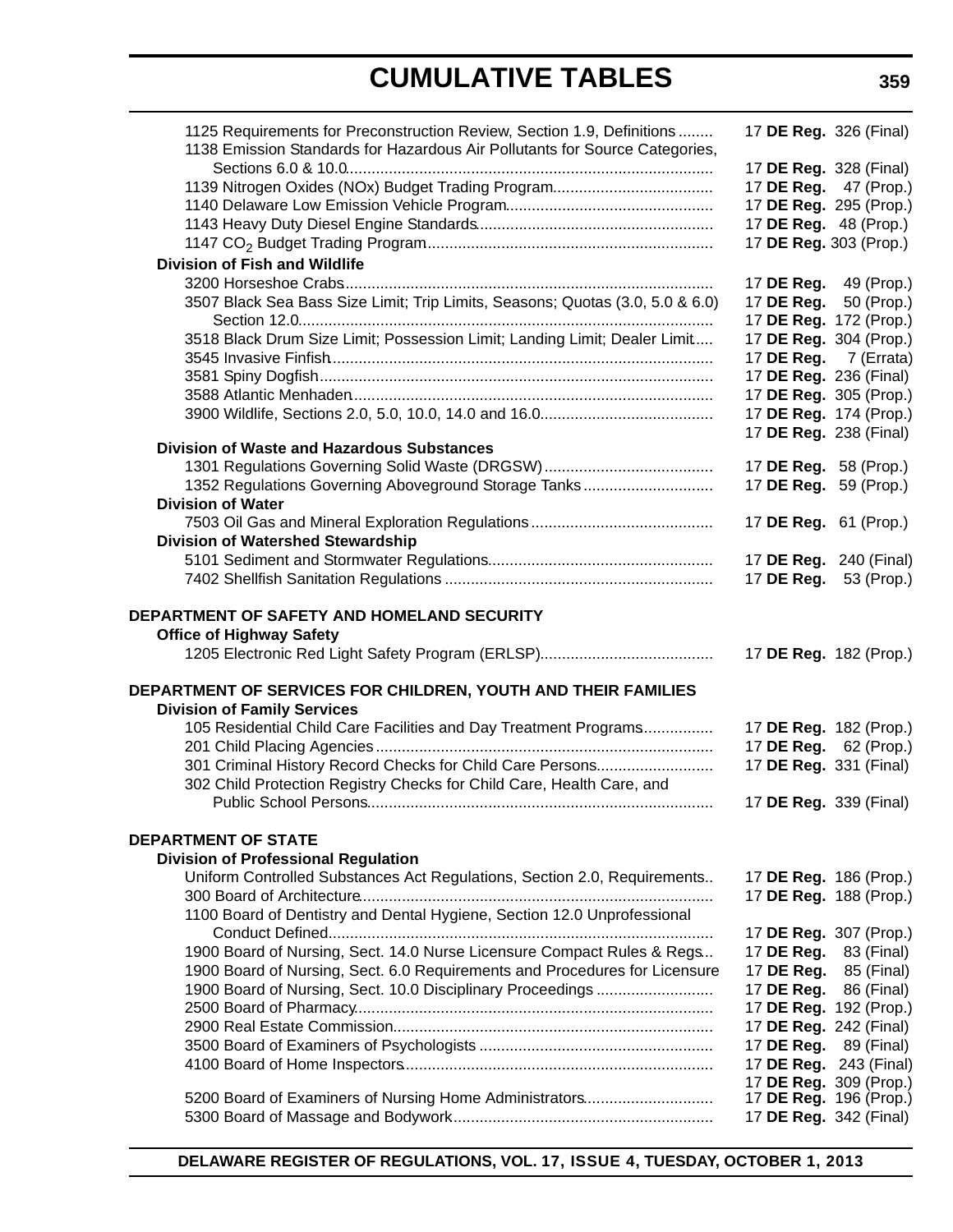# CUMULATIVE TABLES

| | |
|---|---|
| 1125 Requirements for Preconstruction Review, Section 1.9, Definitions | 17 **DE Reg.** 326 (Final) |
| 1138 Emission Standards for Hazardous Air Pollutants for Source Categories, Sections 6.0 & 10.0 | 17 **DE Reg.** 328 (Final) |
| 1139 Nitrogen Oxides (NOx) Budget Trading Program | 17 **DE Reg.** 47 (Prop.) |
| 1140 Delaware Low Emission Vehicle Program | 17 **DE Reg.** 295 (Prop.) |
| 1143 Heavy Duty Diesel Engine Standards | 17 **DE Reg.** 48 (Prop.) |
| 1147 $CO_2$ Budget Trading Program | 17 **DE Reg.** 303 (Prop.) |
| **Division of Fish and Wildlife** | |
| 3200 Horseshoe Crabs | 17 **DE Reg.** 49 (Prop.) |
| 3507 Black Sea Bass Size Limit; Trip Limits, Seasons; Quotas (3.0, 5.0 & 6.0) | 17 **DE Reg.** 50 (Prop.) |
| Section 12.0 | 17 **DE Reg.** 172 (Prop.) |
| 3518 Black Drum Size Limit; Possession Limit; Landing Limit; Dealer Limit | 17 **DE Reg.** 304 (Prop.) |
| 3545 Invasive Finfish | 17 **DE Reg.** 7 (Errata) |
| 3581 Spiny Dogfish | 17 **DE Reg.** 236 (Final) |
| 3588 Atlantic Menhaden | 17 **DE Reg.** 305 (Prop.) |
| 3900 Wildlife, Sections 2.0, 5.0, 10.0, 14.0 and 16.0 | 17 **DE Reg.** 174 (Prop.) |
| | 17 **DE Reg.** 238 (Final) |
| **Division of Waste and Hazardous Substances** | |
| 1301 Regulations Governing Solid Waste (DRGSW) | 17 **DE Reg.** 58 (Prop.) |
| 1352 Regulations Governing Aboveground Storage Tanks | 17 **DE Reg.** 59 (Prop.) |
| **Division of Water** | |
| 7503 Oil Gas and Mineral Exploration Regulations | 17 **DE Reg.** 61 (Prop.) |
| **Division of Watershed Stewardship** | |
| 5101 Sediment and Stormwater Regulations | 17 **DE Reg.** 240 (Final) |
| 7402 Shellfish Sanitation Regulations | 17 **DE Reg.** 53 (Prop.) |

## DEPARTMENT OF SAFETY AND HOMELAND SECURITY

| | |
|---|---|
| **Office of Highway Safety** | |
| 1205 Electronic Red Light Safety Program (ERLSP) | 17 **DE Reg.** 182 (Prop.) |

## DEPARTMENT OF SERVICES FOR CHILDREN, YOUTH AND THEIR FAMILIES

| | |
|---|---|
| **Division of Family Services** | |
| 105 Residential Child Care Facilities and Day Treatment Programs | 17 **DE Reg.** 182 (Prop.) |
| 201 Child Placing Agencies | 17 **DE Reg.** 62 (Prop.) |
| 301 Criminal History Record Checks for Child Care Persons | 17 **DE Reg.** 331 (Final) |
| 302 Child Protection Registry Checks for Child Care, Health Care, and Public School Persons | 17 **DE Reg.** 339 (Final) |

## DEPARTMENT OF STATE

| | |
|---|---|
| **Division of Professional Regulation** | |
| Uniform Controlled Substances Act Regulations, Section 2.0, Requirements | 17 **DE Reg.** 186 (Prop.) |
| 300 Board of Architecture | 17 **DE Reg.** 188 (Prop.) |
| 1100 Board of Dentistry and Dental Hygiene, Section 12.0 Unprofessional Conduct Defined | 17 **DE Reg.** 307 (Prop.) |
| 1900 Board of Nursing, Sect. 14.0 Nurse Licensure Compact Rules & Regs | 17 **DE Reg.** 83 (Final) |
| 1900 Board of Nursing, Sect. 6.0 Requirements and Procedures for Licensure | 17 **DE Reg.** 85 (Final) |
| 1900 Board of Nursing, Sect. 10.0 Disciplinary Proceedings | 17 **DE Reg.** 86 (Final) |
| 2500 Board of Pharmacy | 17 **DE Reg.** 192 (Prop.) |
| 2900 Real Estate Commission | 17 **DE Reg.** 242 (Final) |
| 3500 Board of Examiners of Psychologists | 17 **DE Reg.** 89 (Final) |
| 4100 Board of Home Inspectors | 17 **DE Reg.** 243 (Final) |
| | 17 **DE Reg.** 309 (Prop.) |
| 5200 Board of Examiners of Nursing Home Administrators | 17 **DE Reg.** 196 (Prop.) |
| 5300 Board of Massage and Bodywork | 17 **DE Reg.** 342 (Final) |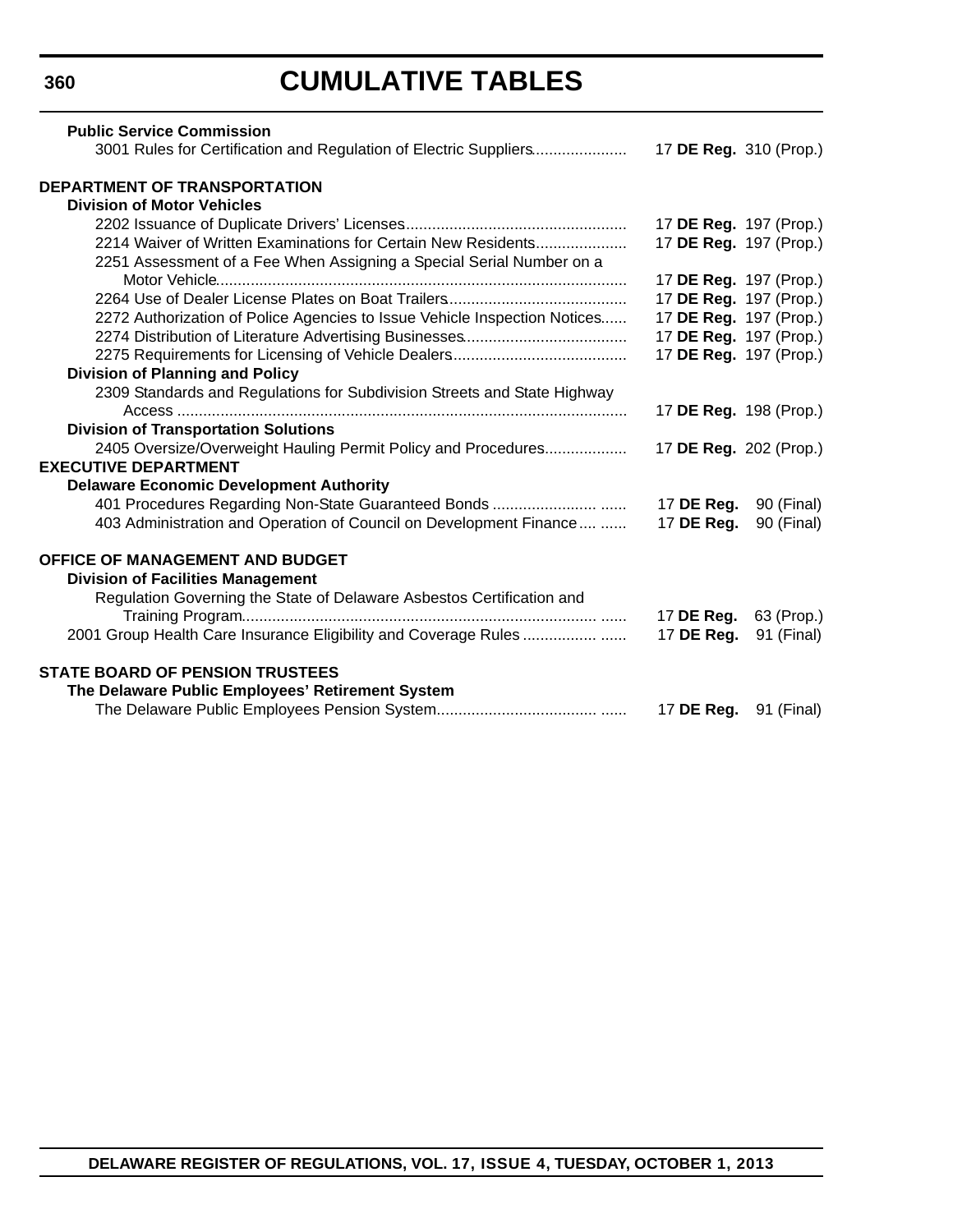# CUMULATIVE TABLES

**Public Service Commission**

3001 Rules for Certification and Regulation of Electric Suppliers...................... 17 **DE Reg.** 310 (Prop.)

**DEPARTMENT OF TRANSPORTATION**

**Division of Motor Vehicles**

2202 Issuance of Duplicate Drivers' Licenses................................................... 17 **DE Reg.** 197 (Prop.)

2214 Waiver of Written Examinations for Certain New Residents..................... 17 **DE Reg.** 197 (Prop.)

2251 Assessment of a Fee When Assigning a Special Serial Number on a Motor Vehicle.............................................................................................. 17 **DE Reg.** 197 (Prop.)

2264 Use of Dealer License Plates on Boat Trailers......................................... 17 **DE Reg.** 197 (Prop.)

2272 Authorization of Police Agencies to Issue Vehicle Inspection Notices...... 17 **DE Reg.** 197 (Prop.)

2274 Distribution of Literature Advertising Businesses...................................... 17 **DE Reg.** 197 (Prop.)

2275 Requirements for Licensing of Vehicle Dealers........................................ 17 **DE Reg.** 197 (Prop.)

**Division of Planning and Policy**

2309 Standards and Regulations for Subdivision Streets and State Highway Access ....................................................................................................... 17 **DE Reg.** 198 (Prop.)

**Division of Transportation Solutions**

2405 Oversize/Overweight Hauling Permit Policy and Procedures................... 17 **DE Reg.** 202 (Prop.)

**EXECUTIVE DEPARTMENT**

**Delaware Economic Development Authority**

401 Procedures Regarding Non-State Guaranteed Bonds ........................ ...... 17 **DE Reg.** 90 (Final)

403 Administration and Operation of Council on Development Finance .... ...... 17 **DE Reg.** 90 (Final)

**OFFICE OF MANAGEMENT AND BUDGET**

**Division of Facilities Management**

Regulation Governing the State of Delaware Asbestos Certification and Training Program.................................................................................. ...... 17 **DE Reg.** 63 (Prop.)

2001 Group Health Care Insurance Eligibility and Coverage Rules ................. ...... 17 **DE Reg.** 91 (Final)

**STATE BOARD OF PENSION TRUSTEES**

**The Delaware Public Employees' Retirement System**

The Delaware Public Employees Pension System..................................... ...... 17 **DE Reg.** 91 (Final)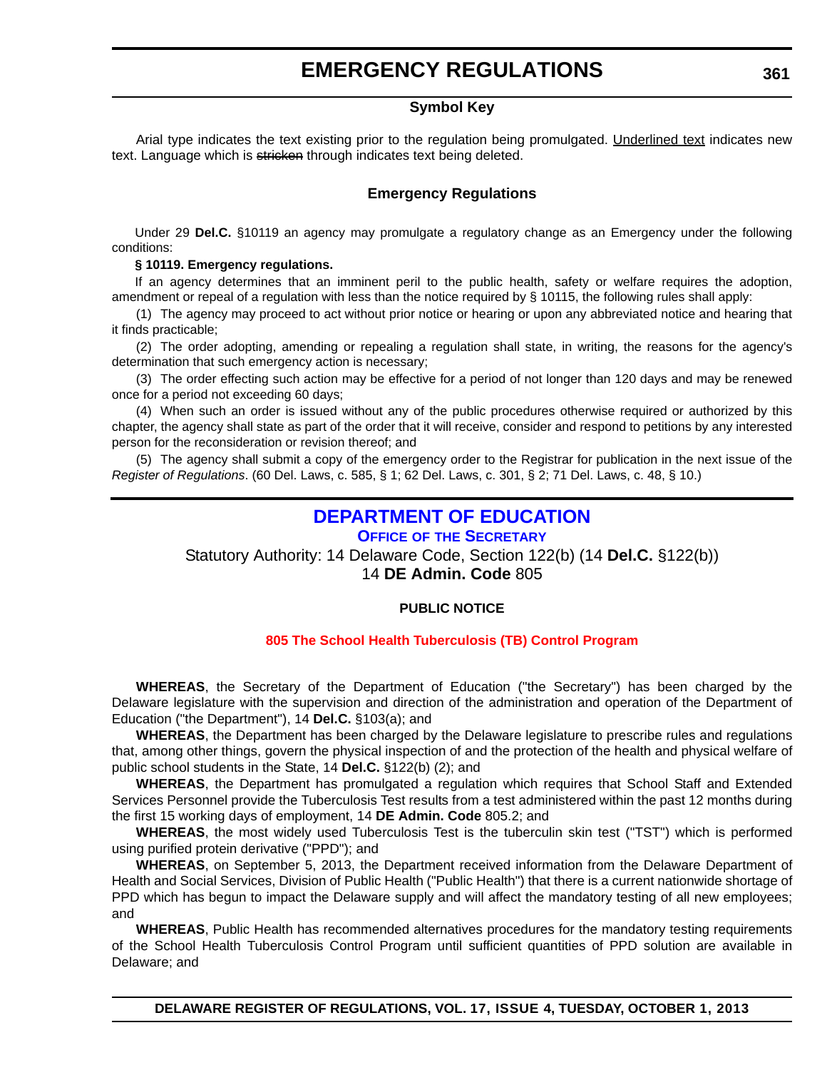# EMERGENCY REGULATIONS

### Symbol Key

Arial type indicates the text existing prior to the regulation being promulgated. Underlined text indicates new text. Language which is ~~stricken~~ through indicates text being deleted.

### Emergency Regulations

Under 29 **Del.C.** §10119 an agency may promulgate a regulatory change as an Emergency under the following conditions:

**§ 10119. Emergency regulations.**

If an agency determines that an imminent peril to the public health, safety or welfare requires the adoption, amendment or repeal of a regulation with less than the notice required by § 10115, the following rules shall apply:

(1) The agency may proceed to act without prior notice or hearing or upon any abbreviated notice and hearing that it finds practicable;

(2) The order adopting, amending or repealing a regulation shall state, in writing, the reasons for the agency's determination that such emergency action is necessary;

(3) The order effecting such action may be effective for a period of not longer than 120 days and may be renewed once for a period not exceeding 60 days;

(4) When such an order is issued without any of the public procedures otherwise required or authorized by this chapter, the agency shall state as part of the order that it will receive, consider and respond to petitions by any interested person for the reconsideration or revision thereof; and

(5) The agency shall submit a copy of the emergency order to the Registrar for publication in the next issue of the *Register of Regulations*. (60 Del. Laws, c. 585, § 1; 62 Del. Laws, c. 301, § 2; 71 Del. Laws, c. 48, § 10.)

## DEPARTMENT OF EDUCATION

### OFFICE OF THE SECRETARY

Statutory Authority: 14 Delaware Code, Section 122(b) (14 **Del.C.** §122(b))
14 **DE Admin. Code** 805

**PUBLIC NOTICE**

**805 The School Health Tuberculosis (TB) Control Program**

**WHEREAS**, the Secretary of the Department of Education ("the Secretary") has been charged by the Delaware legislature with the supervision and direction of the administration and operation of the Department of Education ("the Department"), 14 **Del.C.** §103(a); and

**WHEREAS**, the Department has been charged by the Delaware legislature to prescribe rules and regulations that, among other things, govern the physical inspection of and the protection of the health and physical welfare of public school students in the State, 14 **Del.C.** §122(b) (2); and

**WHEREAS**, the Department has promulgated a regulation which requires that School Staff and Extended Services Personnel provide the Tuberculosis Test results from a test administered within the past 12 months during the first 15 working days of employment, 14 **DE Admin. Code** 805.2; and

**WHEREAS**, the most widely used Tuberculosis Test is the tuberculin skin test ("TST") which is performed using purified protein derivative ("PPD"); and

**WHEREAS**, on September 5, 2013, the Department received information from the Delaware Department of Health and Social Services, Division of Public Health ("Public Health") that there is a current nationwide shortage of PPD which has begun to impact the Delaware supply and will affect the mandatory testing of all new employees; and

**WHEREAS**, Public Health has recommended alternatives procedures for the mandatory testing requirements of the School Health Tuberculosis Control Program until sufficient quantities of PPD solution are available in Delaware; and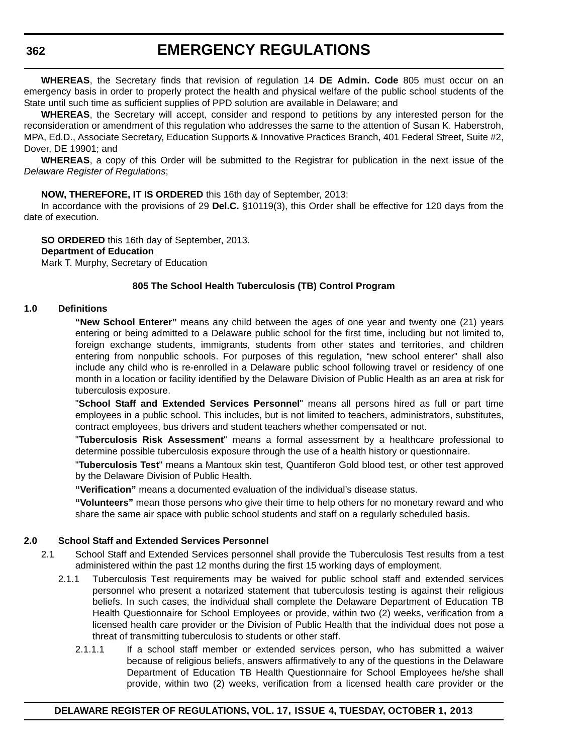**WHEREAS**, the Secretary finds that revision of regulation 14 **DE Admin. Code** 805 must occur on an emergency basis in order to properly protect the health and physical welfare of the public school students of the State until such time as sufficient supplies of PPD solution are available in Delaware; and

**WHEREAS**, the Secretary will accept, consider and respond to petitions by any interested person for the reconsideration or amendment of this regulation who addresses the same to the attention of Susan K. Haberstroh, MPA, Ed.D., Associate Secretary, Education Supports & Innovative Practices Branch, 401 Federal Street, Suite #2, Dover, DE 19901; and

**WHEREAS**, a copy of this Order will be submitted to the Registrar for publication in the next issue of the *Delaware Register of Regulations*;

**NOW, THEREFORE, IT IS ORDERED** this 16th day of September, 2013:

In accordance with the provisions of 29 **Del.C.** §10119(3), this Order shall be effective for 120 days from the date of execution.

**SO ORDERED** this 16th day of September, 2013.
**Department of Education**
Mark T. Murphy, Secretary of Education

**805 The School Health Tuberculosis (TB) Control Program**

**1.0 Definitions**

**"New School Enterer"** means any child between the ages of one year and twenty one (21) years entering or being admitted to a Delaware public school for the first time, including but not limited to, foreign exchange students, immigrants, students from other states and territories, and children entering from nonpublic schools. For purposes of this regulation, "new school enterer" shall also include any child who is re-enrolled in a Delaware public school following travel or residency of one month in a location or facility identified by the Delaware Division of Public Health as an area at risk for tuberculosis exposure.

"**School Staff and Extended Services Personnel**" means all persons hired as full or part time employees in a public school. This includes, but is not limited to teachers, administrators, substitutes, contract employees, bus drivers and student teachers whether compensated or not.

"**Tuberculosis Risk Assessment**" means a formal assessment by a healthcare professional to determine possible tuberculosis exposure through the use of a health history or questionnaire.

"**Tuberculosis Test**" means a Mantoux skin test, Quantiferon Gold blood test, or other test approved by the Delaware Division of Public Health.

**"Verification"** means a documented evaluation of the individual's disease status.

**"Volunteers"** mean those persons who give their time to help others for no monetary reward and who share the same air space with public school students and staff on a regularly scheduled basis.

**2.0 School Staff and Extended Services Personnel**

2.1 School Staff and Extended Services personnel shall provide the Tuberculosis Test results from a test administered within the past 12 months during the first 15 working days of employment.

2.1.1 Tuberculosis Test requirements may be waived for public school staff and extended services personnel who present a notarized statement that tuberculosis testing is against their religious beliefs. In such cases, the individual shall complete the Delaware Department of Education TB Health Questionnaire for School Employees or provide, within two (2) weeks, verification from a licensed health care provider or the Division of Public Health that the individual does not pose a threat of transmitting tuberculosis to students or other staff.

2.1.1.1 If a school staff member or extended services person, who has submitted a waiver because of religious beliefs, answers affirmatively to any of the questions in the Delaware Department of Education TB Health Questionnaire for School Employees he/she shall provide, within two (2) weeks, verification from a licensed health care provider or the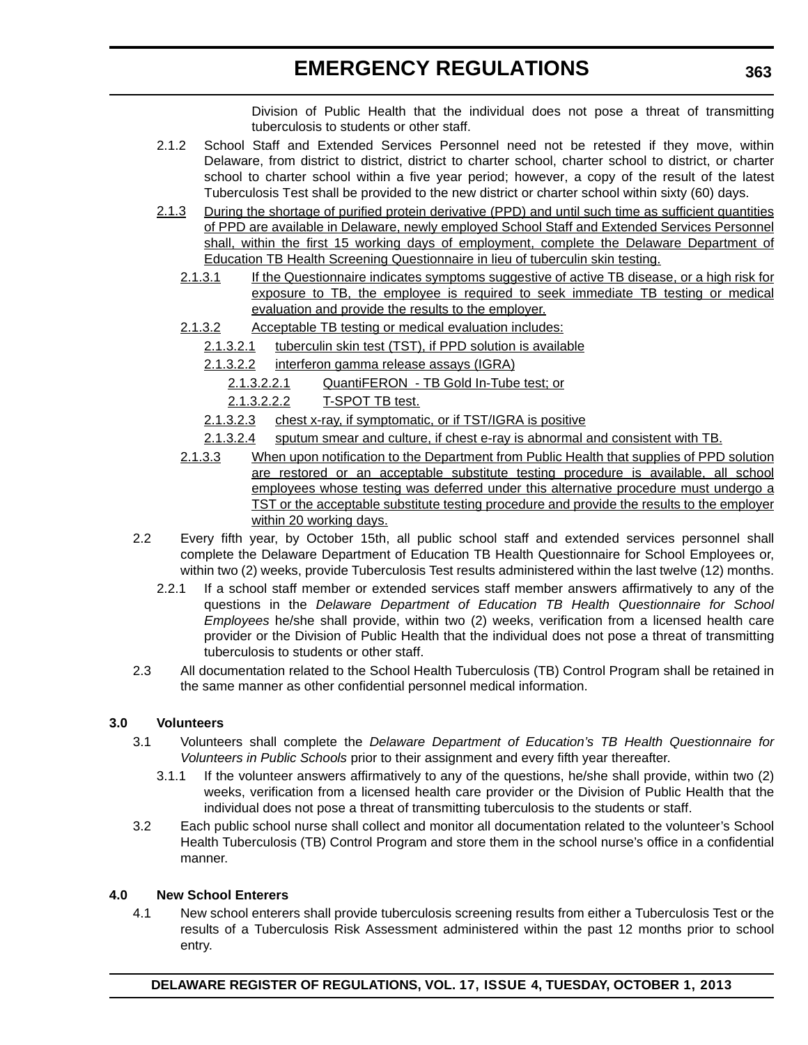Division of Public Health that the individual does not pose a threat of transmitting tuberculosis to students or other staff.

2.1.2 School Staff and Extended Services Personnel need not be retested if they move, within Delaware, from district to district, district to charter school, charter school to district, or charter school to charter school within a five year period; however, a copy of the result of the latest Tuberculosis Test shall be provided to the new district or charter school within sixty (60) days.

<u>2.1.3 During the shortage of purified protein derivative (PPD) and until such time as sufficient quantities of PPD are available in Delaware, newly employed School Staff and Extended Services Personnel shall, within the first 15 working days of employment, complete the Delaware Department of Education TB Health Screening Questionnaire in lieu of tuberculin skin testing.</u>

<u>2.1.3.1 If the Questionnaire indicates symptoms suggestive of active TB disease, or a high risk for exposure to TB, the employee is required to seek immediate TB testing or medical evaluation and provide the results to the employer.</u>

<u>2.1.3.2 Acceptable TB testing or medical evaluation includes:</u>

<u>2.1.3.2.1 tuberculin skin test (TST), if PPD solution is available</u>

<u>2.1.3.2.2 interferon gamma release assays (IGRA)</u>

<u>2.1.3.2.2.1 QuantiFERON - TB Gold In-Tube test; or</u>

<u>2.1.3.2.2.2 T-SPOT TB test.</u>

<u>2.1.3.2.3 chest x-ray, if symptomatic, or if TST/IGRA is positive</u>

<u>2.1.3.2.4 sputum smear and culture, if chest e-ray is abnormal and consistent with TB.</u>

<u>2.1.3.3 When upon notification to the Department from Public Health that supplies of PPD solution are restored or an acceptable substitute testing procedure is available, all school employees whose testing was deferred under this alternative procedure must undergo a TST or the acceptable substitute testing procedure and provide the results to the employer within 20 working days.</u>

2.2 Every fifth year, by October 15th, all public school staff and extended services personnel shall complete the Delaware Department of Education TB Health Questionnaire for School Employees or, within two (2) weeks, provide Tuberculosis Test results administered within the last twelve (12) months.

2.2.1 If a school staff member or extended services staff member answers affirmatively to any of the questions in the *Delaware Department of Education TB Health Questionnaire for School Employees* he/she shall provide, within two (2) weeks, verification from a licensed health care provider or the Division of Public Health that the individual does not pose a threat of transmitting tuberculosis to students or other staff.

2.3 All documentation related to the School Health Tuberculosis (TB) Control Program shall be retained in the same manner as other confidential personnel medical information.

**3.0 Volunteers**

3.1 Volunteers shall complete the *Delaware Department of Education's TB Health Questionnaire for Volunteers in Public Schools* prior to their assignment and every fifth year thereafter.

3.1.1 If the volunteer answers affirmatively to any of the questions, he/she shall provide, within two (2) weeks, verification from a licensed health care provider or the Division of Public Health that the individual does not pose a threat of transmitting tuberculosis to the students or staff.

3.2 Each public school nurse shall collect and monitor all documentation related to the volunteer's School Health Tuberculosis (TB) Control Program and store them in the school nurse's office in a confidential manner.

**4.0 New School Enterers**

4.1 New school enterers shall provide tuberculosis screening results from either a Tuberculosis Test or the results of a Tuberculosis Risk Assessment administered within the past 12 months prior to school entry.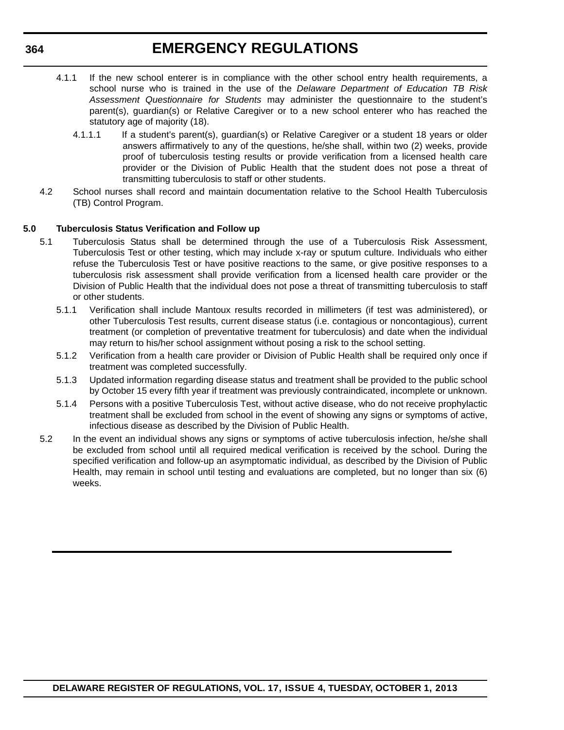4.1.1 If the new school enterer is in compliance with the other school entry health requirements, a school nurse who is trained in the use of the *Delaware Department of Education TB Risk Assessment Questionnaire for Students* may administer the questionnaire to the student's parent(s), guardian(s) or Relative Caregiver or to a new school enterer who has reached the statutory age of majority (18).

4.1.1.1 If a student's parent(s), guardian(s) or Relative Caregiver or a student 18 years or older answers affirmatively to any of the questions, he/she shall, within two (2) weeks, provide proof of tuberculosis testing results or provide verification from a licensed health care provider or the Division of Public Health that the student does not pose a threat of transmitting tuberculosis to staff or other students.

4.2 School nurses shall record and maintain documentation relative to the School Health Tuberculosis (TB) Control Program.

**5.0 Tuberculosis Status Verification and Follow up**

5.1 Tuberculosis Status shall be determined through the use of a Tuberculosis Risk Assessment, Tuberculosis Test or other testing, which may include x-ray or sputum culture. Individuals who either refuse the Tuberculosis Test or have positive reactions to the same, or give positive responses to a tuberculosis risk assessment shall provide verification from a licensed health care provider or the Division of Public Health that the individual does not pose a threat of transmitting tuberculosis to staff or other students.

5.1.1 Verification shall include Mantoux results recorded in millimeters (if test was administered), or other Tuberculosis Test results, current disease status (i.e. contagious or noncontagious), current treatment (or completion of preventative treatment for tuberculosis) and date when the individual may return to his/her school assignment without posing a risk to the school setting.

5.1.2 Verification from a health care provider or Division of Public Health shall be required only once if treatment was completed successfully.

5.1.3 Updated information regarding disease status and treatment shall be provided to the public school by October 15 every fifth year if treatment was previously contraindicated, incomplete or unknown.

5.1.4 Persons with a positive Tuberculosis Test, without active disease, who do not receive prophylactic treatment shall be excluded from school in the event of showing any signs or symptoms of active, infectious disease as described by the Division of Public Health.

5.2 In the event an individual shows any signs or symptoms of active tuberculosis infection, he/she shall be excluded from school until all required medical verification is received by the school. During the specified verification and follow-up an asymptomatic individual, as described by the Division of Public Health, may remain in school until testing and evaluations are completed, but no longer than six (6) weeks.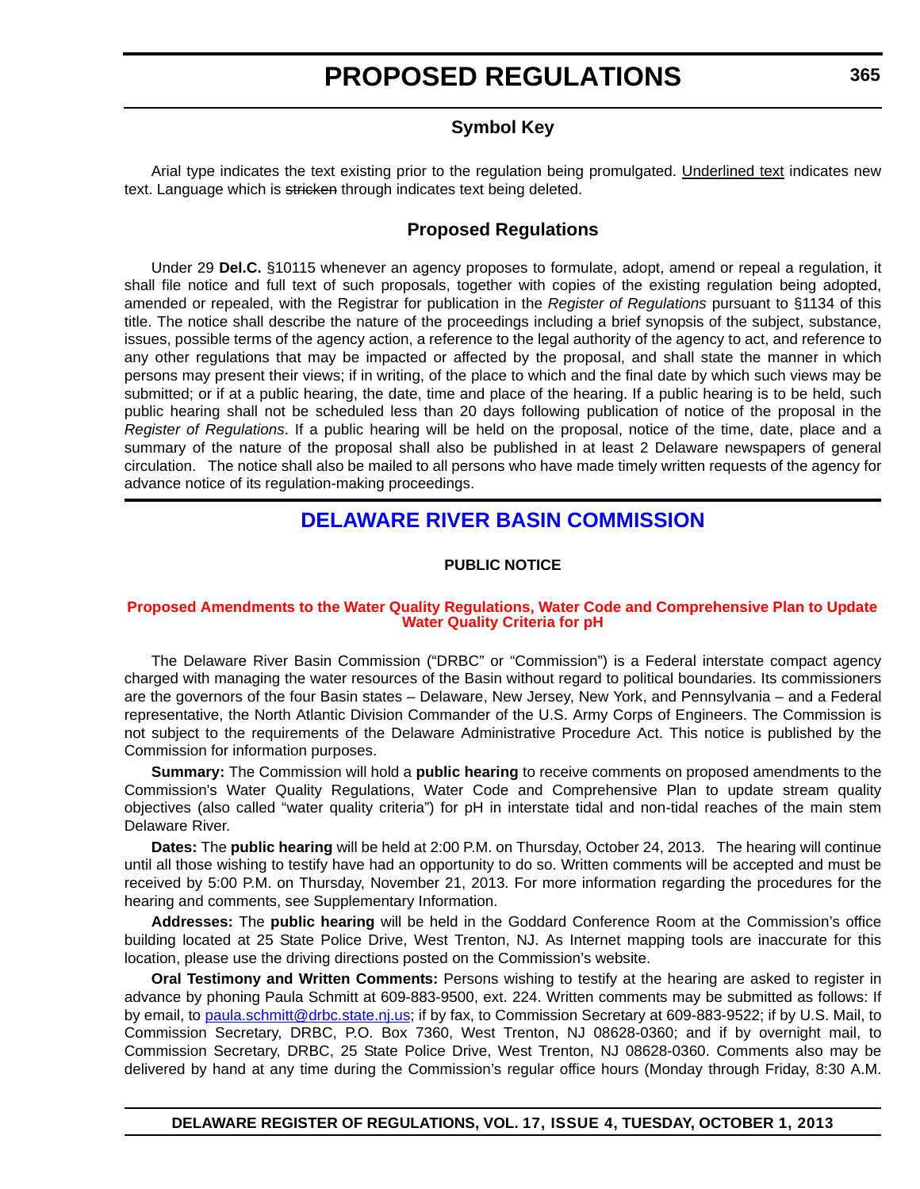# PROPOSED REGULATIONS

## Symbol Key

Arial type indicates the text existing prior to the regulation being promulgated. <u>Underlined text</u> indicates new text. Language which is ~~stricken~~ through indicates text being deleted.

## Proposed Regulations

Under 29 **Del.C.** §10115 whenever an agency proposes to formulate, adopt, amend or repeal a regulation, it shall file notice and full text of such proposals, together with copies of the existing regulation being adopted, amended or repealed, with the Registrar for publication in the *Register of Regulations* pursuant to §1134 of this title. The notice shall describe the nature of the proceedings including a brief synopsis of the subject, substance, issues, possible terms of the agency action, a reference to the legal authority of the agency to act, and reference to any other regulations that may be impacted or affected by the proposal, and shall state the manner in which persons may present their views; if in writing, of the place to which and the final date by which such views may be submitted; or if at a public hearing, the date, time and place of the hearing. If a public hearing is to be held, such public hearing shall not be scheduled less than 20 days following publication of notice of the proposal in the *Register of Regulations*. If a public hearing will be held on the proposal, notice of the time, date, place and a summary of the nature of the proposal shall also be published in at least 2 Delaware newspapers of general circulation. The notice shall also be mailed to all persons who have made timely written requests of the agency for advance notice of its regulation-making proceedings.

## DELAWARE RIVER BASIN COMMISSION

**PUBLIC NOTICE**

### Proposed Amendments to the Water Quality Regulations, Water Code and Comprehensive Plan to Update Water Quality Criteria for pH

The Delaware River Basin Commission ("DRBC" or "Commission") is a Federal interstate compact agency charged with managing the water resources of the Basin without regard to political boundaries. Its commissioners are the governors of the four Basin states – Delaware, New Jersey, New York, and Pennsylvania – and a Federal representative, the North Atlantic Division Commander of the U.S. Army Corps of Engineers. The Commission is not subject to the requirements of the Delaware Administrative Procedure Act. This notice is published by the Commission for information purposes.

**Summary:** The Commission will hold a **public hearing** to receive comments on proposed amendments to the Commission's Water Quality Regulations, Water Code and Comprehensive Plan to update stream quality objectives (also called "water quality criteria") for pH in interstate tidal and non-tidal reaches of the main stem Delaware River.

**Dates:** The **public hearing** will be held at 2:00 P.M. on Thursday, October 24, 2013. The hearing will continue until all those wishing to testify have had an opportunity to do so. Written comments will be accepted and must be received by 5:00 P.M. on Thursday, November 21, 2013. For more information regarding the procedures for the hearing and comments, see Supplementary Information.

**Addresses:** The **public hearing** will be held in the Goddard Conference Room at the Commission's office building located at 25 State Police Drive, West Trenton, NJ. As Internet mapping tools are inaccurate for this location, please use the driving directions posted on the Commission's website.

**Oral Testimony and Written Comments:** Persons wishing to testify at the hearing are asked to register in advance by phoning Paula Schmitt at 609-883-9500, ext. 224. Written comments may be submitted as follows: If by email, to paula.schmitt@drbc.state.nj.us; if by fax, to Commission Secretary at 609-883-9522; if by U.S. Mail, to Commission Secretary, DRBC, P.O. Box 7360, West Trenton, NJ 08628-0360; and if by overnight mail, to Commission Secretary, DRBC, 25 State Police Drive, West Trenton, NJ 08628-0360. Comments also may be delivered by hand at any time during the Commission's regular office hours (Monday through Friday, 8:30 A.M.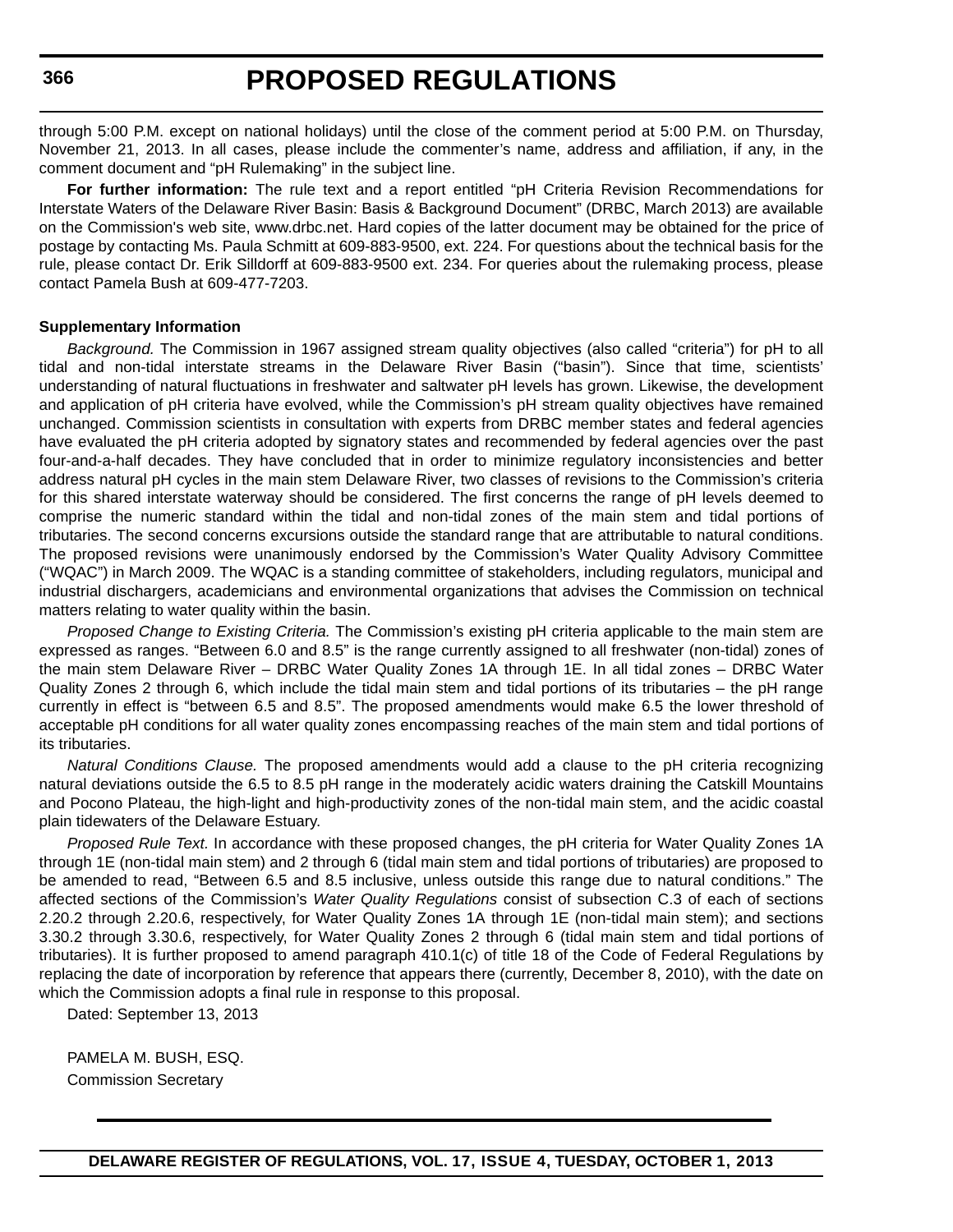through 5:00 P.M. except on national holidays) until the close of the comment period at 5:00 P.M. on Thursday, November 21, 2013. In all cases, please include the commenter's name, address and affiliation, if any, in the comment document and "pH Rulemaking" in the subject line.

**For further information:** The rule text and a report entitled "pH Criteria Revision Recommendations for Interstate Waters of the Delaware River Basin: Basis & Background Document" (DRBC, March 2013) are available on the Commission's web site, www.drbc.net. Hard copies of the latter document may be obtained for the price of postage by contacting Ms. Paula Schmitt at 609-883-9500, ext. 224. For questions about the technical basis for the rule, please contact Dr. Erik Silldorff at 609-883-9500 ext. 234. For queries about the rulemaking process, please contact Pamela Bush at 609-477-7203.

**Supplementary Information**

*Background.* The Commission in 1967 assigned stream quality objectives (also called "criteria") for pH to all tidal and non-tidal interstate streams in the Delaware River Basin ("basin"). Since that time, scientists' understanding of natural fluctuations in freshwater and saltwater pH levels has grown. Likewise, the development and application of pH criteria have evolved, while the Commission's pH stream quality objectives have remained unchanged. Commission scientists in consultation with experts from DRBC member states and federal agencies have evaluated the pH criteria adopted by signatory states and recommended by federal agencies over the past four-and-a-half decades. They have concluded that in order to minimize regulatory inconsistencies and better address natural pH cycles in the main stem Delaware River, two classes of revisions to the Commission's criteria for this shared interstate waterway should be considered. The first concerns the range of pH levels deemed to comprise the numeric standard within the tidal and non-tidal zones of the main stem and tidal portions of tributaries. The second concerns excursions outside the standard range that are attributable to natural conditions. The proposed revisions were unanimously endorsed by the Commission's Water Quality Advisory Committee ("WQAC") in March 2009. The WQAC is a standing committee of stakeholders, including regulators, municipal and industrial dischargers, academicians and environmental organizations that advises the Commission on technical matters relating to water quality within the basin.

*Proposed Change to Existing Criteria.* The Commission's existing pH criteria applicable to the main stem are expressed as ranges. "Between 6.0 and 8.5" is the range currently assigned to all freshwater (non-tidal) zones of the main stem Delaware River – DRBC Water Quality Zones 1A through 1E. In all tidal zones – DRBC Water Quality Zones 2 through 6, which include the tidal main stem and tidal portions of its tributaries – the pH range currently in effect is "between 6.5 and 8.5". The proposed amendments would make 6.5 the lower threshold of acceptable pH conditions for all water quality zones encompassing reaches of the main stem and tidal portions of its tributaries.

*Natural Conditions Clause.* The proposed amendments would add a clause to the pH criteria recognizing natural deviations outside the 6.5 to 8.5 pH range in the moderately acidic waters draining the Catskill Mountains and Pocono Plateau, the high-light and high-productivity zones of the non-tidal main stem, and the acidic coastal plain tidewaters of the Delaware Estuary.

*Proposed Rule Text.* In accordance with these proposed changes, the pH criteria for Water Quality Zones 1A through 1E (non-tidal main stem) and 2 through 6 (tidal main stem and tidal portions of tributaries) are proposed to be amended to read, "Between 6.5 and 8.5 inclusive, unless outside this range due to natural conditions." The affected sections of the Commission's *Water Quality Regulations* consist of subsection C.3 of each of sections 2.20.2 through 2.20.6, respectively, for Water Quality Zones 1A through 1E (non-tidal main stem); and sections 3.30.2 through 3.30.6, respectively, for Water Quality Zones 2 through 6 (tidal main stem and tidal portions of tributaries). It is further proposed to amend paragraph 410.1(c) of title 18 of the Code of Federal Regulations by replacing the date of incorporation by reference that appears there (currently, December 8, 2010), with the date on which the Commission adopts a final rule in response to this proposal.

Dated: September 13, 2013

PAMELA M. BUSH, ESQ.
Commission Secretary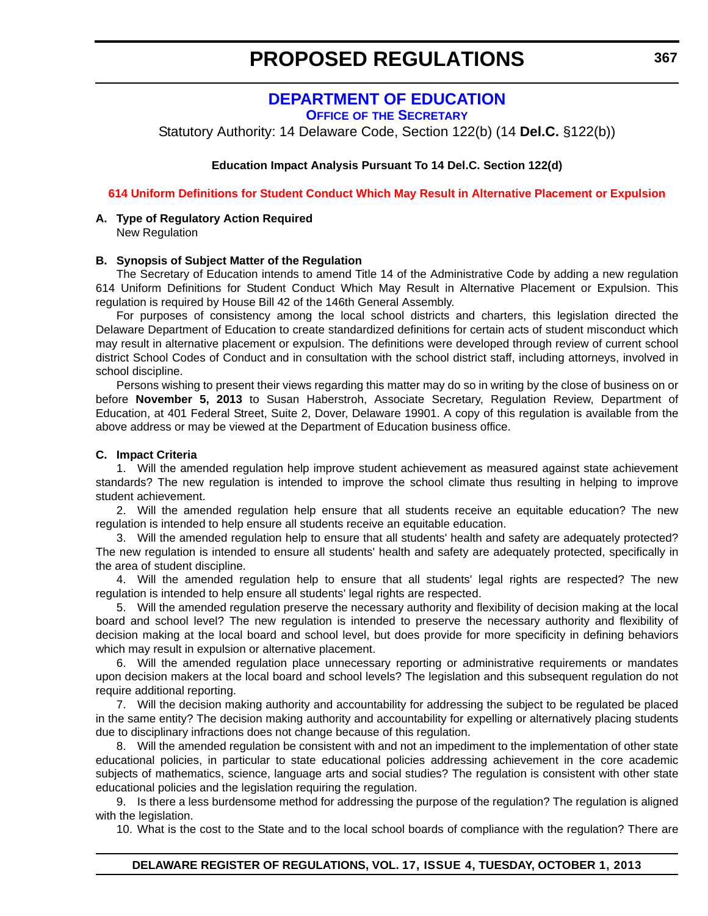# PROPOSED REGULATIONS

## DEPARTMENT OF EDUCATION

### OFFICE OF THE SECRETARY

Statutory Authority: 14 Delaware Code, Section 122(b) (14 **Del.C.** §122(b))

**Education Impact Analysis Pursuant To 14 Del.C. Section 122(d)**

**614 Uniform Definitions for Student Conduct Which May Result in Alternative Placement or Expulsion**

**A. Type of Regulatory Action Required**

New Regulation

**B. Synopsis of Subject Matter of the Regulation**

The Secretary of Education intends to amend Title 14 of the Administrative Code by adding a new regulation 614 Uniform Definitions for Student Conduct Which May Result in Alternative Placement or Expulsion. This regulation is required by House Bill 42 of the 146th General Assembly.

For purposes of consistency among the local school districts and charters, this legislation directed the Delaware Department of Education to create standardized definitions for certain acts of student misconduct which may result in alternative placement or expulsion. The definitions were developed through review of current school district School Codes of Conduct and in consultation with the school district staff, including attorneys, involved in school discipline.

Persons wishing to present their views regarding this matter may do so in writing by the close of business on or before **November 5, 2013** to Susan Haberstroh, Associate Secretary, Regulation Review, Department of Education, at 401 Federal Street, Suite 2, Dover, Delaware 19901. A copy of this regulation is available from the above address or may be viewed at the Department of Education business office.

**C. Impact Criteria**

1. Will the amended regulation help improve student achievement as measured against state achievement standards? The new regulation is intended to improve the school climate thus resulting in helping to improve student achievement.

2. Will the amended regulation help ensure that all students receive an equitable education? The new regulation is intended to help ensure all students receive an equitable education.

3. Will the amended regulation help to ensure that all students' health and safety are adequately protected? The new regulation is intended to ensure all students' health and safety are adequately protected, specifically in the area of student discipline.

4. Will the amended regulation help to ensure that all students' legal rights are respected? The new regulation is intended to help ensure all students' legal rights are respected.

5. Will the amended regulation preserve the necessary authority and flexibility of decision making at the local board and school level? The new regulation is intended to preserve the necessary authority and flexibility of decision making at the local board and school level, but does provide for more specificity in defining behaviors which may result in expulsion or alternative placement.

6. Will the amended regulation place unnecessary reporting or administrative requirements or mandates upon decision makers at the local board and school levels? The legislation and this subsequent regulation do not require additional reporting.

7. Will the decision making authority and accountability for addressing the subject to be regulated be placed in the same entity? The decision making authority and accountability for expelling or alternatively placing students due to disciplinary infractions does not change because of this regulation.

8. Will the amended regulation be consistent with and not an impediment to the implementation of other state educational policies, in particular to state educational policies addressing achievement in the core academic subjects of mathematics, science, language arts and social studies? The regulation is consistent with other state educational policies and the legislation requiring the regulation.

9. Is there a less burdensome method for addressing the purpose of the regulation? The regulation is aligned with the legislation.

10. What is the cost to the State and to the local school boards of compliance with the regulation? There are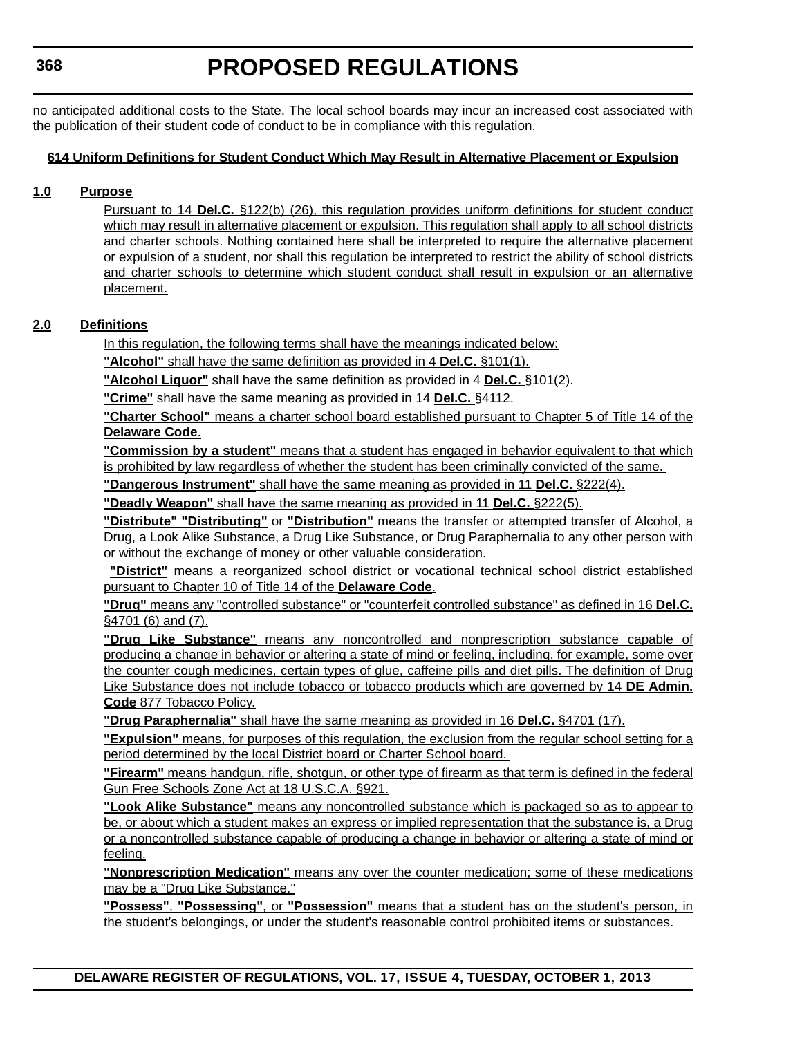no anticipated additional costs to the State. The local school boards may incur an increased cost associated with the publication of their student code of conduct to be in compliance with this regulation.

**614 Uniform Definitions for Student Conduct Which May Result in Alternative Placement or Expulsion**

**1.0 Purpose**

Pursuant to 14 **Del.C.** §122(b) (26), this regulation provides uniform definitions for student conduct which may result in alternative placement or expulsion. This regulation shall apply to all school districts and charter schools. Nothing contained here shall be interpreted to require the alternative placement or expulsion of a student, nor shall this regulation be interpreted to restrict the ability of school districts and charter schools to determine which student conduct shall result in expulsion or an alternative placement.

**2.0 Definitions**

In this regulation, the following terms shall have the meanings indicated below:

**"Alcohol"** shall have the same definition as provided in 4 **Del.C.** §101(1).

**"Alcohol Liquor"** shall have the same definition as provided in 4 **Del.C.** §101(2).

**"Crime"** shall have the same meaning as provided in 14 **Del.C.** §4112.

**"Charter School"** means a charter school board established pursuant to Chapter 5 of Title 14 of the **Delaware Code**.

**"Commission by a student"** means that a student has engaged in behavior equivalent to that which is prohibited by law regardless of whether the student has been criminally convicted of the same.

**"Dangerous Instrument"** shall have the same meaning as provided in 11 **Del.C.** §222(4).

**"Deadly Weapon"** shall have the same meaning as provided in 11 **Del.C.** §222(5).

**"Distribute" "Distributing"** or **"Distribution"** means the transfer or attempted transfer of Alcohol, a Drug, a Look Alike Substance, a Drug Like Substance, or Drug Paraphernalia to any other person with or without the exchange of money or other valuable consideration.

**"District"** means a reorganized school district or vocational technical school district established pursuant to Chapter 10 of Title 14 of the **Delaware Code**.

**"Drug"** means any "controlled substance" or "counterfeit controlled substance" as defined in 16 **Del.C.** §4701 (6) and (7).

**"Drug Like Substance"** means any noncontrolled and nonprescription substance capable of producing a change in behavior or altering a state of mind or feeling, including, for example, some over the counter cough medicines, certain types of glue, caffeine pills and diet pills. The definition of Drug Like Substance does not include tobacco or tobacco products which are governed by 14 **DE Admin. Code** 877 Tobacco Policy.

**"Drug Paraphernalia"** shall have the same meaning as provided in 16 **Del.C.** §4701 (17).

**"Expulsion"** means, for purposes of this regulation, the exclusion from the regular school setting for a period determined by the local District board or Charter School board.

**"Firearm"** means handgun, rifle, shotgun, or other type of firearm as that term is defined in the federal Gun Free Schools Zone Act at 18 U.S.C.A. §921.

**"Look Alike Substance"** means any noncontrolled substance which is packaged so as to appear to be, or about which a student makes an express or implied representation that the substance is, a Drug or a noncontrolled substance capable of producing a change in behavior or altering a state of mind or feeling.

**"Nonprescription Medication"** means any over the counter medication; some of these medications may be a "Drug Like Substance."

**"Possess"**, **"Possessing"**, or **"Possession"** means that a student has on the student's person, in the student's belongings, or under the student's reasonable control prohibited items or substances.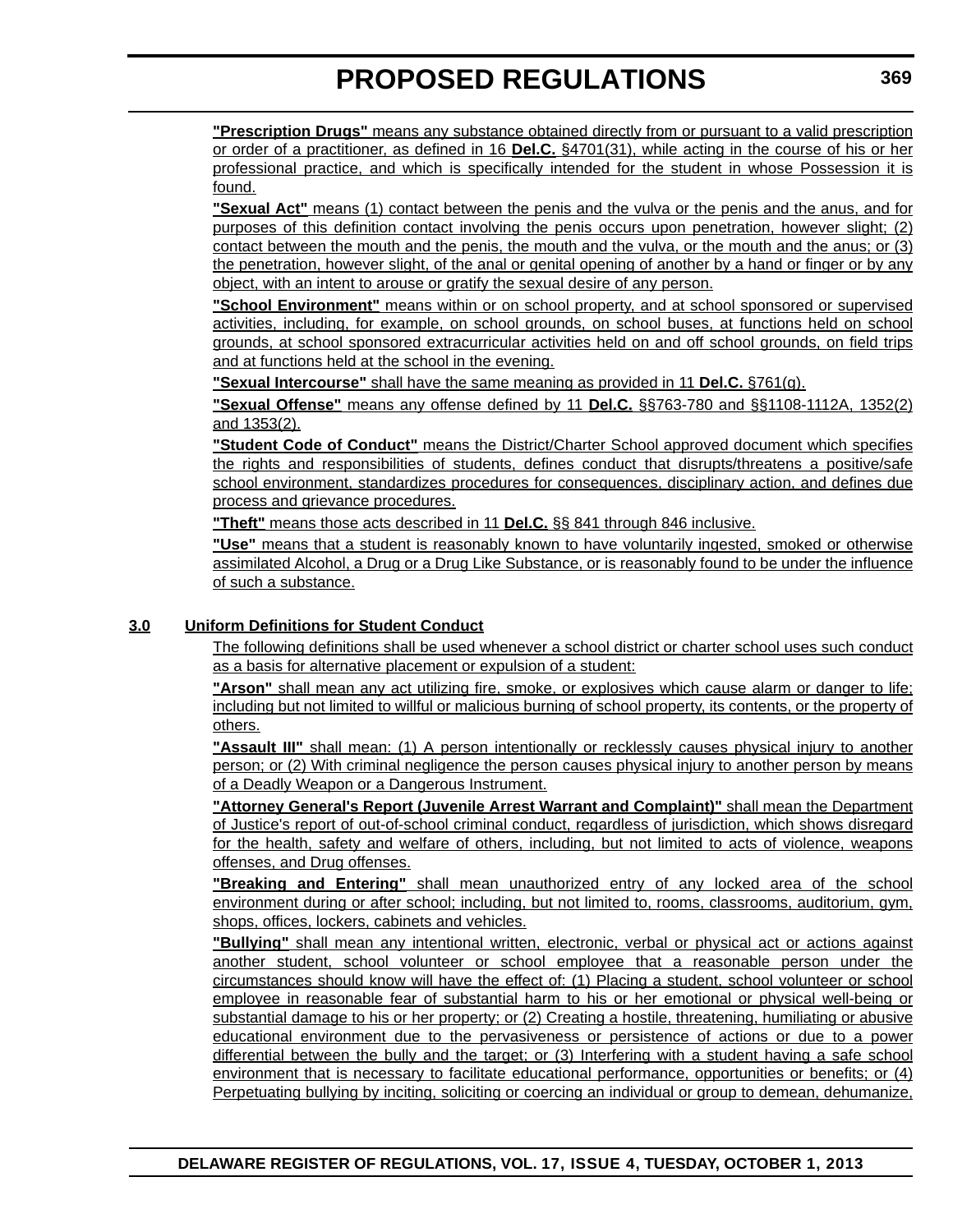**"Prescription Drugs"** means any substance obtained directly from or pursuant to a valid prescription or order of a practitioner, as defined in 16 **Del.C.** §4701(31), while acting in the course of his or her professional practice, and which is specifically intended for the student in whose Possession it is found.

**"Sexual Act"** means (1) contact between the penis and the vulva or the penis and the anus, and for purposes of this definition contact involving the penis occurs upon penetration, however slight; (2) contact between the mouth and the penis, the mouth and the vulva, or the mouth and the anus; or (3) the penetration, however slight, of the anal or genital opening of another by a hand or finger or by any object, with an intent to arouse or gratify the sexual desire of any person.

**"School Environment"** means within or on school property, and at school sponsored or supervised activities, including, for example, on school grounds, on school buses, at functions held on school grounds, at school sponsored extracurricular activities held on and off school grounds, on field trips and at functions held at the school in the evening.

**"Sexual Intercourse"** shall have the same meaning as provided in 11 **Del.C.** §761(g).

**"Sexual Offense"** means any offense defined by 11 **Del.C.** §§763-780 and §§1108-1112A, 1352(2) and 1353(2).

**"Student Code of Conduct"** means the District/Charter School approved document which specifies the rights and responsibilities of students, defines conduct that disrupts/threatens a positive/safe school environment, standardizes procedures for consequences, disciplinary action, and defines due process and grievance procedures.

**"Theft"** means those acts described in 11 **Del.C.** §§ 841 through 846 inclusive.

**"Use"** means that a student is reasonably known to have voluntarily ingested, smoked or otherwise assimilated Alcohol, a Drug or a Drug Like Substance, or is reasonably found to be under the influence of such a substance.

## 3.0 Uniform Definitions for Student Conduct

The following definitions shall be used whenever a school district or charter school uses such conduct as a basis for alternative placement or expulsion of a student:

**"Arson"** shall mean any act utilizing fire, smoke, or explosives which cause alarm or danger to life; including but not limited to willful or malicious burning of school property, its contents, or the property of others.

**"Assault III"** shall mean: (1) A person intentionally or recklessly causes physical injury to another person; or (2) With criminal negligence the person causes physical injury to another person by means of a Deadly Weapon or a Dangerous Instrument.

**"Attorney General's Report (Juvenile Arrest Warrant and Complaint)"** shall mean the Department of Justice's report of out-of-school criminal conduct, regardless of jurisdiction, which shows disregard for the health, safety and welfare of others, including, but not limited to acts of violence, weapons offenses, and Drug offenses.

**"Breaking and Entering"** shall mean unauthorized entry of any locked area of the school environment during or after school; including, but not limited to, rooms, classrooms, auditorium, gym, shops, offices, lockers, cabinets and vehicles.

**"Bullying"** shall mean any intentional written, electronic, verbal or physical act or actions against another student, school volunteer or school employee that a reasonable person under the circumstances should know will have the effect of: (1) Placing a student, school volunteer or school employee in reasonable fear of substantial harm to his or her emotional or physical well-being or substantial damage to his or her property; or (2) Creating a hostile, threatening, humiliating or abusive educational environment due to the pervasiveness or persistence of actions or due to a power differential between the bully and the target; or (3) Interfering with a student having a safe school environment that is necessary to facilitate educational performance, opportunities or benefits; or (4) Perpetuating bullying by inciting, soliciting or coercing an individual or group to demean, dehumanize,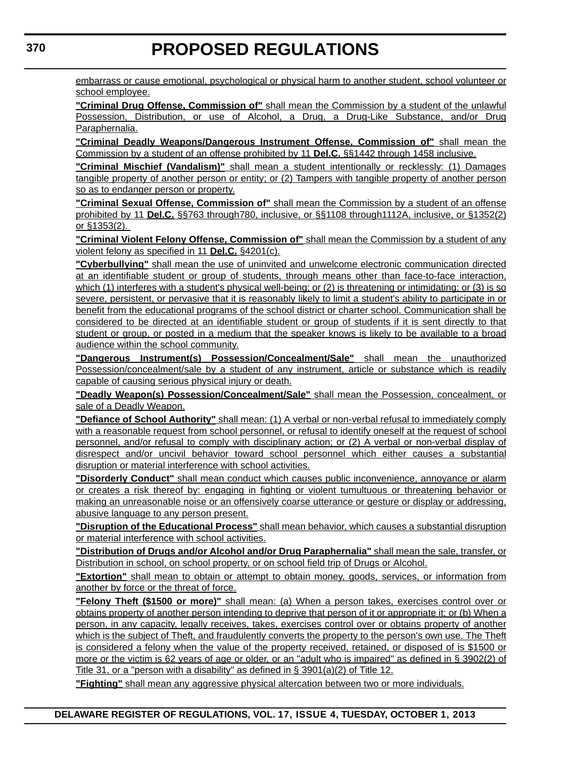embarrass or cause emotional, psychological or physical harm to another student, school volunteer or school employee.

**"Criminal Drug Offense, Commission of"** shall mean the Commission by a student of the unlawful Possession, Distribution, or use of Alcohol, a Drug, a Drug-Like Substance, and/or Drug Paraphernalia.

**"Criminal Deadly Weapons/Dangerous Instrument Offense, Commission of"** shall mean the Commission by a student of an offense prohibited by 11 **Del.C.** §§1442 through 1458 inclusive.

**"Criminal Mischief (Vandalism)"** shall mean a student intentionally or recklessly: (1) Damages tangible property of another person or entity; or (2) Tampers with tangible property of another person so as to endanger person or property.

**"Criminal Sexual Offense, Commission of"** shall mean the Commission by a student of an offense prohibited by 11 **Del.C.** §§763 through780, inclusive, or §§1108 through1112A, inclusive, or §1352(2) or §1353(2).

**"Criminal Violent Felony Offense, Commission of"** shall mean the Commission by a student of any violent felony as specified in 11 **Del.C.** §4201(c).

**"Cyberbullying"** shall mean the use of uninvited and unwelcome electronic communication directed at an identifiable student or group of students, through means other than face-to-face interaction, which (1) interferes with a student's physical well-being; or (2) is threatening or intimidating; or (3) is so severe, persistent, or pervasive that it is reasonably likely to limit a student's ability to participate in or benefit from the educational programs of the school district or charter school. Communication shall be considered to be directed at an identifiable student or group of students if it is sent directly to that student or group, or posted in a medium that the speaker knows is likely to be available to a broad audience within the school community.

**"Dangerous Instrument(s) Possession/Concealment/Sale"** shall mean the unauthorized Possession/concealment/sale by a student of any instrument, article or substance which is readily capable of causing serious physical injury or death.

**"Deadly Weapon(s) Possession/Concealment/Sale"** shall mean the Possession, concealment, or sale of a Deadly Weapon.

**"Defiance of School Authority"** shall mean: (1) A verbal or non-verbal refusal to immediately comply with a reasonable request from school personnel, or refusal to identify oneself at the request of school personnel, and/or refusal to comply with disciplinary action; or (2) A verbal or non-verbal display of disrespect and/or uncivil behavior toward school personnel which either causes a substantial disruption or material interference with school activities.

**"Disorderly Conduct"** shall mean conduct which causes public inconvenience, annoyance or alarm or creates a risk thereof by: engaging in fighting or violent tumultuous or threatening behavior or making an unreasonable noise or an offensively coarse utterance or gesture or display or addressing, abusive language to any person present.

**"Disruption of the Educational Process"** shall mean behavior, which causes a substantial disruption or material interference with school activities.

**"Distribution of Drugs and/or Alcohol and/or Drug Paraphernalia"** shall mean the sale, transfer, or Distribution in school, on school property, or on school field trip of Drugs or Alcohol.

**"Extortion"** shall mean to obtain or attempt to obtain money, goods, services, or information from another by force or the threat of force.

**"Felony Theft ($1500 or more)"** shall mean: (a) When a person takes, exercises control over or obtains property of another person intending to deprive that person of it or appropriate it; or (b) When a person, in any capacity, legally receives, takes, exercises control over or obtains property of another which is the subject of Theft, and fraudulently converts the property to the person's own use. The Theft is considered a felony when the value of the property received, retained, or disposed of is $1500 or more or the victim is 62 years of age or older, or an "adult who is impaired" as defined in § 3902(2) of Title 31, or a "person with a disability" as defined in § 3901(a)(2) of Title 12.

**"Fighting"** shall mean any aggressive physical altercation between two or more individuals.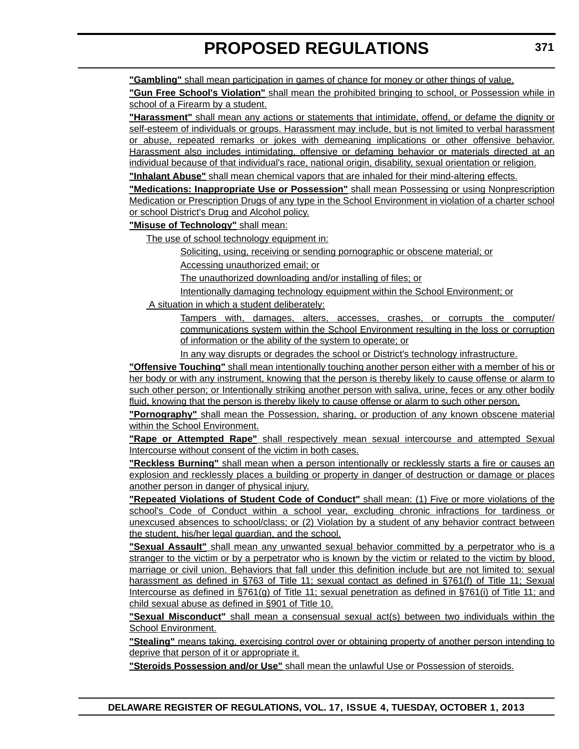**"Gambling"** shall mean participation in games of chance for money or other things of value.

**"Gun Free School's Violation"** shall mean the prohibited bringing to school, or Possession while in school of a Firearm by a student.

**"Harassment"** shall mean any actions or statements that intimidate, offend, or defame the dignity or self-esteem of individuals or groups. Harassment may include, but is not limited to verbal harassment or abuse, repeated remarks or jokes with demeaning implications or other offensive behavior. Harassment also includes intimidating, offensive or defaming behavior or materials directed at an individual because of that individual's race, national origin, disability, sexual orientation or religion.

**"Inhalant Abuse"** shall mean chemical vapors that are inhaled for their mind-altering effects.

**"Medications: Inappropriate Use or Possession"** shall mean Possessing or using Nonprescription Medication or Prescription Drugs of any type in the School Environment in violation of a charter school or school District's Drug and Alcohol policy.

**"Misuse of Technology"** shall mean:

The use of school technology equipment in:

Soliciting, using, receiving or sending pornographic or obscene material; or

Accessing unauthorized email; or

The unauthorized downloading and/or installing of files; or

Intentionally damaging technology equipment within the School Environment; or

A situation in which a student deliberately:

Tampers with, damages, alters, accesses, crashes, or corrupts the computer/ communications system within the School Environment resulting in the loss or corruption of information or the ability of the system to operate; or

In any way disrupts or degrades the school or District's technology infrastructure.

**"Offensive Touching"** shall mean intentionally touching another person either with a member of his or her body or with any instrument, knowing that the person is thereby likely to cause offense or alarm to such other person; or Intentionally striking another person with saliva, urine, feces or any other bodily fluid, knowing that the person is thereby likely to cause offense or alarm to such other person.

**"Pornography"** shall mean the Possession, sharing, or production of any known obscene material within the School Environment.

**"Rape or Attempted Rape"** shall respectively mean sexual intercourse and attempted Sexual Intercourse without consent of the victim in both cases.

**"Reckless Burning"** shall mean when a person intentionally or recklessly starts a fire or causes an explosion and recklessly places a building or property in danger of destruction or damage or places another person in danger of physical injury.

**"Repeated Violations of Student Code of Conduct"** shall mean: (1) Five or more violations of the school's Code of Conduct within a school year, excluding chronic infractions for tardiness or unexcused absences to school/class; or (2) Violation by a student of any behavior contract between the student, his/her legal guardian, and the school.

**"Sexual Assault"** shall mean any unwanted sexual behavior committed by a perpetrator who is a stranger to the victim or by a perpetrator who is known by the victim or related to the victim by blood, marriage or civil union. Behaviors that fall under this definition include but are not limited to: sexual harassment as defined in §763 of Title 11; sexual contact as defined in §761(f) of Title 11; Sexual Intercourse as defined in §761(g) of Title 11; sexual penetration as defined in §761(i) of Title 11; and child sexual abuse as defined in §901 of Title 10.

**"Sexual Misconduct"** shall mean a consensual sexual act(s) between two individuals within the School Environment.

**"Stealing"** means taking, exercising control over or obtaining property of another person intending to deprive that person of it or appropriate it.

**"Steroids Possession and/or Use"** shall mean the unlawful Use or Possession of steroids.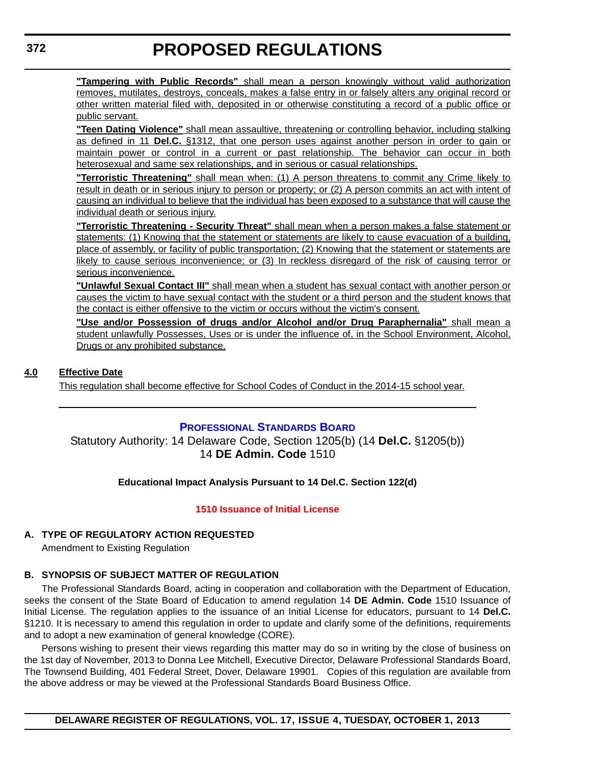**"Tampering with Public Records"** shall mean a person knowingly without valid authorization removes, mutilates, destroys, conceals, makes a false entry in or falsely alters any original record or other written material filed with, deposited in or otherwise constituting a record of a public office or public servant.

**"Teen Dating Violence"** shall mean assaultive, threatening or controlling behavior, including stalking as defined in 11 **Del.C.** §1312, that one person uses against another person in order to gain or maintain power or control in a current or past relationship. The behavior can occur in both heterosexual and same sex relationships, and in serious or casual relationships.

**"Terroristic Threatening"** shall mean when: (1) A person threatens to commit any Crime likely to result in death or in serious injury to person or property; or (2) A person commits an act with intent of causing an individual to believe that the individual has been exposed to a substance that will cause the individual death or serious injury.

**"Terroristic Threatening - Security Threat"** shall mean when a person makes a false statement or statements: (1) Knowing that the statement or statements are likely to cause evacuation of a building, place of assembly, or facility of public transportation; (2) Knowing that the statement or statements are likely to cause serious inconvenience; or (3) In reckless disregard of the risk of causing terror or serious inconvenience.

**"Unlawful Sexual Contact III"** shall mean when a student has sexual contact with another person or causes the victim to have sexual contact with the student or a third person and the student knows that the contact is either offensive to the victim or occurs without the victim's consent.

**"Use and/or Possession of drugs and/or Alcohol and/or Drug Paraphernalia"** shall mean a student unlawfully Possesses, Uses or is under the influence of, in the School Environment, Alcohol, Drugs or any prohibited substance.

**4.0 Effective Date**

This regulation shall become effective for School Codes of Conduct in the 2014-15 school year.

---

## PROFESSIONAL STANDARDS BOARD

Statutory Authority: 14 Delaware Code, Section 1205(b) (14 **Del.C.** §1205(b))
14 **DE Admin. Code** 1510

**Educational Impact Analysis Pursuant to 14 Del.C. Section 122(d)**

### 1510 Issuance of Initial License

**A. TYPE OF REGULATORY ACTION REQUESTED**

Amendment to Existing Regulation

**B. SYNOPSIS OF SUBJECT MATTER OF REGULATION**

The Professional Standards Board, acting in cooperation and collaboration with the Department of Education, seeks the consent of the State Board of Education to amend regulation 14 **DE Admin. Code** 1510 Issuance of Initial License. The regulation applies to the issuance of an Initial License for educators, pursuant to 14 **Del.C.** §1210. It is necessary to amend this regulation in order to update and clarify some of the definitions, requirements and to adopt a new examination of general knowledge (CORE).

Persons wishing to present their views regarding this matter may do so in writing by the close of business on the 1st day of November, 2013 to Donna Lee Mitchell, Executive Director, Delaware Professional Standards Board, The Townsend Building, 401 Federal Street, Dover, Delaware 19901. Copies of this regulation are available from the above address or may be viewed at the Professional Standards Board Business Office.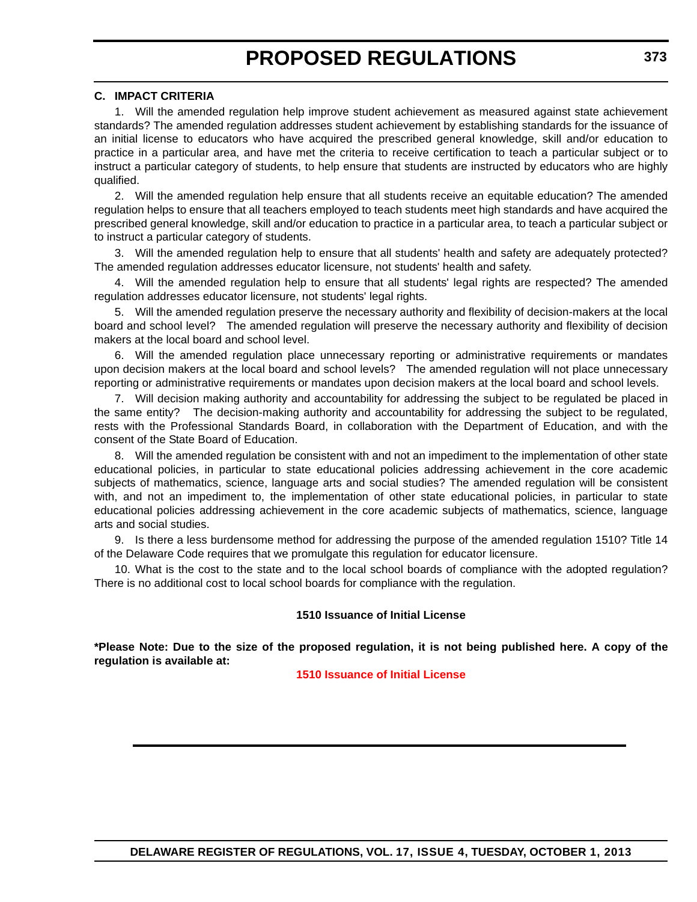### C. IMPACT CRITERIA

1. Will the amended regulation help improve student achievement as measured against state achievement standards? The amended regulation addresses student achievement by establishing standards for the issuance of an initial license to educators who have acquired the prescribed general knowledge, skill and/or education to practice in a particular area, and have met the criteria to receive certification to teach a particular subject or to instruct a particular category of students, to help ensure that students are instructed by educators who are highly qualified.

2. Will the amended regulation help ensure that all students receive an equitable education? The amended regulation helps to ensure that all teachers employed to teach students meet high standards and have acquired the prescribed general knowledge, skill and/or education to practice in a particular area, to teach a particular subject or to instruct a particular category of students.

3. Will the amended regulation help to ensure that all students' health and safety are adequately protected? The amended regulation addresses educator licensure, not students' health and safety.

4. Will the amended regulation help to ensure that all students' legal rights are respected? The amended regulation addresses educator licensure, not students' legal rights.

5. Will the amended regulation preserve the necessary authority and flexibility of decision-makers at the local board and school level? The amended regulation will preserve the necessary authority and flexibility of decision makers at the local board and school level.

6. Will the amended regulation place unnecessary reporting or administrative requirements or mandates upon decision makers at the local board and school levels? The amended regulation will not place unnecessary reporting or administrative requirements or mandates upon decision makers at the local board and school levels.

7. Will decision making authority and accountability for addressing the subject to be regulated be placed in the same entity? The decision-making authority and accountability for addressing the subject to be regulated, rests with the Professional Standards Board, in collaboration with the Department of Education, and with the consent of the State Board of Education.

8. Will the amended regulation be consistent with and not an impediment to the implementation of other state educational policies, in particular to state educational policies addressing achievement in the core academic subjects of mathematics, science, language arts and social studies? The amended regulation will be consistent with, and not an impediment to, the implementation of other state educational policies, in particular to state educational policies addressing achievement in the core academic subjects of mathematics, science, language arts and social studies.

9. Is there a less burdensome method for addressing the purpose of the amended regulation 1510? Title 14 of the Delaware Code requires that we promulgate this regulation for educator licensure.

10. What is the cost to the state and to the local school boards of compliance with the adopted regulation? There is no additional cost to local school boards for compliance with the regulation.

**1510 Issuance of Initial License**

**\*Please Note: Due to the size of the proposed regulation, it is not being published here. A copy of the regulation is available at:**

**1510 Issuance of Initial License**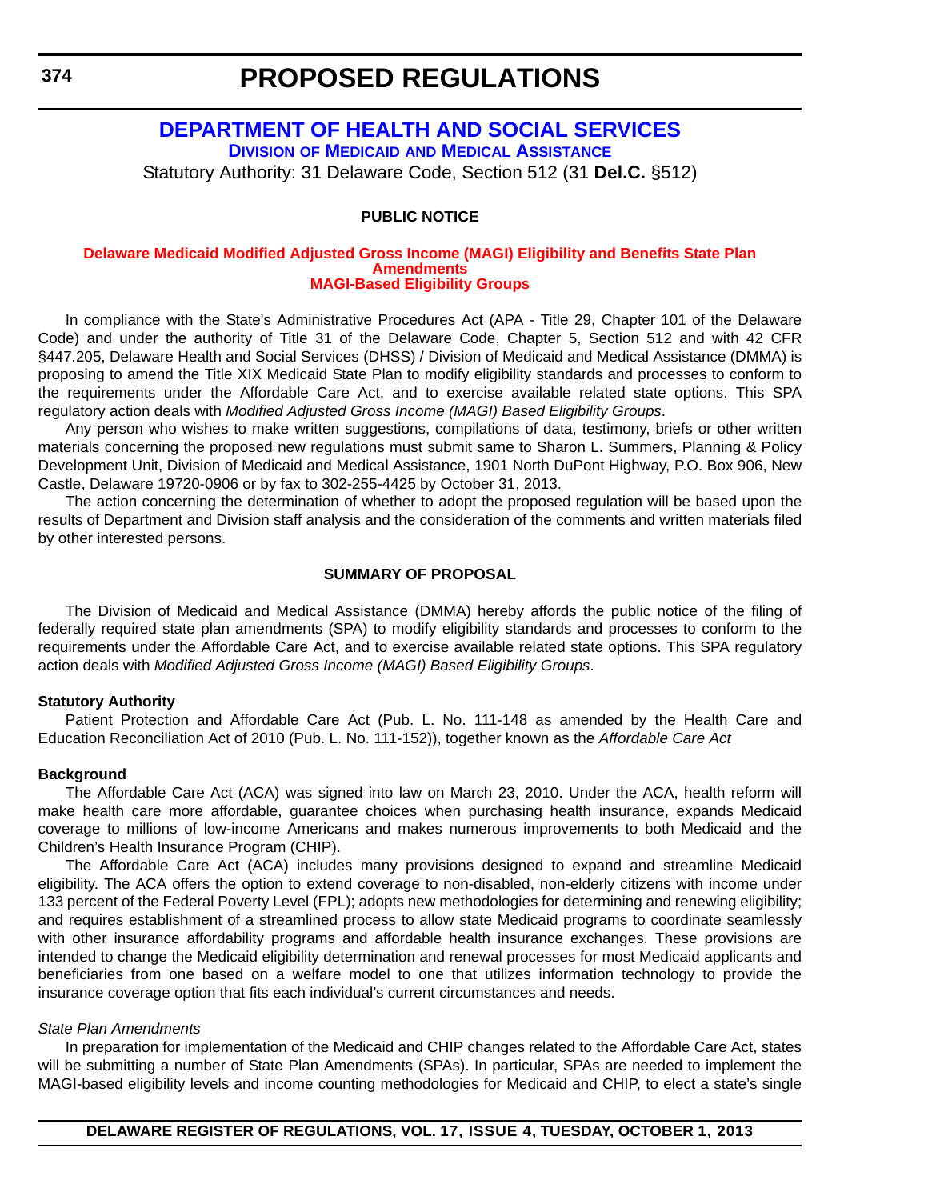# PROPOSED REGULATIONS

## DEPARTMENT OF HEALTH AND SOCIAL SERVICES

### DIVISION OF MEDICAID AND MEDICAL ASSISTANCE

Statutory Authority: 31 Delaware Code, Section 512 (31 **Del.C.** §512)

**PUBLIC NOTICE**

**Delaware Medicaid Modified Adjusted Gross Income (MAGI) Eligibility and Benefits State Plan Amendments**
**MAGI-Based Eligibility Groups**

In compliance with the State's Administrative Procedures Act (APA - Title 29, Chapter 101 of the Delaware Code) and under the authority of Title 31 of the Delaware Code, Chapter 5, Section 512 and with 42 CFR §447.205, Delaware Health and Social Services (DHSS) / Division of Medicaid and Medical Assistance (DMMA) is proposing to amend the Title XIX Medicaid State Plan to modify eligibility standards and processes to conform to the requirements under the Affordable Care Act, and to exercise available related state options. This SPA regulatory action deals with *Modified Adjusted Gross Income (MAGI) Based Eligibility Groups*.

Any person who wishes to make written suggestions, compilations of data, testimony, briefs or other written materials concerning the proposed new regulations must submit same to Sharon L. Summers, Planning & Policy Development Unit, Division of Medicaid and Medical Assistance, 1901 North DuPont Highway, P.O. Box 906, New Castle, Delaware 19720-0906 or by fax to 302-255-4425 by October 31, 2013.

The action concerning the determination of whether to adopt the proposed regulation will be based upon the results of Department and Division staff analysis and the consideration of the comments and written materials filed by other interested persons.

**SUMMARY OF PROPOSAL**

The Division of Medicaid and Medical Assistance (DMMA) hereby affords the public notice of the filing of federally required state plan amendments (SPA) to modify eligibility standards and processes to conform to the requirements under the Affordable Care Act, and to exercise available related state options. This SPA regulatory action deals with *Modified Adjusted Gross Income (MAGI) Based Eligibility Groups*.

**Statutory Authority**

Patient Protection and Affordable Care Act (Pub. L. No. 111-148 as amended by the Health Care and Education Reconciliation Act of 2010 (Pub. L. No. 111-152)), together known as the *Affordable Care Act*

**Background**

The Affordable Care Act (ACA) was signed into law on March 23, 2010. Under the ACA, health reform will make health care more affordable, guarantee choices when purchasing health insurance, expands Medicaid coverage to millions of low-income Americans and makes numerous improvements to both Medicaid and the Children's Health Insurance Program (CHIP).

The Affordable Care Act (ACA) includes many provisions designed to expand and streamline Medicaid eligibility. The ACA offers the option to extend coverage to non-disabled, non-elderly citizens with income under 133 percent of the Federal Poverty Level (FPL); adopts new methodologies for determining and renewing eligibility; and requires establishment of a streamlined process to allow state Medicaid programs to coordinate seamlessly with other insurance affordability programs and affordable health insurance exchanges. These provisions are intended to change the Medicaid eligibility determination and renewal processes for most Medicaid applicants and beneficiaries from one based on a welfare model to one that utilizes information technology to provide the insurance coverage option that fits each individual's current circumstances and needs.

*State Plan Amendments*

In preparation for implementation of the Medicaid and CHIP changes related to the Affordable Care Act, states will be submitting a number of State Plan Amendments (SPAs). In particular, SPAs are needed to implement the MAGI-based eligibility levels and income counting methodologies for Medicaid and CHIP, to elect a state's single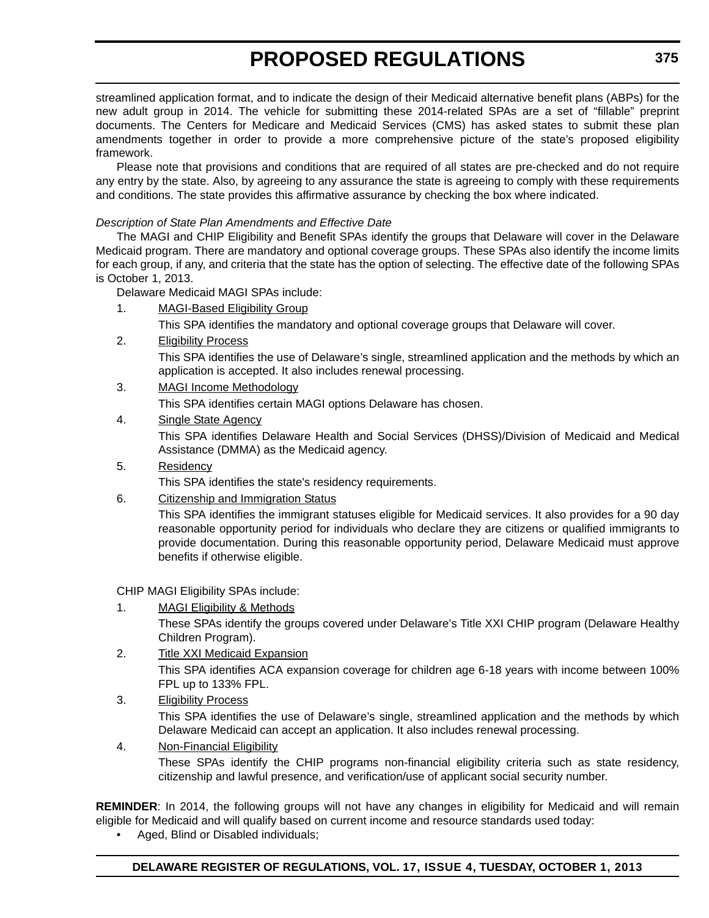streamlined application format, and to indicate the design of their Medicaid alternative benefit plans (ABPs) for the new adult group in 2014. The vehicle for submitting these 2014-related SPAs are a set of “fillable” preprint documents. The Centers for Medicare and Medicaid Services (CMS) has asked states to submit these plan amendments together in order to provide a more comprehensive picture of the state’s proposed eligibility framework.

Please note that provisions and conditions that are required of all states are pre-checked and do not require any entry by the state. Also, by agreeing to any assurance the state is agreeing to comply with these requirements and conditions. The state provides this affirmative assurance by checking the box where indicated.

*Description of State Plan Amendments and Effective Date*

The MAGI and CHIP Eligibility and Benefit SPAs identify the groups that Delaware will cover in the Delaware Medicaid program. There are mandatory and optional coverage groups. These SPAs also identify the income limits for each group, if any, and criteria that the state has the option of selecting. The effective date of the following SPAs is October 1, 2013.

Delaware Medicaid MAGI SPAs include:

1. MAGI-Based Eligibility Group

   This SPA identifies the mandatory and optional coverage groups that Delaware will cover.

2. Eligibility Process

   This SPA identifies the use of Delaware’s single, streamlined application and the methods by which an application is accepted. It also includes renewal processing.

3. MAGI Income Methodology

   This SPA identifies certain MAGI options Delaware has chosen.

4. Single State Agency

   This SPA identifies Delaware Health and Social Services (DHSS)/Division of Medicaid and Medical Assistance (DMMA) as the Medicaid agency.

5. Residency

   This SPA identifies the state's residency requirements.

6. Citizenship and Immigration Status

   This SPA identifies the immigrant statuses eligible for Medicaid services. It also provides for a 90 day reasonable opportunity period for individuals who declare they are citizens or qualified immigrants to provide documentation. During this reasonable opportunity period, Delaware Medicaid must approve benefits if otherwise eligible.

CHIP MAGI Eligibility SPAs include:

1. MAGI Eligibility & Methods

   These SPAs identify the groups covered under Delaware’s Title XXI CHIP program (Delaware Healthy Children Program).

2. Title XXI Medicaid Expansion

   This SPA identifies ACA expansion coverage for children age 6-18 years with income between 100% FPL up to 133% FPL.

3. Eligibility Process

   This SPA identifies the use of Delaware’s single, streamlined application and the methods by which Delaware Medicaid can accept an application. It also includes renewal processing.

4. Non-Financial Eligibility

   These SPAs identify the CHIP programs non-financial eligibility criteria such as state residency, citizenship and lawful presence, and verification/use of applicant social security number.

**REMINDER**: In 2014, the following groups will not have any changes in eligibility for Medicaid and will remain eligible for Medicaid and will qualify based on current income and resource standards used today:

- Aged, Blind or Disabled individuals;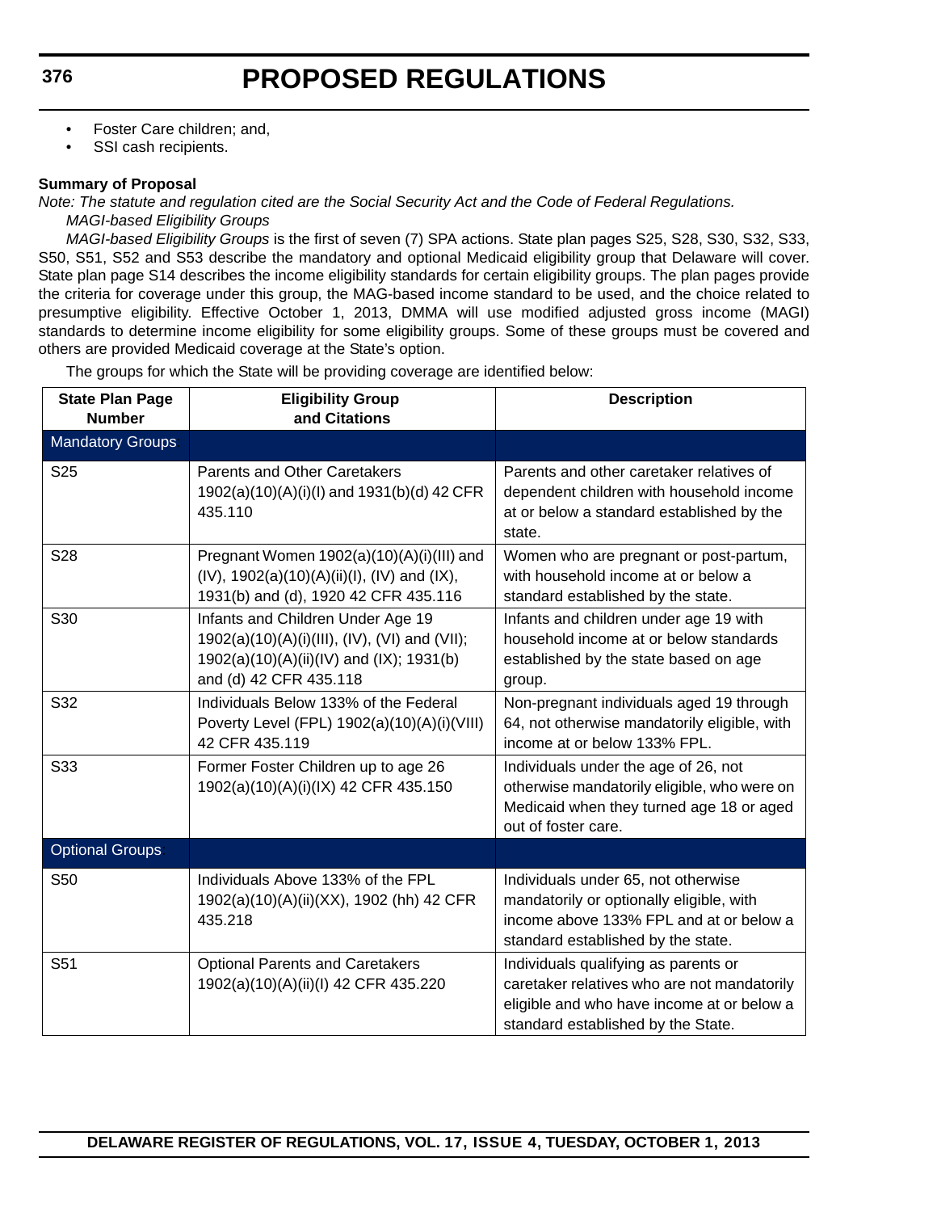- Foster Care children; and,
- SSI cash recipients.

**Summary of Proposal**

*Note: The statute and regulation cited are the Social Security Act and the Code of Federal Regulations.*

*MAGI-based Eligibility Groups*

*MAGI-based Eligibility Groups* is the first of seven (7) SPA actions. State plan pages S25, S28, S30, S32, S33, S50, S51, S52 and S53 describe the mandatory and optional Medicaid eligibility group that Delaware will cover. State plan page S14 describes the income eligibility standards for certain eligibility groups. The plan pages provide the criteria for coverage under this group, the MAG-based income standard to be used, and the choice related to presumptive eligibility. Effective October 1, 2013, DMMA will use modified adjusted gross income (MAGI) standards to determine income eligibility for some eligibility groups. Some of these groups must be covered and others are provided Medicaid coverage at the State's option.

The groups for which the State will be providing coverage are identified below:

| State Plan Page Number | Eligibility Group and Citations | Description |
|---|---|---|
| Mandatory Groups | | |
| S25 | Parents and Other Caretakers 1902(a)(10)(A)(i)(I) and 1931(b)(d) 42 CFR 435.110 | Parents and other caretaker relatives of dependent children with household income at or below a standard established by the state. |
| S28 | Pregnant Women 1902(a)(10)(A)(i)(III) and (IV), 1902(a)(10)(A)(ii)(I), (IV) and (IX), 1931(b) and (d), 1920 42 CFR 435.116 | Women who are pregnant or post-partum, with household income at or below a standard established by the state. |
| S30 | Infants and Children Under Age 19 1902(a)(10)(A)(i)(III), (IV), (VI) and (VII); 1902(a)(10)(A)(ii)(IV) and (IX); 1931(b) and (d) 42 CFR 435.118 | Infants and children under age 19 with household income at or below standards established by the state based on age group. |
| S32 | Individuals Below 133% of the Federal Poverty Level (FPL) 1902(a)(10)(A)(i)(VIII) 42 CFR 435.119 | Non-pregnant individuals aged 19 through 64, not otherwise mandatorily eligible, with income at or below 133% FPL. |
| S33 | Former Foster Children up to age 26 1902(a)(10)(A)(i)(IX) 42 CFR 435.150 | Individuals under the age of 26, not otherwise mandatorily eligible, who were on Medicaid when they turned age 18 or aged out of foster care. |
| Optional Groups | | |
| S50 | Individuals Above 133% of the FPL 1902(a)(10)(A)(ii)(XX), 1902 (hh) 42 CFR 435.218 | Individuals under 65, not otherwise mandatorily or optionally eligible, with income above 133% FPL and at or below a standard established by the state. |
| S51 | Optional Parents and Caretakers 1902(a)(10)(A)(ii)(I) 42 CFR 435.220 | Individuals qualifying as parents or caretaker relatives who are not mandatorily eligible and who have income at or below a standard established by the State. |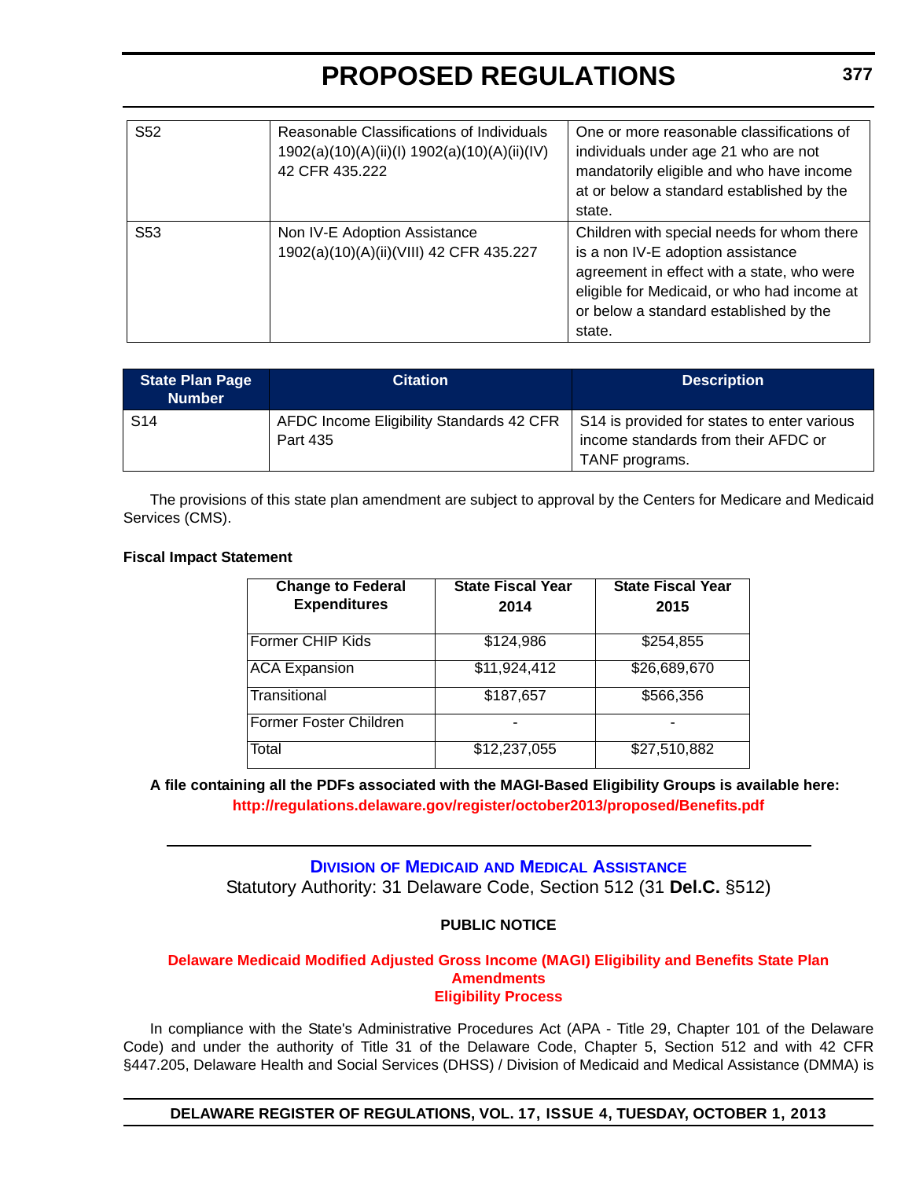| | | |
|---|---|---|
| S52 | Reasonable Classifications of Individuals 1902(a)(10)(A)(ii)(I) 1902(a)(10)(A)(ii)(IV) 42 CFR 435.222 | One or more reasonable classifications of individuals under age 21 who are not mandatorily eligible and who have income at or below a standard established by the state. |
| S53 | Non IV-E Adoption Assistance 1902(a)(10)(A)(ii)(VIII) 42 CFR 435.227 | Children with special needs for whom there is a non IV-E adoption assistance agreement in effect with a state, who were eligible for Medicaid, or who had income at or below a standard established by the state. |

| State Plan Page Number | Citation | Description |
|---|---|---|
| S14 | AFDC Income Eligibility Standards 42 CFR Part 435 | S14 is provided for states to enter various income standards from their AFDC or TANF programs. |

The provisions of this state plan amendment are subject to approval by the Centers for Medicare and Medicaid Services (CMS).

**Fiscal Impact Statement**

| Change to Federal Expenditures | State Fiscal Year 2014 | State Fiscal Year 2015 |
|---|---|---|
| Former CHIP Kids | $124,986 | $254,855 |
| ACA Expansion | $11,924,412 | $26,689,670 |
| Transitional | $187,657 | $566,356 |
| Former Foster Children | - | - |
| Total | $12,237,055 | $27,510,882 |

**A file containing all the PDFs associated with the MAGI-Based Eligibility Groups is available here: http://regulations.delaware.gov/register/october2013/proposed/Benefits.pdf**

---

## Division of Medicaid and Medical Assistance

Statutory Authority: 31 Delaware Code, Section 512 (31 **Del.C.** §512)

**PUBLIC NOTICE**

### Delaware Medicaid Modified Adjusted Gross Income (MAGI) Eligibility and Benefits State Plan Amendments
### Eligibility Process

In compliance with the State's Administrative Procedures Act (APA - Title 29, Chapter 101 of the Delaware Code) and under the authority of Title 31 of the Delaware Code, Chapter 5, Section 512 and with 42 CFR §447.205, Delaware Health and Social Services (DHSS) / Division of Medicaid and Medical Assistance (DMMA) is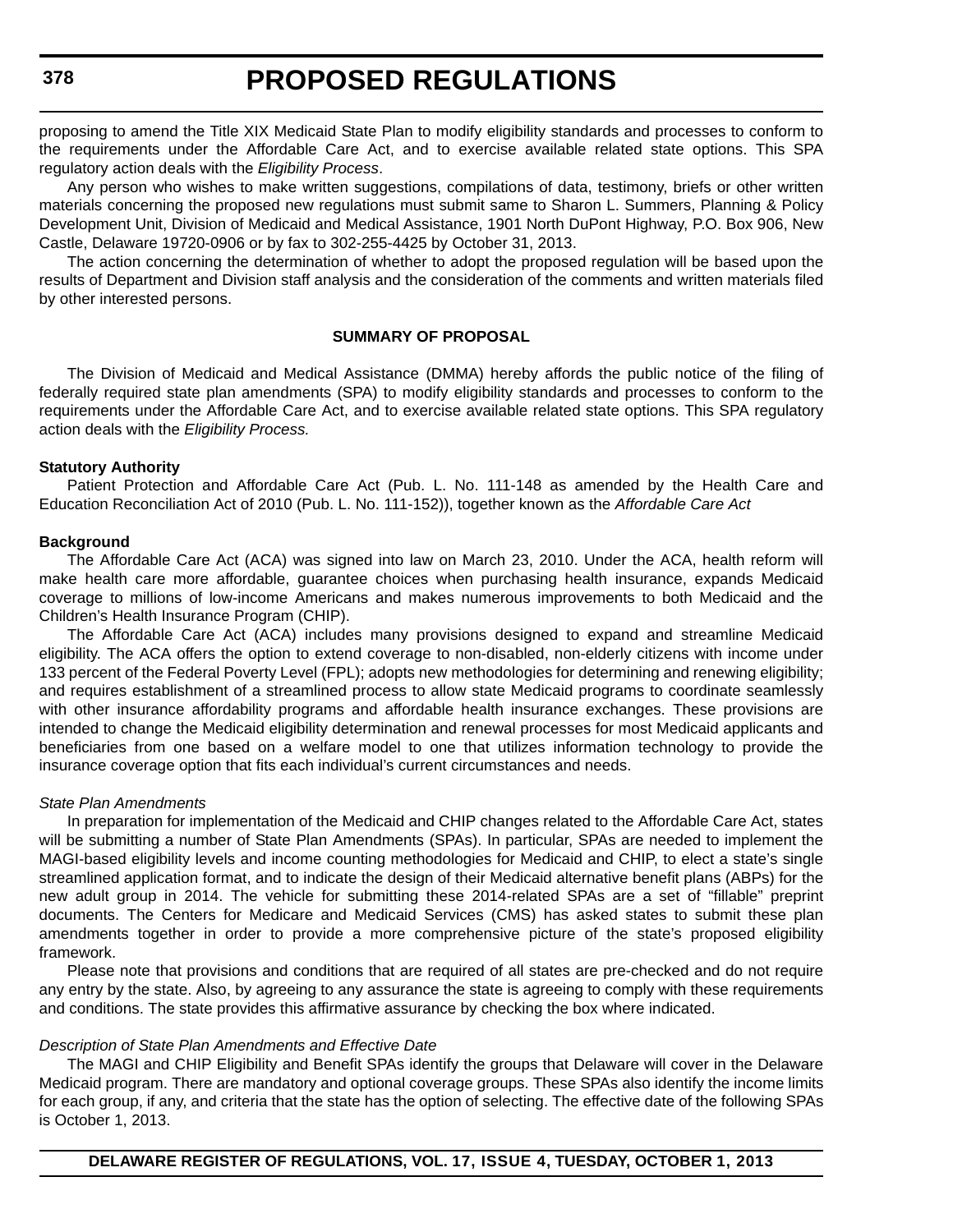proposing to amend the Title XIX Medicaid State Plan to modify eligibility standards and processes to conform to the requirements under the Affordable Care Act, and to exercise available related state options. This SPA regulatory action deals with the *Eligibility Process*.

Any person who wishes to make written suggestions, compilations of data, testimony, briefs or other written materials concerning the proposed new regulations must submit same to Sharon L. Summers, Planning & Policy Development Unit, Division of Medicaid and Medical Assistance, 1901 North DuPont Highway, P.O. Box 906, New Castle, Delaware 19720-0906 or by fax to 302-255-4425 by October 31, 2013.

The action concerning the determination of whether to adopt the proposed regulation will be based upon the results of Department and Division staff analysis and the consideration of the comments and written materials filed by other interested persons.

**SUMMARY OF PROPOSAL**

The Division of Medicaid and Medical Assistance (DMMA) hereby affords the public notice of the filing of federally required state plan amendments (SPA) to modify eligibility standards and processes to conform to the requirements under the Affordable Care Act, and to exercise available related state options. This SPA regulatory action deals with the *Eligibility Process.*

**Statutory Authority**

Patient Protection and Affordable Care Act (Pub. L. No. 111-148 as amended by the Health Care and Education Reconciliation Act of 2010 (Pub. L. No. 111-152)), together known as the *Affordable Care Act*

**Background**

The Affordable Care Act (ACA) was signed into law on March 23, 2010. Under the ACA, health reform will make health care more affordable, guarantee choices when purchasing health insurance, expands Medicaid coverage to millions of low-income Americans and makes numerous improvements to both Medicaid and the Children's Health Insurance Program (CHIP).

The Affordable Care Act (ACA) includes many provisions designed to expand and streamline Medicaid eligibility. The ACA offers the option to extend coverage to non-disabled, non-elderly citizens with income under 133 percent of the Federal Poverty Level (FPL); adopts new methodologies for determining and renewing eligibility; and requires establishment of a streamlined process to allow state Medicaid programs to coordinate seamlessly with other insurance affordability programs and affordable health insurance exchanges. These provisions are intended to change the Medicaid eligibility determination and renewal processes for most Medicaid applicants and beneficiaries from one based on a welfare model to one that utilizes information technology to provide the insurance coverage option that fits each individual's current circumstances and needs.

*State Plan Amendments*

In preparation for implementation of the Medicaid and CHIP changes related to the Affordable Care Act, states will be submitting a number of State Plan Amendments (SPAs). In particular, SPAs are needed to implement the MAGI-based eligibility levels and income counting methodologies for Medicaid and CHIP, to elect a state's single streamlined application format, and to indicate the design of their Medicaid alternative benefit plans (ABPs) for the new adult group in 2014. The vehicle for submitting these 2014-related SPAs are a set of "fillable" preprint documents. The Centers for Medicare and Medicaid Services (CMS) has asked states to submit these plan amendments together in order to provide a more comprehensive picture of the state's proposed eligibility framework.

Please note that provisions and conditions that are required of all states are pre-checked and do not require any entry by the state. Also, by agreeing to any assurance the state is agreeing to comply with these requirements and conditions. The state provides this affirmative assurance by checking the box where indicated.

*Description of State Plan Amendments and Effective Date*

The MAGI and CHIP Eligibility and Benefit SPAs identify the groups that Delaware will cover in the Delaware Medicaid program. There are mandatory and optional coverage groups. These SPAs also identify the income limits for each group, if any, and criteria that the state has the option of selecting. The effective date of the following SPAs is October 1, 2013.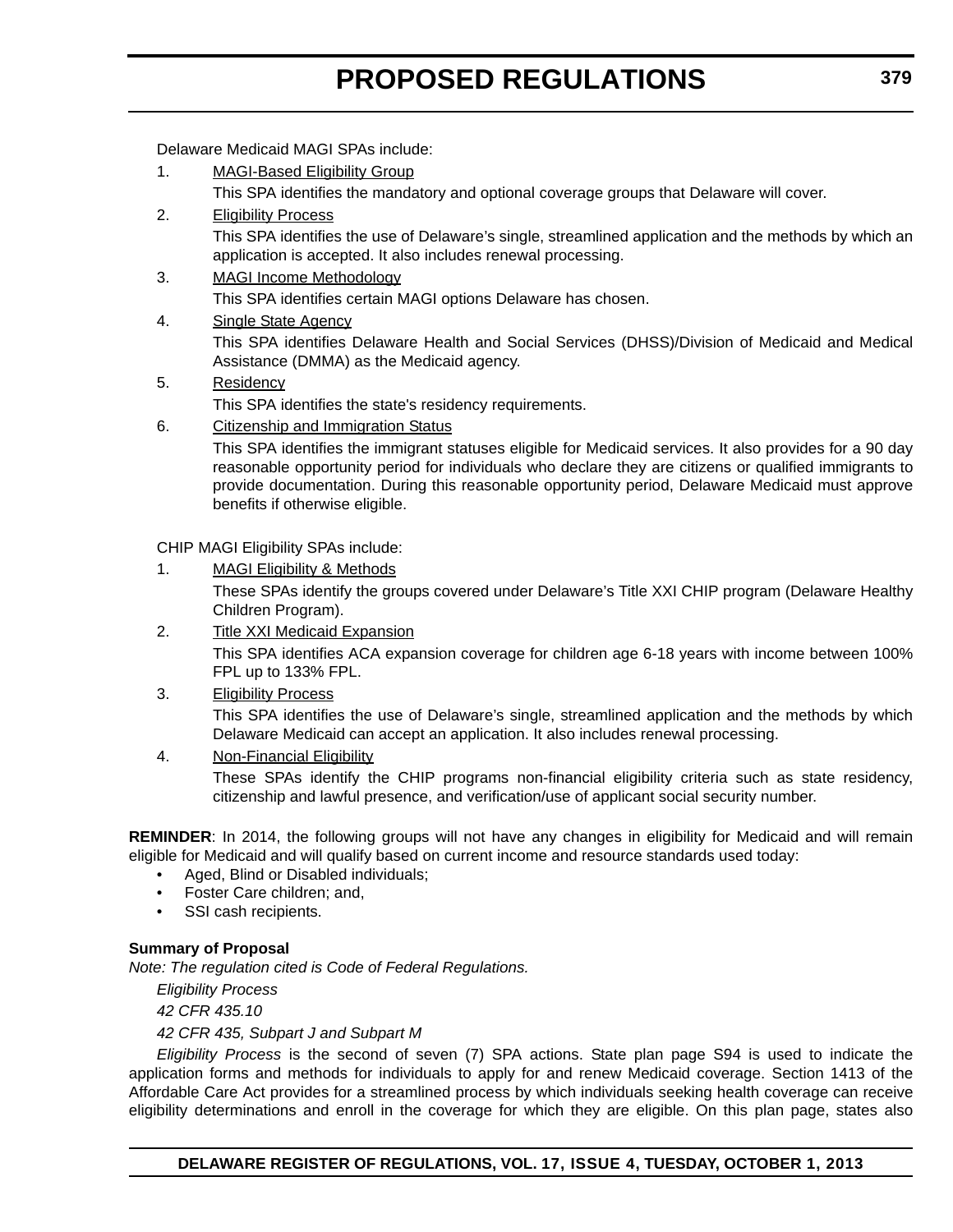Delaware Medicaid MAGI SPAs include:

1. <u>MAGI-Based Eligibility Group</u>

   This SPA identifies the mandatory and optional coverage groups that Delaware will cover.

2. <u>Eligibility Process</u>

   This SPA identifies the use of Delaware's single, streamlined application and the methods by which an application is accepted. It also includes renewal processing.

3. <u>MAGI Income Methodology</u>

   This SPA identifies certain MAGI options Delaware has chosen.

4. <u>Single State Agency</u>

   This SPA identifies Delaware Health and Social Services (DHSS)/Division of Medicaid and Medical Assistance (DMMA) as the Medicaid agency.

5. <u>Residency</u>

   This SPA identifies the state's residency requirements.

6. <u>Citizenship and Immigration Status</u>

   This SPA identifies the immigrant statuses eligible for Medicaid services. It also provides for a 90 day reasonable opportunity period for individuals who declare they are citizens or qualified immigrants to provide documentation. During this reasonable opportunity period, Delaware Medicaid must approve benefits if otherwise eligible.

CHIP MAGI Eligibility SPAs include:

1. <u>MAGI Eligibility & Methods</u>

   These SPAs identify the groups covered under Delaware's Title XXI CHIP program (Delaware Healthy Children Program).

2. <u>Title XXI Medicaid Expansion</u>

   This SPA identifies ACA expansion coverage for children age 6-18 years with income between 100% FPL up to 133% FPL.

3. <u>Eligibility Process</u>

   This SPA identifies the use of Delaware's single, streamlined application and the methods by which Delaware Medicaid can accept an application. It also includes renewal processing.

4. <u>Non-Financial Eligibility</u>

   These SPAs identify the CHIP programs non-financial eligibility criteria such as state residency, citizenship and lawful presence, and verification/use of applicant social security number.

**REMINDER**: In 2014, the following groups will not have any changes in eligibility for Medicaid and will remain eligible for Medicaid and will qualify based on current income and resource standards used today:

- Aged, Blind or Disabled individuals;
- Foster Care children; and,
- SSI cash recipients.

**Summary of Proposal**

*Note: The regulation cited is Code of Federal Regulations.*

*Eligibility Process*

*42 CFR 435.10*

*42 CFR 435, Subpart J and Subpart M*

*Eligibility Process* is the second of seven (7) SPA actions. State plan page S94 is used to indicate the application forms and methods for individuals to apply for and renew Medicaid coverage. Section 1413 of the Affordable Care Act provides for a streamlined process by which individuals seeking health coverage can receive eligibility determinations and enroll in the coverage for which they are eligible. On this plan page, states also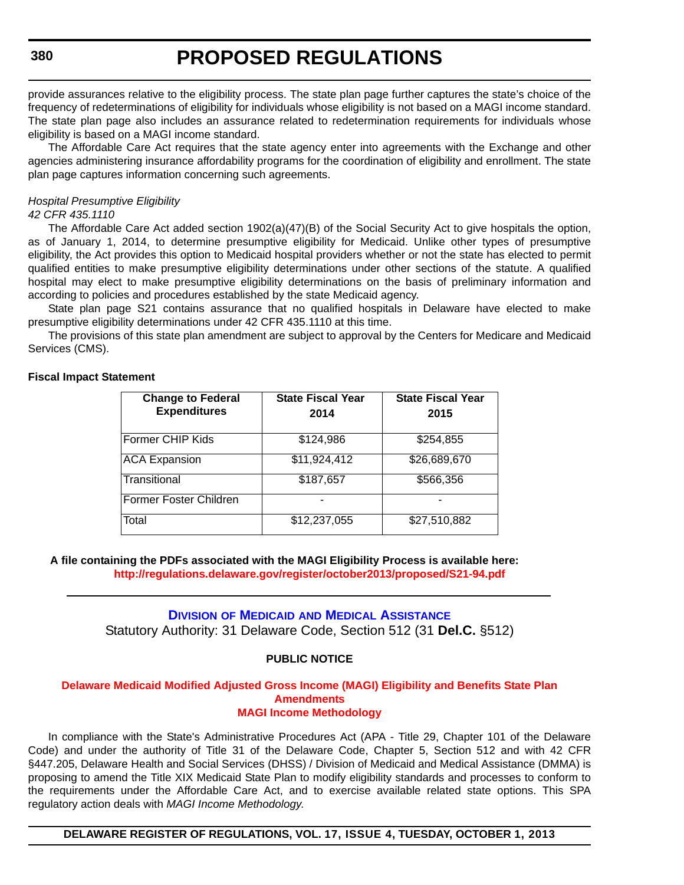provide assurances relative to the eligibility process. The state plan page further captures the state's choice of the frequency of redeterminations of eligibility for individuals whose eligibility is not based on a MAGI income standard. The state plan page also includes an assurance related to redetermination requirements for individuals whose eligibility is based on a MAGI income standard.

The Affordable Care Act requires that the state agency enter into agreements with the Exchange and other agencies administering insurance affordability programs for the coordination of eligibility and enrollment. The state plan page captures information concerning such agreements.

*Hospital Presumptive Eligibility*
*42 CFR 435.1110*

The Affordable Care Act added section 1902(a)(47)(B) of the Social Security Act to give hospitals the option, as of January 1, 2014, to determine presumptive eligibility for Medicaid. Unlike other types of presumptive eligibility, the Act provides this option to Medicaid hospital providers whether or not the state has elected to permit qualified entities to make presumptive eligibility determinations under other sections of the statute. A qualified hospital may elect to make presumptive eligibility determinations on the basis of preliminary information and according to policies and procedures established by the state Medicaid agency.

State plan page S21 contains assurance that no qualified hospitals in Delaware have elected to make presumptive eligibility determinations under 42 CFR 435.1110 at this time.

The provisions of this state plan amendment are subject to approval by the Centers for Medicare and Medicaid Services (CMS).

**Fiscal Impact Statement**

| Change to Federal Expenditures | State Fiscal Year 2014 | State Fiscal Year 2015 |
|---|---|---|
| Former CHIP Kids | $124,986 | $254,855 |
| ACA Expansion | $11,924,412 | $26,689,670 |
| Transitional | $187,657 | $566,356 |
| Former Foster Children | - | - |
| Total | $12,237,055 | $27,510,882 |

**A file containing the PDFs associated with the MAGI Eligibility Process is available here:**
**http://regulations.delaware.gov/register/october2013/proposed/S21-94.pdf**

---

## Division of Medicaid and Medical Assistance

Statutory Authority: 31 Delaware Code, Section 512 (31 **Del.C.** §512)

**PUBLIC NOTICE**

### Delaware Medicaid Modified Adjusted Gross Income (MAGI) Eligibility and Benefits State Plan Amendments
### MAGI Income Methodology

In compliance with the State's Administrative Procedures Act (APA - Title 29, Chapter 101 of the Delaware Code) and under the authority of Title 31 of the Delaware Code, Chapter 5, Section 512 and with 42 CFR §447.205, Delaware Health and Social Services (DHSS) / Division of Medicaid and Medical Assistance (DMMA) is proposing to amend the Title XIX Medicaid State Plan to modify eligibility standards and processes to conform to the requirements under the Affordable Care Act, and to exercise available related state options. This SPA regulatory action deals with *MAGI Income Methodology.*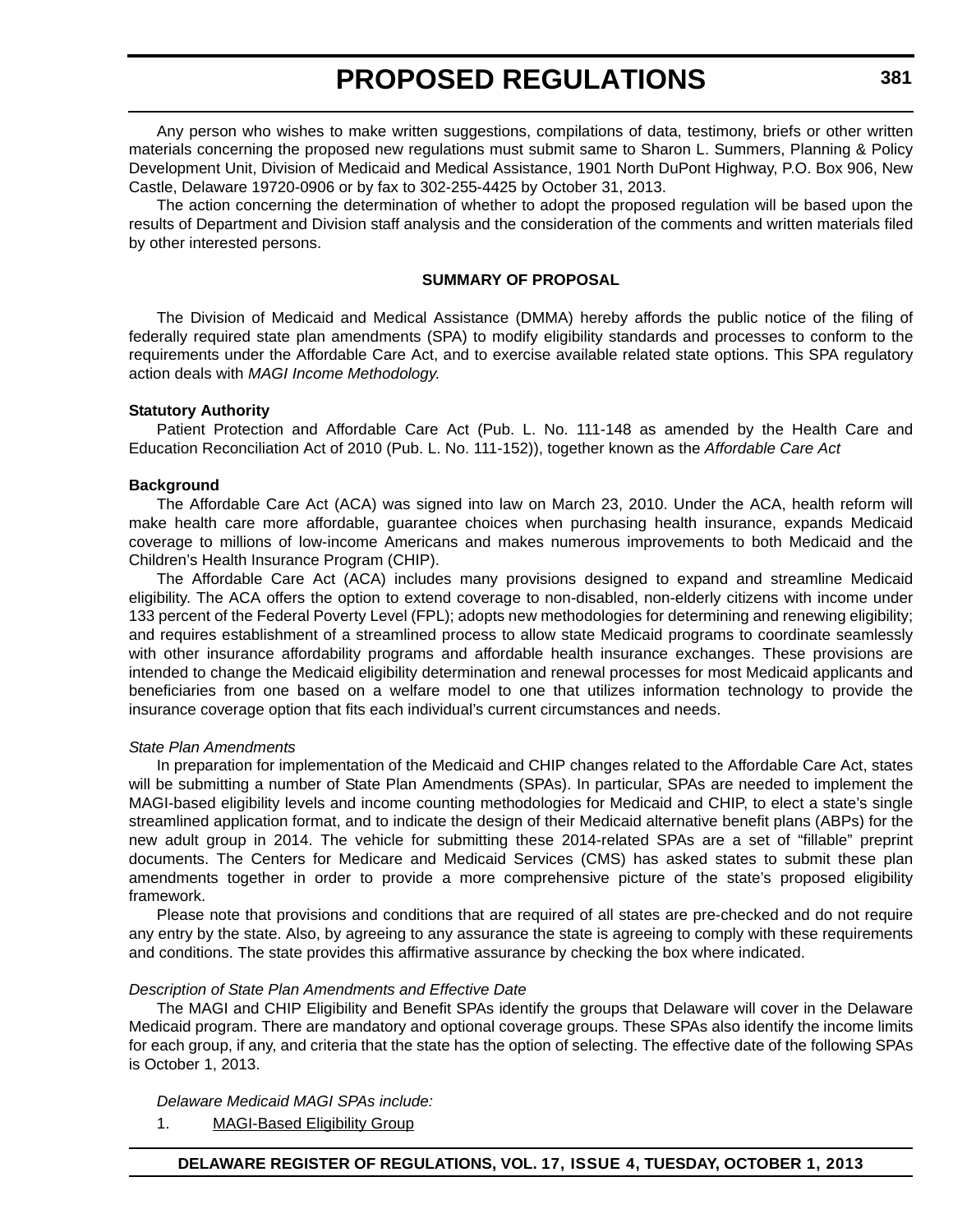Any person who wishes to make written suggestions, compilations of data, testimony, briefs or other written materials concerning the proposed new regulations must submit same to Sharon L. Summers, Planning & Policy Development Unit, Division of Medicaid and Medical Assistance, 1901 North DuPont Highway, P.O. Box 906, New Castle, Delaware 19720-0906 or by fax to 302-255-4425 by October 31, 2013.

The action concerning the determination of whether to adopt the proposed regulation will be based upon the results of Department and Division staff analysis and the consideration of the comments and written materials filed by other interested persons.

**SUMMARY OF PROPOSAL**

The Division of Medicaid and Medical Assistance (DMMA) hereby affords the public notice of the filing of federally required state plan amendments (SPA) to modify eligibility standards and processes to conform to the requirements under the Affordable Care Act, and to exercise available related state options. This SPA regulatory action deals with *MAGI Income Methodology.*

**Statutory Authority**

Patient Protection and Affordable Care Act (Pub. L. No. 111-148 as amended by the Health Care and Education Reconciliation Act of 2010 (Pub. L. No. 111-152)), together known as the *Affordable Care Act*

**Background**

The Affordable Care Act (ACA) was signed into law on March 23, 2010. Under the ACA, health reform will make health care more affordable, guarantee choices when purchasing health insurance, expands Medicaid coverage to millions of low-income Americans and makes numerous improvements to both Medicaid and the Children's Health Insurance Program (CHIP).

The Affordable Care Act (ACA) includes many provisions designed to expand and streamline Medicaid eligibility. The ACA offers the option to extend coverage to non-disabled, non-elderly citizens with income under 133 percent of the Federal Poverty Level (FPL); adopts new methodologies for determining and renewing eligibility; and requires establishment of a streamlined process to allow state Medicaid programs to coordinate seamlessly with other insurance affordability programs and affordable health insurance exchanges. These provisions are intended to change the Medicaid eligibility determination and renewal processes for most Medicaid applicants and beneficiaries from one based on a welfare model to one that utilizes information technology to provide the insurance coverage option that fits each individual's current circumstances and needs.

*State Plan Amendments*

In preparation for implementation of the Medicaid and CHIP changes related to the Affordable Care Act, states will be submitting a number of State Plan Amendments (SPAs). In particular, SPAs are needed to implement the MAGI-based eligibility levels and income counting methodologies for Medicaid and CHIP, to elect a state's single streamlined application format, and to indicate the design of their Medicaid alternative benefit plans (ABPs) for the new adult group in 2014. The vehicle for submitting these 2014-related SPAs are a set of "fillable" preprint documents. The Centers for Medicare and Medicaid Services (CMS) has asked states to submit these plan amendments together in order to provide a more comprehensive picture of the state's proposed eligibility framework.

Please note that provisions and conditions that are required of all states are pre-checked and do not require any entry by the state. Also, by agreeing to any assurance the state is agreeing to comply with these requirements and conditions. The state provides this affirmative assurance by checking the box where indicated.

*Description of State Plan Amendments and Effective Date*

The MAGI and CHIP Eligibility and Benefit SPAs identify the groups that Delaware will cover in the Delaware Medicaid program. There are mandatory and optional coverage groups. These SPAs also identify the income limits for each group, if any, and criteria that the state has the option of selecting. The effective date of the following SPAs is October 1, 2013.

*Delaware Medicaid MAGI SPAs include:*

1. MAGI-Based Eligibility Group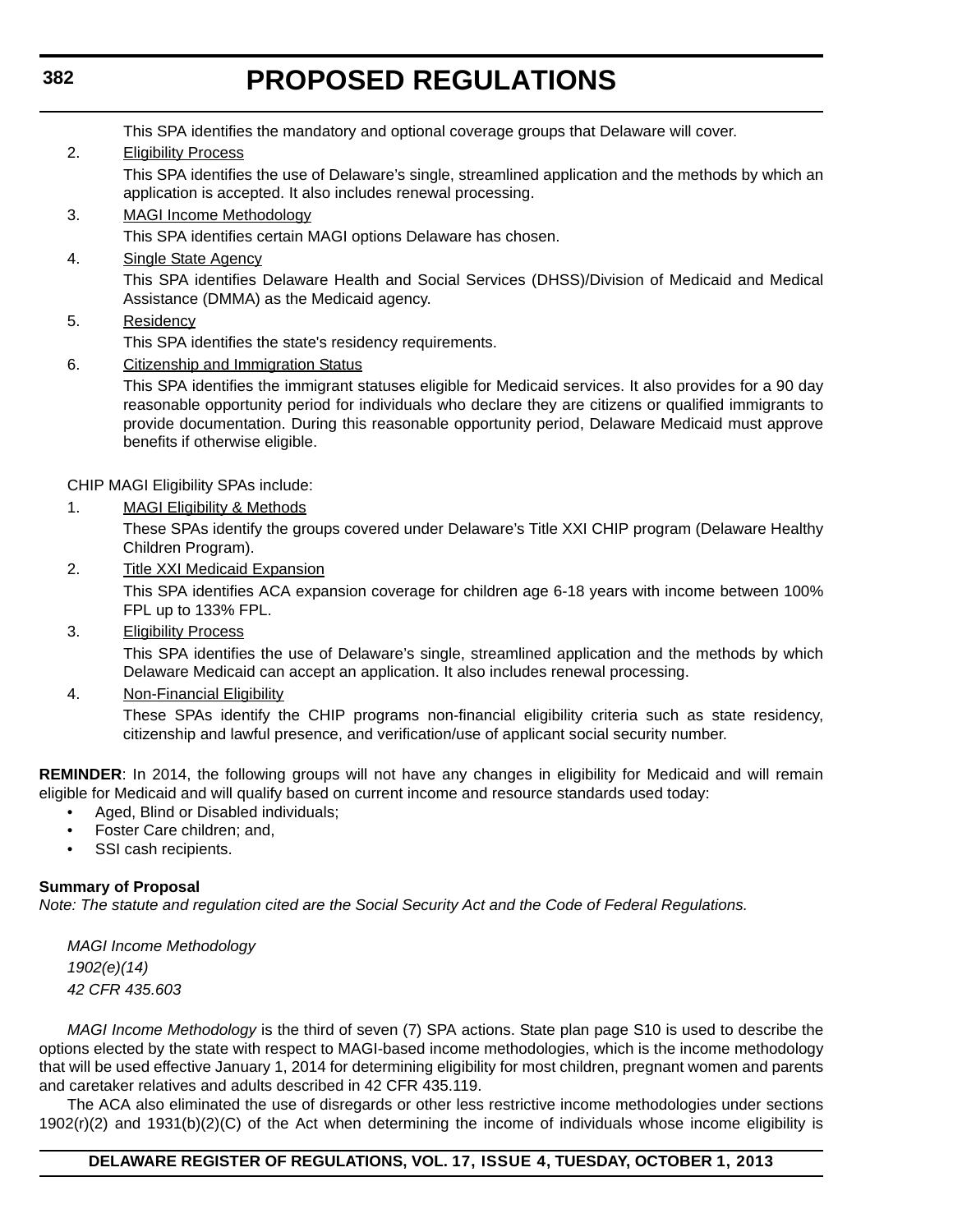This SPA identifies the mandatory and optional coverage groups that Delaware will cover.

2. Eligibility Process

   This SPA identifies the use of Delaware's single, streamlined application and the methods by which an application is accepted. It also includes renewal processing.

3. MAGI Income Methodology

   This SPA identifies certain MAGI options Delaware has chosen.

4. Single State Agency

   This SPA identifies Delaware Health and Social Services (DHSS)/Division of Medicaid and Medical Assistance (DMMA) as the Medicaid agency.

5. Residency

   This SPA identifies the state's residency requirements.

6. Citizenship and Immigration Status

   This SPA identifies the immigrant statuses eligible for Medicaid services. It also provides for a 90 day reasonable opportunity period for individuals who declare they are citizens or qualified immigrants to provide documentation. During this reasonable opportunity period, Delaware Medicaid must approve benefits if otherwise eligible.

CHIP MAGI Eligibility SPAs include:

1. MAGI Eligibility & Methods

   These SPAs identify the groups covered under Delaware's Title XXI CHIP program (Delaware Healthy Children Program).

2. Title XXI Medicaid Expansion

   This SPA identifies ACA expansion coverage for children age 6-18 years with income between 100% FPL up to 133% FPL.

3. Eligibility Process

   This SPA identifies the use of Delaware's single, streamlined application and the methods by which Delaware Medicaid can accept an application. It also includes renewal processing.

4. Non-Financial Eligibility

   These SPAs identify the CHIP programs non-financial eligibility criteria such as state residency, citizenship and lawful presence, and verification/use of applicant social security number.

**REMINDER**: In 2014, the following groups will not have any changes in eligibility for Medicaid and will remain eligible for Medicaid and will qualify based on current income and resource standards used today:

- Aged, Blind or Disabled individuals;
- Foster Care children; and,
- SSI cash recipients.

**Summary of Proposal**

*Note: The statute and regulation cited are the Social Security Act and the Code of Federal Regulations.*

*MAGI Income Methodology*
*1902(e)(14)*
*42 CFR 435.603*

*MAGI Income Methodology* is the third of seven (7) SPA actions. State plan page S10 is used to describe the options elected by the state with respect to MAGI-based income methodologies, which is the income methodology that will be used effective January 1, 2014 for determining eligibility for most children, pregnant women and parents and caretaker relatives and adults described in 42 CFR 435.119.

The ACA also eliminated the use of disregards or other less restrictive income methodologies under sections 1902(r)(2) and 1931(b)(2)(C) of the Act when determining the income of individuals whose income eligibility is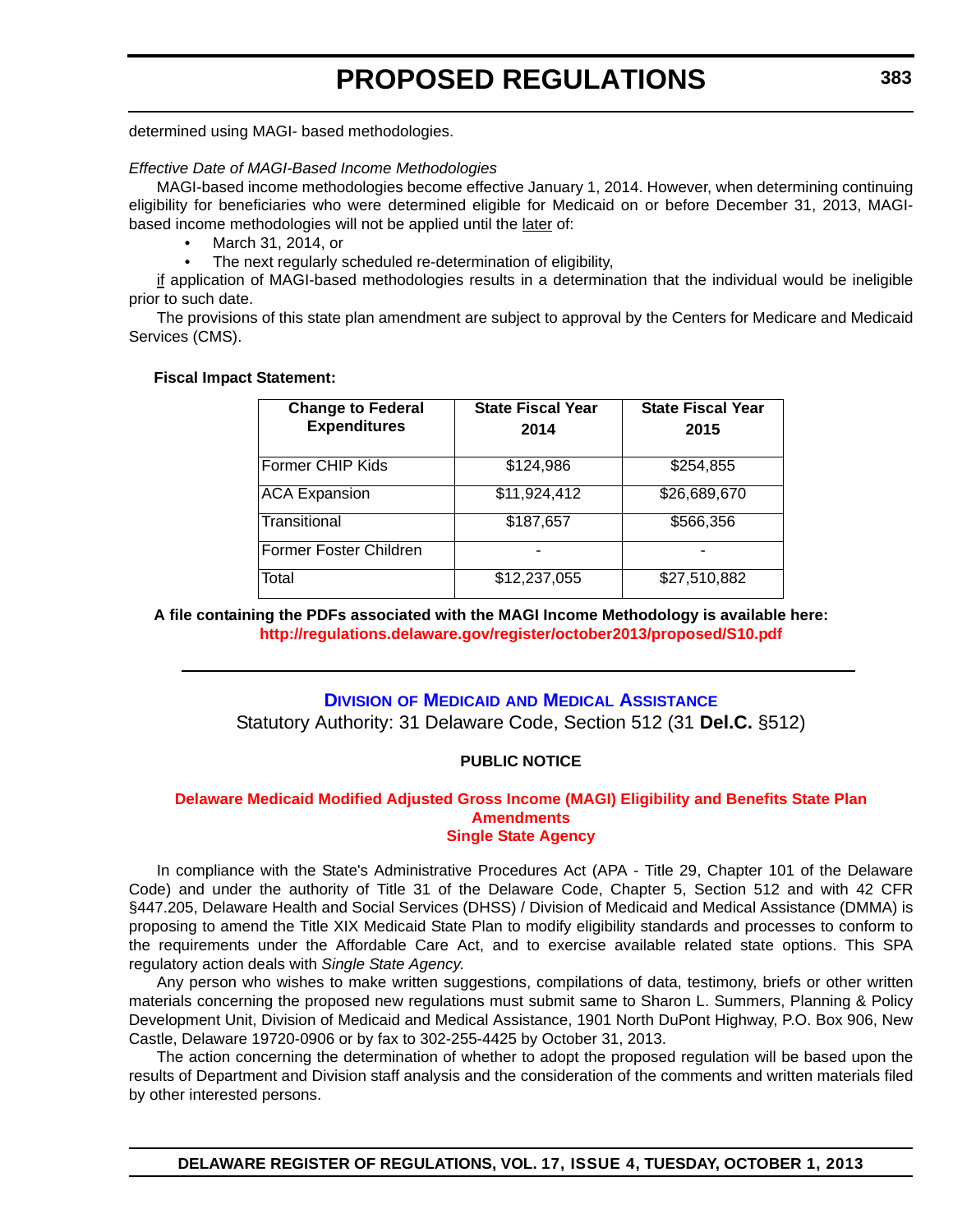determined using MAGI- based methodologies.

*Effective Date of MAGI-Based Income Methodologies*

MAGI-based income methodologies become effective January 1, 2014. However, when determining continuing eligibility for beneficiaries who were determined eligible for Medicaid on or before December 31, 2013, MAGI-based income methodologies will not be applied until the later of:

- March 31, 2014, or
- The next regularly scheduled re-determination of eligibility,

if application of MAGI-based methodologies results in a determination that the individual would be ineligible prior to such date.

The provisions of this state plan amendment are subject to approval by the Centers for Medicare and Medicaid Services (CMS).

**Fiscal Impact Statement:**

| Change to Federal Expenditures | State Fiscal Year 2014 | State Fiscal Year 2015 |
|---|---|---|
| Former CHIP Kids | $124,986 | $254,855 |
| ACA Expansion | $11,924,412 | $26,689,670 |
| Transitional | $187,657 | $566,356 |
| Former Foster Children | - | - |
| Total | $12,237,055 | $27,510,882 |

**A file containing the PDFs associated with the MAGI Income Methodology is available here:**
**http://regulations.delaware.gov/register/october2013/proposed/S10.pdf**

---

## Division of Medicaid and Medical Assistance

Statutory Authority: 31 Delaware Code, Section 512 (31 **Del.C.** §512)

**PUBLIC NOTICE**

### Delaware Medicaid Modified Adjusted Gross Income (MAGI) Eligibility and Benefits State Plan Amendments
### Single State Agency

In compliance with the State's Administrative Procedures Act (APA - Title 29, Chapter 101 of the Delaware Code) and under the authority of Title 31 of the Delaware Code, Chapter 5, Section 512 and with 42 CFR §447.205, Delaware Health and Social Services (DHSS) / Division of Medicaid and Medical Assistance (DMMA) is proposing to amend the Title XIX Medicaid State Plan to modify eligibility standards and processes to conform to the requirements under the Affordable Care Act, and to exercise available related state options. This SPA regulatory action deals with *Single State Agency.*

Any person who wishes to make written suggestions, compilations of data, testimony, briefs or other written materials concerning the proposed new regulations must submit same to Sharon L. Summers, Planning & Policy Development Unit, Division of Medicaid and Medical Assistance, 1901 North DuPont Highway, P.O. Box 906, New Castle, Delaware 19720-0906 or by fax to 302-255-4425 by October 31, 2013.

The action concerning the determination of whether to adopt the proposed regulation will be based upon the results of Department and Division staff analysis and the consideration of the comments and written materials filed by other interested persons.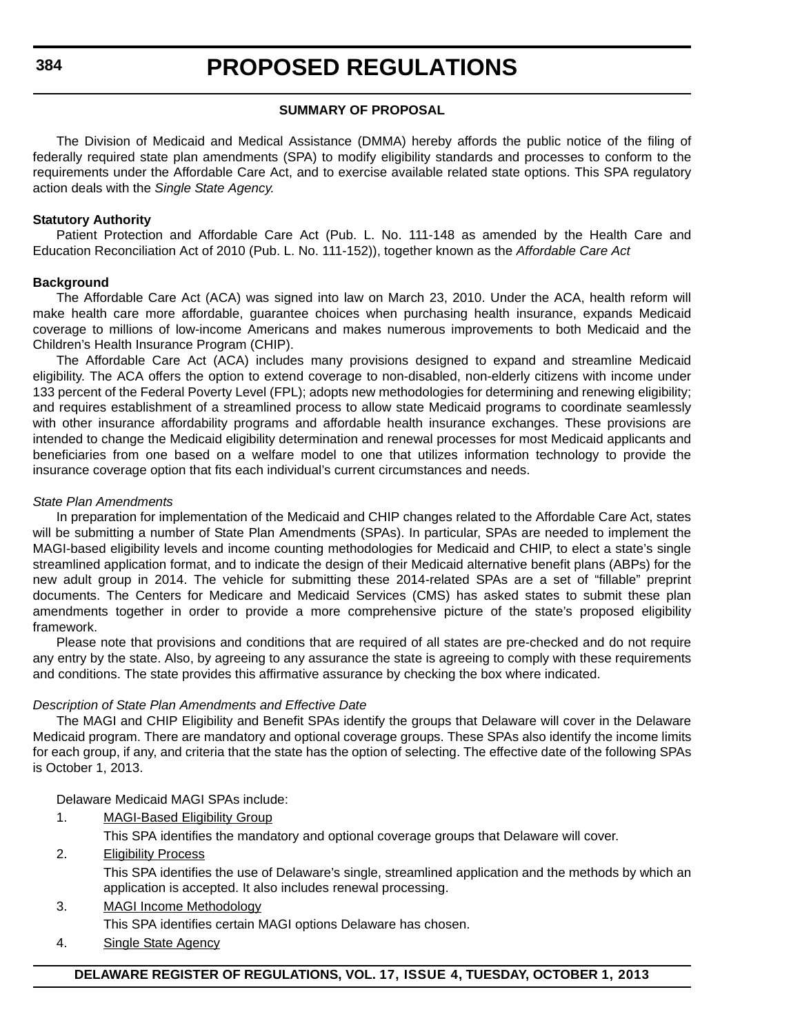### SUMMARY OF PROPOSAL

The Division of Medicaid and Medical Assistance (DMMA) hereby affords the public notice of the filing of federally required state plan amendments (SPA) to modify eligibility standards and processes to conform to the requirements under the Affordable Care Act, and to exercise available related state options. This SPA regulatory action deals with the *Single State Agency.*

**Statutory Authority**

Patient Protection and Affordable Care Act (Pub. L. No. 111-148 as amended by the Health Care and Education Reconciliation Act of 2010 (Pub. L. No. 111-152)), together known as the *Affordable Care Act*

**Background**

The Affordable Care Act (ACA) was signed into law on March 23, 2010. Under the ACA, health reform will make health care more affordable, guarantee choices when purchasing health insurance, expands Medicaid coverage to millions of low-income Americans and makes numerous improvements to both Medicaid and the Children's Health Insurance Program (CHIP).

The Affordable Care Act (ACA) includes many provisions designed to expand and streamline Medicaid eligibility. The ACA offers the option to extend coverage to non-disabled, non-elderly citizens with income under 133 percent of the Federal Poverty Level (FPL); adopts new methodologies for determining and renewing eligibility; and requires establishment of a streamlined process to allow state Medicaid programs to coordinate seamlessly with other insurance affordability programs and affordable health insurance exchanges. These provisions are intended to change the Medicaid eligibility determination and renewal processes for most Medicaid applicants and beneficiaries from one based on a welfare model to one that utilizes information technology to provide the insurance coverage option that fits each individual's current circumstances and needs.

*State Plan Amendments*

In preparation for implementation of the Medicaid and CHIP changes related to the Affordable Care Act, states will be submitting a number of State Plan Amendments (SPAs). In particular, SPAs are needed to implement the MAGI-based eligibility levels and income counting methodologies for Medicaid and CHIP, to elect a state's single streamlined application format, and to indicate the design of their Medicaid alternative benefit plans (ABPs) for the new adult group in 2014. The vehicle for submitting these 2014-related SPAs are a set of "fillable" preprint documents. The Centers for Medicare and Medicaid Services (CMS) has asked states to submit these plan amendments together in order to provide a more comprehensive picture of the state's proposed eligibility framework.

Please note that provisions and conditions that are required of all states are pre-checked and do not require any entry by the state. Also, by agreeing to any assurance the state is agreeing to comply with these requirements and conditions. The state provides this affirmative assurance by checking the box where indicated.

*Description of State Plan Amendments and Effective Date*

The MAGI and CHIP Eligibility and Benefit SPAs identify the groups that Delaware will cover in the Delaware Medicaid program. There are mandatory and optional coverage groups. These SPAs also identify the income limits for each group, if any, and criteria that the state has the option of selecting. The effective date of the following SPAs is October 1, 2013.

Delaware Medicaid MAGI SPAs include:

1. <u>MAGI-Based Eligibility Group</u>

   This SPA identifies the mandatory and optional coverage groups that Delaware will cover.

2. <u>Eligibility Process</u>

   This SPA identifies the use of Delaware's single, streamlined application and the methods by which an application is accepted. It also includes renewal processing.

3. <u>MAGI Income Methodology</u>

   This SPA identifies certain MAGI options Delaware has chosen.

4. <u>Single State Agency</u>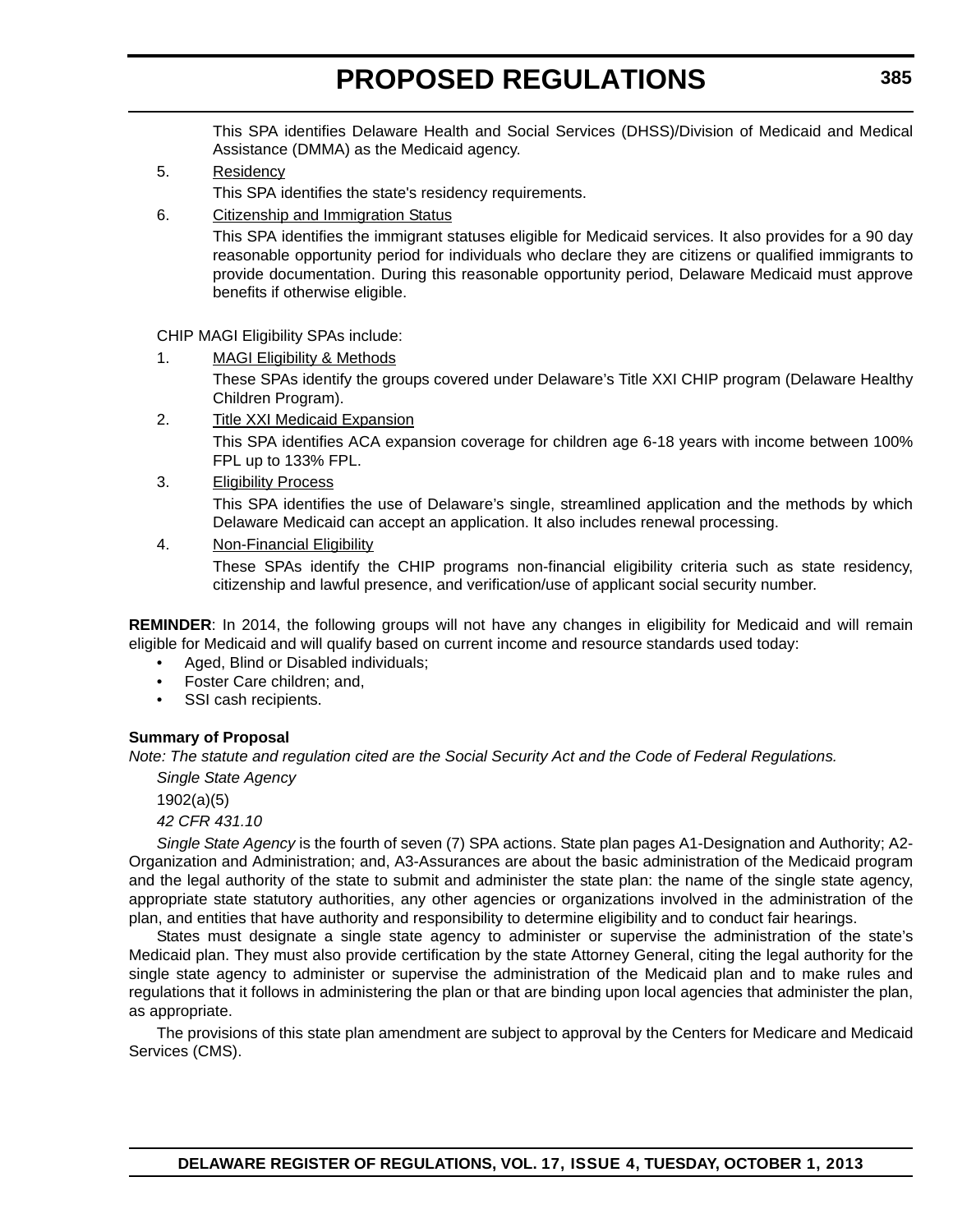This SPA identifies Delaware Health and Social Services (DHSS)/Division of Medicaid and Medical Assistance (DMMA) as the Medicaid agency.

5. Residency

   This SPA identifies the state's residency requirements.

6. Citizenship and Immigration Status

   This SPA identifies the immigrant statuses eligible for Medicaid services. It also provides for a 90 day reasonable opportunity period for individuals who declare they are citizens or qualified immigrants to provide documentation. During this reasonable opportunity period, Delaware Medicaid must approve benefits if otherwise eligible.

CHIP MAGI Eligibility SPAs include:

1. MAGI Eligibility & Methods

   These SPAs identify the groups covered under Delaware's Title XXI CHIP program (Delaware Healthy Children Program).

2. Title XXI Medicaid Expansion

   This SPA identifies ACA expansion coverage for children age 6-18 years with income between 100% FPL up to 133% FPL.

3. Eligibility Process

   This SPA identifies the use of Delaware's single, streamlined application and the methods by which Delaware Medicaid can accept an application. It also includes renewal processing.

4. Non-Financial Eligibility

   These SPAs identify the CHIP programs non-financial eligibility criteria such as state residency, citizenship and lawful presence, and verification/use of applicant social security number.

**REMINDER**: In 2014, the following groups will not have any changes in eligibility for Medicaid and will remain eligible for Medicaid and will qualify based on current income and resource standards used today:

- Aged, Blind or Disabled individuals;
- Foster Care children; and,
- SSI cash recipients.

**Summary of Proposal**

*Note: The statute and regulation cited are the Social Security Act and the Code of Federal Regulations.*

*Single State Agency*

1902(a)(5)

*42 CFR 431.10*

*Single State Agency* is the fourth of seven (7) SPA actions. State plan pages A1-Designation and Authority; A2-Organization and Administration; and, A3-Assurances are about the basic administration of the Medicaid program and the legal authority of the state to submit and administer the state plan: the name of the single state agency, appropriate state statutory authorities, any other agencies or organizations involved in the administration of the plan, and entities that have authority and responsibility to determine eligibility and to conduct fair hearings.

States must designate a single state agency to administer or supervise the administration of the state's Medicaid plan. They must also provide certification by the state Attorney General, citing the legal authority for the single state agency to administer or supervise the administration of the Medicaid plan and to make rules and regulations that it follows in administering the plan or that are binding upon local agencies that administer the plan, as appropriate.

The provisions of this state plan amendment are subject to approval by the Centers for Medicare and Medicaid Services (CMS).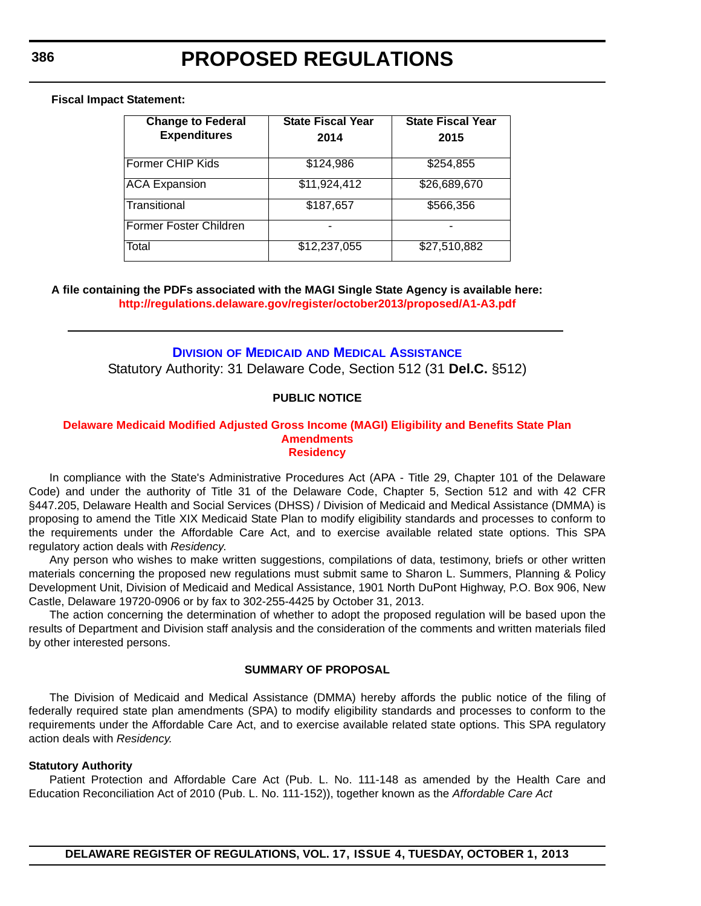**Fiscal Impact Statement:**

| Change to Federal Expenditures | State Fiscal Year 2014 | State Fiscal Year 2015 |
|---|---|---|
| Former CHIP Kids | $124,986 | $254,855 |
| ACA Expansion | $11,924,412 | $26,689,670 |
| Transitional | $187,657 | $566,356 |
| Former Foster Children | - | - |
| Total | $12,237,055 | $27,510,882 |

**A file containing the PDFs associated with the MAGI Single State Agency is available here:**
**http://regulations.delaware.gov/register/october2013/proposed/A1-A3.pdf**

---

## Division of Medicaid and Medical Assistance

Statutory Authority: 31 Delaware Code, Section 512 (31 **Del.C.** §512)

**PUBLIC NOTICE**

### Delaware Medicaid Modified Adjusted Gross Income (MAGI) Eligibility and Benefits State Plan Amendments Residency

In compliance with the State's Administrative Procedures Act (APA - Title 29, Chapter 101 of the Delaware Code) and under the authority of Title 31 of the Delaware Code, Chapter 5, Section 512 and with 42 CFR §447.205, Delaware Health and Social Services (DHSS) / Division of Medicaid and Medical Assistance (DMMA) is proposing to amend the Title XIX Medicaid State Plan to modify eligibility standards and processes to conform to the requirements under the Affordable Care Act, and to exercise available related state options. This SPA regulatory action deals with *Residency.*

Any person who wishes to make written suggestions, compilations of data, testimony, briefs or other written materials concerning the proposed new regulations must submit same to Sharon L. Summers, Planning & Policy Development Unit, Division of Medicaid and Medical Assistance, 1901 North DuPont Highway, P.O. Box 906, New Castle, Delaware 19720-0906 or by fax to 302-255-4425 by October 31, 2013.

The action concerning the determination of whether to adopt the proposed regulation will be based upon the results of Department and Division staff analysis and the consideration of the comments and written materials filed by other interested persons.

**SUMMARY OF PROPOSAL**

The Division of Medicaid and Medical Assistance (DMMA) hereby affords the public notice of the filing of federally required state plan amendments (SPA) to modify eligibility standards and processes to conform to the requirements under the Affordable Care Act, and to exercise available related state options. This SPA regulatory action deals with *Residency.*

**Statutory Authority**

Patient Protection and Affordable Care Act (Pub. L. No. 111-148 as amended by the Health Care and Education Reconciliation Act of 2010 (Pub. L. No. 111-152)), together known as the *Affordable Care Act*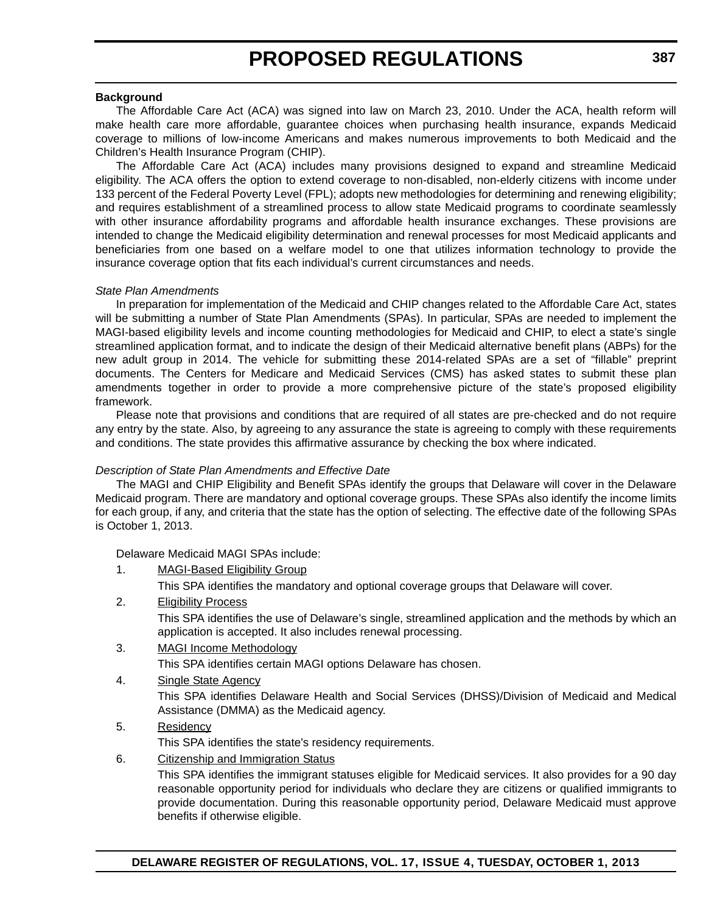**Background**

The Affordable Care Act (ACA) was signed into law on March 23, 2010. Under the ACA, health reform will make health care more affordable, guarantee choices when purchasing health insurance, expands Medicaid coverage to millions of low-income Americans and makes numerous improvements to both Medicaid and the Children's Health Insurance Program (CHIP).

The Affordable Care Act (ACA) includes many provisions designed to expand and streamline Medicaid eligibility. The ACA offers the option to extend coverage to non-disabled, non-elderly citizens with income under 133 percent of the Federal Poverty Level (FPL); adopts new methodologies for determining and renewing eligibility; and requires establishment of a streamlined process to allow state Medicaid programs to coordinate seamlessly with other insurance affordability programs and affordable health insurance exchanges. These provisions are intended to change the Medicaid eligibility determination and renewal processes for most Medicaid applicants and beneficiaries from one based on a welfare model to one that utilizes information technology to provide the insurance coverage option that fits each individual's current circumstances and needs.

*State Plan Amendments*

In preparation for implementation of the Medicaid and CHIP changes related to the Affordable Care Act, states will be submitting a number of State Plan Amendments (SPAs). In particular, SPAs are needed to implement the MAGI-based eligibility levels and income counting methodologies for Medicaid and CHIP, to elect a state's single streamlined application format, and to indicate the design of their Medicaid alternative benefit plans (ABPs) for the new adult group in 2014. The vehicle for submitting these 2014-related SPAs are a set of "fillable" preprint documents. The Centers for Medicare and Medicaid Services (CMS) has asked states to submit these plan amendments together in order to provide a more comprehensive picture of the state's proposed eligibility framework.

Please note that provisions and conditions that are required of all states are pre-checked and do not require any entry by the state. Also, by agreeing to any assurance the state is agreeing to comply with these requirements and conditions. The state provides this affirmative assurance by checking the box where indicated.

*Description of State Plan Amendments and Effective Date*

The MAGI and CHIP Eligibility and Benefit SPAs identify the groups that Delaware will cover in the Delaware Medicaid program. There are mandatory and optional coverage groups. These SPAs also identify the income limits for each group, if any, and criteria that the state has the option of selecting. The effective date of the following SPAs is October 1, 2013.

Delaware Medicaid MAGI SPAs include:

1. MAGI-Based Eligibility Group

   This SPA identifies the mandatory and optional coverage groups that Delaware will cover.

2. Eligibility Process

   This SPA identifies the use of Delaware's single, streamlined application and the methods by which an application is accepted. It also includes renewal processing.

3. MAGI Income Methodology

   This SPA identifies certain MAGI options Delaware has chosen.

4. Single State Agency

   This SPA identifies Delaware Health and Social Services (DHSS)/Division of Medicaid and Medical Assistance (DMMA) as the Medicaid agency.

5. Residency

   This SPA identifies the state's residency requirements.

6. Citizenship and Immigration Status

   This SPA identifies the immigrant statuses eligible for Medicaid services. It also provides for a 90 day reasonable opportunity period for individuals who declare they are citizens or qualified immigrants to provide documentation. During this reasonable opportunity period, Delaware Medicaid must approve benefits if otherwise eligible.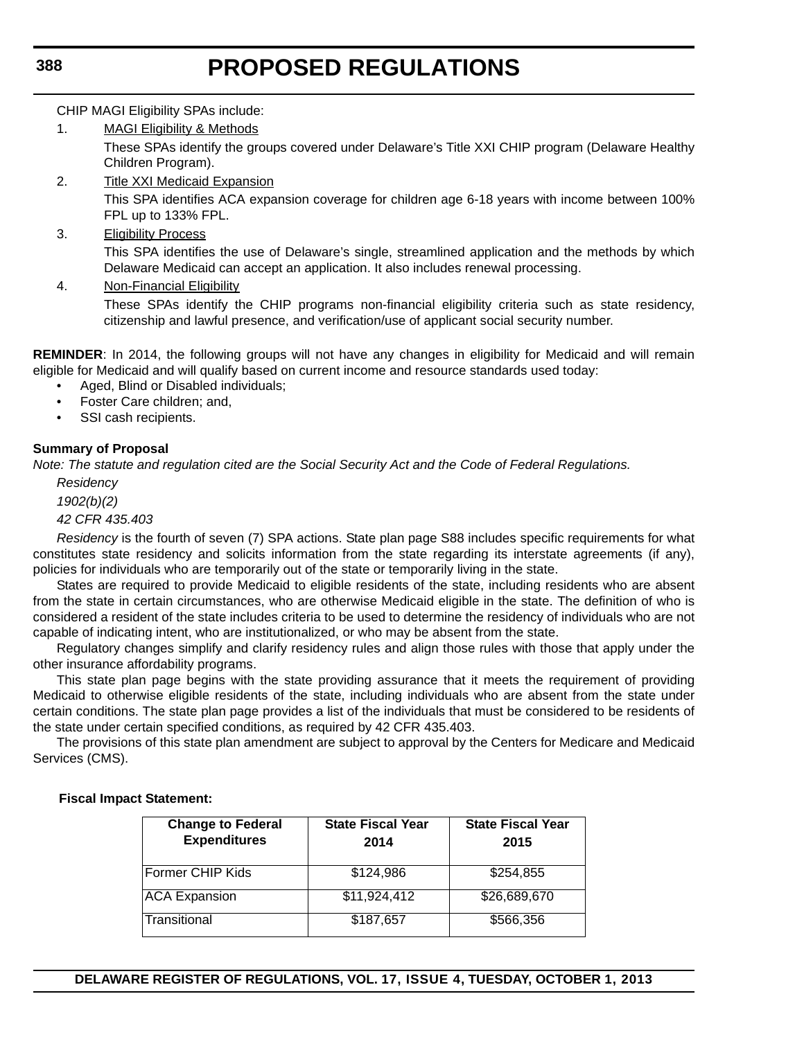CHIP MAGI Eligibility SPAs include:

1. MAGI Eligibility & Methods

   These SPAs identify the groups covered under Delaware's Title XXI CHIP program (Delaware Healthy Children Program).

2. Title XXI Medicaid Expansion

   This SPA identifies ACA expansion coverage for children age 6-18 years with income between 100% FPL up to 133% FPL.

3. Eligibility Process

   This SPA identifies the use of Delaware's single, streamlined application and the methods by which Delaware Medicaid can accept an application. It also includes renewal processing.

4. Non-Financial Eligibility

   These SPAs identify the CHIP programs non-financial eligibility criteria such as state residency, citizenship and lawful presence, and verification/use of applicant social security number.

**REMINDER**: In 2014, the following groups will not have any changes in eligibility for Medicaid and will remain eligible for Medicaid and will qualify based on current income and resource standards used today:

- Aged, Blind or Disabled individuals;
- Foster Care children; and,
- SSI cash recipients.

**Summary of Proposal**

*Note: The statute and regulation cited are the Social Security Act and the Code of Federal Regulations.*

*Residency*

*1902(b)(2)*

*42 CFR 435.403*

*Residency* is the fourth of seven (7) SPA actions. State plan page S88 includes specific requirements for what constitutes state residency and solicits information from the state regarding its interstate agreements (if any), policies for individuals who are temporarily out of the state or temporarily living in the state.

States are required to provide Medicaid to eligible residents of the state, including residents who are absent from the state in certain circumstances, who are otherwise Medicaid eligible in the state. The definition of who is considered a resident of the state includes criteria to be used to determine the residency of individuals who are not capable of indicating intent, who are institutionalized, or who may be absent from the state.

Regulatory changes simplify and clarify residency rules and align those rules with those that apply under the other insurance affordability programs.

This state plan page begins with the state providing assurance that it meets the requirement of providing Medicaid to otherwise eligible residents of the state, including individuals who are absent from the state under certain conditions. The state plan page provides a list of the individuals that must be considered to be residents of the state under certain specified conditions, as required by 42 CFR 435.403.

The provisions of this state plan amendment are subject to approval by the Centers for Medicare and Medicaid Services (CMS).

**Fiscal Impact Statement:**

| Change to Federal Expenditures | State Fiscal Year 2014 | State Fiscal Year 2015 |
|---|---|---|
| Former CHIP Kids | $124,986 | $254,855 |
| ACA Expansion | $11,924,412 | $26,689,670 |
| Transitional | $187,657 | $566,356 |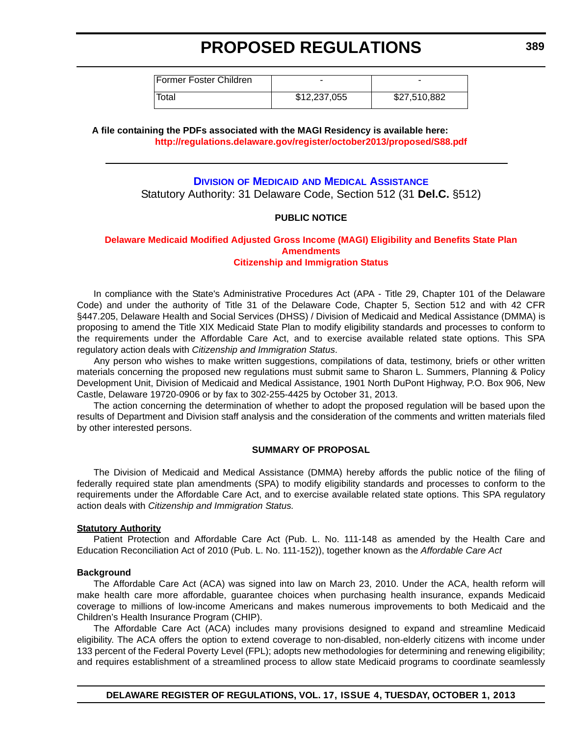| Former Foster Children | - | - |
|---|---|---|
| Total | $12,237,055 | $27,510,882 |

**A file containing the PDFs associated with the MAGI Residency is available here:**
**http://regulations.delaware.gov/register/october2013/proposed/S88.pdf**

---

## DIVISION OF MEDICAID AND MEDICAL ASSISTANCE

Statutory Authority: 31 Delaware Code, Section 512 (31 **Del.C.** §512)

**PUBLIC NOTICE**

### Delaware Medicaid Modified Adjusted Gross Income (MAGI) Eligibility and Benefits State Plan Amendments
### Citizenship and Immigration Status

In compliance with the State's Administrative Procedures Act (APA - Title 29, Chapter 101 of the Delaware Code) and under the authority of Title 31 of the Delaware Code, Chapter 5, Section 512 and with 42 CFR §447.205, Delaware Health and Social Services (DHSS) / Division of Medicaid and Medical Assistance (DMMA) is proposing to amend the Title XIX Medicaid State Plan to modify eligibility standards and processes to conform to the requirements under the Affordable Care Act, and to exercise available related state options. This SPA regulatory action deals with *Citizenship and Immigration Status*.

Any person who wishes to make written suggestions, compilations of data, testimony, briefs or other written materials concerning the proposed new regulations must submit same to Sharon L. Summers, Planning & Policy Development Unit, Division of Medicaid and Medical Assistance, 1901 North DuPont Highway, P.O. Box 906, New Castle, Delaware 19720-0906 or by fax to 302-255-4425 by October 31, 2013.

The action concerning the determination of whether to adopt the proposed regulation will be based upon the results of Department and Division staff analysis and the consideration of the comments and written materials filed by other interested persons.

**SUMMARY OF PROPOSAL**

The Division of Medicaid and Medical Assistance (DMMA) hereby affords the public notice of the filing of federally required state plan amendments (SPA) to modify eligibility standards and processes to conform to the requirements under the Affordable Care Act, and to exercise available related state options. This SPA regulatory action deals with *Citizenship and Immigration Status.*

**Statutory Authority**

Patient Protection and Affordable Care Act (Pub. L. No. 111-148 as amended by the Health Care and Education Reconciliation Act of 2010 (Pub. L. No. 111-152)), together known as the *Affordable Care Act*

**Background**

The Affordable Care Act (ACA) was signed into law on March 23, 2010. Under the ACA, health reform will make health care more affordable, guarantee choices when purchasing health insurance, expands Medicaid coverage to millions of low-income Americans and makes numerous improvements to both Medicaid and the Children's Health Insurance Program (CHIP).

The Affordable Care Act (ACA) includes many provisions designed to expand and streamline Medicaid eligibility. The ACA offers the option to extend coverage to non-disabled, non-elderly citizens with income under 133 percent of the Federal Poverty Level (FPL); adopts new methodologies for determining and renewing eligibility; and requires establishment of a streamlined process to allow state Medicaid programs to coordinate seamlessly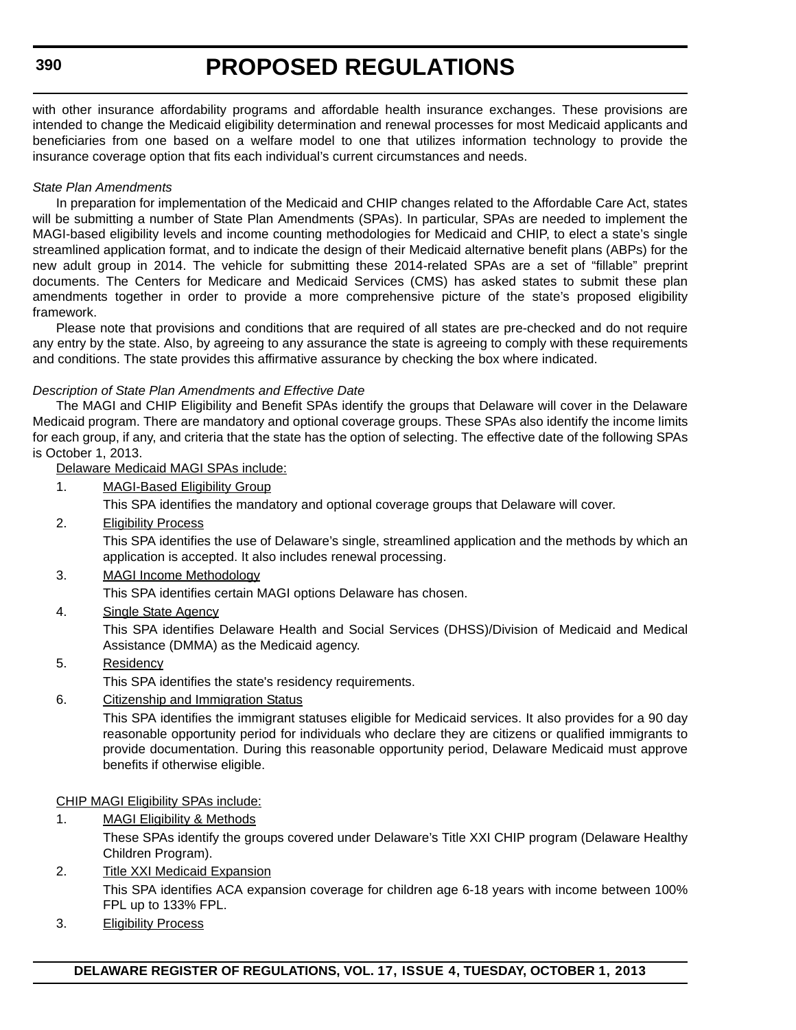with other insurance affordability programs and affordable health insurance exchanges. These provisions are intended to change the Medicaid eligibility determination and renewal processes for most Medicaid applicants and beneficiaries from one based on a welfare model to one that utilizes information technology to provide the insurance coverage option that fits each individual's current circumstances and needs.

*State Plan Amendments*

In preparation for implementation of the Medicaid and CHIP changes related to the Affordable Care Act, states will be submitting a number of State Plan Amendments (SPAs). In particular, SPAs are needed to implement the MAGI-based eligibility levels and income counting methodologies for Medicaid and CHIP, to elect a state's single streamlined application format, and to indicate the design of their Medicaid alternative benefit plans (ABPs) for the new adult group in 2014. The vehicle for submitting these 2014-related SPAs are a set of "fillable" preprint documents. The Centers for Medicare and Medicaid Services (CMS) has asked states to submit these plan amendments together in order to provide a more comprehensive picture of the state's proposed eligibility framework.

Please note that provisions and conditions that are required of all states are pre-checked and do not require any entry by the state. Also, by agreeing to any assurance the state is agreeing to comply with these requirements and conditions. The state provides this affirmative assurance by checking the box where indicated.

*Description of State Plan Amendments and Effective Date*

The MAGI and CHIP Eligibility and Benefit SPAs identify the groups that Delaware will cover in the Delaware Medicaid program. There are mandatory and optional coverage groups. These SPAs also identify the income limits for each group, if any, and criteria that the state has the option of selecting. The effective date of the following SPAs is October 1, 2013.

<u>Delaware Medicaid MAGI SPAs include:</u>

1. <u>MAGI-Based Eligibility Group</u>

   This SPA identifies the mandatory and optional coverage groups that Delaware will cover.

2. <u>Eligibility Process</u>

   This SPA identifies the use of Delaware's single, streamlined application and the methods by which an application is accepted. It also includes renewal processing.

3. <u>MAGI Income Methodology</u>

   This SPA identifies certain MAGI options Delaware has chosen.

4. <u>Single State Agency</u>

   This SPA identifies Delaware Health and Social Services (DHSS)/Division of Medicaid and Medical Assistance (DMMA) as the Medicaid agency.

5. <u>Residency</u>

   This SPA identifies the state's residency requirements.

6. <u>Citizenship and Immigration Status</u>

   This SPA identifies the immigrant statuses eligible for Medicaid services. It also provides for a 90 day reasonable opportunity period for individuals who declare they are citizens or qualified immigrants to provide documentation. During this reasonable opportunity period, Delaware Medicaid must approve benefits if otherwise eligible.

<u>CHIP MAGI Eligibility SPAs include:</u>

1. <u>MAGI Eligibility & Methods</u>

   These SPAs identify the groups covered under Delaware's Title XXI CHIP program (Delaware Healthy Children Program).

2. <u>Title XXI Medicaid Expansion</u>

   This SPA identifies ACA expansion coverage for children age 6-18 years with income between 100% FPL up to 133% FPL.

3. <u>Eligibility Process</u>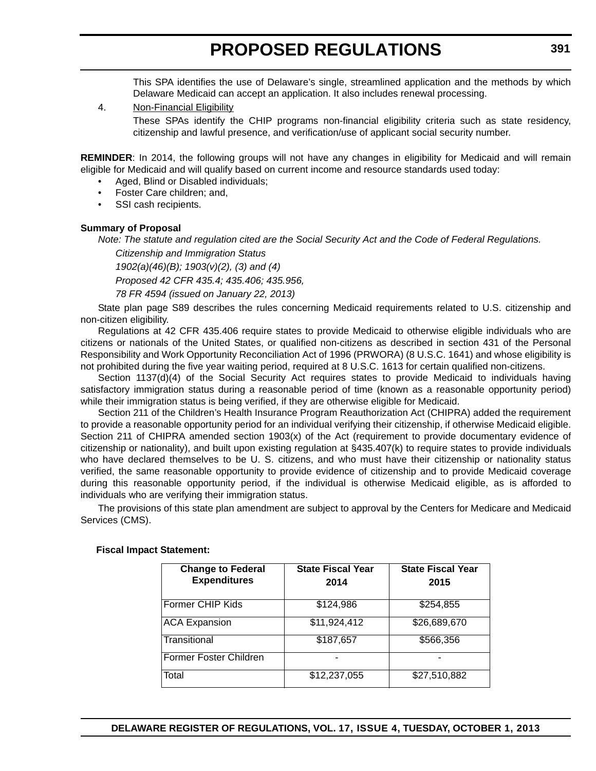This SPA identifies the use of Delaware's single, streamlined application and the methods by which Delaware Medicaid can accept an application. It also includes renewal processing.

4. Non-Financial Eligibility

These SPAs identify the CHIP programs non-financial eligibility criteria such as state residency, citizenship and lawful presence, and verification/use of applicant social security number.

**REMINDER**: In 2014, the following groups will not have any changes in eligibility for Medicaid and will remain eligible for Medicaid and will qualify based on current income and resource standards used today:

- Aged, Blind or Disabled individuals;
- Foster Care children; and,
- SSI cash recipients.

**Summary of Proposal**

*Note: The statute and regulation cited are the Social Security Act and the Code of Federal Regulations.*

*Citizenship and Immigration Status*

*1902(a)(46)(B); 1903(v)(2), (3) and (4)*

*Proposed 42 CFR 435.4; 435.406; 435.956,*

*78 FR 4594 (issued on January 22, 2013)*

State plan page S89 describes the rules concerning Medicaid requirements related to U.S. citizenship and non-citizen eligibility.

Regulations at 42 CFR 435.406 require states to provide Medicaid to otherwise eligible individuals who are citizens or nationals of the United States, or qualified non-citizens as described in section 431 of the Personal Responsibility and Work Opportunity Reconciliation Act of 1996 (PRWORA) (8 U.S.C. 1641) and whose eligibility is not prohibited during the five year waiting period, required at 8 U.S.C. 1613 for certain qualified non-citizens.

Section 1137(d)(4) of the Social Security Act requires states to provide Medicaid to individuals having satisfactory immigration status during a reasonable period of time (known as a reasonable opportunity period) while their immigration status is being verified, if they are otherwise eligible for Medicaid.

Section 211 of the Children's Health Insurance Program Reauthorization Act (CHIPRA) added the requirement to provide a reasonable opportunity period for an individual verifying their citizenship, if otherwise Medicaid eligible. Section 211 of CHIPRA amended section 1903(x) of the Act (requirement to provide documentary evidence of citizenship or nationality), and built upon existing regulation at §435.407(k) to require states to provide individuals who have declared themselves to be U. S. citizens, and who must have their citizenship or nationality status verified, the same reasonable opportunity to provide evidence of citizenship and to provide Medicaid coverage during this reasonable opportunity period, if the individual is otherwise Medicaid eligible, as is afforded to individuals who are verifying their immigration status.

The provisions of this state plan amendment are subject to approval by the Centers for Medicare and Medicaid Services (CMS).

**Fiscal Impact Statement:**

| Change to Federal Expenditures | State Fiscal Year 2014 | State Fiscal Year 2015 |
|---|---|---|
| Former CHIP Kids | $124,986 | $254,855 |
| ACA Expansion | $11,924,412 | $26,689,670 |
| Transitional | $187,657 | $566,356 |
| Former Foster Children | - | - |
| Total | $12,237,055 | $27,510,882 |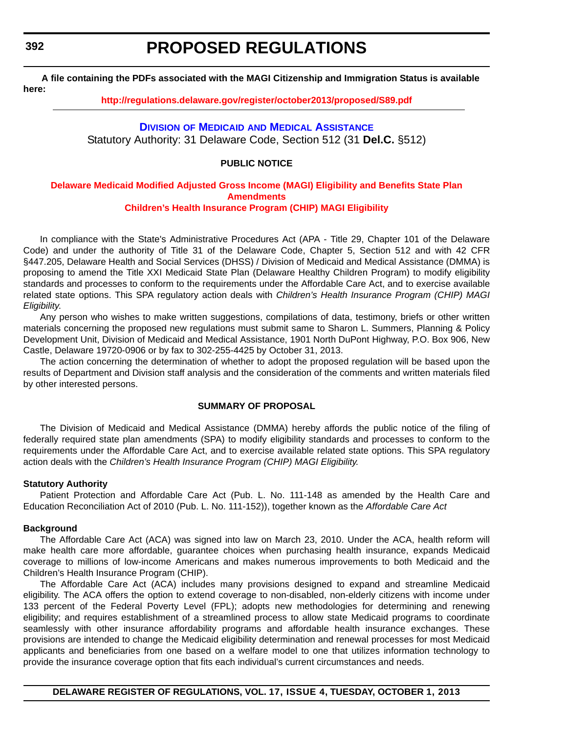**A file containing the PDFs associated with the MAGI Citizenship and Immigration Status is available here:**

**http://regulations.delaware.gov/register/october2013/proposed/S89.pdf**

---

## Division of Medicaid and Medical Assistance

Statutory Authority: 31 Delaware Code, Section 512 (31 **Del.C.** §512)

**PUBLIC NOTICE**

### Delaware Medicaid Modified Adjusted Gross Income (MAGI) Eligibility and Benefits State Plan Amendments
### Children's Health Insurance Program (CHIP) MAGI Eligibility

In compliance with the State's Administrative Procedures Act (APA - Title 29, Chapter 101 of the Delaware Code) and under the authority of Title 31 of the Delaware Code, Chapter 5, Section 512 and with 42 CFR §447.205, Delaware Health and Social Services (DHSS) / Division of Medicaid and Medical Assistance (DMMA) is proposing to amend the Title XXI Medicaid State Plan (Delaware Healthy Children Program) to modify eligibility standards and processes to conform to the requirements under the Affordable Care Act, and to exercise available related state options. This SPA regulatory action deals with *Children's Health Insurance Program (CHIP) MAGI Eligibility.*

Any person who wishes to make written suggestions, compilations of data, testimony, briefs or other written materials concerning the proposed new regulations must submit same to Sharon L. Summers, Planning & Policy Development Unit, Division of Medicaid and Medical Assistance, 1901 North DuPont Highway, P.O. Box 906, New Castle, Delaware 19720-0906 or by fax to 302-255-4425 by October 31, 2013.

The action concerning the determination of whether to adopt the proposed regulation will be based upon the results of Department and Division staff analysis and the consideration of the comments and written materials filed by other interested persons.

**SUMMARY OF PROPOSAL**

The Division of Medicaid and Medical Assistance (DMMA) hereby affords the public notice of the filing of federally required state plan amendments (SPA) to modify eligibility standards and processes to conform to the requirements under the Affordable Care Act, and to exercise available related state options. This SPA regulatory action deals with the *Children's Health Insurance Program (CHIP) MAGI Eligibility.*

**Statutory Authority**

Patient Protection and Affordable Care Act (Pub. L. No. 111-148 as amended by the Health Care and Education Reconciliation Act of 2010 (Pub. L. No. 111-152)), together known as the *Affordable Care Act*

**Background**

The Affordable Care Act (ACA) was signed into law on March 23, 2010. Under the ACA, health reform will make health care more affordable, guarantee choices when purchasing health insurance, expands Medicaid coverage to millions of low-income Americans and makes numerous improvements to both Medicaid and the Children's Health Insurance Program (CHIP).

The Affordable Care Act (ACA) includes many provisions designed to expand and streamline Medicaid eligibility. The ACA offers the option to extend coverage to non-disabled, non-elderly citizens with income under 133 percent of the Federal Poverty Level (FPL); adopts new methodologies for determining and renewing eligibility; and requires establishment of a streamlined process to allow state Medicaid programs to coordinate seamlessly with other insurance affordability programs and affordable health insurance exchanges. These provisions are intended to change the Medicaid eligibility determination and renewal processes for most Medicaid applicants and beneficiaries from one based on a welfare model to one that utilizes information technology to provide the insurance coverage option that fits each individual's current circumstances and needs.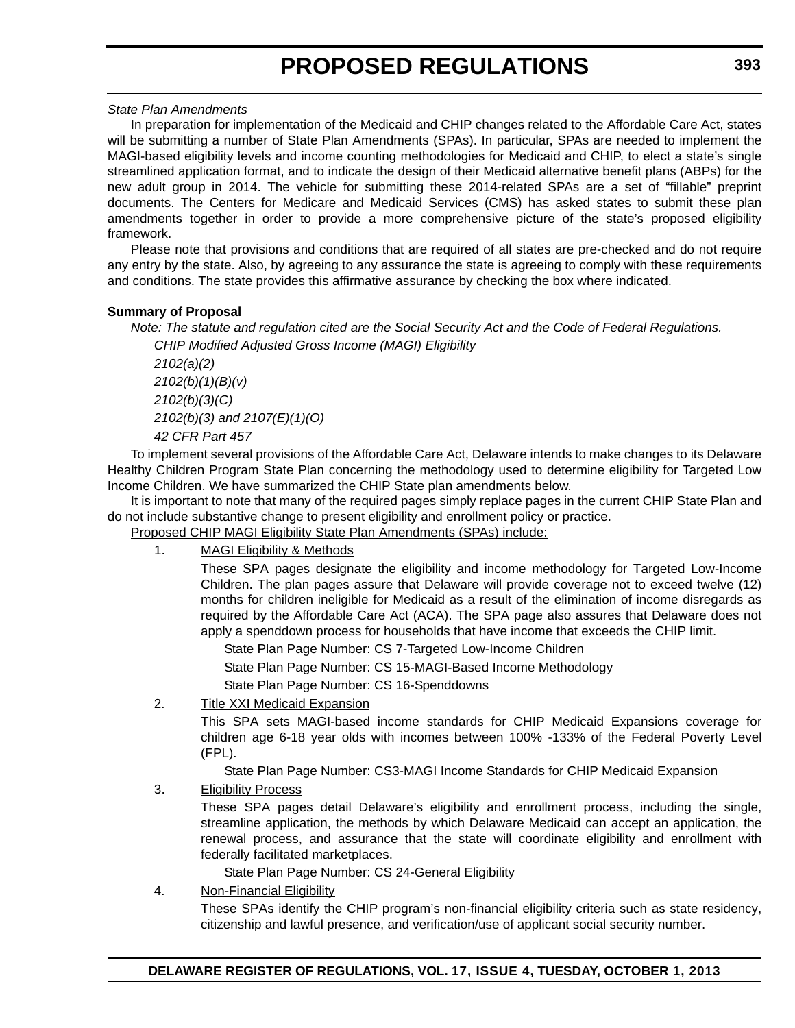*State Plan Amendments*

In preparation for implementation of the Medicaid and CHIP changes related to the Affordable Care Act, states will be submitting a number of State Plan Amendments (SPAs). In particular, SPAs are needed to implement the MAGI-based eligibility levels and income counting methodologies for Medicaid and CHIP, to elect a state's single streamlined application format, and to indicate the design of their Medicaid alternative benefit plans (ABPs) for the new adult group in 2014. The vehicle for submitting these 2014-related SPAs are a set of "fillable" preprint documents. The Centers for Medicare and Medicaid Services (CMS) has asked states to submit these plan amendments together in order to provide a more comprehensive picture of the state's proposed eligibility framework.

Please note that provisions and conditions that are required of all states are pre-checked and do not require any entry by the state. Also, by agreeing to any assurance the state is agreeing to comply with these requirements and conditions. The state provides this affirmative assurance by checking the box where indicated.

**Summary of Proposal**

*Note: The statute and regulation cited are the Social Security Act and the Code of Federal Regulations.*

*CHIP Modified Adjusted Gross Income (MAGI) Eligibility*

*2102(a)(2)*

*2102(b)(1)(B)(v)*

*2102(b)(3)(C)*

*2102(b)(3) and 2107(E)(1)(O)*

*42 CFR Part 457*

To implement several provisions of the Affordable Care Act, Delaware intends to make changes to its Delaware Healthy Children Program State Plan concerning the methodology used to determine eligibility for Targeted Low Income Children. We have summarized the CHIP State plan amendments below.

It is important to note that many of the required pages simply replace pages in the current CHIP State Plan and do not include substantive change to present eligibility and enrollment policy or practice.

<u>Proposed CHIP MAGI Eligibility State Plan Amendments (SPAs) include:</u>

1. <u>MAGI Eligibility & Methods</u>

   These SPA pages designate the eligibility and income methodology for Targeted Low-Income Children. The plan pages assure that Delaware will provide coverage not to exceed twelve (12) months for children ineligible for Medicaid as a result of the elimination of income disregards as required by the Affordable Care Act (ACA). The SPA page also assures that Delaware does not apply a spenddown process for households that have income that exceeds the CHIP limit.

   State Plan Page Number: CS 7-Targeted Low-Income Children

   State Plan Page Number: CS 15-MAGI-Based Income Methodology

   State Plan Page Number: CS 16-Spenddowns

2. <u>Title XXI Medicaid Expansion</u>

   This SPA sets MAGI-based income standards for CHIP Medicaid Expansions coverage for children age 6-18 year olds with incomes between 100% -133% of the Federal Poverty Level (FPL).

   State Plan Page Number: CS3-MAGI Income Standards for CHIP Medicaid Expansion

3. <u>Eligibility Process</u>

   These SPA pages detail Delaware's eligibility and enrollment process, including the single, streamline application, the methods by which Delaware Medicaid can accept an application, the renewal process, and assurance that the state will coordinate eligibility and enrollment with federally facilitated marketplaces.

   State Plan Page Number: CS 24-General Eligibility

4. <u>Non-Financial Eligibility</u>

   These SPAs identify the CHIP program's non-financial eligibility criteria such as state residency, citizenship and lawful presence, and verification/use of applicant social security number.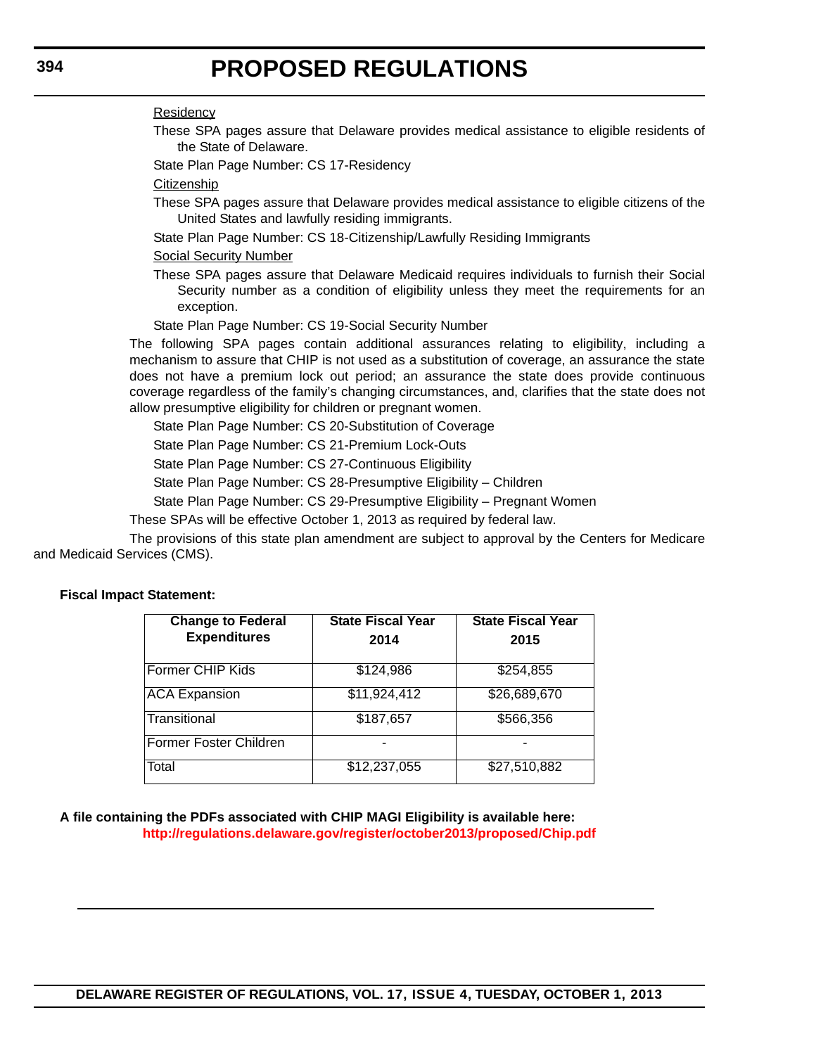Residency

These SPA pages assure that Delaware provides medical assistance to eligible residents of the State of Delaware.

State Plan Page Number: CS 17-Residency

Citizenship

These SPA pages assure that Delaware provides medical assistance to eligible citizens of the United States and lawfully residing immigrants.

State Plan Page Number: CS 18-Citizenship/Lawfully Residing Immigrants

Social Security Number

These SPA pages assure that Delaware Medicaid requires individuals to furnish their Social Security number as a condition of eligibility unless they meet the requirements for an exception.

State Plan Page Number: CS 19-Social Security Number

The following SPA pages contain additional assurances relating to eligibility, including a mechanism to assure that CHIP is not used as a substitution of coverage, an assurance the state does not have a premium lock out period; an assurance the state does provide continuous coverage regardless of the family's changing circumstances, and, clarifies that the state does not allow presumptive eligibility for children or pregnant women.

State Plan Page Number: CS 20-Substitution of Coverage

State Plan Page Number: CS 21-Premium Lock-Outs

State Plan Page Number: CS 27-Continuous Eligibility

State Plan Page Number: CS 28-Presumptive Eligibility – Children

State Plan Page Number: CS 29-Presumptive Eligibility – Pregnant Women

These SPAs will be effective October 1, 2013 as required by federal law.

The provisions of this state plan amendment are subject to approval by the Centers for Medicare and Medicaid Services (CMS).

**Fiscal Impact Statement:**

| Change to Federal Expenditures | State Fiscal Year 2014 | State Fiscal Year 2015 |
|---|---|---|
| Former CHIP Kids | $124,986 | $254,855 |
| ACA Expansion | $11,924,412 | $26,689,670 |
| Transitional | $187,657 | $566,356 |
| Former Foster Children | - | - |
| Total | $12,237,055 | $27,510,882 |

**A file containing the PDFs associated with CHIP MAGI Eligibility is available here:**
**http://regulations.delaware.gov/register/october2013/proposed/Chip.pdf**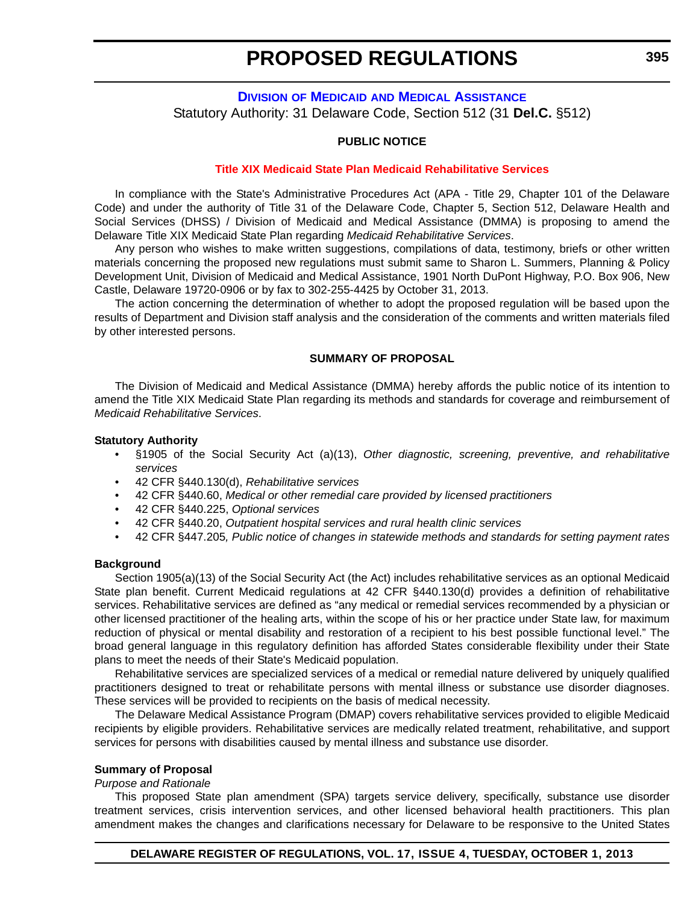# PROPOSED REGULATIONS

## DIVISION OF MEDICAID AND MEDICAL ASSISTANCE

Statutory Authority: 31 Delaware Code, Section 512 (31 **Del.C.** §512)

**PUBLIC NOTICE**

**Title XIX Medicaid State Plan Medicaid Rehabilitative Services**

In compliance with the State's Administrative Procedures Act (APA - Title 29, Chapter 101 of the Delaware Code) and under the authority of Title 31 of the Delaware Code, Chapter 5, Section 512, Delaware Health and Social Services (DHSS) / Division of Medicaid and Medical Assistance (DMMA) is proposing to amend the Delaware Title XIX Medicaid State Plan regarding *Medicaid Rehabilitative Services*.

Any person who wishes to make written suggestions, compilations of data, testimony, briefs or other written materials concerning the proposed new regulations must submit same to Sharon L. Summers, Planning & Policy Development Unit, Division of Medicaid and Medical Assistance, 1901 North DuPont Highway, P.O. Box 906, New Castle, Delaware 19720-0906 or by fax to 302-255-4425 by October 31, 2013.

The action concerning the determination of whether to adopt the proposed regulation will be based upon the results of Department and Division staff analysis and the consideration of the comments and written materials filed by other interested persons.

**SUMMARY OF PROPOSAL**

The Division of Medicaid and Medical Assistance (DMMA) hereby affords the public notice of its intention to amend the Title XIX Medicaid State Plan regarding its methods and standards for coverage and reimbursement of *Medicaid Rehabilitative Services*.

**Statutory Authority**

- §1905 of the Social Security Act (a)(13), *Other diagnostic, screening, preventive, and rehabilitative services*
- 42 CFR §440.130(d), *Rehabilitative services*
- 42 CFR §440.60, *Medical or other remedial care provided by licensed practitioners*
- 42 CFR §440.225, *Optional services*
- 42 CFR §440.20, *Outpatient hospital services and rural health clinic services*
- 42 CFR §447.205*, Public notice of changes in statewide methods and standards for setting payment rates*

**Background**

Section 1905(a)(13) of the Social Security Act (the Act) includes rehabilitative services as an optional Medicaid State plan benefit. Current Medicaid regulations at 42 CFR §440.130(d) provides a definition of rehabilitative services. Rehabilitative services are defined as "any medical or remedial services recommended by a physician or other licensed practitioner of the healing arts, within the scope of his or her practice under State law, for maximum reduction of physical or mental disability and restoration of a recipient to his best possible functional level." The broad general language in this regulatory definition has afforded States considerable flexibility under their State plans to meet the needs of their State's Medicaid population.

Rehabilitative services are specialized services of a medical or remedial nature delivered by uniquely qualified practitioners designed to treat or rehabilitate persons with mental illness or substance use disorder diagnoses. These services will be provided to recipients on the basis of medical necessity.

The Delaware Medical Assistance Program (DMAP) covers rehabilitative services provided to eligible Medicaid recipients by eligible providers. Rehabilitative services are medically related treatment, rehabilitative, and support services for persons with disabilities caused by mental illness and substance use disorder.

**Summary of Proposal**

*Purpose and Rationale*

This proposed State plan amendment (SPA) targets service delivery, specifically, substance use disorder treatment services, crisis intervention services, and other licensed behavioral health practitioners. This plan amendment makes the changes and clarifications necessary for Delaware to be responsive to the United States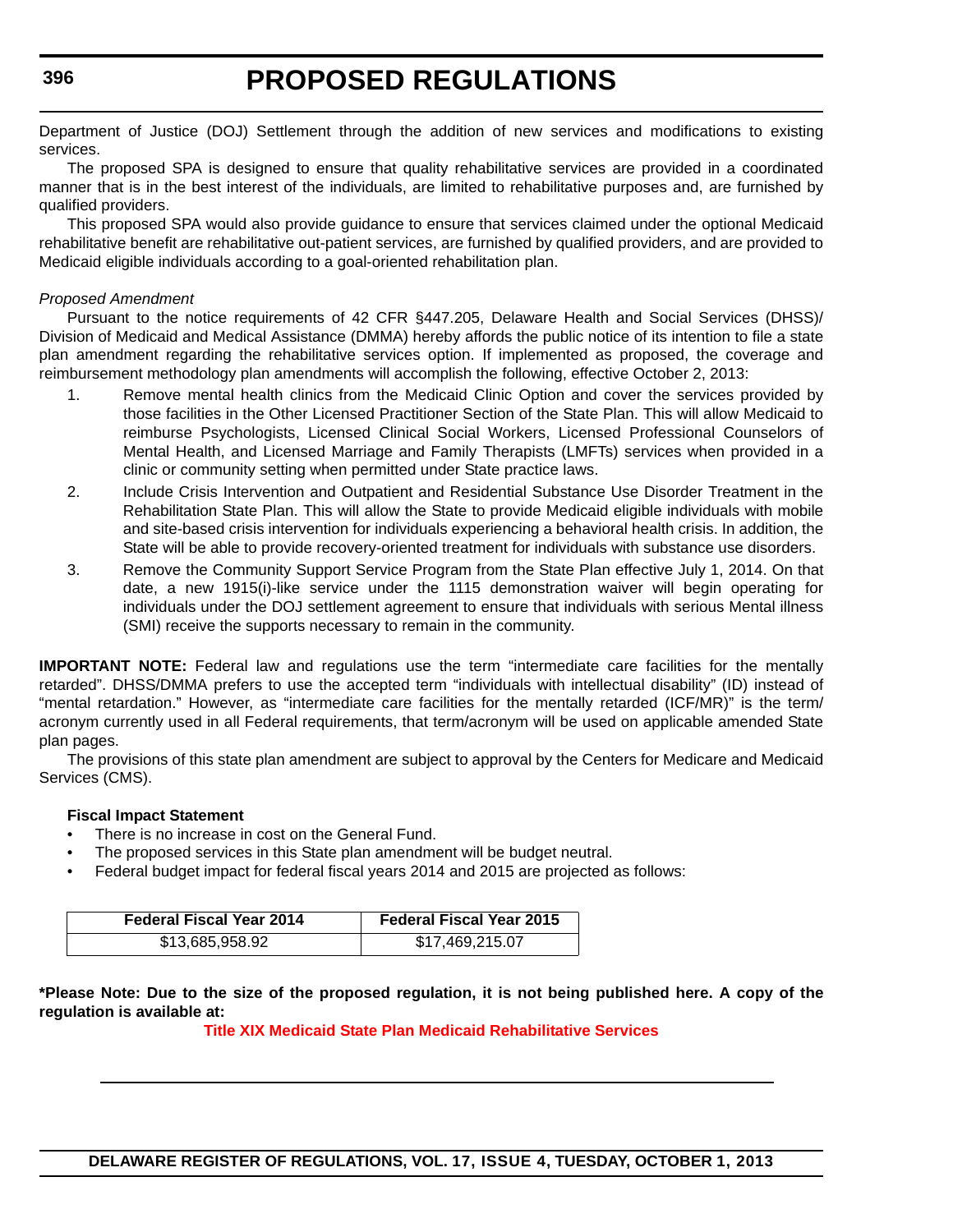Department of Justice (DOJ) Settlement through the addition of new services and modifications to existing services.

The proposed SPA is designed to ensure that quality rehabilitative services are provided in a coordinated manner that is in the best interest of the individuals, are limited to rehabilitative purposes and, are furnished by qualified providers.

This proposed SPA would also provide guidance to ensure that services claimed under the optional Medicaid rehabilitative benefit are rehabilitative out-patient services, are furnished by qualified providers, and are provided to Medicaid eligible individuals according to a goal-oriented rehabilitation plan.

*Proposed Amendment*

Pursuant to the notice requirements of 42 CFR §447.205, Delaware Health and Social Services (DHSS)/ Division of Medicaid and Medical Assistance (DMMA) hereby affords the public notice of its intention to file a state plan amendment regarding the rehabilitative services option. If implemented as proposed, the coverage and reimbursement methodology plan amendments will accomplish the following, effective October 2, 2013:

1. Remove mental health clinics from the Medicaid Clinic Option and cover the services provided by those facilities in the Other Licensed Practitioner Section of the State Plan. This will allow Medicaid to reimburse Psychologists, Licensed Clinical Social Workers, Licensed Professional Counselors of Mental Health, and Licensed Marriage and Family Therapists (LMFTs) services when provided in a clinic or community setting when permitted under State practice laws.
2. Include Crisis Intervention and Outpatient and Residential Substance Use Disorder Treatment in the Rehabilitation State Plan. This will allow the State to provide Medicaid eligible individuals with mobile and site-based crisis intervention for individuals experiencing a behavioral health crisis. In addition, the State will be able to provide recovery-oriented treatment for individuals with substance use disorders.
3. Remove the Community Support Service Program from the State Plan effective July 1, 2014. On that date, a new 1915(i)-like service under the 1115 demonstration waiver will begin operating for individuals under the DOJ settlement agreement to ensure that individuals with serious Mental illness (SMI) receive the supports necessary to remain in the community.

**IMPORTANT NOTE:** Federal law and regulations use the term "intermediate care facilities for the mentally retarded". DHSS/DMMA prefers to use the accepted term "individuals with intellectual disability" (ID) instead of "mental retardation." However, as "intermediate care facilities for the mentally retarded (ICF/MR)" is the term/ acronym currently used in all Federal requirements, that term/acronym will be used on applicable amended State plan pages.

The provisions of this state plan amendment are subject to approval by the Centers for Medicare and Medicaid Services (CMS).

**Fiscal Impact Statement**

- There is no increase in cost on the General Fund.
- The proposed services in this State plan amendment will be budget neutral.
- Federal budget impact for federal fiscal years 2014 and 2015 are projected as follows:

| Federal Fiscal Year 2014 | Federal Fiscal Year 2015 |
|---|---|
| $13,685,958.92 | $17,469,215.07 |

**\*Please Note: Due to the size of the proposed regulation, it is not being published here. A copy of the regulation is available at:**

**Title XIX Medicaid State Plan Medicaid Rehabilitative Services**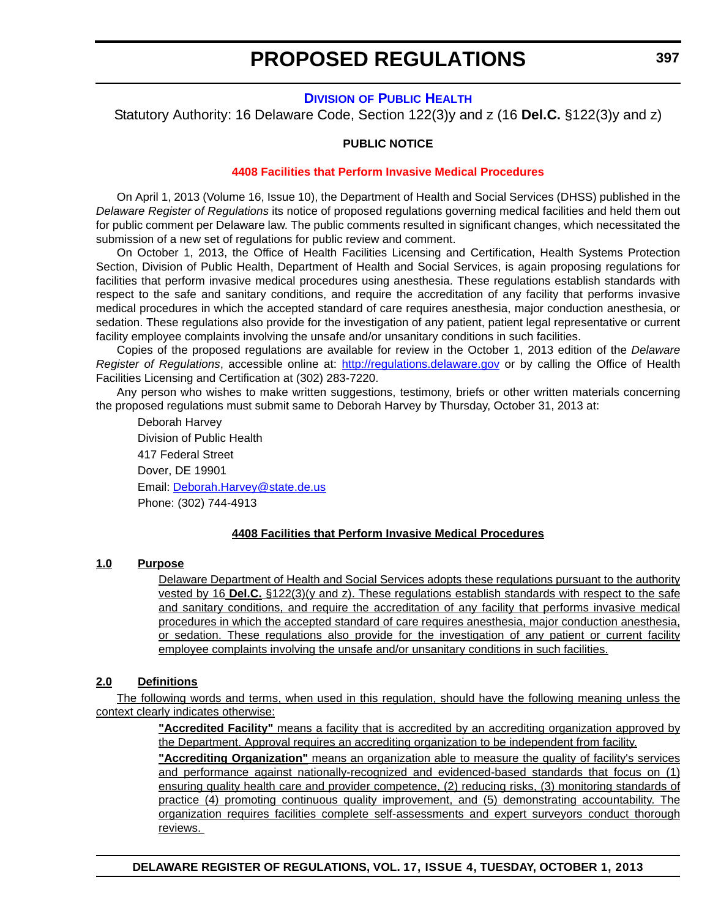# PROPOSED REGULATIONS

## [DIVISION OF PUBLIC HEALTH](http://dhss.delaware.gov/dhss/dph/index.html)

Statutory Authority: 16 Delaware Code, Section 122(3)y and z (16 **Del.C.** §122(3)y and z)

**PUBLIC NOTICE**

**[4408 Facilities that Perform Invasive Medical Procedures](#)**

On April 1, 2013 (Volume 16, Issue 10), the Department of Health and Social Services (DHSS) published in the *Delaware Register of Regulations* its notice of proposed regulations governing medical facilities and held them out for public comment per Delaware law. The public comments resulted in significant changes, which necessitated the submission of a new set of regulations for public review and comment.

On October 1, 2013, the Office of Health Facilities Licensing and Certification, Health Systems Protection Section, Division of Public Health, Department of Health and Social Services, is again proposing regulations for facilities that perform invasive medical procedures using anesthesia. These regulations establish standards with respect to the safe and sanitary conditions, and require the accreditation of any facility that performs invasive medical procedures in which the accepted standard of care requires anesthesia, major conduction anesthesia, or sedation. These regulations also provide for the investigation of any patient, patient legal representative or current facility employee complaints involving the unsafe and/or unsanitary conditions in such facilities.

Copies of the proposed regulations are available for review in the October 1, 2013 edition of the *Delaware Register of Regulations*, accessible online at: [http://regulations.delaware.gov](http://regulations.delaware.gov) or by calling the Office of Health Facilities Licensing and Certification at (302) 283-7220.

Any person who wishes to make written suggestions, testimony, briefs or other written materials concerning the proposed regulations must submit same to Deborah Harvey by Thursday, October 31, 2013 at:

Deborah Harvey
Division of Public Health
417 Federal Street
Dover, DE 19901
Email: [Deborah.Harvey@state.de.us](mailto:Deborah.Harvey@state.de.us)
Phone: (302) 744-4913

**4408 Facilities that Perform Invasive Medical Procedures**

**1.0 Purpose**

Delaware Department of Health and Social Services adopts these regulations pursuant to the authority vested by 16 **Del.C.** §122(3)(y and z). These regulations establish standards with respect to the safe and sanitary conditions, and require the accreditation of any facility that performs invasive medical procedures in which the accepted standard of care requires anesthesia, major conduction anesthesia, or sedation. These regulations also provide for the investigation of any patient or current facility employee complaints involving the unsafe and/or unsanitary conditions in such facilities.

**2.0 Definitions**

The following words and terms, when used in this regulation, should have the following meaning unless the context clearly indicates otherwise:

**"Accredited Facility"** means a facility that is accredited by an accrediting organization approved by the Department. Approval requires an accrediting organization to be independent from facility.

**"Accrediting Organization"** means an organization able to measure the quality of facility's services and performance against nationally-recognized and evidenced-based standards that focus on (1) ensuring quality health care and provider competence, (2) reducing risks, (3) monitoring standards of practice (4) promoting continuous quality improvement, and (5) demonstrating accountability. The organization requires facilities complete self-assessments and expert surveyors conduct thorough reviews.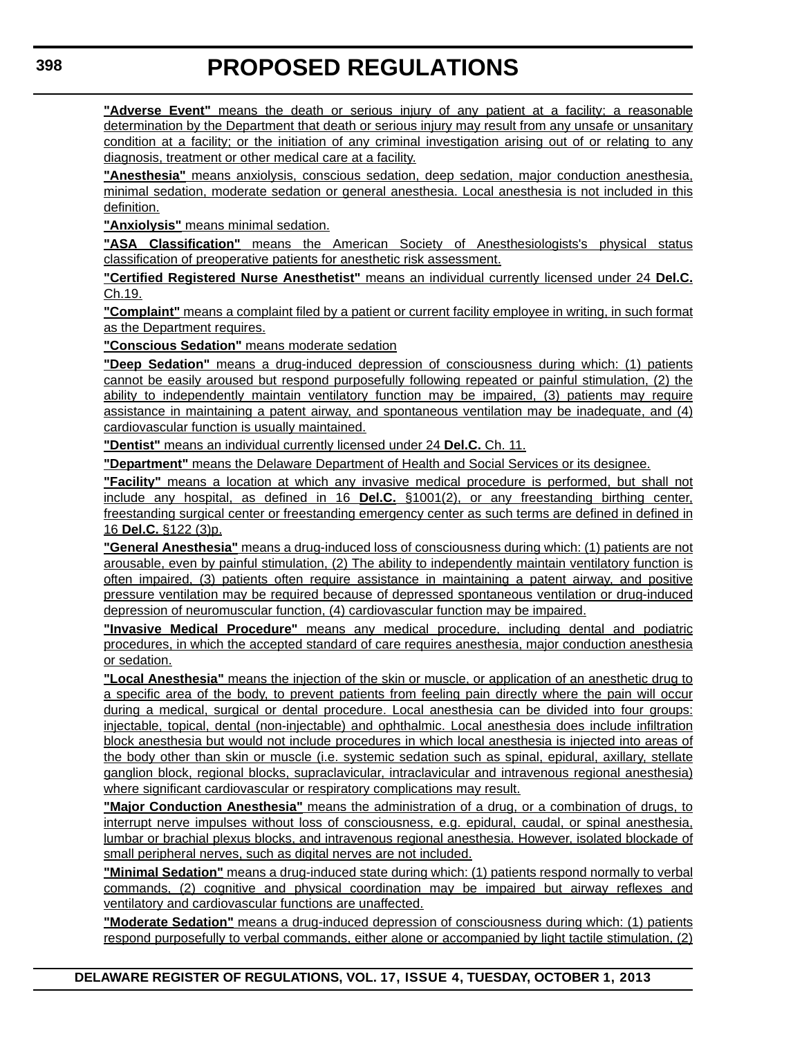**"Adverse Event"** means the death or serious injury of any patient at a facility; a reasonable determination by the Department that death or serious injury may result from any unsafe or unsanitary condition at a facility; or the initiation of any criminal investigation arising out of or relating to any diagnosis, treatment or other medical care at a facility.

**"Anesthesia"** means anxiolysis, conscious sedation, deep sedation, major conduction anesthesia, minimal sedation, moderate sedation or general anesthesia. Local anesthesia is not included in this definition.

**"Anxiolysis"** means minimal sedation.

**"ASA Classification"** means the American Society of Anesthesiologists's physical status classification of preoperative patients for anesthetic risk assessment.

**"Certified Registered Nurse Anesthetist"** means an individual currently licensed under 24 **Del.C.** Ch.19.

**"Complaint"** means a complaint filed by a patient or current facility employee in writing, in such format as the Department requires.

**"Conscious Sedation"** means moderate sedation

**"Deep Sedation"** means a drug-induced depression of consciousness during which: (1) patients cannot be easily aroused but respond purposefully following repeated or painful stimulation, (2) the ability to independently maintain ventilatory function may be impaired, (3) patients may require assistance in maintaining a patent airway, and spontaneous ventilation may be inadequate, and (4) cardiovascular function is usually maintained.

**"Dentist"** means an individual currently licensed under 24 **Del.C.** Ch. 11.

**"Department"** means the Delaware Department of Health and Social Services or its designee.

**"Facility"** means a location at which any invasive medical procedure is performed, but shall not include any hospital, as defined in 16 **Del.C.** §1001(2), or any freestanding birthing center, freestanding surgical center or freestanding emergency center as such terms are defined in defined in 16 **Del.C.** §122 (3)p.

**"General Anesthesia"** means a drug-induced loss of consciousness during which: (1) patients are not arousable, even by painful stimulation, (2) The ability to independently maintain ventilatory function is often impaired, (3) patients often require assistance in maintaining a patent airway, and positive pressure ventilation may be required because of depressed spontaneous ventilation or drug-induced depression of neuromuscular function, (4) cardiovascular function may be impaired.

**"Invasive Medical Procedure"** means any medical procedure, including dental and podiatric procedures, in which the accepted standard of care requires anesthesia, major conduction anesthesia or sedation.

**"Local Anesthesia"** means the injection of the skin or muscle, or application of an anesthetic drug to a specific area of the body, to prevent patients from feeling pain directly where the pain will occur during a medical, surgical or dental procedure. Local anesthesia can be divided into four groups: injectable, topical, dental (non-injectable) and ophthalmic. Local anesthesia does include infiltration block anesthesia but would not include procedures in which local anesthesia is injected into areas of the body other than skin or muscle (i.e. systemic sedation such as spinal, epidural, axillary, stellate ganglion block, regional blocks, supraclavicular, intraclavicular and intravenous regional anesthesia) where significant cardiovascular or respiratory complications may result.

**"Major Conduction Anesthesia"** means the administration of a drug, or a combination of drugs, to interrupt nerve impulses without loss of consciousness, e.g. epidural, caudal, or spinal anesthesia, lumbar or brachial plexus blocks, and intravenous regional anesthesia. However, isolated blockade of small peripheral nerves, such as digital nerves are not included.

**"Minimal Sedation"** means a drug-induced state during which: (1) patients respond normally to verbal commands, (2) cognitive and physical coordination may be impaired but airway reflexes and ventilatory and cardiovascular functions are unaffected.

**"Moderate Sedation"** means a drug-induced depression of consciousness during which: (1) patients respond purposefully to verbal commands, either alone or accompanied by light tactile stimulation, (2)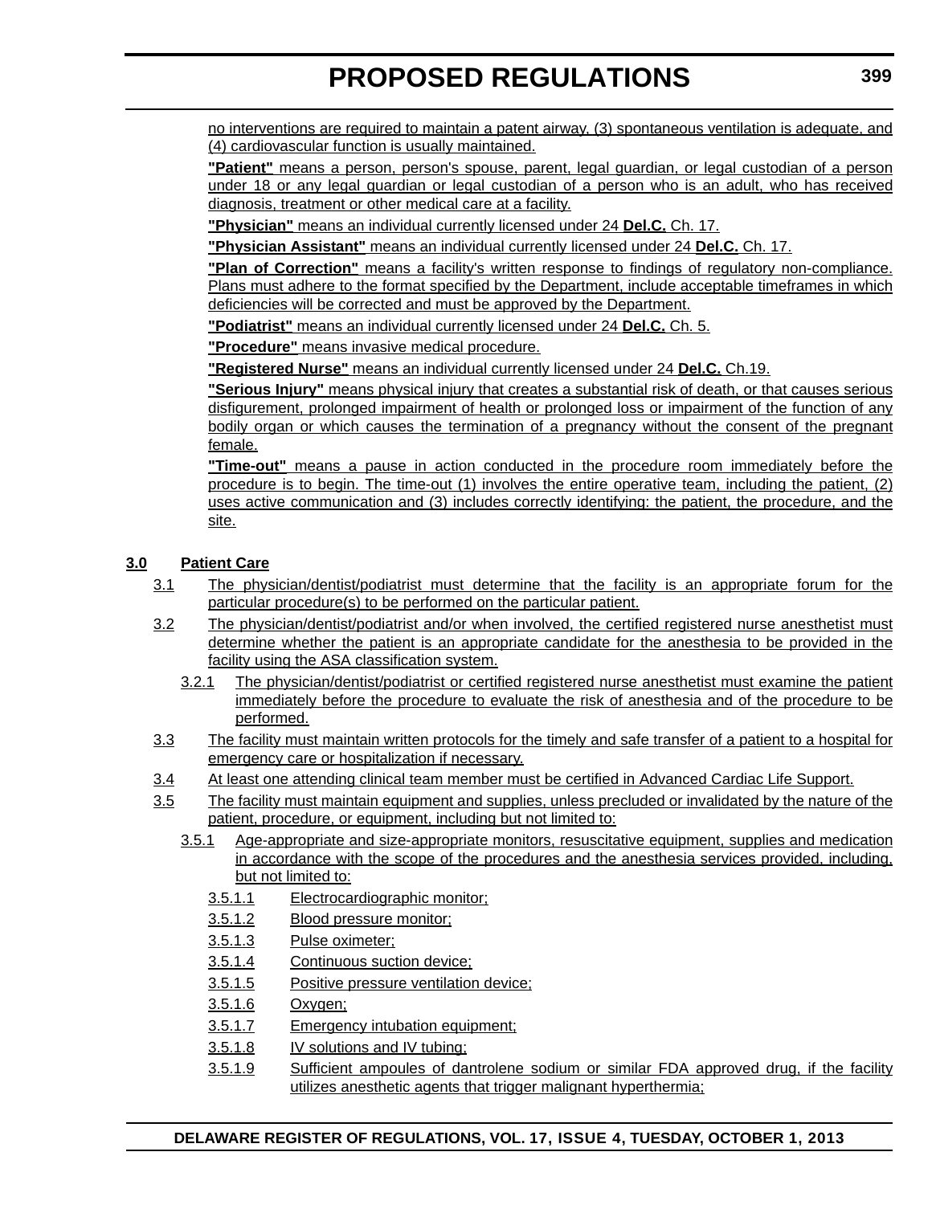no interventions are required to maintain a patent airway, (3) spontaneous ventilation is adequate, and (4) cardiovascular function is usually maintained.

**"Patient"** means a person, person's spouse, parent, legal guardian, or legal custodian of a person under 18 or any legal guardian or legal custodian of a person who is an adult, who has received diagnosis, treatment or other medical care at a facility.

**"Physician"** means an individual currently licensed under 24 **Del.C.** Ch. 17.

**"Physician Assistant"** means an individual currently licensed under 24 **Del.C.** Ch. 17.

**"Plan of Correction"** means a facility's written response to findings of regulatory non-compliance. Plans must adhere to the format specified by the Department, include acceptable timeframes in which deficiencies will be corrected and must be approved by the Department.

**"Podiatrist"** means an individual currently licensed under 24 **Del.C.** Ch. 5.

**"Procedure"** means invasive medical procedure.

**"Registered Nurse"** means an individual currently licensed under 24 **Del.C.** Ch.19.

**"Serious Injury"** means physical injury that creates a substantial risk of death, or that causes serious disfigurement, prolonged impairment of health or prolonged loss or impairment of the function of any bodily organ or which causes the termination of a pregnancy without the consent of the pregnant female.

**"Time-out"** means a pause in action conducted in the procedure room immediately before the procedure is to begin. The time-out (1) involves the entire operative team, including the patient, (2) uses active communication and (3) includes correctly identifying: the patient, the procedure, and the site.

**3.0 Patient Care**

3.1 The physician/dentist/podiatrist must determine that the facility is an appropriate forum for the particular procedure(s) to be performed on the particular patient.

3.2 The physician/dentist/podiatrist and/or when involved, the certified registered nurse anesthetist must determine whether the patient is an appropriate candidate for the anesthesia to be provided in the facility using the ASA classification system.

3.2.1 The physician/dentist/podiatrist or certified registered nurse anesthetist must examine the patient immediately before the procedure to evaluate the risk of anesthesia and of the procedure to be performed.

3.3 The facility must maintain written protocols for the timely and safe transfer of a patient to a hospital for emergency care or hospitalization if necessary.

3.4 At least one attending clinical team member must be certified in Advanced Cardiac Life Support.

3.5 The facility must maintain equipment and supplies, unless precluded or invalidated by the nature of the patient, procedure, or equipment, including but not limited to:

3.5.1 Age-appropriate and size-appropriate monitors, resuscitative equipment, supplies and medication in accordance with the scope of the procedures and the anesthesia services provided, including, but not limited to:

3.5.1.1 Electrocardiographic monitor;

3.5.1.2 Blood pressure monitor;

3.5.1.3 Pulse oximeter;

3.5.1.4 Continuous suction device;

3.5.1.5 Positive pressure ventilation device;

3.5.1.6 Oxygen;

3.5.1.7 Emergency intubation equipment;

3.5.1.8 IV solutions and IV tubing;

3.5.1.9 Sufficient ampoules of dantrolene sodium or similar FDA approved drug, if the facility utilizes anesthetic agents that trigger malignant hyperthermia;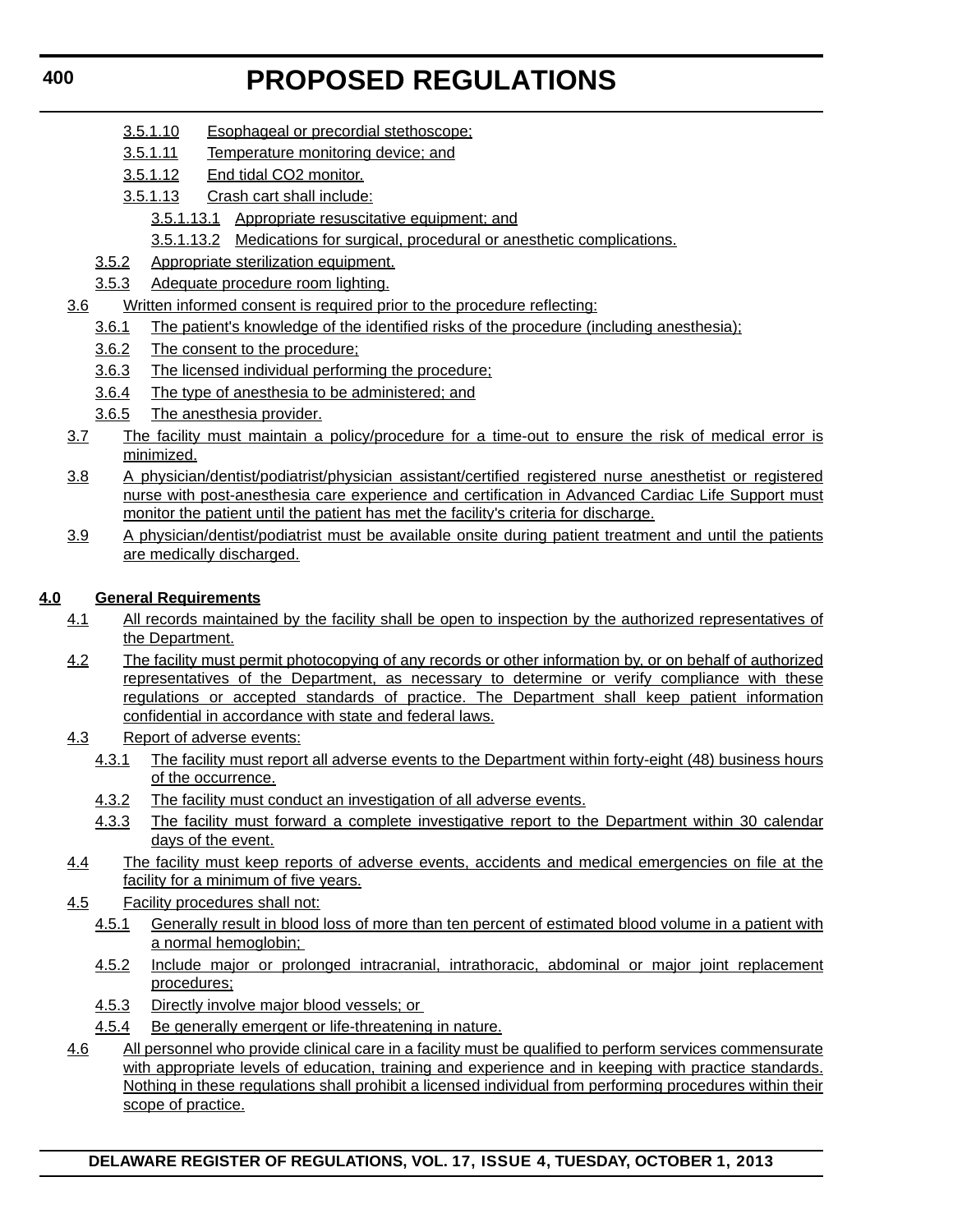3.5.1.10 Esophageal or precordial stethoscope;

3.5.1.11 Temperature monitoring device; and

3.5.1.12 End tidal $CO_2$ monitor.

3.5.1.13 Crash cart shall include:

3.5.1.13.1 Appropriate resuscitative equipment; and

3.5.1.13.2 Medications for surgical, procedural or anesthetic complications.

3.5.2 Appropriate sterilization equipment.

3.5.3 Adequate procedure room lighting.

3.6 Written informed consent is required prior to the procedure reflecting:

3.6.1 The patient's knowledge of the identified risks of the procedure (including anesthesia);

3.6.2 The consent to the procedure;

3.6.3 The licensed individual performing the procedure;

3.6.4 The type of anesthesia to be administered; and

3.6.5 The anesthesia provider.

3.7 The facility must maintain a policy/procedure for a time-out to ensure the risk of medical error is minimized.

3.8 A physician/dentist/podiatrist/physician assistant/certified registered nurse anesthetist or registered nurse with post-anesthesia care experience and certification in Advanced Cardiac Life Support must monitor the patient until the patient has met the facility's criteria for discharge.

3.9 A physician/dentist/podiatrist must be available onsite during patient treatment and until the patients are medically discharged.

**4.0 General Requirements**

4.1 All records maintained by the facility shall be open to inspection by the authorized representatives of the Department.

4.2 The facility must permit photocopying of any records or other information by, or on behalf of authorized representatives of the Department, as necessary to determine or verify compliance with these regulations or accepted standards of practice. The Department shall keep patient information confidential in accordance with state and federal laws.

4.3 Report of adverse events:

4.3.1 The facility must report all adverse events to the Department within forty-eight (48) business hours of the occurrence.

4.3.2 The facility must conduct an investigation of all adverse events.

4.3.3 The facility must forward a complete investigative report to the Department within 30 calendar days of the event.

4.4 The facility must keep reports of adverse events, accidents and medical emergencies on file at the facility for a minimum of five years.

4.5 Facility procedures shall not:

4.5.1 Generally result in blood loss of more than ten percent of estimated blood volume in a patient with a normal hemoglobin;

4.5.2 Include major or prolonged intracranial, intrathoracic, abdominal or major joint replacement procedures;

4.5.3 Directly involve major blood vessels; or

4.5.4 Be generally emergent or life-threatening in nature.

4.6 All personnel who provide clinical care in a facility must be qualified to perform services commensurate with appropriate levels of education, training and experience and in keeping with practice standards. Nothing in these regulations shall prohibit a licensed individual from performing procedures within their scope of practice.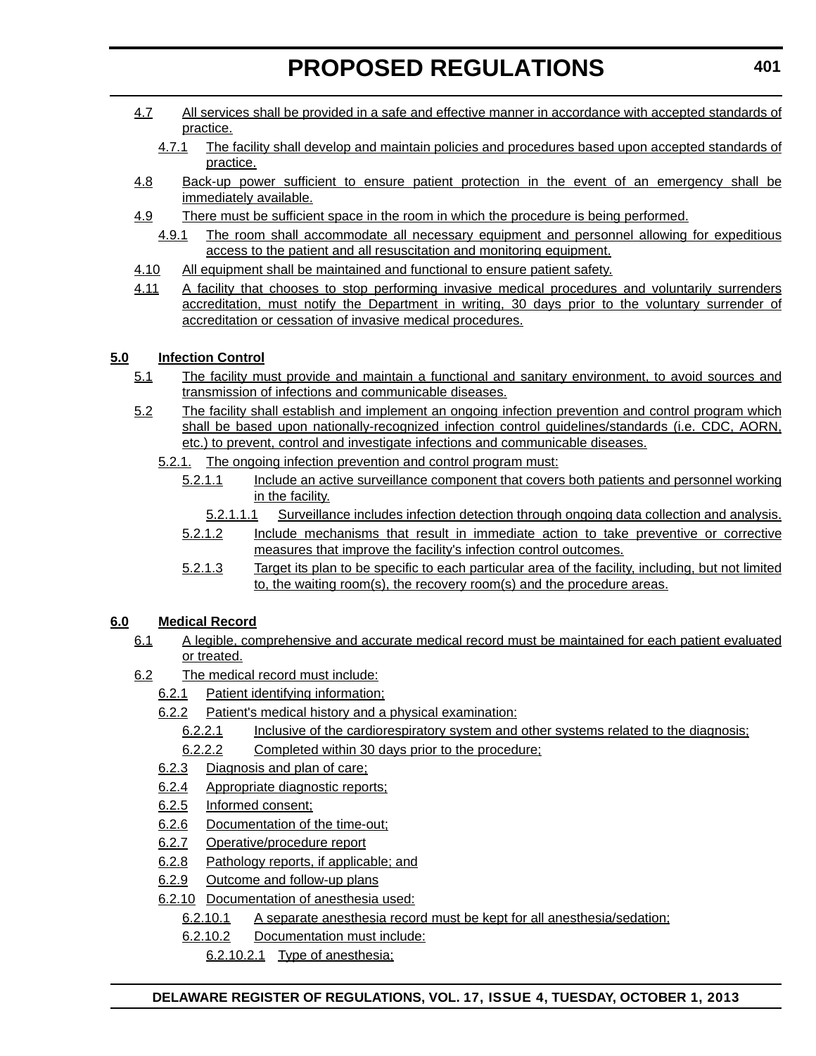4.7 All services shall be provided in a safe and effective manner in accordance with accepted standards of practice.

4.7.1 The facility shall develop and maintain policies and procedures based upon accepted standards of practice.

4.8 Back-up power sufficient to ensure patient protection in the event of an emergency shall be immediately available.

4.9 There must be sufficient space in the room in which the procedure is being performed.

4.9.1 The room shall accommodate all necessary equipment and personnel allowing for expeditious access to the patient and all resuscitation and monitoring equipment.

4.10 All equipment shall be maintained and functional to ensure patient safety.

4.11 A facility that chooses to stop performing invasive medical procedures and voluntarily surrenders accreditation, must notify the Department in writing, 30 days prior to the voluntary surrender of accreditation or cessation of invasive medical procedures.

**5.0 Infection Control**

5.1 The facility must provide and maintain a functional and sanitary environment, to avoid sources and transmission of infections and communicable diseases.

5.2 The facility shall establish and implement an ongoing infection prevention and control program which shall be based upon nationally-recognized infection control guidelines/standards (i.e. CDC, AORN, etc.) to prevent, control and investigate infections and communicable diseases.

5.2.1. The ongoing infection prevention and control program must:

5.2.1.1 Include an active surveillance component that covers both patients and personnel working in the facility.

5.2.1.1.1 Surveillance includes infection detection through ongoing data collection and analysis.

5.2.1.2 Include mechanisms that result in immediate action to take preventive or corrective measures that improve the facility's infection control outcomes.

5.2.1.3 Target its plan to be specific to each particular area of the facility, including, but not limited to, the waiting room(s), the recovery room(s) and the procedure areas.

**6.0 Medical Record**

6.1 A legible, comprehensive and accurate medical record must be maintained for each patient evaluated or treated.

6.2 The medical record must include:

6.2.1 Patient identifying information;

6.2.2 Patient's medical history and a physical examination:

6.2.2.1 Inclusive of the cardiorespiratory system and other systems related to the diagnosis;

6.2.2.2 Completed within 30 days prior to the procedure;

6.2.3 Diagnosis and plan of care;

6.2.4 Appropriate diagnostic reports;

6.2.5 Informed consent;

6.2.6 Documentation of the time-out;

6.2.7 Operative/procedure report

6.2.8 Pathology reports, if applicable; and

6.2.9 Outcome and follow-up plans

6.2.10 Documentation of anesthesia used:

6.2.10.1 A separate anesthesia record must be kept for all anesthesia/sedation;

6.2.10.2 Documentation must include:

6.2.10.2.1 Type of anesthesia;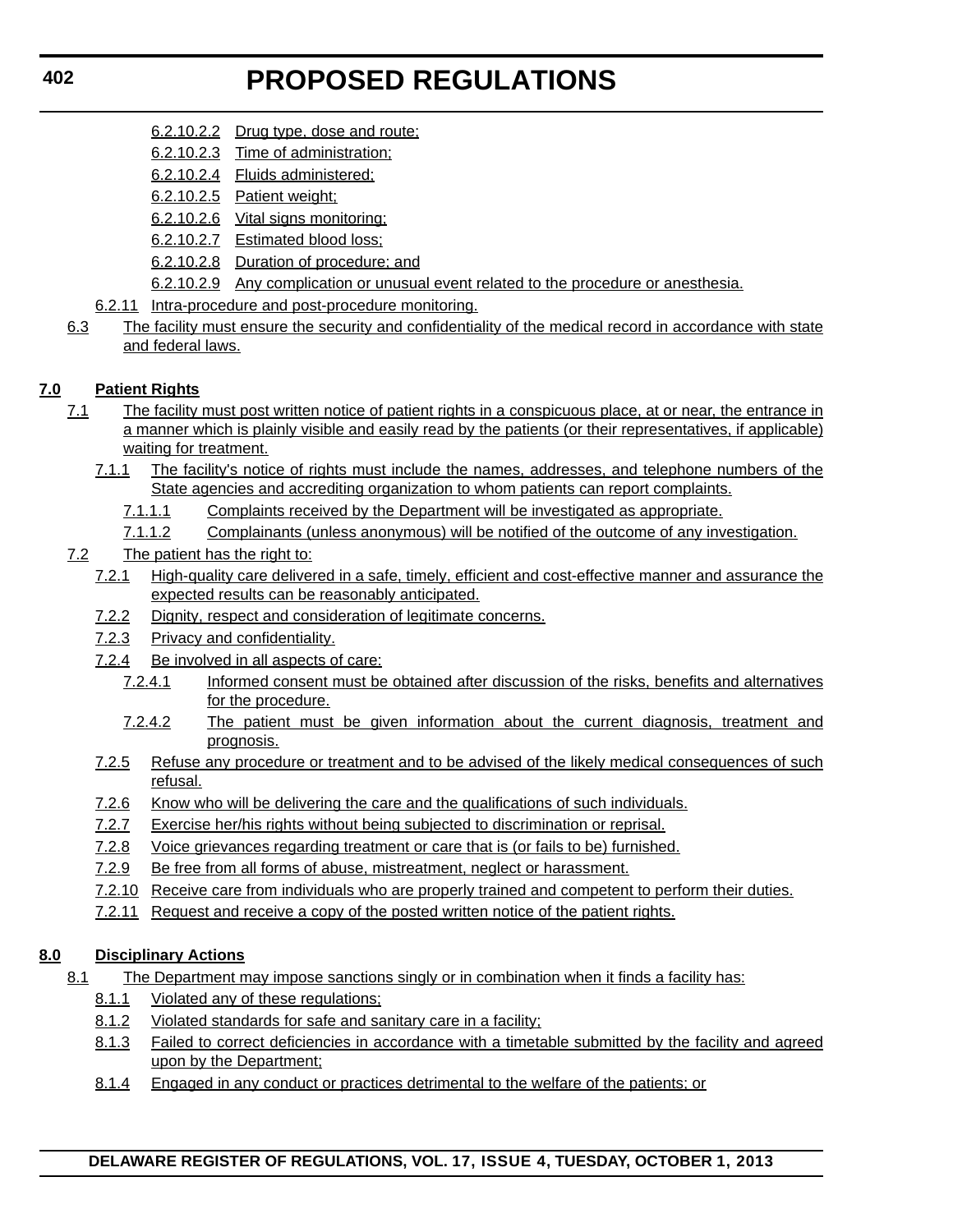6.2.10.2.2 Drug type, dose and route;

6.2.10.2.3 Time of administration;

6.2.10.2.4 Fluids administered;

6.2.10.2.5 Patient weight;

6.2.10.2.6 Vital signs monitoring;

6.2.10.2.7 Estimated blood loss;

6.2.10.2.8 Duration of procedure; and

6.2.10.2.9 Any complication or unusual event related to the procedure or anesthesia.

6.2.11 Intra-procedure and post-procedure monitoring.

6.3 The facility must ensure the security and confidentiality of the medical record in accordance with state and federal laws.

**7.0 Patient Rights**

7.1 The facility must post written notice of patient rights in a conspicuous place, at or near, the entrance in a manner which is plainly visible and easily read by the patients (or their representatives, if applicable) waiting for treatment.

7.1.1 The facility's notice of rights must include the names, addresses, and telephone numbers of the State agencies and accrediting organization to whom patients can report complaints.

7.1.1.1 Complaints received by the Department will be investigated as appropriate.

7.1.1.2 Complainants (unless anonymous) will be notified of the outcome of any investigation.

7.2 The patient has the right to:

7.2.1 High-quality care delivered in a safe, timely, efficient and cost-effective manner and assurance the expected results can be reasonably anticipated.

7.2.2 Dignity, respect and consideration of legitimate concerns.

7.2.3 Privacy and confidentiality.

7.2.4 Be involved in all aspects of care:

7.2.4.1 Informed consent must be obtained after discussion of the risks, benefits and alternatives for the procedure.

7.2.4.2 The patient must be given information about the current diagnosis, treatment and prognosis.

7.2.5 Refuse any procedure or treatment and to be advised of the likely medical consequences of such refusal.

7.2.6 Know who will be delivering the care and the qualifications of such individuals.

7.2.7 Exercise her/his rights without being subjected to discrimination or reprisal.

7.2.8 Voice grievances regarding treatment or care that is (or fails to be) furnished.

7.2.9 Be free from all forms of abuse, mistreatment, neglect or harassment.

7.2.10 Receive care from individuals who are properly trained and competent to perform their duties.

7.2.11 Request and receive a copy of the posted written notice of the patient rights.

**8.0 Disciplinary Actions**

8.1 The Department may impose sanctions singly or in combination when it finds a facility has:

8.1.1 Violated any of these regulations;

8.1.2 Violated standards for safe and sanitary care in a facility;

8.1.3 Failed to correct deficiencies in accordance with a timetable submitted by the facility and agreed upon by the Department;

8.1.4 Engaged in any conduct or practices detrimental to the welfare of the patients; or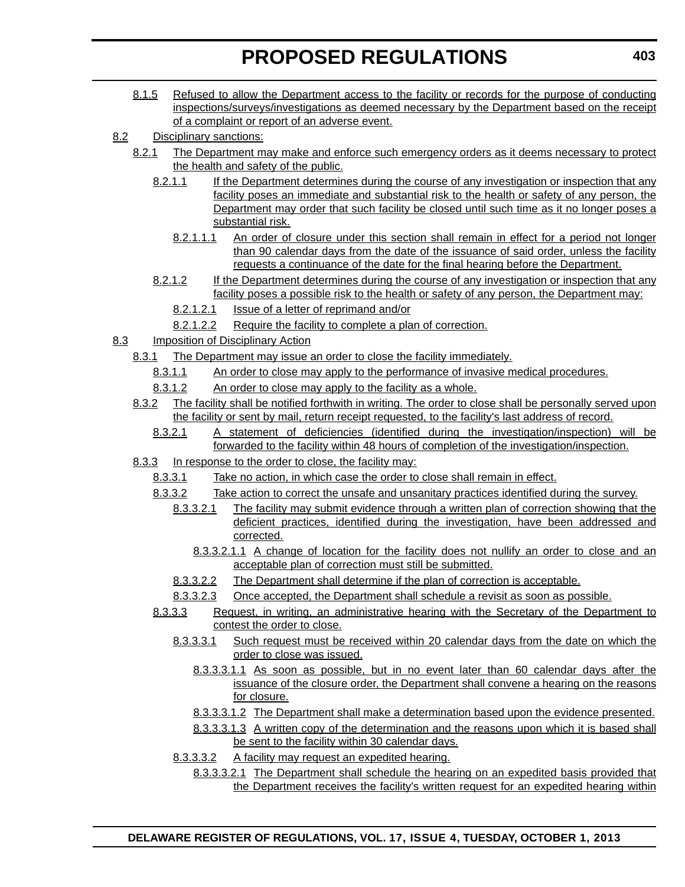8.1.5 Refused to allow the Department access to the facility or records for the purpose of conducting inspections/surveys/investigations as deemed necessary by the Department based on the receipt of a complaint or report of an adverse event.

8.2 Disciplinary sanctions:

8.2.1 The Department may make and enforce such emergency orders as it deems necessary to protect the health and safety of the public.

8.2.1.1 If the Department determines during the course of any investigation or inspection that any facility poses an immediate and substantial risk to the health or safety of any person, the Department may order that such facility be closed until such time as it no longer poses a substantial risk.

8.2.1.1.1 An order of closure under this section shall remain in effect for a period not longer than 90 calendar days from the date of the issuance of said order, unless the facility requests a continuance of the date for the final hearing before the Department.

8.2.1.2 If the Department determines during the course of any investigation or inspection that any facility poses a possible risk to the health or safety of any person, the Department may:

8.2.1.2.1 Issue of a letter of reprimand and/or

8.2.1.2.2 Require the facility to complete a plan of correction.

8.3 Imposition of Disciplinary Action

8.3.1 The Department may issue an order to close the facility immediately.

8.3.1.1 An order to close may apply to the performance of invasive medical procedures.

8.3.1.2 An order to close may apply to the facility as a whole.

8.3.2 The facility shall be notified forthwith in writing. The order to close shall be personally served upon the facility or sent by mail, return receipt requested, to the facility's last address of record.

8.3.2.1 A statement of deficiencies (identified during the investigation/inspection) will be forwarded to the facility within 48 hours of completion of the investigation/inspection.

8.3.3 In response to the order to close, the facility may:

8.3.3.1 Take no action, in which case the order to close shall remain in effect.

8.3.3.2 Take action to correct the unsafe and unsanitary practices identified during the survey.

8.3.3.2.1 The facility may submit evidence through a written plan of correction showing that the deficient practices, identified during the investigation, have been addressed and corrected.

8.3.3.2.1.1 A change of location for the facility does not nullify an order to close and an acceptable plan of correction must still be submitted.

8.3.3.2.2 The Department shall determine if the plan of correction is acceptable.

8.3.3.2.3 Once accepted, the Department shall schedule a revisit as soon as possible.

8.3.3.3 Request, in writing, an administrative hearing with the Secretary of the Department to contest the order to close.

8.3.3.3.1 Such request must be received within 20 calendar days from the date on which the order to close was issued.

8.3.3.3.1.1 As soon as possible, but in no event later than 60 calendar days after the issuance of the closure order, the Department shall convene a hearing on the reasons for closure.

8.3.3.3.1.2 The Department shall make a determination based upon the evidence presented.

8.3.3.3.1.3 A written copy of the determination and the reasons upon which it is based shall be sent to the facility within 30 calendar days.

8.3.3.3.2 A facility may request an expedited hearing.

8.3.3.3.2.1 The Department shall schedule the hearing on an expedited basis provided that the Department receives the facility's written request for an expedited hearing within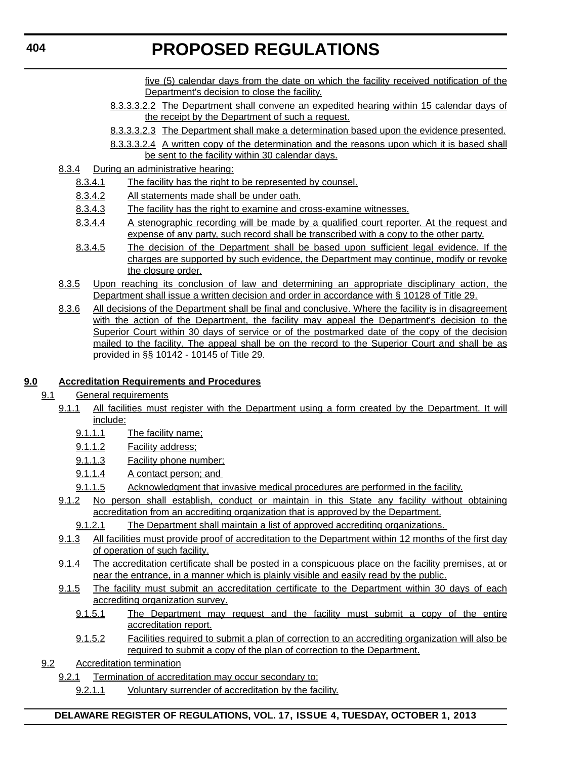five (5) calendar days from the date on which the facility received notification of the Department's decision to close the facility.

8.3.3.3.2.2 The Department shall convene an expedited hearing within 15 calendar days of the receipt by the Department of such a request.

8.3.3.3.2.3 The Department shall make a determination based upon the evidence presented.

8.3.3.3.2.4 A written copy of the determination and the reasons upon which it is based shall be sent to the facility within 30 calendar days.

8.3.4 During an administrative hearing:

8.3.4.1 The facility has the right to be represented by counsel.

8.3.4.2 All statements made shall be under oath.

8.3.4.3 The facility has the right to examine and cross-examine witnesses.

8.3.4.4 A stenographic recording will be made by a qualified court reporter. At the request and expense of any party, such record shall be transcribed with a copy to the other party.

8.3.4.5 The decision of the Department shall be based upon sufficient legal evidence. If the charges are supported by such evidence, the Department may continue, modify or revoke the closure order.

8.3.5 Upon reaching its conclusion of law and determining an appropriate disciplinary action, the Department shall issue a written decision and order in accordance with § 10128 of Title 29.

8.3.6 All decisions of the Department shall be final and conclusive. Where the facility is in disagreement with the action of the Department, the facility may appeal the Department's decision to the Superior Court within 30 days of service or of the postmarked date of the copy of the decision mailed to the facility. The appeal shall be on the record to the Superior Court and shall be as provided in §§ 10142 - 10145 of Title 29.

**9.0 Accreditation Requirements and Procedures**

9.1 General requirements

9.1.1 All facilities must register with the Department using a form created by the Department. It will include:

9.1.1.1 The facility name;

9.1.1.2 Facility address;

9.1.1.3 Facility phone number;

9.1.1.4 A contact person; and

9.1.1.5 Acknowledgment that invasive medical procedures are performed in the facility.

9.1.2 No person shall establish, conduct or maintain in this State any facility without obtaining accreditation from an accrediting organization that is approved by the Department.

9.1.2.1 The Department shall maintain a list of approved accrediting organizations.

9.1.3 All facilities must provide proof of accreditation to the Department within 12 months of the first day of operation of such facility.

9.1.4 The accreditation certificate shall be posted in a conspicuous place on the facility premises, at or near the entrance, in a manner which is plainly visible and easily read by the public.

9.1.5 The facility must submit an accreditation certificate to the Department within 30 days of each accrediting organization survey.

9.1.5.1 The Department may request and the facility must submit a copy of the entire accreditation report.

9.1.5.2 Facilities required to submit a plan of correction to an accrediting organization will also be required to submit a copy of the plan of correction to the Department.

9.2 Accreditation termination

9.2.1 Termination of accreditation may occur secondary to:

9.2.1.1 Voluntary surrender of accreditation by the facility.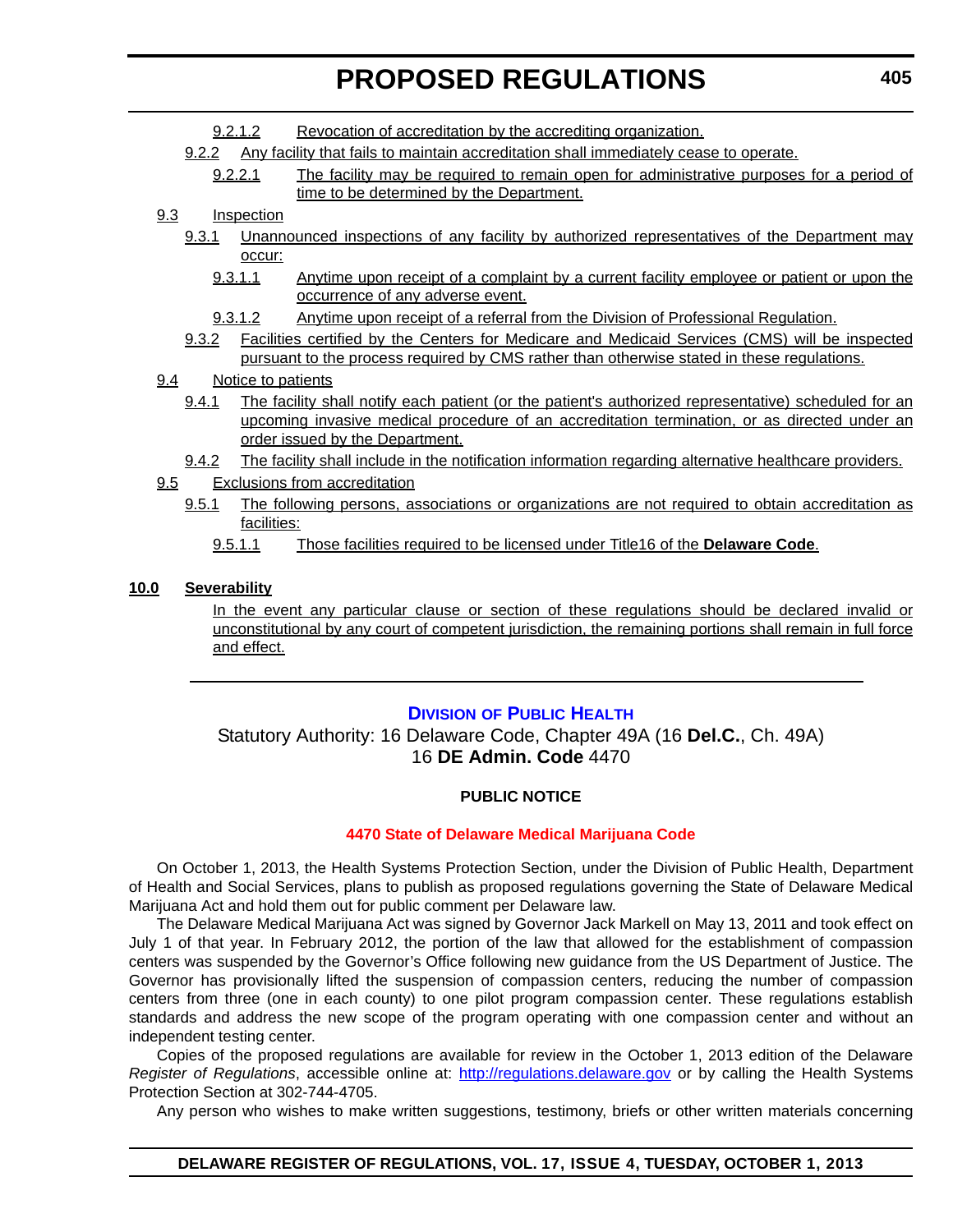9.2.1.2 Revocation of accreditation by the accrediting organization.

9.2.2 Any facility that fails to maintain accreditation shall immediately cease to operate.

9.2.2.1 The facility may be required to remain open for administrative purposes for a period of time to be determined by the Department.

9.3 Inspection

9.3.1 Unannounced inspections of any facility by authorized representatives of the Department may occur:

9.3.1.1 Anytime upon receipt of a complaint by a current facility employee or patient or upon the occurrence of any adverse event.

9.3.1.2 Anytime upon receipt of a referral from the Division of Professional Regulation.

9.3.2 Facilities certified by the Centers for Medicare and Medicaid Services (CMS) will be inspected pursuant to the process required by CMS rather than otherwise stated in these regulations.

9.4 Notice to patients

9.4.1 The facility shall notify each patient (or the patient's authorized representative) scheduled for an upcoming invasive medical procedure of an accreditation termination, or as directed under an order issued by the Department.

9.4.2 The facility shall include in the notification information regarding alternative healthcare providers.

9.5 Exclusions from accreditation

9.5.1 The following persons, associations or organizations are not required to obtain accreditation as facilities:

9.5.1.1 Those facilities required to be licensed under Title16 of the **Delaware Code**.

**10.0 Severability**

In the event any particular clause or section of these regulations should be declared invalid or unconstitutional by any court of competent jurisdiction, the remaining portions shall remain in full force and effect.

---

## Division of Public Health

Statutory Authority: 16 Delaware Code, Chapter 49A (16 **Del.C.**, Ch. 49A)
16 **DE Admin. Code** 4470

**PUBLIC NOTICE**

### 4470 State of Delaware Medical Marijuana Code

On October 1, 2013, the Health Systems Protection Section, under the Division of Public Health, Department of Health and Social Services, plans to publish as proposed regulations governing the State of Delaware Medical Marijuana Act and hold them out for public comment per Delaware law.

The Delaware Medical Marijuana Act was signed by Governor Jack Markell on May 13, 2011 and took effect on July 1 of that year. In February 2012, the portion of the law that allowed for the establishment of compassion centers was suspended by the Governor's Office following new guidance from the US Department of Justice. The Governor has provisionally lifted the suspension of compassion centers, reducing the number of compassion centers from three (one in each county) to one pilot program compassion center. These regulations establish standards and address the new scope of the program operating with one compassion center and without an independent testing center.

Copies of the proposed regulations are available for review in the October 1, 2013 edition of the Delaware *Register of Regulations*, accessible online at: http://regulations.delaware.gov or by calling the Health Systems Protection Section at 302-744-4705.

Any person who wishes to make written suggestions, testimony, briefs or other written materials concerning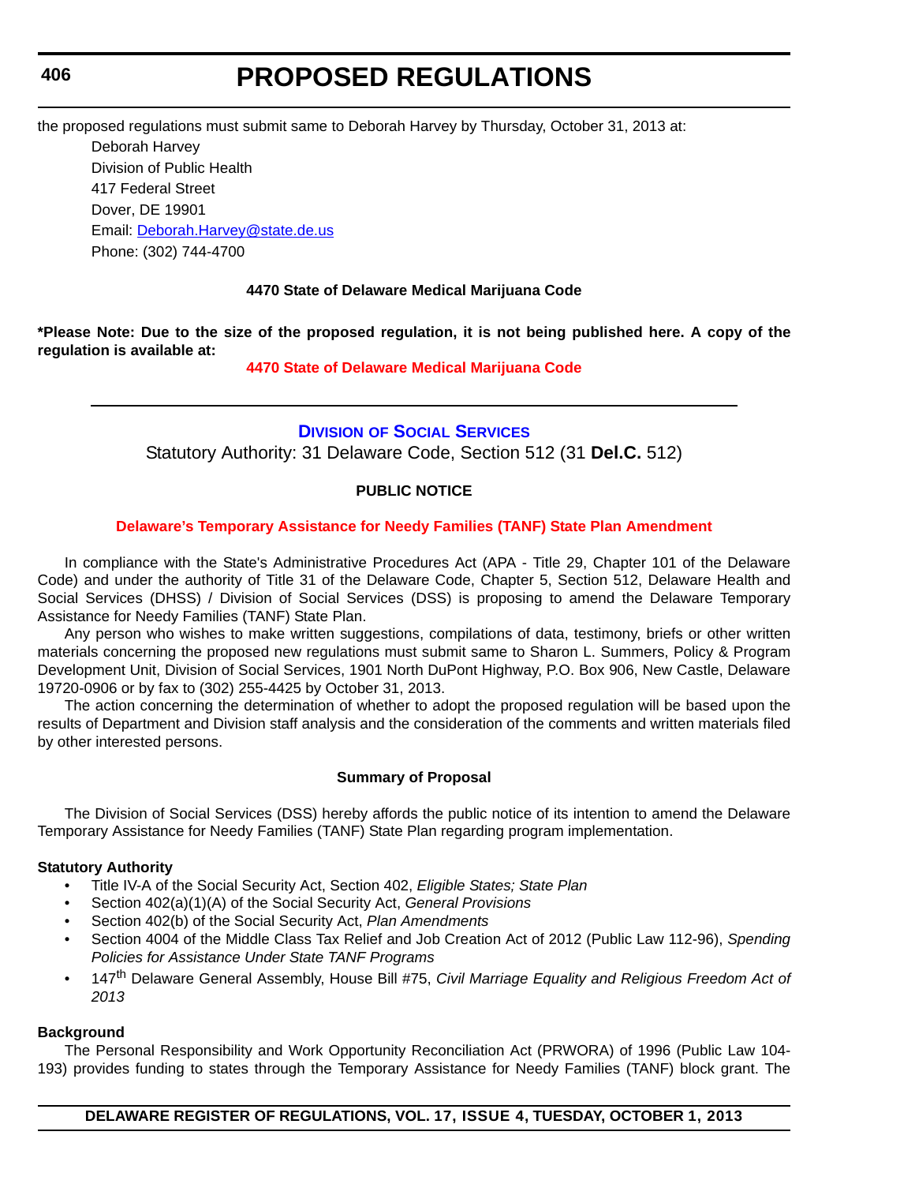the proposed regulations must submit same to Deborah Harvey by Thursday, October 31, 2013 at:

Deborah Harvey
Division of Public Health
417 Federal Street
Dover, DE 19901
Email: Deborah.Harvey@state.de.us
Phone: (302) 744-4700

**4470 State of Delaware Medical Marijuana Code**

**\*Please Note: Due to the size of the proposed regulation, it is not being published here. A copy of the regulation is available at:**

**4470 State of Delaware Medical Marijuana Code**

---

## DIVISION OF SOCIAL SERVICES

Statutory Authority: 31 Delaware Code, Section 512 (31 **Del.C.** 512)

**PUBLIC NOTICE**

**Delaware's Temporary Assistance for Needy Families (TANF) State Plan Amendment**

In compliance with the State's Administrative Procedures Act (APA - Title 29, Chapter 101 of the Delaware Code) and under the authority of Title 31 of the Delaware Code, Chapter 5, Section 512, Delaware Health and Social Services (DHSS) / Division of Social Services (DSS) is proposing to amend the Delaware Temporary Assistance for Needy Families (TANF) State Plan.

Any person who wishes to make written suggestions, compilations of data, testimony, briefs or other written materials concerning the proposed new regulations must submit same to Sharon L. Summers, Policy & Program Development Unit, Division of Social Services, 1901 North DuPont Highway, P.O. Box 906, New Castle, Delaware 19720-0906 or by fax to (302) 255-4425 by October 31, 2013.

The action concerning the determination of whether to adopt the proposed regulation will be based upon the results of Department and Division staff analysis and the consideration of the comments and written materials filed by other interested persons.

**Summary of Proposal**

The Division of Social Services (DSS) hereby affords the public notice of its intention to amend the Delaware Temporary Assistance for Needy Families (TANF) State Plan regarding program implementation.

**Statutory Authority**

- Title IV-A of the Social Security Act, Section 402, *Eligible States; State Plan*
- Section 402(a)(1)(A) of the Social Security Act, *General Provisions*
- Section 402(b) of the Social Security Act, *Plan Amendments*
- Section 4004 of the Middle Class Tax Relief and Job Creation Act of 2012 (Public Law 112-96), *Spending Policies for Assistance Under State TANF Programs*
- 147th Delaware General Assembly, House Bill #75, *Civil Marriage Equality and Religious Freedom Act of 2013*

**Background**

The Personal Responsibility and Work Opportunity Reconciliation Act (PRWORA) of 1996 (Public Law 104-193) provides funding to states through the Temporary Assistance for Needy Families (TANF) block grant. The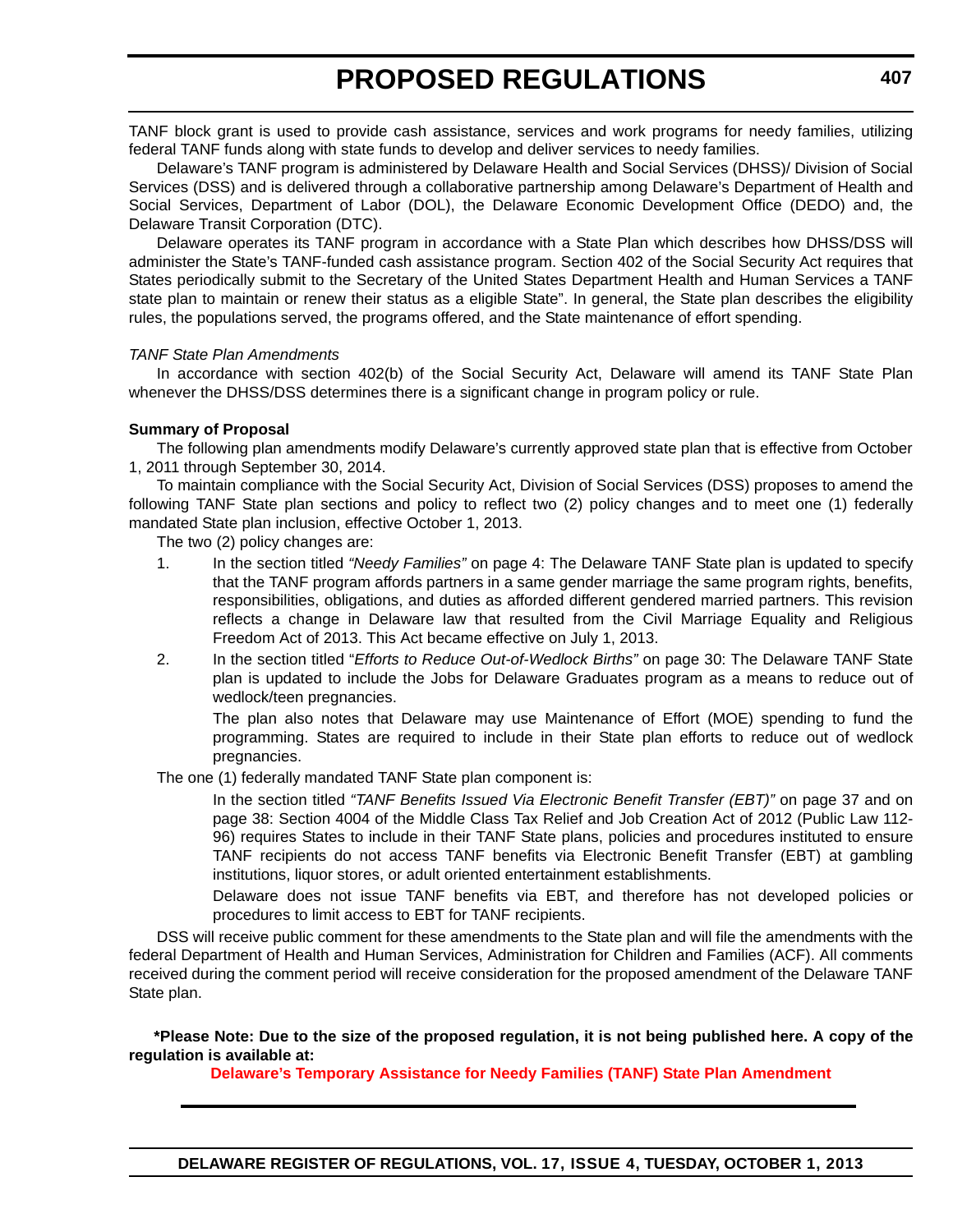TANF block grant is used to provide cash assistance, services and work programs for needy families, utilizing federal TANF funds along with state funds to develop and deliver services to needy families.

Delaware's TANF program is administered by Delaware Health and Social Services (DHSS)/ Division of Social Services (DSS) and is delivered through a collaborative partnership among Delaware's Department of Health and Social Services, Department of Labor (DOL), the Delaware Economic Development Office (DEDO) and, the Delaware Transit Corporation (DTC).

Delaware operates its TANF program in accordance with a State Plan which describes how DHSS/DSS will administer the State's TANF-funded cash assistance program. Section 402 of the Social Security Act requires that States periodically submit to the Secretary of the United States Department Health and Human Services a TANF state plan to maintain or renew their status as a eligible State". In general, the State plan describes the eligibility rules, the populations served, the programs offered, and the State maintenance of effort spending.

*TANF State Plan Amendments*

In accordance with section 402(b) of the Social Security Act, Delaware will amend its TANF State Plan whenever the DHSS/DSS determines there is a significant change in program policy or rule.

**Summary of Proposal**

The following plan amendments modify Delaware's currently approved state plan that is effective from October 1, 2011 through September 30, 2014.

To maintain compliance with the Social Security Act, Division of Social Services (DSS) proposes to amend the following TANF State plan sections and policy to reflect two (2) policy changes and to meet one (1) federally mandated State plan inclusion, effective October 1, 2013.

The two (2) policy changes are:

1. In the section titled *"Needy Families"* on page 4: The Delaware TANF State plan is updated to specify that the TANF program affords partners in a same gender marriage the same program rights, benefits, responsibilities, obligations, and duties as afforded different gendered married partners. This revision reflects a change in Delaware law that resulted from the Civil Marriage Equality and Religious Freedom Act of 2013. This Act became effective on July 1, 2013.
2. In the section titled "*Efforts to Reduce Out-of-Wedlock Births"* on page 30: The Delaware TANF State plan is updated to include the Jobs for Delaware Graduates program as a means to reduce out of wedlock/teen pregnancies.

   The plan also notes that Delaware may use Maintenance of Effort (MOE) spending to fund the programming. States are required to include in their State plan efforts to reduce out of wedlock pregnancies.

The one (1) federally mandated TANF State plan component is:

In the section titled *"TANF Benefits Issued Via Electronic Benefit Transfer (EBT)"* on page 37 and on page 38: Section 4004 of the Middle Class Tax Relief and Job Creation Act of 2012 (Public Law 112-96) requires States to include in their TANF State plans, policies and procedures instituted to ensure TANF recipients do not access TANF benefits via Electronic Benefit Transfer (EBT) at gambling institutions, liquor stores, or adult oriented entertainment establishments.

Delaware does not issue TANF benefits via EBT, and therefore has not developed policies or procedures to limit access to EBT for TANF recipients.

DSS will receive public comment for these amendments to the State plan and will file the amendments with the federal Department of Health and Human Services, Administration for Children and Families (ACF). All comments received during the comment period will receive consideration for the proposed amendment of the Delaware TANF State plan.

**\*Please Note: Due to the size of the proposed regulation, it is not being published here. A copy of the regulation is available at:**

**Delaware's Temporary Assistance for Needy Families (TANF) State Plan Amendment**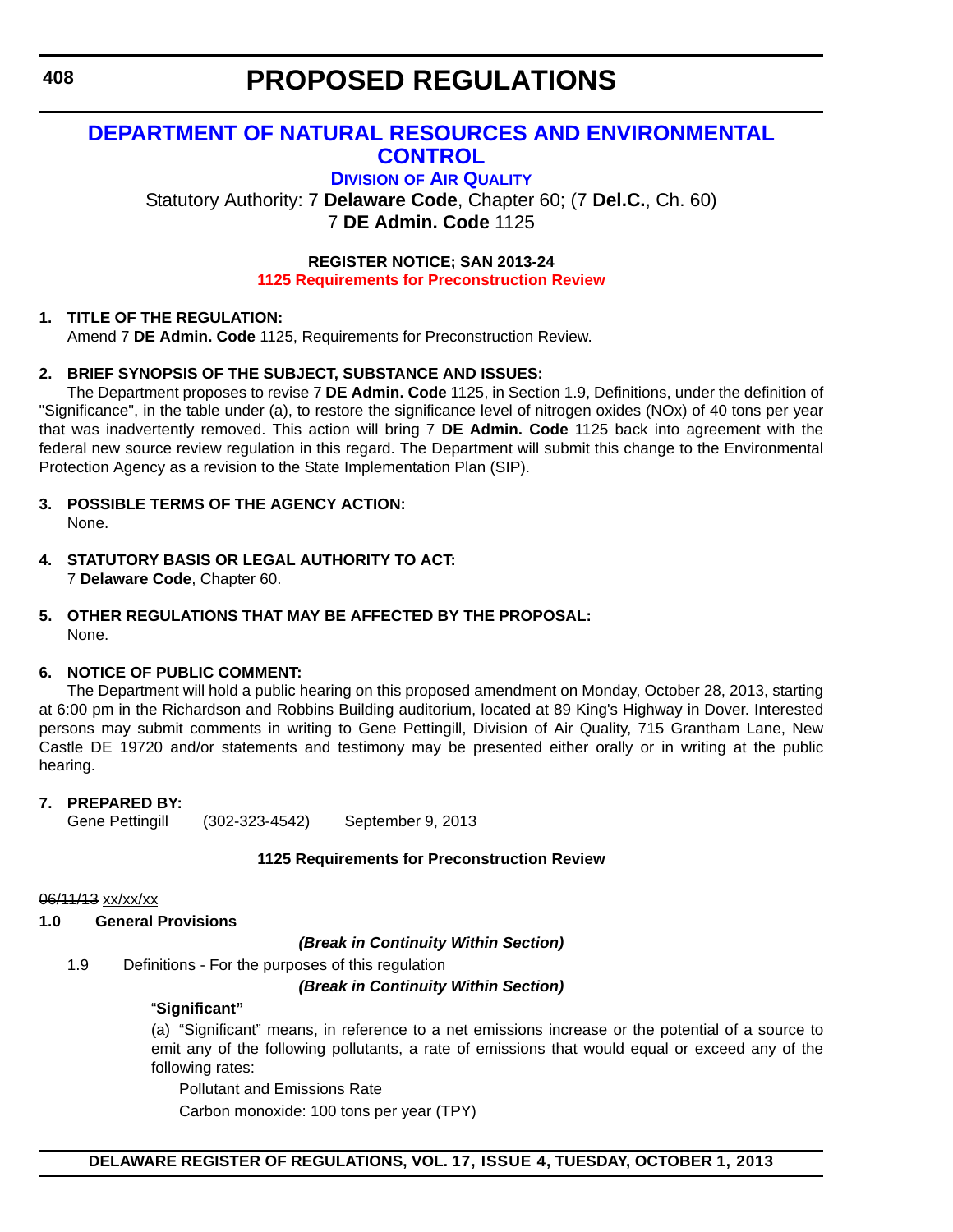# PROPOSED REGULATIONS

## DEPARTMENT OF NATURAL RESOURCES AND ENVIRONMENTAL CONTROL

### DIVISION OF AIR QUALITY

Statutory Authority: 7 **Delaware Code**, Chapter 60; (7 **Del.C.**, Ch. 60)
7 **DE Admin. Code** 1125

**REGISTER NOTICE; SAN 2013-24**
**1125 Requirements for Preconstruction Review**

**1. TITLE OF THE REGULATION:**

Amend 7 **DE Admin. Code** 1125, Requirements for Preconstruction Review.

**2. BRIEF SYNOPSIS OF THE SUBJECT, SUBSTANCE AND ISSUES:**

The Department proposes to revise 7 **DE Admin. Code** 1125, in Section 1.9, Definitions, under the definition of "Significance", in the table under (a), to restore the significance level of nitrogen oxides (NOx) of 40 tons per year that was inadvertently removed. This action will bring 7 **DE Admin. Code** 1125 back into agreement with the federal new source review regulation in this regard. The Department will submit this change to the Environmental Protection Agency as a revision to the State Implementation Plan (SIP).

**3. POSSIBLE TERMS OF THE AGENCY ACTION:**

None.

**4. STATUTORY BASIS OR LEGAL AUTHORITY TO ACT:**

7 **Delaware Code**, Chapter 60.

**5. OTHER REGULATIONS THAT MAY BE AFFECTED BY THE PROPOSAL:**

None.

**6. NOTICE OF PUBLIC COMMENT:**

The Department will hold a public hearing on this proposed amendment on Monday, October 28, 2013, starting at 6:00 pm in the Richardson and Robbins Building auditorium, located at 89 King's Highway in Dover. Interested persons may submit comments in writing to Gene Pettingill, Division of Air Quality, 715 Grantham Lane, New Castle DE 19720 and/or statements and testimony may be presented either orally or in writing at the public hearing.

**7. PREPARED BY:**

Gene Pettingill (302-323-4542) September 9, 2013

**1125 Requirements for Preconstruction Review**

~~06/11/13~~ <u>xx/xx/xx</u>

**1.0 General Provisions**

***(Break in Continuity Within Section)***

1.9 Definitions - For the purposes of this regulation

***(Break in Continuity Within Section)***

"**Significant"**

(a) "Significant" means, in reference to a net emissions increase or the potential of a source to emit any of the following pollutants, a rate of emissions that would equal or exceed any of the following rates:

Pollutant and Emissions Rate

Carbon monoxide: 100 tons per year (TPY)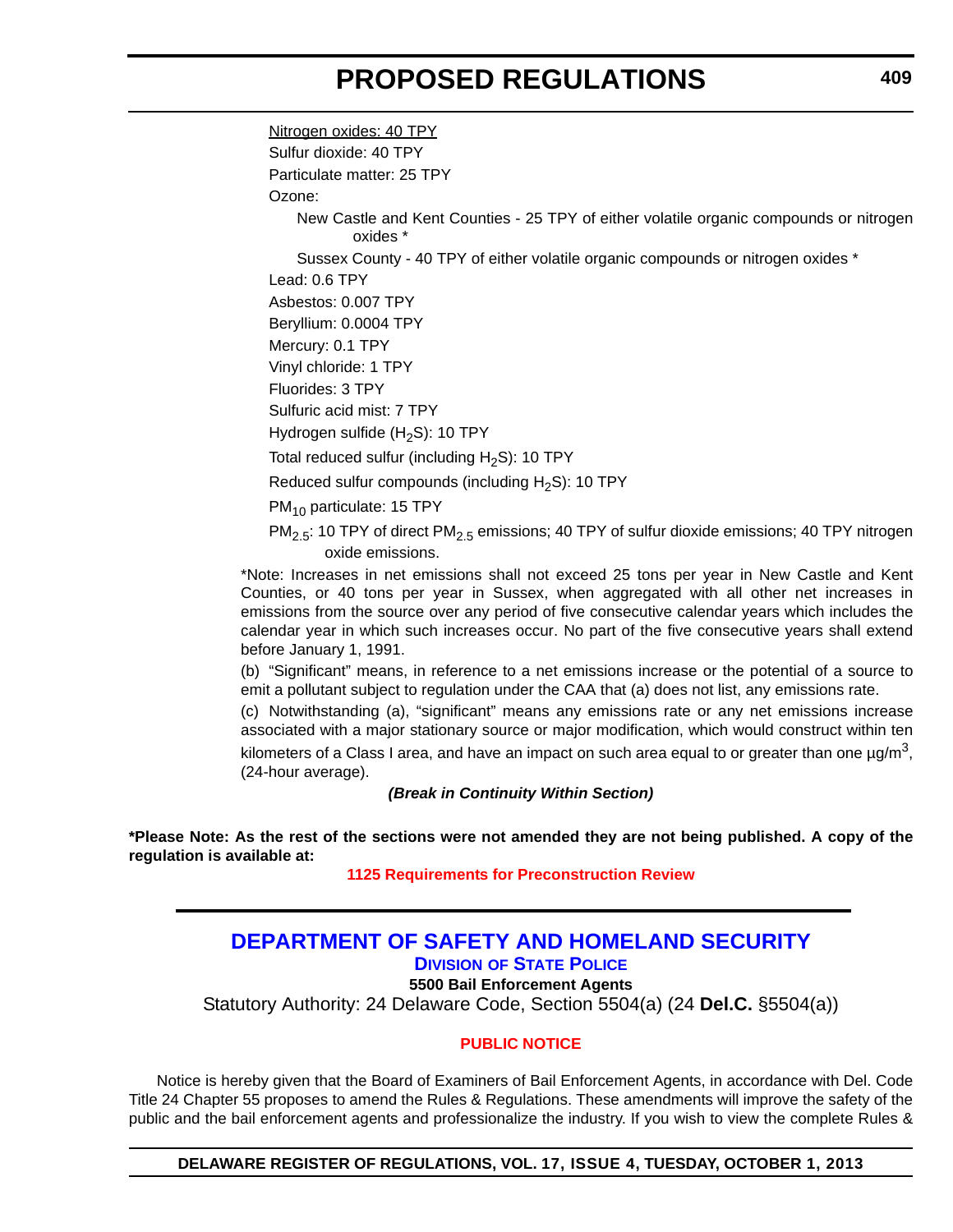<u>Nitrogen oxides: 40 TPY</u>

Sulfur dioxide: 40 TPY

Particulate matter: 25 TPY

Ozone:

New Castle and Kent Counties - 25 TPY of either volatile organic compounds or nitrogen oxides *

Sussex County - 40 TPY of either volatile organic compounds or nitrogen oxides *

Lead: 0.6 TPY

Asbestos: 0.007 TPY

Beryllium: 0.0004 TPY

Mercury: 0.1 TPY

Vinyl chloride: 1 TPY

Fluorides: 3 TPY

Sulfuric acid mist: 7 TPY

Hydrogen sulfide ($H_2S$): 10 TPY

Total reduced sulfur (including $H_2S$): 10 TPY

Reduced sulfur compounds (including $H_2S$): 10 TPY

$PM_{10}$ particulate: 15 TPY

$PM_{2.5}$: 10 TPY of direct $PM_{2.5}$ emissions; 40 TPY of sulfur dioxide emissions; 40 TPY nitrogen oxide emissions.

*Note: Increases in net emissions shall not exceed 25 tons per year in New Castle and Kent Counties, or 40 tons per year in Sussex, when aggregated with all other net increases in emissions from the source over any period of five consecutive calendar years which includes the calendar year in which such increases occur. No part of the five consecutive years shall extend before January 1, 1991.

(b) "Significant" means, in reference to a net emissions increase or the potential of a source to emit a pollutant subject to regulation under the CAA that (a) does not list, any emissions rate.

(c) Notwithstanding (a), "significant" means any emissions rate or any net emissions increase associated with a major stationary source or major modification, which would construct within ten kilometers of a Class I area, and have an impact on such area equal to or greater than one $\mu g/m^3$, (24-hour average).

***(Break in Continuity Within Section)***

**\*Please Note: As the rest of the sections were not amended they are not being published. A copy of the regulation is available at:**

**1125 Requirements for Preconstruction Review**

## DEPARTMENT OF SAFETY AND HOMELAND SECURITY

### DIVISION OF STATE POLICE

**5500 Bail Enforcement Agents**

Statutory Authority: 24 Delaware Code, Section 5504(a) (24 **Del.C.** §5504(a))

**PUBLIC NOTICE**

Notice is hereby given that the Board of Examiners of Bail Enforcement Agents, in accordance with Del. Code Title 24 Chapter 55 proposes to amend the Rules & Regulations. These amendments will improve the safety of the public and the bail enforcement agents and professionalize the industry. If you wish to view the complete Rules &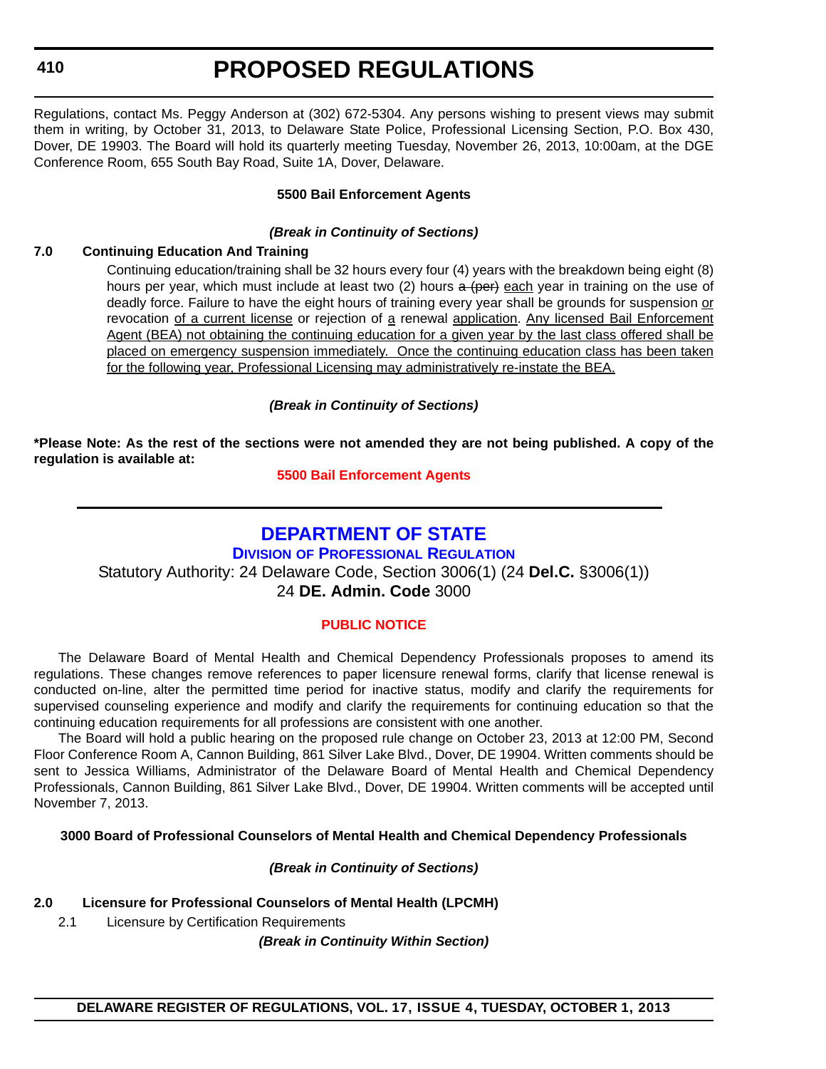Regulations, contact Ms. Peggy Anderson at (302) 672-5304. Any persons wishing to present views may submit them in writing, by October 31, 2013, to Delaware State Police, Professional Licensing Section, P.O. Box 430, Dover, DE 19903. The Board will hold its quarterly meeting Tuesday, November 26, 2013, 10:00am, at the DGE Conference Room, 655 South Bay Road, Suite 1A, Dover, Delaware.

**5500 Bail Enforcement Agents**

***(Break in Continuity of Sections)***

**7.0 Continuing Education And Training**

Continuing education/training shall be 32 hours every four (4) years with the breakdown being eight (8) hours per year, which must include at least two (2) hours ~~a (per)~~ <u>each</u> year in training on the use of deadly force. Failure to have the eight hours of training every year shall be grounds for suspension <u>or</u> revocation <u>of a current license</u> or rejection of <u>a</u> renewal <u>application</u>. <u>Any licensed Bail Enforcement Agent (BEA) not obtaining the continuing education for a given year by the last class offered shall be placed on emergency suspension immediately. Once the continuing education class has been taken for the following year, Professional Licensing may administratively re-instate the BEA.</u>

***(Break in Continuity of Sections)***

**\*Please Note: As the rest of the sections were not amended they are not being published. A copy of the regulation is available at:**

**5500 Bail Enforcement Agents**

---

## DEPARTMENT OF STATE

### DIVISION OF PROFESSIONAL REGULATION

Statutory Authority: 24 Delaware Code, Section 3006(1) (24 **Del.C.** §3006(1))
24 **DE. Admin. Code** 3000

**PUBLIC NOTICE**

The Delaware Board of Mental Health and Chemical Dependency Professionals proposes to amend its regulations. These changes remove references to paper licensure renewal forms, clarify that license renewal is conducted on-line, alter the permitted time period for inactive status, modify and clarify the requirements for supervised counseling experience and modify and clarify the requirements for continuing education so that the continuing education requirements for all professions are consistent with one another.

The Board will hold a public hearing on the proposed rule change on October 23, 2013 at 12:00 PM, Second Floor Conference Room A, Cannon Building, 861 Silver Lake Blvd., Dover, DE 19904. Written comments should be sent to Jessica Williams, Administrator of the Delaware Board of Mental Health and Chemical Dependency Professionals, Cannon Building, 861 Silver Lake Blvd., Dover, DE 19904. Written comments will be accepted until November 7, 2013.

**3000 Board of Professional Counselors of Mental Health and Chemical Dependency Professionals**

***(Break in Continuity of Sections)***

**2.0 Licensure for Professional Counselors of Mental Health (LPCMH)**

2.1 Licensure by Certification Requirements

***(Break in Continuity Within Section)***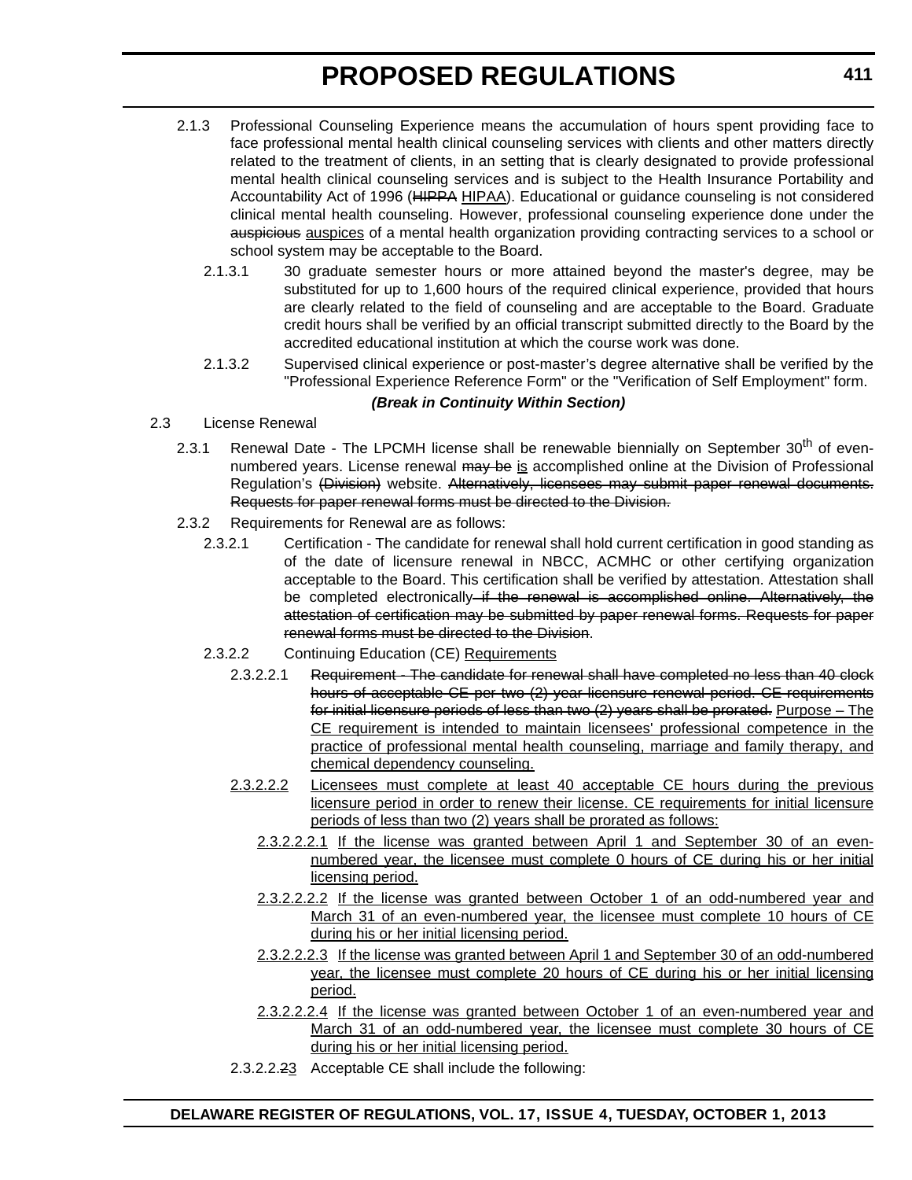2.1.3 Professional Counseling Experience means the accumulation of hours spent providing face to face professional mental health clinical counseling services with clients and other matters directly related to the treatment of clients, in an setting that is clearly designated to provide professional mental health clinical counseling services and is subject to the Health Insurance Portability and Accountability Act of 1996 (~~HIPPA~~ <u>HIPAA</u>). Educational or guidance counseling is not considered clinical mental health counseling. However, professional counseling experience done under the ~~auspicious~~ <u>auspices</u> of a mental health organization providing contracting services to a school or school system may be acceptable to the Board.

2.1.3.1 30 graduate semester hours or more attained beyond the master's degree, may be substituted for up to 1,600 hours of the required clinical experience, provided that hours are clearly related to the field of counseling and are acceptable to the Board. Graduate credit hours shall be verified by an official transcript submitted directly to the Board by the accredited educational institution at which the course work was done.

2.1.3.2 Supervised clinical experience or post-master's degree alternative shall be verified by the "Professional Experience Reference Form" or the "Verification of Self Employment" form.

***(Break in Continuity Within Section)***

2.3 License Renewal

2.3.1 Renewal Date - The LPCMH license shall be renewable biennially on September 30th of even-numbered years. License renewal ~~may be~~ <u>is</u> accomplished online at the Division of Professional Regulation's ~~(Division)~~ website. ~~Alternatively, licensees may submit paper renewal documents. Requests for paper renewal forms must be directed to the Division.~~

2.3.2 Requirements for Renewal are as follows:

2.3.2.1 Certification - The candidate for renewal shall hold current certification in good standing as of the date of licensure renewal in NBCC, ACMHC or other certifying organization acceptable to the Board. This certification shall be verified by attestation. Attestation shall be completed electronically~~ if the renewal is accomplished online. Alternatively, the attestation of certification may be submitted by paper renewal forms. Requests for paper renewal forms must be directed to the Division~~.

2.3.2.2 Continuing Education (CE) <u>Requirements</u>

2.3.2.2.1 ~~Requirement - The candidate for renewal shall have completed no less than 40 clock hours of acceptable CE per two (2) year licensure renewal period. CE requirements for initial licensure periods of less than two (2) years shall be prorated.~~ <u>Purpose – The CE requirement is intended to maintain licensees' professional competence in the practice of professional mental health counseling, marriage and family therapy, and chemical dependency counseling.</u>

<u>2.3.2.2.2 Licensees must complete at least 40 acceptable CE hours during the previous licensure period in order to renew their license. CE requirements for initial licensure periods of less than two (2) years shall be prorated as follows:</u>

<u>2.3.2.2.2.1 If the license was granted between April 1 and September 30 of an even-numbered year, the licensee must complete 0 hours of CE during his or her initial licensing period.</u>

<u>2.3.2.2.2.2 If the license was granted between October 1 of an odd-numbered year and March 31 of an even-numbered year, the licensee must complete 10 hours of CE during his or her initial licensing period.</u>

<u>2.3.2.2.2.3 If the license was granted between April 1 and September 30 of an odd-numbered year, the licensee must complete 20 hours of CE during his or her initial licensing period.</u>

<u>2.3.2.2.2.4 If the license was granted between October 1 of an even-numbered year and March 31 of an odd-numbered year, the licensee must complete 30 hours of CE during his or her initial licensing period.</u>

2.3.2.2.~~2~~<u>3</u> Acceptable CE shall include the following: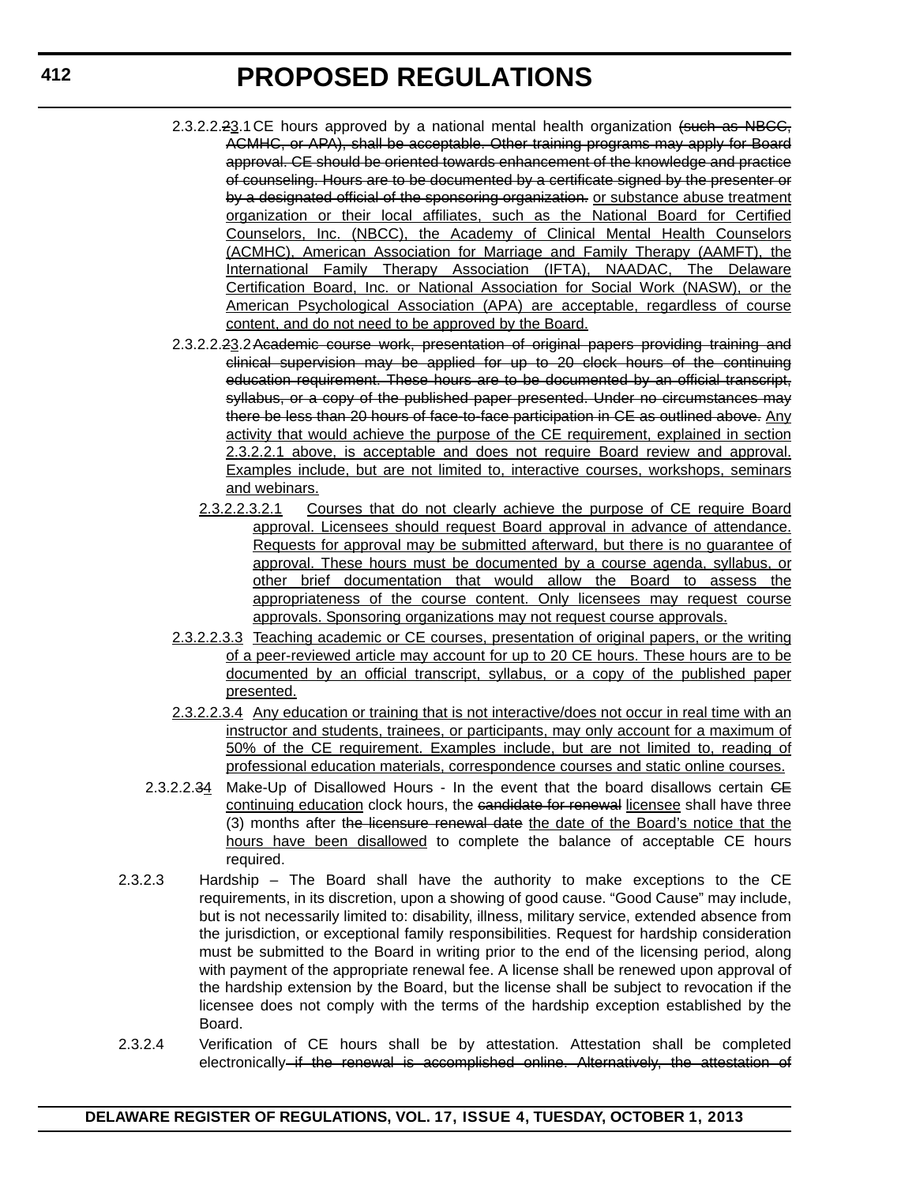2.3.2.2.~~2~~3.1 CE hours approved by a national mental health organization ~~(such as NBCC, ACMHC, or APA), shall be acceptable. Other training programs may apply for Board approval. CE should be oriented towards enhancement of the knowledge and practice of counseling. Hours are to be documented by a certificate signed by the presenter or by a designated official of the sponsoring organization.~~ <u>or substance abuse treatment organization or their local affiliates, such as the National Board for Certified Counselors, Inc. (NBCC), the Academy of Clinical Mental Health Counselors (ACMHC), American Association for Marriage and Family Therapy (AAMFT), the International Family Therapy Association (IFTA), NAADAC, The Delaware Certification Board, Inc. or National Association for Social Work (NASW), or the American Psychological Association (APA) are acceptable, regardless of course content, and do not need to be approved by the Board.</u>

2.3.2.2.~~2~~3.2 ~~Academic course work, presentation of original papers providing training and clinical supervision may be applied for up to 20 clock hours of the continuing education requirement. These hours are to be documented by an official transcript, syllabus, or a copy of the published paper presented. Under no circumstances may there be less than 20 hours of face-to-face participation in CE as outlined above.~~ <u>Any activity that would achieve the purpose of the CE requirement, explained in section 2.3.2.2.1 above, is acceptable and does not require Board review and approval. Examples include, but are not limited to, interactive courses, workshops, seminars and webinars.</u>

<u>2.3.2.2.3.2.1 Courses that do not clearly achieve the purpose of CE require Board approval. Licensees should request Board approval in advance of attendance. Requests for approval may be submitted afterward, but there is no guarantee of approval. These hours must be documented by a course agenda, syllabus, or other brief documentation that would allow the Board to assess the appropriateness of the course content. Only licensees may request course approvals. Sponsoring organizations may not request course approvals.</u>

<u>2.3.2.2.3.3 Teaching academic or CE courses, presentation of original papers, or the writing of a peer-reviewed article may account for up to 20 CE hours. These hours are to be documented by an official transcript, syllabus, or a copy of the published paper presented.</u>

<u>2.3.2.2.3.4 Any education or training that is not interactive/does not occur in real time with an instructor and students, trainees, or participants, may only account for a maximum of 50% of the CE requirement. Examples include, but are not limited to, reading of professional education materials, correspondence courses and static online courses.</u>

2.3.2.2.~~3~~<u>4</u> Make-Up of Disallowed Hours - In the event that the board disallows certain ~~CE~~ <u>continuing education</u> clock hours, the ~~candidate for renewal~~ <u>licensee</u> shall have three (3) months after ~~the licensure renewal date~~ <u>the date of the Board's notice that the hours have been disallowed</u> to complete the balance of acceptable CE hours required.

2.3.2.3 Hardship – The Board shall have the authority to make exceptions to the CE requirements, in its discretion, upon a showing of good cause. "Good Cause" may include, but is not necessarily limited to: disability, illness, military service, extended absence from the jurisdiction, or exceptional family responsibilities. Request for hardship consideration must be submitted to the Board in writing prior to the end of the licensing period, along with payment of the appropriate renewal fee. A license shall be renewed upon approval of the hardship extension by the Board, but the license shall be subject to revocation if the licensee does not comply with the terms of the hardship exception established by the Board.

2.3.2.4 Verification of CE hours shall be by attestation. Attestation shall be completed electronically~~ if the renewal is accomplished online. Alternatively, the attestation of~~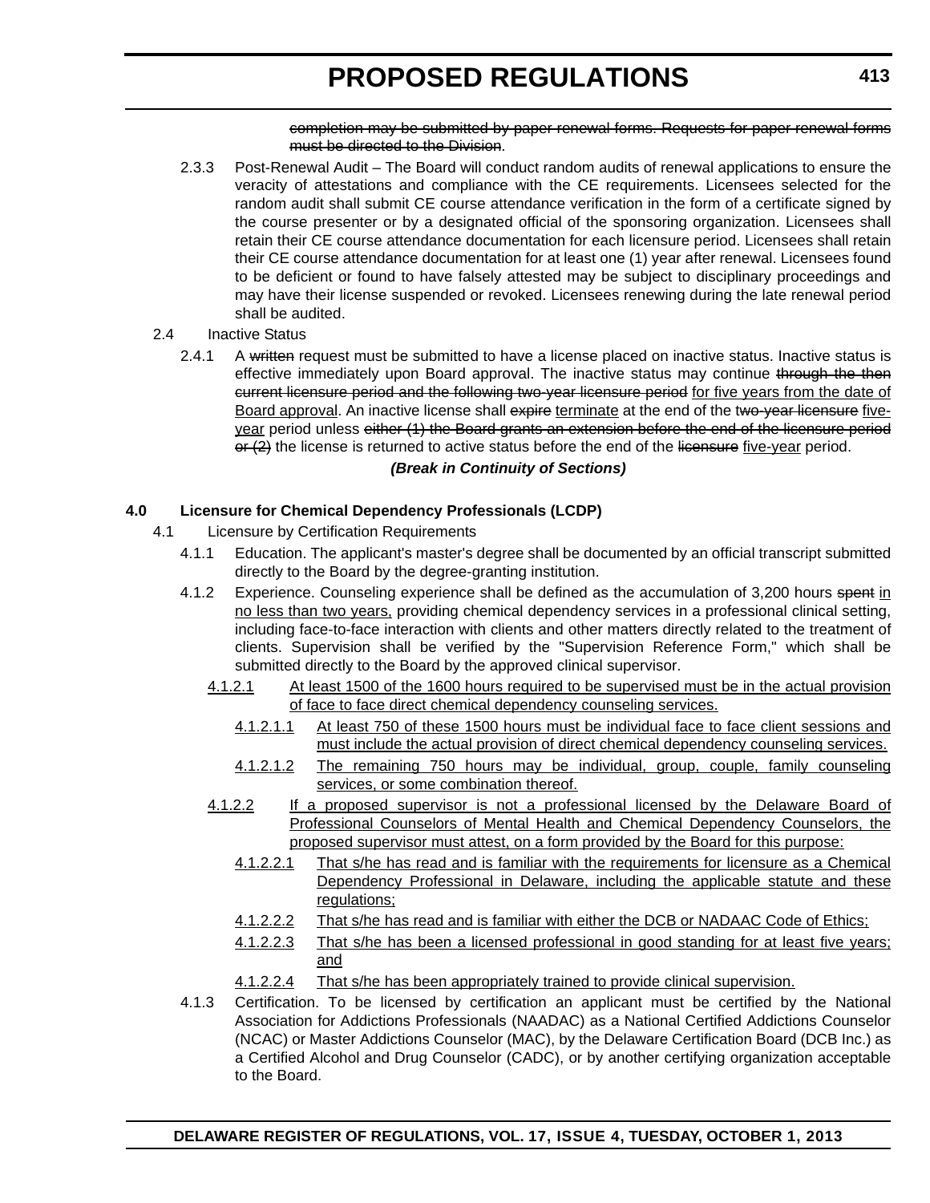~~completion may be submitted by paper renewal forms. Requests for paper renewal forms must be directed to the Division~~.

2.3.3 Post-Renewal Audit – The Board will conduct random audits of renewal applications to ensure the veracity of attestations and compliance with the CE requirements. Licensees selected for the random audit shall submit CE course attendance verification in the form of a certificate signed by the course presenter or by a designated official of the sponsoring organization. Licensees shall retain their CE course attendance documentation for each licensure period. Licensees shall retain their CE course attendance documentation for at least one (1) year after renewal. Licensees found to be deficient or found to have falsely attested may be subject to disciplinary proceedings and may have their license suspended or revoked. Licensees renewing during the late renewal period shall be audited.

2.4 Inactive Status

2.4.1 A ~~written~~ request must be submitted to have a license placed on inactive status. Inactive status is effective immediately upon Board approval. The inactive status may continue ~~through the then current licensure period and the following two-year licensure period~~ <u>for five years from the date of Board approval</u>. An inactive license shall ~~expire~~ <u>terminate</u> at the end of the ~~two-year licensure~~ <u>five-year</u> period unless ~~either (1) the Board grants an extension before the end of the licensure period or (2)~~ the license is returned to active status before the end of the ~~licensure~~ <u>five-year</u> period.

***(Break in Continuity of Sections)***

**4.0 Licensure for Chemical Dependency Professionals (LCDP)**

4.1 Licensure by Certification Requirements

4.1.1 Education. The applicant's master's degree shall be documented by an official transcript submitted directly to the Board by the degree-granting institution.

4.1.2 Experience. Counseling experience shall be defined as the accumulation of 3,200 hours ~~spent~~ <u>in no less than two years,</u> providing chemical dependency services in a professional clinical setting, including face-to-face interaction with clients and other matters directly related to the treatment of clients. Supervision shall be verified by the "Supervision Reference Form," which shall be submitted directly to the Board by the approved clinical supervisor.

<u>4.1.2.1 At least 1500 of the 1600 hours required to be supervised must be in the actual provision of face to face direct chemical dependency counseling services.</u>

<u>4.1.2.1.1 At least 750 of these 1500 hours must be individual face to face client sessions and must include the actual provision of direct chemical dependency counseling services.</u>

<u>4.1.2.1.2 The remaining 750 hours may be individual, group, couple, family counseling services, or some combination thereof.</u>

<u>4.1.2.2 If a proposed supervisor is not a professional licensed by the Delaware Board of Professional Counselors of Mental Health and Chemical Dependency Counselors, the proposed supervisor must attest, on a form provided by the Board for this purpose:</u>

<u>4.1.2.2.1 That s/he has read and is familiar with the requirements for licensure as a Chemical Dependency Professional in Delaware, including the applicable statute and these regulations;</u>

<u>4.1.2.2.2 That s/he has read and is familiar with either the DCB or NADAAC Code of Ethics;</u>

<u>4.1.2.2.3 That s/he has been a licensed professional in good standing for at least five years; and</u>

<u>4.1.2.2.4 That s/he has been appropriately trained to provide clinical supervision.</u>

4.1.3 Certification. To be licensed by certification an applicant must be certified by the National Association for Addictions Professionals (NAADAC) as a National Certified Addictions Counselor (NCAC) or Master Addictions Counselor (MAC), by the Delaware Certification Board (DCB Inc.) as a Certified Alcohol and Drug Counselor (CADC), or by another certifying organization acceptable to the Board.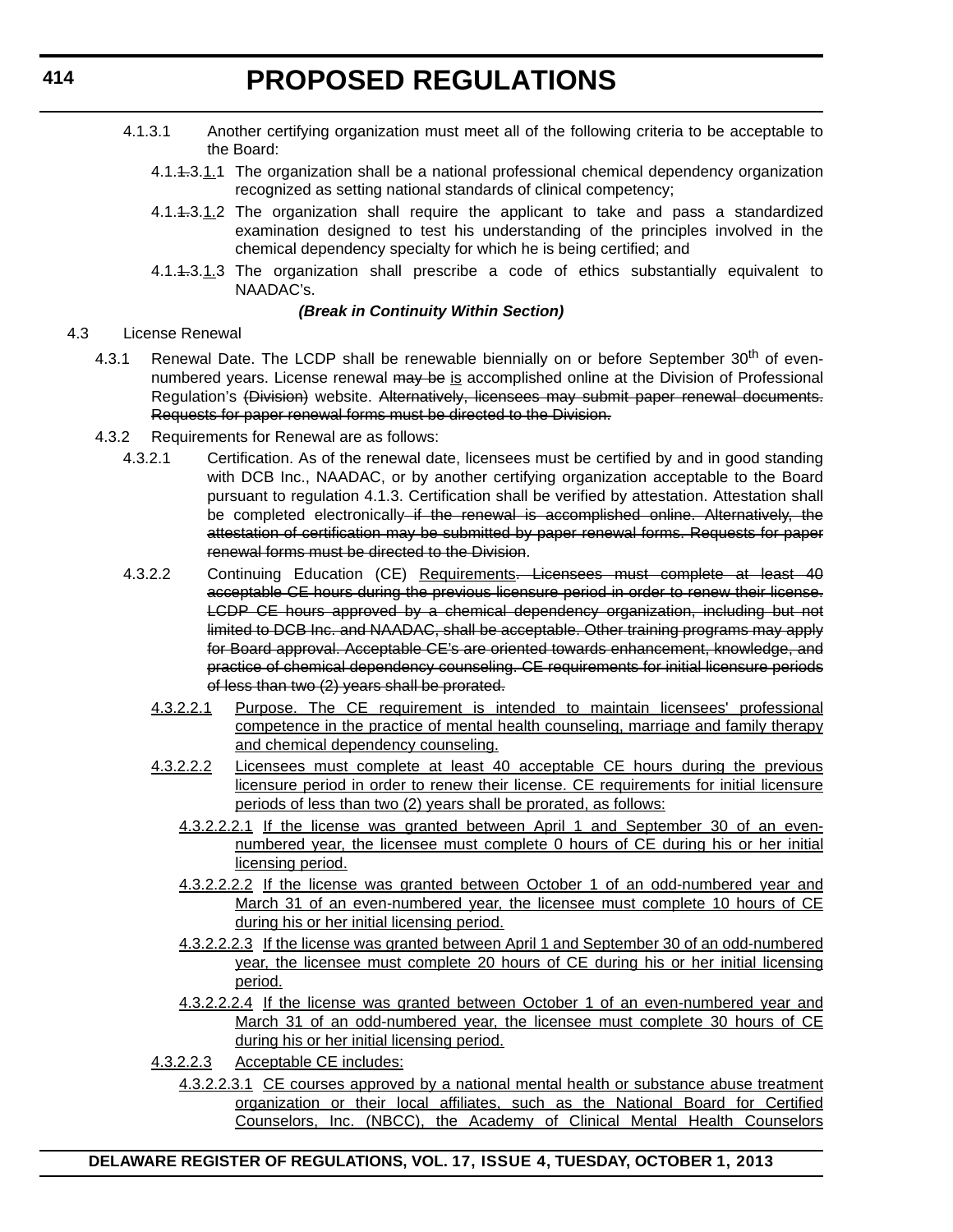4.1.3.1 Another certifying organization must meet all of the following criteria to be acceptable to the Board:

4.1.~~1.~~3.1.1 The organization shall be a national professional chemical dependency organization recognized as setting national standards of clinical competency;

4.1.~~1.~~3.1.2 The organization shall require the applicant to take and pass a standardized examination designed to test his understanding of the principles involved in the chemical dependency specialty for which he is being certified; and

4.1.~~1.~~3.1.3 The organization shall prescribe a code of ethics substantially equivalent to NAADAC's.

***(Break in Continuity Within Section)***

4.3 License Renewal

4.3.1 Renewal Date. The LCDP shall be renewable biennially on or before September 30th of even-numbered years. License renewal ~~may be~~ is accomplished online at the Division of Professional Regulation's ~~(Division)~~ website. ~~Alternatively, licensees may submit paper renewal documents. Requests for paper renewal forms must be directed to the Division.~~

4.3.2 Requirements for Renewal are as follows:

4.3.2.1 Certification. As of the renewal date, licensees must be certified by and in good standing with DCB Inc., NAADAC, or by another certifying organization acceptable to the Board pursuant to regulation 4.1.3. Certification shall be verified by attestation. Attestation shall be completed electronically~~ if the renewal is accomplished online. Alternatively, the attestation of certification may be submitted by paper renewal forms. Requests for paper renewal forms must be directed to the Division~~.

4.3.2.2 Continuing Education (CE) Requirements~~. Licensees must complete at least 40 acceptable CE hours during the previous licensure period in order to renew their license. LCDP CE hours approved by a chemical dependency organization, including but not limited to DCB Inc. and NAADAC, shall be acceptable. Other training programs may apply for Board approval. Acceptable CE's are oriented towards enhancement, knowledge, and practice of chemical dependency counseling. CE requirements for initial licensure periods of less than two (2) years shall be prorated.~~

4.3.2.2.1 Purpose. The CE requirement is intended to maintain licensees' professional competence in the practice of mental health counseling, marriage and family therapy and chemical dependency counseling.

4.3.2.2.2 Licensees must complete at least 40 acceptable CE hours during the previous licensure period in order to renew their license. CE requirements for initial licensure periods of less than two (2) years shall be prorated, as follows:

4.3.2.2.2.1 If the license was granted between April 1 and September 30 of an even-numbered year, the licensee must complete 0 hours of CE during his or her initial licensing period.

4.3.2.2.2.2 If the license was granted between October 1 of an odd-numbered year and March 31 of an even-numbered year, the licensee must complete 10 hours of CE during his or her initial licensing period.

4.3.2.2.2.3 If the license was granted between April 1 and September 30 of an odd-numbered year, the licensee must complete 20 hours of CE during his or her initial licensing period.

4.3.2.2.2.4 If the license was granted between October 1 of an even-numbered year and March 31 of an odd-numbered year, the licensee must complete 30 hours of CE during his or her initial licensing period.

4.3.2.2.3 Acceptable CE includes:

4.3.2.2.3.1 CE courses approved by a national mental health or substance abuse treatment organization or their local affiliates, such as the National Board for Certified Counselors, Inc. (NBCC), the Academy of Clinical Mental Health Counselors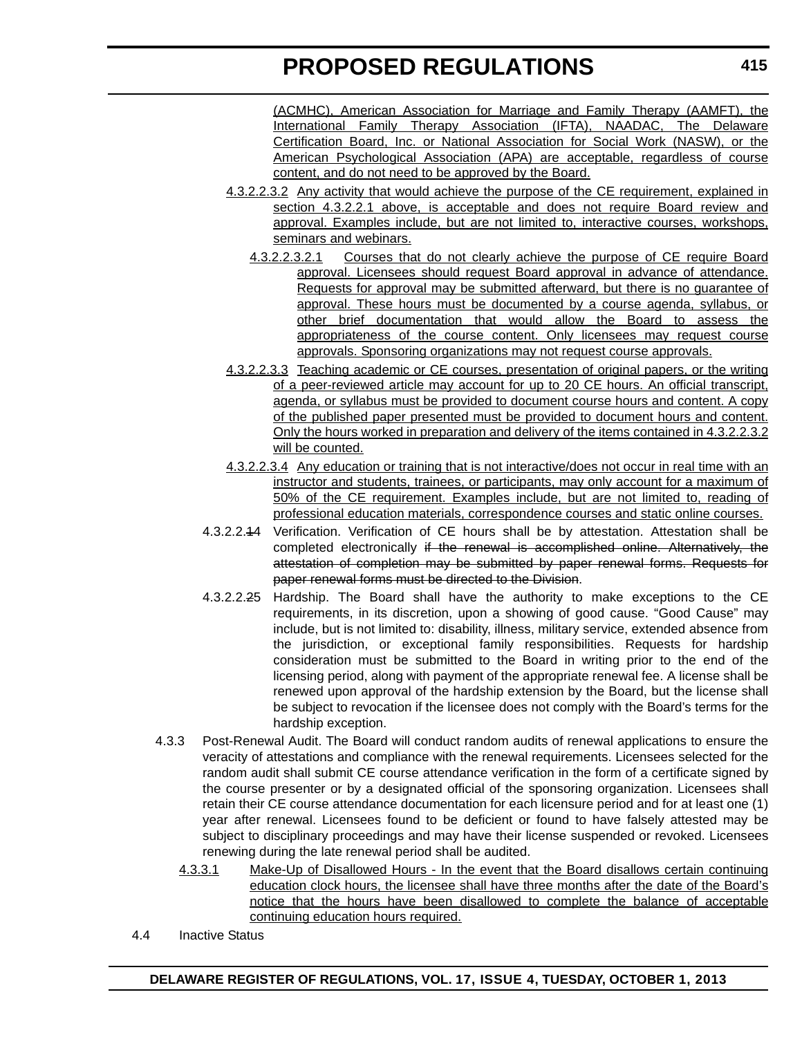(ACMHC), American Association for Marriage and Family Therapy (AAMFT), the International Family Therapy Association (IFTA), NAADAC, The Delaware Certification Board, Inc. or National Association for Social Work (NASW), or the American Psychological Association (APA) are acceptable, regardless of course content, and do not need to be approved by the Board.

4.3.2.2.3.2 Any activity that would achieve the purpose of the CE requirement, explained in section 4.3.2.2.1 above, is acceptable and does not require Board review and approval. Examples include, but are not limited to, interactive courses, workshops, seminars and webinars.

4.3.2.2.3.2.1 Courses that do not clearly achieve the purpose of CE require Board approval. Licensees should request Board approval in advance of attendance. Requests for approval may be submitted afterward, but there is no guarantee of approval. These hours must be documented by a course agenda, syllabus, or other brief documentation that would allow the Board to assess the appropriateness of the course content. Only licensees may request course approvals. Sponsoring organizations may not request course approvals.

4.3.2.2.3.3 Teaching academic or CE courses, presentation of original papers, or the writing of a peer-reviewed article may account for up to 20 CE hours. An official transcript, agenda, or syllabus must be provided to document course hours and content. A copy of the published paper presented must be provided to document hours and content. Only the hours worked in preparation and delivery of the items contained in 4.3.2.2.3.2 will be counted.

4.3.2.2.3.4 Any education or training that is not interactive/does not occur in real time with an instructor and students, trainees, or participants, may only account for a maximum of 50% of the CE requirement. Examples include, but are not limited to, reading of professional education materials, correspondence courses and static online courses.

4.3.2.2.~~1~~4 Verification. Verification of CE hours shall be by attestation. Attestation shall be completed electronically ~~if the renewal is accomplished online. Alternatively, the attestation of completion may be submitted by paper renewal forms. Requests for paper renewal forms must be directed to the Division~~.

4.3.2.2.~~2~~5 Hardship. The Board shall have the authority to make exceptions to the CE requirements, in its discretion, upon a showing of good cause. "Good Cause" may include, but is not limited to: disability, illness, military service, extended absence from the jurisdiction, or exceptional family responsibilities. Requests for hardship consideration must be submitted to the Board in writing prior to the end of the licensing period, along with payment of the appropriate renewal fee. A license shall be renewed upon approval of the hardship extension by the Board, but the license shall be subject to revocation if the licensee does not comply with the Board's terms for the hardship exception.

4.3.3 Post-Renewal Audit. The Board will conduct random audits of renewal applications to ensure the veracity of attestations and compliance with the renewal requirements. Licensees selected for the random audit shall submit CE course attendance verification in the form of a certificate signed by the course presenter or by a designated official of the sponsoring organization. Licensees shall retain their CE course attendance documentation for each licensure period and for at least one (1) year after renewal. Licensees found to be deficient or found to have falsely attested may be subject to disciplinary proceedings and may have their license suspended or revoked. Licensees renewing during the late renewal period shall be audited.

4.3.3.1 Make-Up of Disallowed Hours - In the event that the Board disallows certain continuing education clock hours, the licensee shall have three months after the date of the Board's notice that the hours have been disallowed to complete the balance of acceptable continuing education hours required.

4.4 Inactive Status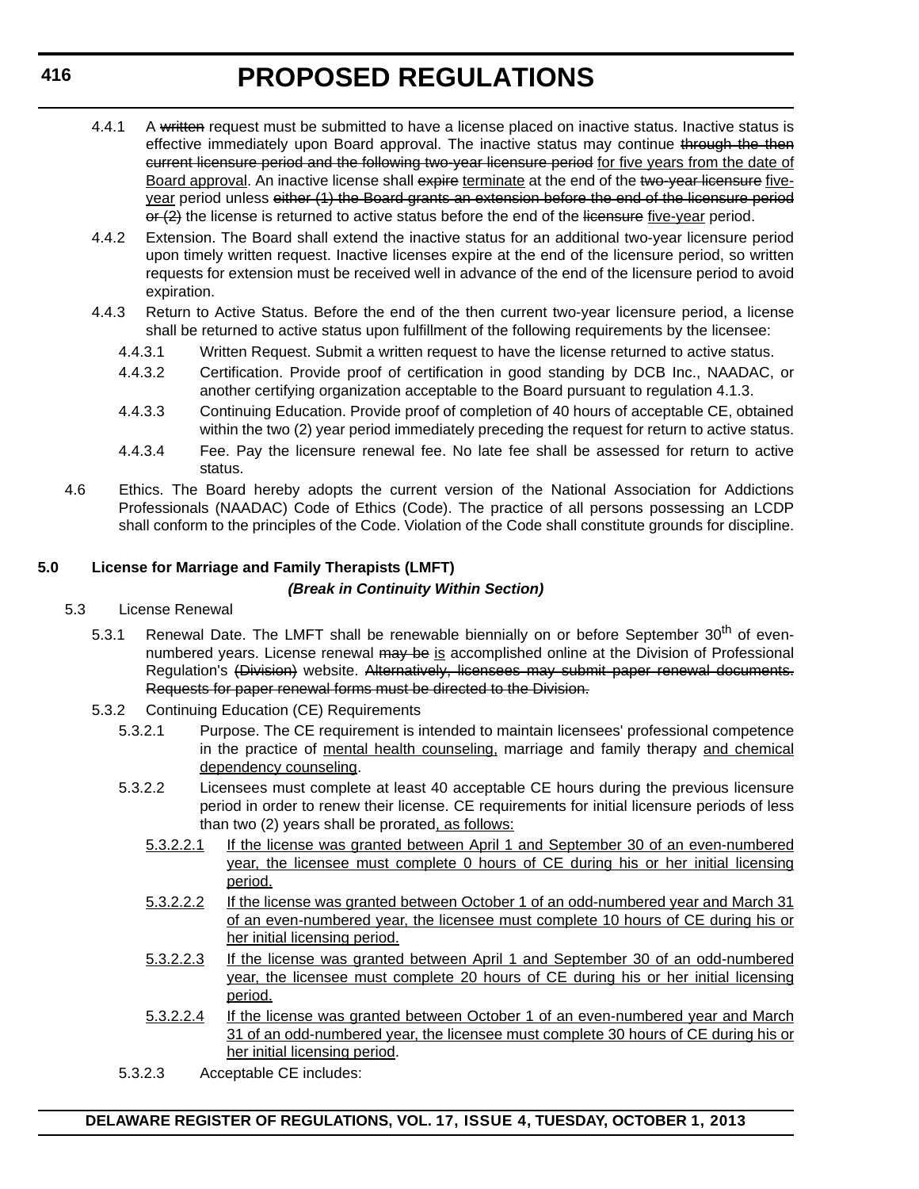4.4.1 A ~~written~~ request must be submitted to have a license placed on inactive status. Inactive status is effective immediately upon Board approval. The inactive status may continue ~~through the then current licensure period and the following two-year licensure period~~ <u>for five years from the date of Board approval</u>. An inactive license shall ~~expire~~ <u>terminate</u> at the end of the ~~two-year licensure~~ <u>five-year</u> period unless ~~either (1) the Board grants an extension before the end of the licensure period or (2)~~ the license is returned to active status before the end of the ~~licensure~~ <u>five-year</u> period.

4.4.2 Extension. The Board shall extend the inactive status for an additional two-year licensure period upon timely written request. Inactive licenses expire at the end of the licensure period, so written requests for extension must be received well in advance of the end of the licensure period to avoid expiration.

4.4.3 Return to Active Status. Before the end of the then current two-year licensure period, a license shall be returned to active status upon fulfillment of the following requirements by the licensee:

4.4.3.1 Written Request. Submit a written request to have the license returned to active status.

4.4.3.2 Certification. Provide proof of certification in good standing by DCB Inc., NAADAC, or another certifying organization acceptable to the Board pursuant to regulation 4.1.3.

4.4.3.3 Continuing Education. Provide proof of completion of 40 hours of acceptable CE, obtained within the two (2) year period immediately preceding the request for return to active status.

4.4.3.4 Fee. Pay the licensure renewal fee. No late fee shall be assessed for return to active status.

4.6 Ethics. The Board hereby adopts the current version of the National Association for Addictions Professionals (NAADAC) Code of Ethics (Code). The practice of all persons possessing an LCDP shall conform to the principles of the Code. Violation of the Code shall constitute grounds for discipline.

**5.0 License for Marriage and Family Therapists (LMFT)**

***(Break in Continuity Within Section)***

5.3 License Renewal

5.3.1 Renewal Date. The LMFT shall be renewable biennially on or before September 30th of even-numbered years. License renewal ~~may be~~ <u>is</u> accomplished online at the Division of Professional Regulation's ~~(Division)~~ website. ~~Alternatively, licensees may submit paper renewal documents. Requests for paper renewal forms must be directed to the Division.~~

5.3.2 Continuing Education (CE) Requirements

5.3.2.1 Purpose. The CE requirement is intended to maintain licensees' professional competence in the practice of <u>mental health counseling,</u> marriage and family therapy <u>and chemical dependency counseling</u>.

5.3.2.2 Licensees must complete at least 40 acceptable CE hours during the previous licensure period in order to renew their license. CE requirements for initial licensure periods of less than two (2) years shall be prorated<u>, as follows:</u>

<u>5.3.2.2.1 If the license was granted between April 1 and September 30 of an even-numbered year, the licensee must complete 0 hours of CE during his or her initial licensing period.</u>

<u>5.3.2.2.2 If the license was granted between October 1 of an odd-numbered year and March 31 of an even-numbered year, the licensee must complete 10 hours of CE during his or her initial licensing period.</u>

<u>5.3.2.2.3 If the license was granted between April 1 and September 30 of an odd-numbered year, the licensee must complete 20 hours of CE during his or her initial licensing period.</u>

<u>5.3.2.2.4 If the license was granted between October 1 of an even-numbered year and March 31 of an odd-numbered year, the licensee must complete 30 hours of CE during his or her initial licensing period</u>.

5.3.2.3 Acceptable CE includes: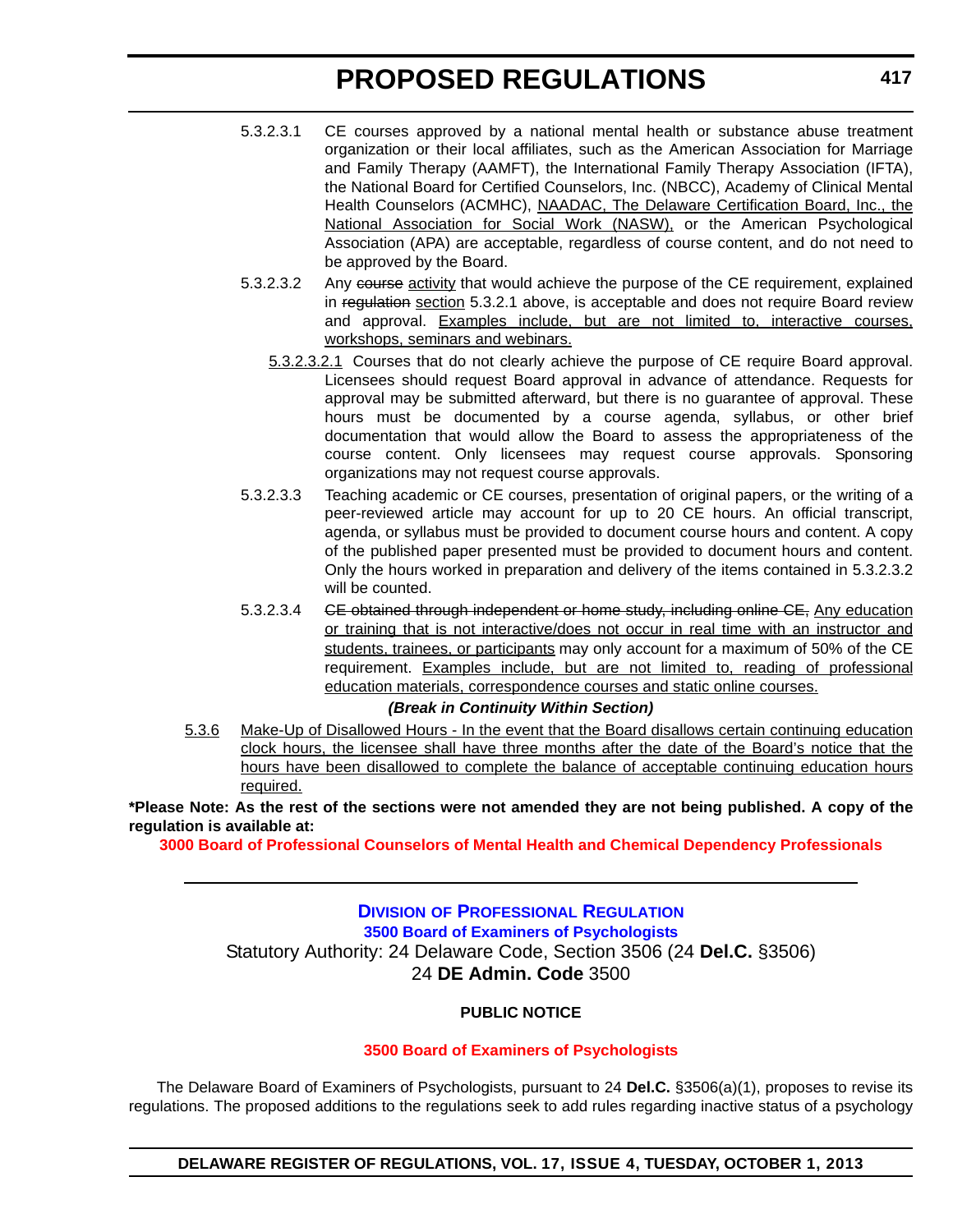5.3.2.3.1 CE courses approved by a national mental health or substance abuse treatment organization or their local affiliates, such as the American Association for Marriage and Family Therapy (AAMFT), the International Family Therapy Association (IFTA), the National Board for Certified Counselors, Inc. (NBCC), Academy of Clinical Mental Health Counselors (ACMHC), <u>NAADAC, The Delaware Certification Board, Inc., the National Association for Social Work (NASW),</u> or the American Psychological Association (APA) are acceptable, regardless of course content, and do not need to be approved by the Board.

5.3.2.3.2 Any ~~course~~ <u>activity</u> that would achieve the purpose of the CE requirement, explained in ~~regulation~~ <u>section</u> 5.3.2.1 above, is acceptable and does not require Board review and approval. <u>Examples include, but are not limited to, interactive courses, workshops, seminars and webinars.</u>

<u>5.3.2.3.2.1</u> Courses that do not clearly achieve the purpose of CE require Board approval. Licensees should request Board approval in advance of attendance. Requests for approval may be submitted afterward, but there is no guarantee of approval. These hours must be documented by a course agenda, syllabus, or other brief documentation that would allow the Board to assess the appropriateness of the course content. Only licensees may request course approvals. Sponsoring organizations may not request course approvals.

5.3.2.3.3 Teaching academic or CE courses, presentation of original papers, or the writing of a peer-reviewed article may account for up to 20 CE hours. An official transcript, agenda, or syllabus must be provided to document course hours and content. A copy of the published paper presented must be provided to document hours and content. Only the hours worked in preparation and delivery of the items contained in 5.3.2.3.2 will be counted.

5.3.2.3.4 ~~CE obtained through independent or home study, including online CE,~~ <u>Any education or training that is not interactive/does not occur in real time with an instructor and students, trainees, or participants</u> may only account for a maximum of 50% of the CE requirement. <u>Examples include, but are not limited to, reading of professional education materials, correspondence courses and static online courses.</u>

***(Break in Continuity Within Section)***

<u>5.3.6</u> <u>Make-Up of Disallowed Hours - In the event that the Board disallows certain continuing education clock hours, the licensee shall have three months after the date of the Board's notice that the hours have been disallowed to complete the balance of acceptable continuing education hours required.</u>

**\*Please Note: As the rest of the sections were not amended they are not being published. A copy of the regulation is available at:**

**3000 Board of Professional Counselors of Mental Health and Chemical Dependency Professionals**

---

**DIVISION OF PROFESSIONAL REGULATION**

**3500 Board of Examiners of Psychologists**

Statutory Authority: 24 Delaware Code, Section 3506 (24 **Del.C.** §3506)

24 **DE Admin. Code** 3500

**PUBLIC NOTICE**

**3500 Board of Examiners of Psychologists**

The Delaware Board of Examiners of Psychologists, pursuant to 24 **Del.C.** §3506(a)(1), proposes to revise its regulations. The proposed additions to the regulations seek to add rules regarding inactive status of a psychology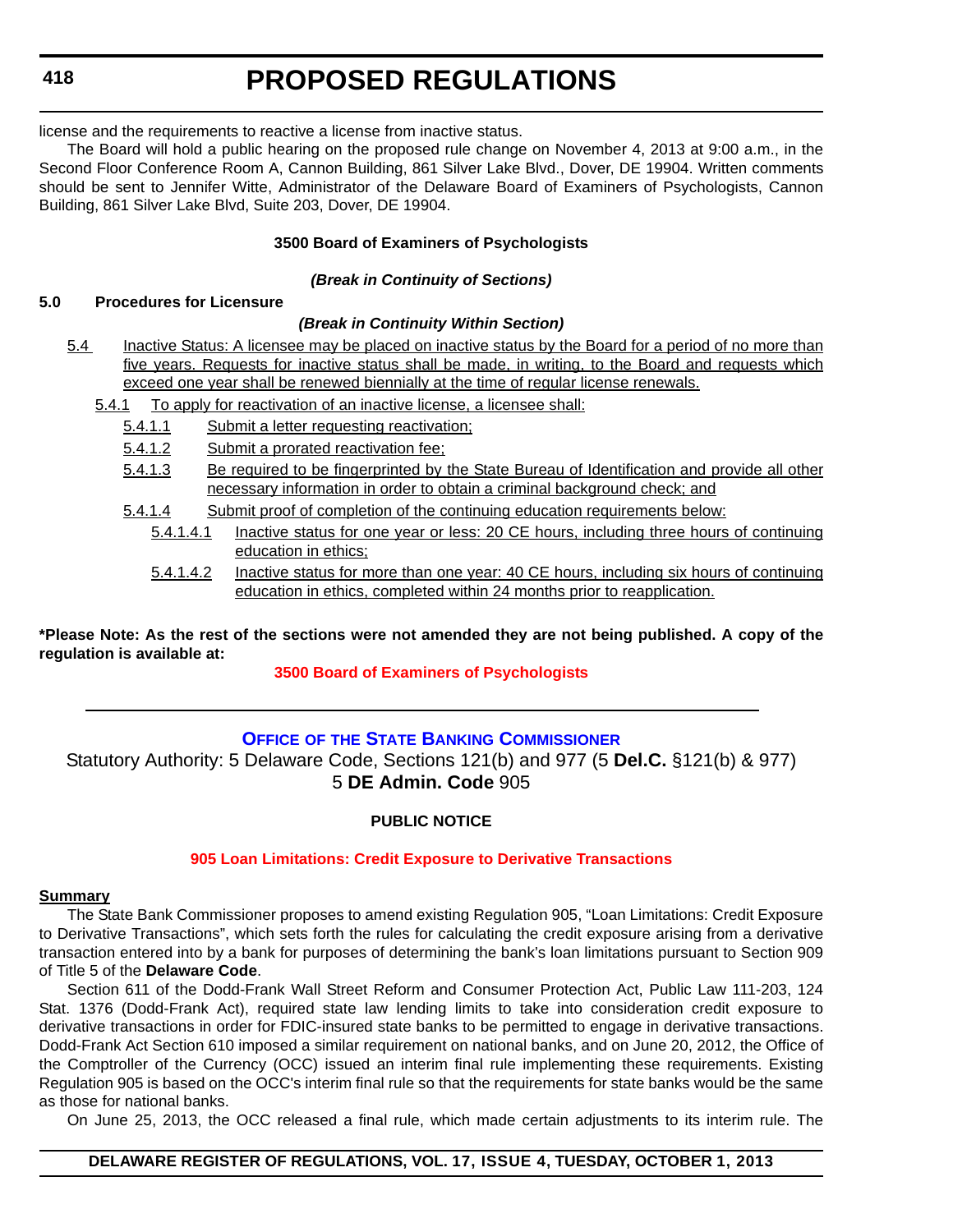license and the requirements to reactive a license from inactive status.

The Board will hold a public hearing on the proposed rule change on November 4, 2013 at 9:00 a.m., in the Second Floor Conference Room A, Cannon Building, 861 Silver Lake Blvd., Dover, DE 19904. Written comments should be sent to Jennifer Witte, Administrator of the Delaware Board of Examiners of Psychologists, Cannon Building, 861 Silver Lake Blvd, Suite 203, Dover, DE 19904.

**3500 Board of Examiners of Psychologists**

***(Break in Continuity of Sections)***

**5.0 Procedures for Licensure**

***(Break in Continuity Within Section)***

5.4 Inactive Status: A licensee may be placed on inactive status by the Board for a period of no more than five years. Requests for inactive status shall be made, in writing, to the Board and requests which exceed one year shall be renewed biennially at the time of regular license renewals.

5.4.1 To apply for reactivation of an inactive license, a licensee shall:

5.4.1.1 Submit a letter requesting reactivation;

5.4.1.2 Submit a prorated reactivation fee;

5.4.1.3 Be required to be fingerprinted by the State Bureau of Identification and provide all other necessary information in order to obtain a criminal background check; and

5.4.1.4 Submit proof of completion of the continuing education requirements below:

5.4.1.4.1 Inactive status for one year or less: 20 CE hours, including three hours of continuing education in ethics;

5.4.1.4.2 Inactive status for more than one year: 40 CE hours, including six hours of continuing education in ethics, completed within 24 months prior to reapplication.

**\*Please Note: As the rest of the sections were not amended they are not being published. A copy of the regulation is available at:**

**3500 Board of Examiners of Psychologists**

---

## OFFICE OF THE STATE BANKING COMMISSIONER

Statutory Authority: 5 Delaware Code, Sections 121(b) and 977 (5 **Del.C.** §121(b) & 977)
5 **DE Admin. Code** 905

**PUBLIC NOTICE**

**905 Loan Limitations: Credit Exposure to Derivative Transactions**

**Summary**

The State Bank Commissioner proposes to amend existing Regulation 905, "Loan Limitations: Credit Exposure to Derivative Transactions", which sets forth the rules for calculating the credit exposure arising from a derivative transaction entered into by a bank for purposes of determining the bank's loan limitations pursuant to Section 909 of Title 5 of the **Delaware Code**.

Section 611 of the Dodd-Frank Wall Street Reform and Consumer Protection Act, Public Law 111-203, 124 Stat. 1376 (Dodd-Frank Act), required state law lending limits to take into consideration credit exposure to derivative transactions in order for FDIC-insured state banks to be permitted to engage in derivative transactions. Dodd-Frank Act Section 610 imposed a similar requirement on national banks, and on June 20, 2012, the Office of the Comptroller of the Currency (OCC) issued an interim final rule implementing these requirements. Existing Regulation 905 is based on the OCC's interim final rule so that the requirements for state banks would be the same as those for national banks.

On June 25, 2013, the OCC released a final rule, which made certain adjustments to its interim rule. The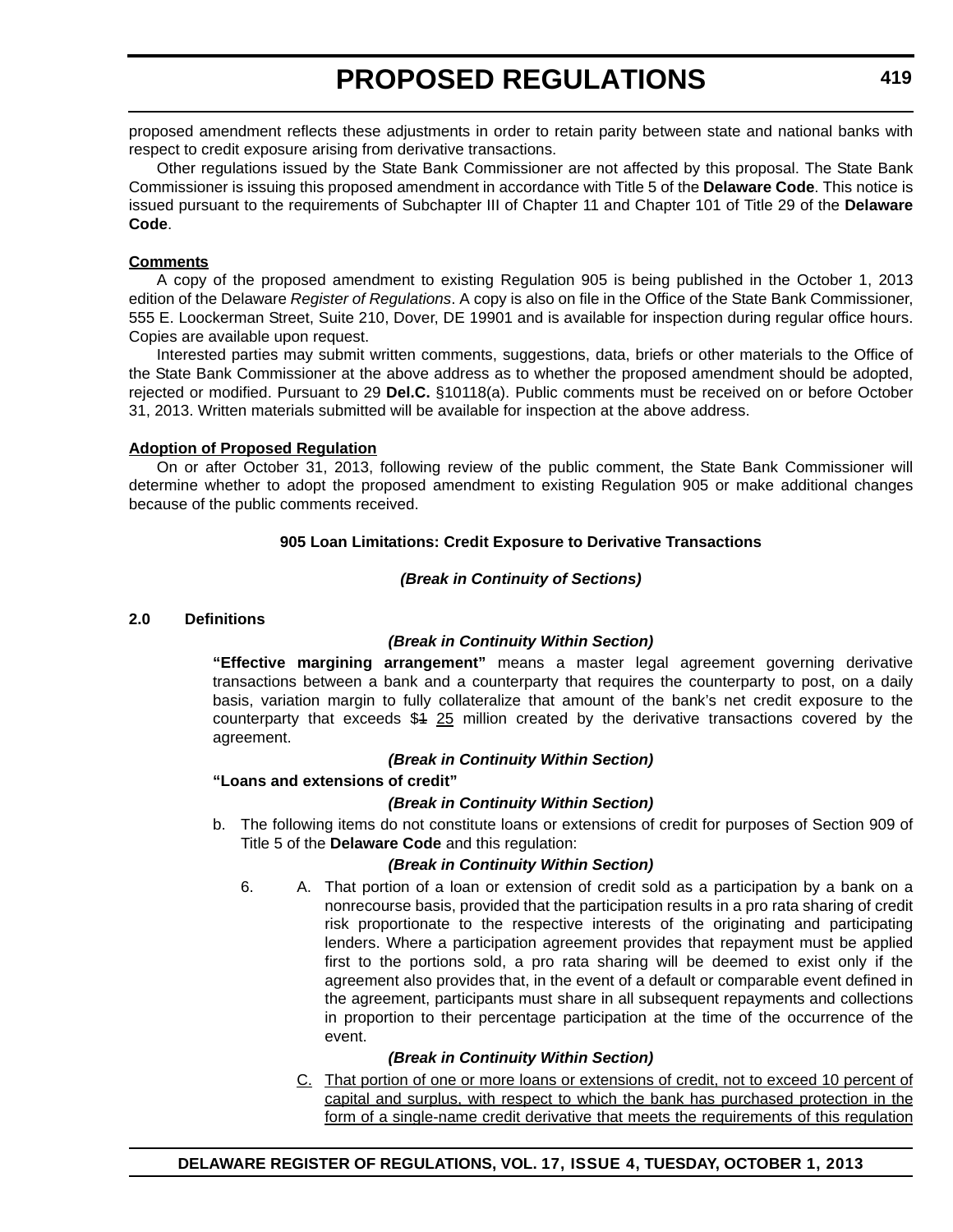proposed amendment reflects these adjustments in order to retain parity between state and national banks with respect to credit exposure arising from derivative transactions.

Other regulations issued by the State Bank Commissioner are not affected by this proposal. The State Bank Commissioner is issuing this proposed amendment in accordance with Title 5 of the **Delaware Code**. This notice is issued pursuant to the requirements of Subchapter III of Chapter 11 and Chapter 101 of Title 29 of the **Delaware Code**.

**Comments**

A copy of the proposed amendment to existing Regulation 905 is being published in the October 1, 2013 edition of the Delaware *Register of Regulations*. A copy is also on file in the Office of the State Bank Commissioner, 555 E. Loockerman Street, Suite 210, Dover, DE 19901 and is available for inspection during regular office hours. Copies are available upon request.

Interested parties may submit written comments, suggestions, data, briefs or other materials to the Office of the State Bank Commissioner at the above address as to whether the proposed amendment should be adopted, rejected or modified. Pursuant to 29 **Del.C.** §10118(a). Public comments must be received on or before October 31, 2013. Written materials submitted will be available for inspection at the above address.

**Adoption of Proposed Regulation**

On or after October 31, 2013, following review of the public comment, the State Bank Commissioner will determine whether to adopt the proposed amendment to existing Regulation 905 or make additional changes because of the public comments received.

**905 Loan Limitations: Credit Exposure to Derivative Transactions**

***(Break in Continuity of Sections)***

**2.0 Definitions**

***(Break in Continuity Within Section)***

**"Effective margining arrangement"** means a master legal agreement governing derivative transactions between a bank and a counterparty that requires the counterparty to post, on a daily basis, variation margin to fully collateralize that amount of the bank's net credit exposure to the counterparty that exceeds $~~1~~ 25 million created by the derivative transactions covered by the agreement.

***(Break in Continuity Within Section)***

**"Loans and extensions of credit"**

***(Break in Continuity Within Section)***

b. The following items do not constitute loans or extensions of credit for purposes of Section 909 of Title 5 of the **Delaware Code** and this regulation:

***(Break in Continuity Within Section)***

6. A. That portion of a loan or extension of credit sold as a participation by a bank on a nonrecourse basis, provided that the participation results in a pro rata sharing of credit risk proportionate to the respective interests of the originating and participating lenders. Where a participation agreement provides that repayment must be applied first to the portions sold, a pro rata sharing will be deemed to exist only if the agreement also provides that, in the event of a default or comparable event defined in the agreement, participants must share in all subsequent repayments and collections in proportion to their percentage participation at the time of the occurrence of the event.

***(Break in Continuity Within Section)***

C. That portion of one or more loans or extensions of credit, not to exceed 10 percent of capital and surplus, with respect to which the bank has purchased protection in the form of a single-name credit derivative that meets the requirements of this regulation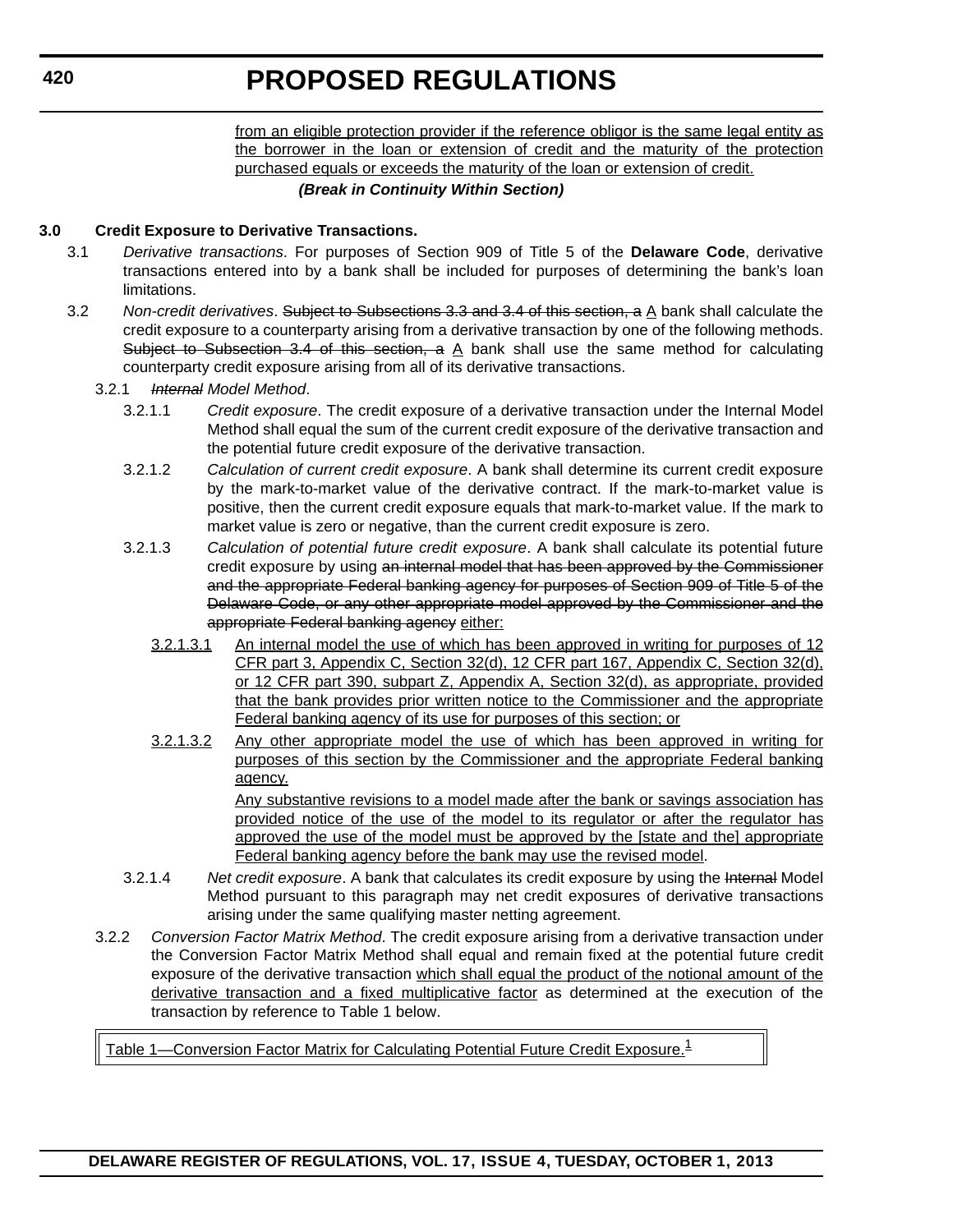from an eligible protection provider if the reference obligor is the same legal entity as the borrower in the loan or extension of credit and the maturity of the protection purchased equals or exceeds the maturity of the loan or extension of credit.

***(Break in Continuity Within Section)***

**3.0 Credit Exposure to Derivative Transactions.**

3.1 *Derivative transactions*. For purposes of Section 909 of Title 5 of the **Delaware Code**, derivative transactions entered into by a bank shall be included for purposes of determining the bank's loan limitations.

3.2 *Non-credit derivatives*. ~~Subject to Subsections 3.3 and 3.4 of this section, a~~ A bank shall calculate the credit exposure to a counterparty arising from a derivative transaction by one of the following methods. ~~Subject to Subsection 3.4 of this section, a~~ A bank shall use the same method for calculating counterparty credit exposure arising from all of its derivative transactions.

3.2.1 ~~*Internal*~~ *Model Method*.

3.2.1.1 *Credit exposure*. The credit exposure of a derivative transaction under the Internal Model Method shall equal the sum of the current credit exposure of the derivative transaction and the potential future credit exposure of the derivative transaction.

3.2.1.2 *Calculation of current credit exposure*. A bank shall determine its current credit exposure by the mark-to-market value of the derivative contract. If the mark-to-market value is positive, then the current credit exposure equals that mark-to-market value. If the mark to market value is zero or negative, than the current credit exposure is zero.

3.2.1.3 *Calculation of potential future credit exposure*. A bank shall calculate its potential future credit exposure by using ~~an internal model that has been approved by the Commissioner and the appropriate Federal banking agency for purposes of Section 909 of Title 5 of the Delaware Code, or any other appropriate model approved by the Commissioner and the appropriate Federal banking agency~~ either:

3.2.1.3.1 An internal model the use of which has been approved in writing for purposes of 12 CFR part 3, Appendix C, Section 32(d), 12 CFR part 167, Appendix C, Section 32(d), or 12 CFR part 390, subpart Z, Appendix A, Section 32(d), as appropriate, provided that the bank provides prior written notice to the Commissioner and the appropriate Federal banking agency of its use for purposes of this section; or

3.2.1.3.2 Any other appropriate model the use of which has been approved in writing for purposes of this section by the Commissioner and the appropriate Federal banking agency.

Any substantive revisions to a model made after the bank or savings association has provided notice of the use of the model to its regulator or after the regulator has approved the use of the model must be approved by the [state and the] appropriate Federal banking agency before the bank may use the revised model.

3.2.1.4 *Net credit exposure*. A bank that calculates its credit exposure by using the ~~Internal~~ Model Method pursuant to this paragraph may net credit exposures of derivative transactions arising under the same qualifying master netting agreement.

3.2.2 *Conversion Factor Matrix Method*. The credit exposure arising from a derivative transaction under the Conversion Factor Matrix Method shall equal and remain fixed at the potential future credit exposure of the derivative transaction which shall equal the product of the notional amount of the derivative transaction and a fixed multiplicative factor as determined at the execution of the transaction by reference to Table 1 below.

| Table 1—Conversion Factor Matrix for Calculating Potential Future Credit Exposure.[1] |
|---|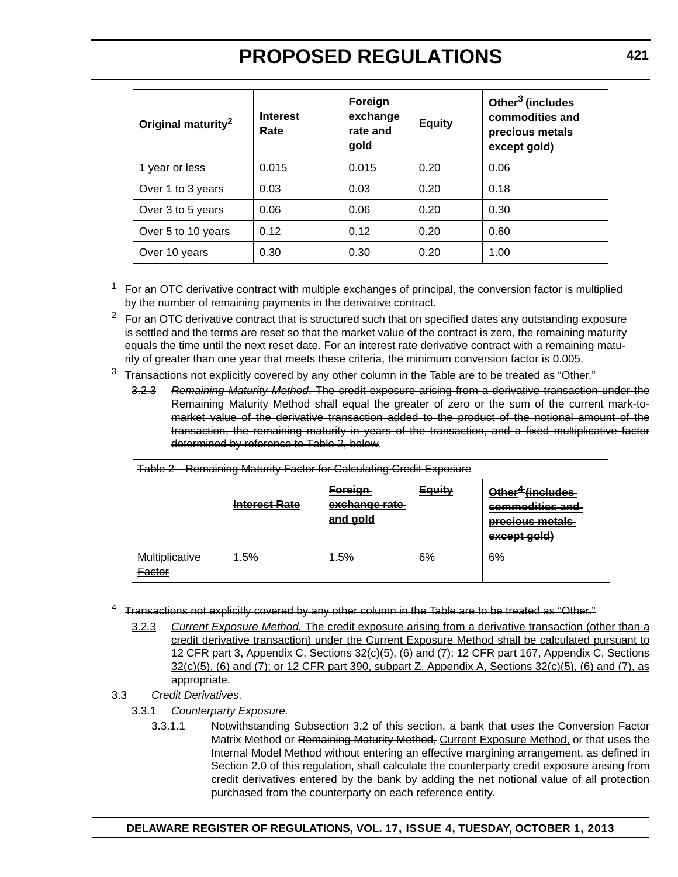| Original maturity[2] | Interest Rate | Foreign exchange rate and gold | Equity | Other[3] (includes commodities and precious metals except gold) |
|---|---|---|---|---|
| 1 year or less | 0.015 | 0.015 | 0.20 | 0.06 |
| Over 1 to 3 years | 0.03 | 0.03 | 0.20 | 0.18 |
| Over 3 to 5 years | 0.06 | 0.06 | 0.20 | 0.30 |
| Over 5 to 10 years | 0.12 | 0.12 | 0.20 | 0.60 |
| Over 10 years | 0.30 | 0.30 | 0.20 | 1.00 |

[1] For an OTC derivative contract with multiple exchanges of principal, the conversion factor is multiplied by the number of remaining payments in the derivative contract.

[2] For an OTC derivative contract that is structured such that on specified dates any outstanding exposure is settled and the terms are reset so that the market value of the contract is zero, the remaining maturity equals the time until the next reset date. For an interest rate derivative contract with a remaining maturity of greater than one year that meets these criteria, the minimum conversion factor is 0.005.

[3] Transactions not explicitly covered by any other column in the Table are to be treated as "Other."

~~3.2.3 *Remaining Maturity Method*. The credit exposure arising from a derivative transaction under the Remaining Maturity Method shall equal the greater of zero or the sum of the current mark-to-market value of the derivative transaction added to the product of the notional amount of the transaction, the remaining maturity in years of the transaction, and a fixed multiplicative factor determined by reference to Table 2, below~~.

| ~~Table 2—Remaining Maturity Factor for Calculating Credit Exposure~~ | | | | |
|---|---|---|---|---|
| | ~~**Interest Rate**~~ | ~~**Foreign exchange rate and gold**~~ | ~~**Equity**~~ | ~~**Other[4] (includes commodities and precious metals except gold)**~~ |
| ~~Multiplicative Factor~~ | ~~1.5%~~ | ~~1.5%~~ | ~~6%~~ | ~~6%~~ |

~~[4] Transactions not explicitly covered by any other column in the Table are to be treated as "Other."~~

3.2.3 *Current Exposure Method.* The credit exposure arising from a derivative transaction (other than a credit derivative transaction) under the Current Exposure Method shall be calculated pursuant to 12 CFR part 3, Appendix C, Sections 32(c)(5), (6) and (7); 12 CFR part 167, Appendix C, Sections 32(c)(5), (6) and (7); or 12 CFR part 390, subpart Z, Appendix A, Sections 32(c)(5), (6) and (7), as appropriate.

3.3 *Credit Derivatives*.

3.3.1 *Counterparty Exposure.*

3.3.1.1 Notwithstanding Subsection 3.2 of this section, a bank that uses the Conversion Factor Matrix Method or ~~Remaining Maturity Method,~~ Current Exposure Method, or that uses the ~~Internal~~ Model Method without entering an effective margining arrangement, as defined in Section 2.0 of this regulation, shall calculate the counterparty credit exposure arising from credit derivatives entered by the bank by adding the net notional value of all protection purchased from the counterparty on each reference entity.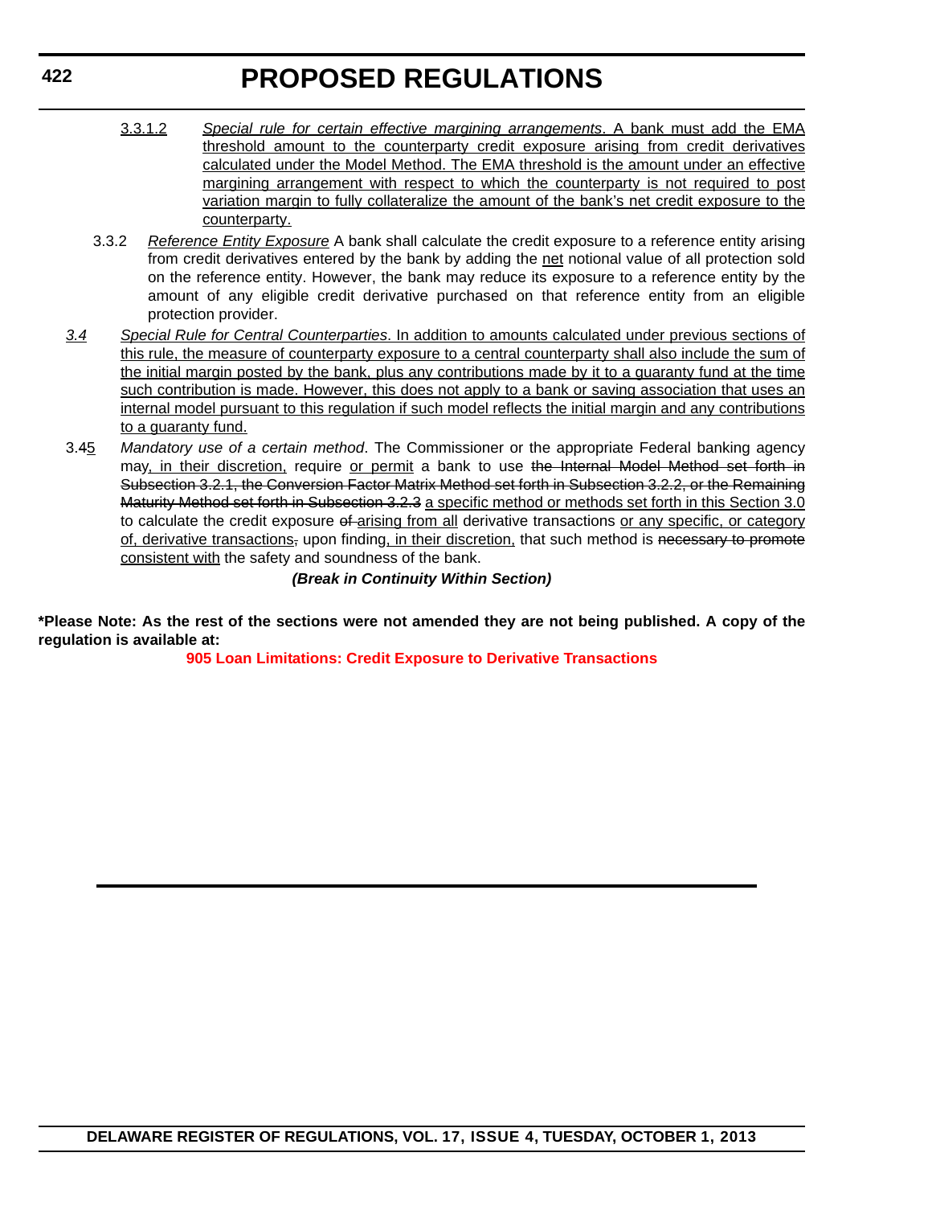3.3.1.2 *Special rule for certain effective margining arrangements*. A bank must add the EMA threshold amount to the counterparty credit exposure arising from credit derivatives calculated under the Model Method. The EMA threshold is the amount under an effective margining arrangement with respect to which the counterparty is not required to post variation margin to fully collateralize the amount of the bank's net credit exposure to the counterparty.

3.3.2 *Reference Entity Exposure* A bank shall calculate the credit exposure to a reference entity arising from credit derivatives entered by the bank by adding the net notional value of all protection sold on the reference entity. However, the bank may reduce its exposure to a reference entity by the amount of any eligible credit derivative purchased on that reference entity from an eligible protection provider.

*3.4* *Special Rule for Central Counterparties*. In addition to amounts calculated under previous sections of this rule, the measure of counterparty exposure to a central counterparty shall also include the sum of the initial margin posted by the bank, plus any contributions made by it to a guaranty fund at the time such contribution is made. However, this does not apply to a bank or saving association that uses an internal model pursuant to this regulation if such model reflects the initial margin and any contributions to a guaranty fund.

3.45 *Mandatory use of a certain method*. The Commissioner or the appropriate Federal banking agency may, in their discretion, require or permit a bank to use ~~the Internal Model Method set forth in Subsection 3.2.1, the Conversion Factor Matrix Method set forth in Subsection 3.2.2, or the Remaining Maturity Method set forth in Subsection 3.2.3~~ a specific method or methods set forth in this Section 3.0 to calculate the credit exposure ~~of~~ arising from all derivative transactions or any specific, or category of, derivative transactions~~,~~ upon finding, in their discretion, that such method is ~~necessary to promote~~ consistent with the safety and soundness of the bank.

***(Break in Continuity Within Section)***

**\*Please Note: As the rest of the sections were not amended they are not being published. A copy of the regulation is available at:**

**905 Loan Limitations: Credit Exposure to Derivative Transactions**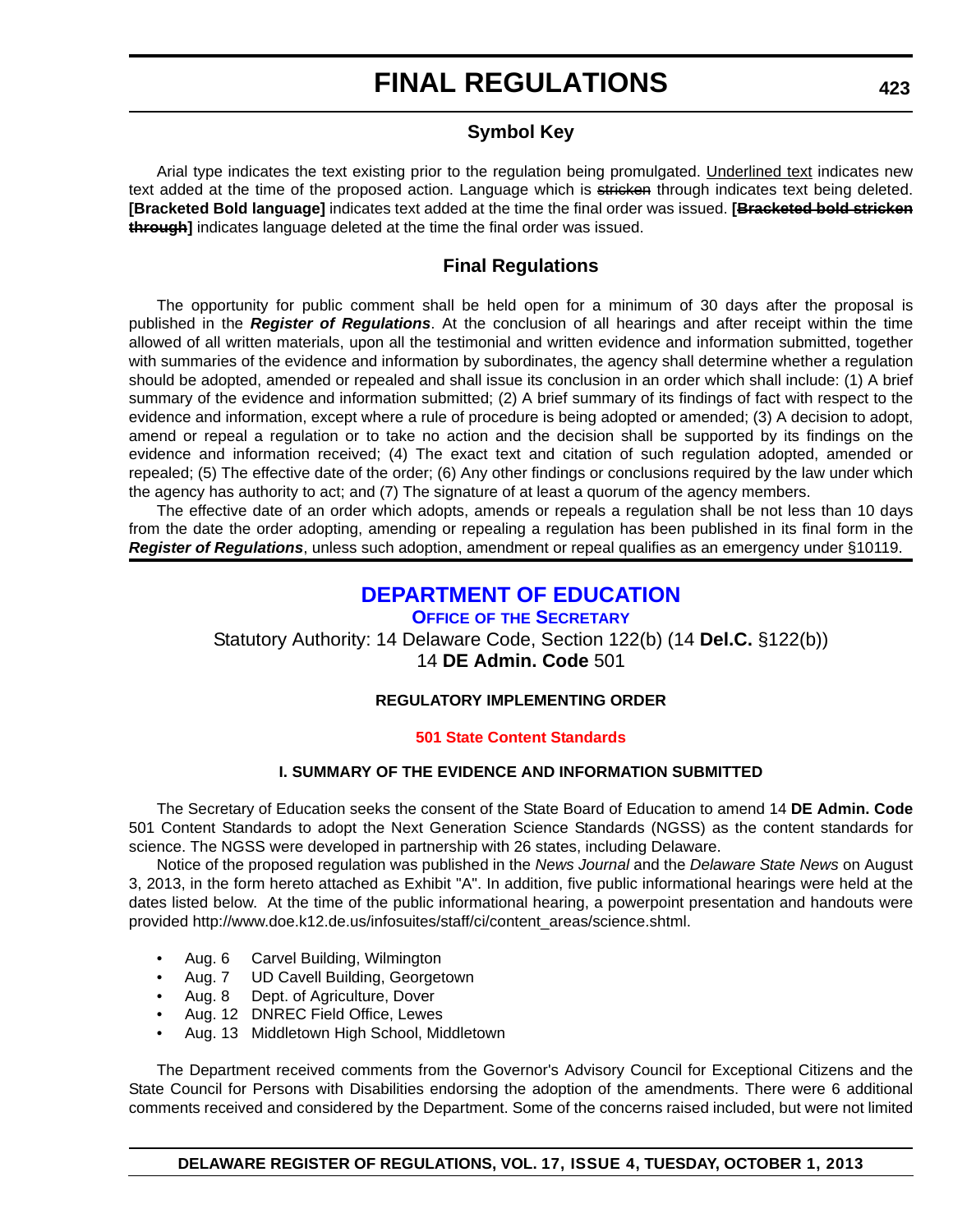## Symbol Key

Arial type indicates the text existing prior to the regulation being promulgated. Underlined text indicates new text added at the time of the proposed action. Language which is ~~stricken~~ through indicates text being deleted. **[Bracketed Bold language]** indicates text added at the time the final order was issued. **[~~Bracketed bold stricken through~~]** indicates language deleted at the time the final order was issued.

## Final Regulations

The opportunity for public comment shall be held open for a minimum of 30 days after the proposal is published in the ***Register of Regulations***. At the conclusion of all hearings and after receipt within the time allowed of all written materials, upon all the testimonial and written evidence and information submitted, together with summaries of the evidence and information by subordinates, the agency shall determine whether a regulation should be adopted, amended or repealed and shall issue its conclusion in an order which shall include: (1) A brief summary of the evidence and information submitted; (2) A brief summary of its findings of fact with respect to the evidence and information, except where a rule of procedure is being adopted or amended; (3) A decision to adopt, amend or repeal a regulation or to take no action and the decision shall be supported by its findings on the evidence and information received; (4) The exact text and citation of such regulation adopted, amended or repealed; (5) The effective date of the order; (6) Any other findings or conclusions required by the law under which the agency has authority to act; and (7) The signature of at least a quorum of the agency members.

The effective date of an order which adopts, amends or repeals a regulation shall be not less than 10 days from the date the order adopting, amending or repealing a regulation has been published in its final form in the ***Register of Regulations***, unless such adoption, amendment or repeal qualifies as an emergency under §10119.

# DEPARTMENT OF EDUCATION

### OFFICE OF THE SECRETARY

Statutory Authority: 14 Delaware Code, Section 122(b) (14 **Del.C.** §122(b))
14 **DE Admin. Code** 501

**REGULATORY IMPLEMENTING ORDER**

**501 State Content Standards**

**I. SUMMARY OF THE EVIDENCE AND INFORMATION SUBMITTED**

The Secretary of Education seeks the consent of the State Board of Education to amend 14 **DE Admin. Code** 501 Content Standards to adopt the Next Generation Science Standards (NGSS) as the content standards for science. The NGSS were developed in partnership with 26 states, including Delaware.

Notice of the proposed regulation was published in the *News Journal* and the *Delaware State News* on August 3, 2013, in the form hereto attached as Exhibit "A". In addition, five public informational hearings were held at the dates listed below. At the time of the public informational hearing, a powerpoint presentation and handouts were provided http://www.doe.k12.de.us/infosuites/staff/ci/content_areas/science.shtml.

- Aug. 6 Carvel Building, Wilmington
- Aug. 7 UD Cavell Building, Georgetown
- Aug. 8 Dept. of Agriculture, Dover
- Aug. 12 DNREC Field Office, Lewes
- Aug. 13 Middletown High School, Middletown

The Department received comments from the Governor's Advisory Council for Exceptional Citizens and the State Council for Persons with Disabilities endorsing the adoption of the amendments. There were 6 additional comments received and considered by the Department. Some of the concerns raised included, but were not limited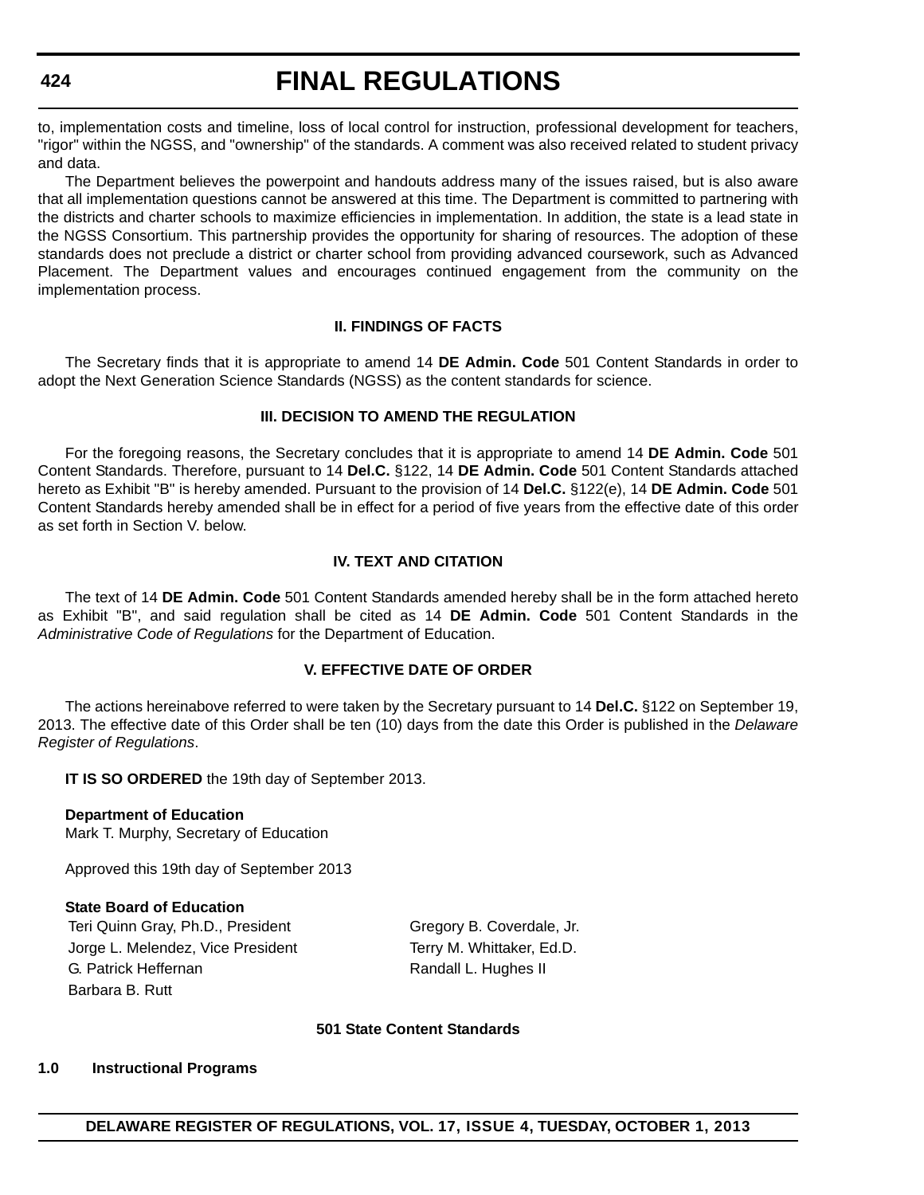to, implementation costs and timeline, loss of local control for instruction, professional development for teachers, "rigor" within the NGSS, and "ownership" of the standards. A comment was also received related to student privacy and data.

The Department believes the powerpoint and handouts address many of the issues raised, but is also aware that all implementation questions cannot be answered at this time. The Department is committed to partnering with the districts and charter schools to maximize efficiencies in implementation. In addition, the state is a lead state in the NGSS Consortium. This partnership provides the opportunity for sharing of resources. The adoption of these standards does not preclude a district or charter school from providing advanced coursework, such as Advanced Placement. The Department values and encourages continued engagement from the community on the implementation process.

**II. FINDINGS OF FACTS**

The Secretary finds that it is appropriate to amend 14 **DE Admin. Code** 501 Content Standards in order to adopt the Next Generation Science Standards (NGSS) as the content standards for science.

**III. DECISION TO AMEND THE REGULATION**

For the foregoing reasons, the Secretary concludes that it is appropriate to amend 14 **DE Admin. Code** 501 Content Standards. Therefore, pursuant to 14 **Del.C.** §122, 14 **DE Admin. Code** 501 Content Standards attached hereto as Exhibit "B" is hereby amended. Pursuant to the provision of 14 **Del.C.** §122(e), 14 **DE Admin. Code** 501 Content Standards hereby amended shall be in effect for a period of five years from the effective date of this order as set forth in Section V. below.

**IV. TEXT AND CITATION**

The text of 14 **DE Admin. Code** 501 Content Standards amended hereby shall be in the form attached hereto as Exhibit "B", and said regulation shall be cited as 14 **DE Admin. Code** 501 Content Standards in the *Administrative Code of Regulations* for the Department of Education.

**V. EFFECTIVE DATE OF ORDER**

The actions hereinabove referred to were taken by the Secretary pursuant to 14 **Del.C.** §122 on September 19, 2013. The effective date of this Order shall be ten (10) days from the date this Order is published in the *Delaware Register of Regulations*.

**IT IS SO ORDERED** the 19th day of September 2013.

**Department of Education**
Mark T. Murphy, Secretary of Education

Approved this 19th day of September 2013

**State Board of Education**

| | |
|---|---|
| Teri Quinn Gray, Ph.D., President | Gregory B. Coverdale, Jr. |
| Jorge L. Melendez, Vice President | Terry M. Whittaker, Ed.D. |
| G. Patrick Heffernan | Randall L. Hughes II |
| Barbara B. Rutt | |

**501 State Content Standards**

**1.0 Instructional Programs**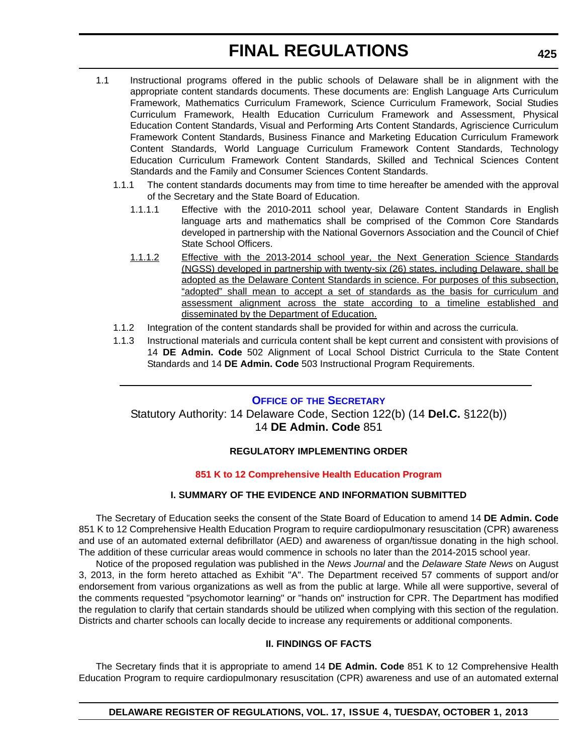1.1 Instructional programs offered in the public schools of Delaware shall be in alignment with the appropriate content standards documents. These documents are: English Language Arts Curriculum Framework, Mathematics Curriculum Framework, Science Curriculum Framework, Social Studies Curriculum Framework, Health Education Curriculum Framework and Assessment, Physical Education Content Standards, Visual and Performing Arts Content Standards, Agriscience Curriculum Framework Content Standards, Business Finance and Marketing Education Curriculum Framework Content Standards, World Language Curriculum Framework Content Standards, Technology Education Curriculum Framework Content Standards, Skilled and Technical Sciences Content Standards and the Family and Consumer Sciences Content Standards.

1.1.1 The content standards documents may from time to time hereafter be amended with the approval of the Secretary and the State Board of Education.

1.1.1.1 Effective with the 2010-2011 school year, Delaware Content Standards in English language arts and mathematics shall be comprised of the Common Core Standards developed in partnership with the National Governors Association and the Council of Chief State School Officers.

<u>1.1.1.2 Effective with the 2013-2014 school year, the Next Generation Science Standards (NGSS) developed in partnership with twenty-six (26) states, including Delaware, shall be adopted as the Delaware Content Standards in science. For purposes of this subsection, "adopted" shall mean to accept a set of standards as the basis for curriculum and assessment alignment across the state according to a timeline established and disseminated by the Department of Education.</u>

1.1.2 Integration of the content standards shall be provided for within and across the curricula.

1.1.3 Instructional materials and curricula content shall be kept current and consistent with provisions of 14 **DE Admin. Code** 502 Alignment of Local School District Curricula to the State Content Standards and 14 **DE Admin. Code** 503 Instructional Program Requirements.

---

## OFFICE OF THE SECRETARY

Statutory Authority: 14 Delaware Code, Section 122(b) (14 **Del.C.** §122(b))
14 **DE Admin. Code** 851

### REGULATORY IMPLEMENTING ORDER

### 851 K to 12 Comprehensive Health Education Program

#### I. SUMMARY OF THE EVIDENCE AND INFORMATION SUBMITTED

The Secretary of Education seeks the consent of the State Board of Education to amend 14 **DE Admin. Code** 851 K to 12 Comprehensive Health Education Program to require cardiopulmonary resuscitation (CPR) awareness and use of an automated external defibrillator (AED) and awareness of organ/tissue donating in the high school. The addition of these curricular areas would commence in schools no later than the 2014-2015 school year.

Notice of the proposed regulation was published in the *News Journal* and the *Delaware State News* on August 3, 2013, in the form hereto attached as Exhibit "A". The Department received 57 comments of support and/or endorsement from various organizations as well as from the public at large. While all were supportive, several of the comments requested "psychomotor learning" or "hands on" instruction for CPR. The Department has modified the regulation to clarify that certain standards should be utilized when complying with this section of the regulation. Districts and charter schools can locally decide to increase any requirements or additional components.

#### II. FINDINGS OF FACTS

The Secretary finds that it is appropriate to amend 14 **DE Admin. Code** 851 K to 12 Comprehensive Health Education Program to require cardiopulmonary resuscitation (CPR) awareness and use of an automated external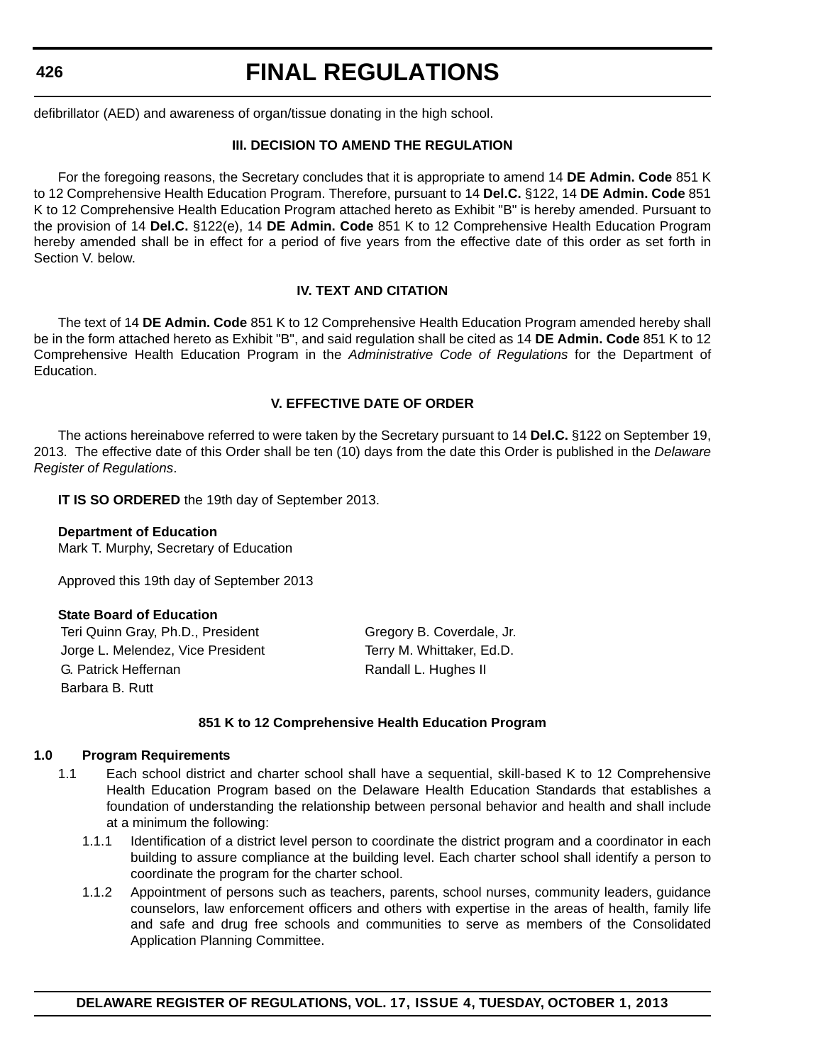defibrillator (AED) and awareness of organ/tissue donating in the high school.

### III. DECISION TO AMEND THE REGULATION

For the foregoing reasons, the Secretary concludes that it is appropriate to amend 14 **DE Admin. Code** 851 K to 12 Comprehensive Health Education Program. Therefore, pursuant to 14 **Del.C.** §122, 14 **DE Admin. Code** 851 K to 12 Comprehensive Health Education Program attached hereto as Exhibit "B" is hereby amended. Pursuant to the provision of 14 **Del.C.** §122(e), 14 **DE Admin. Code** 851 K to 12 Comprehensive Health Education Program hereby amended shall be in effect for a period of five years from the effective date of this order as set forth in Section V. below.

### IV. TEXT AND CITATION

The text of 14 **DE Admin. Code** 851 K to 12 Comprehensive Health Education Program amended hereby shall be in the form attached hereto as Exhibit "B", and said regulation shall be cited as 14 **DE Admin. Code** 851 K to 12 Comprehensive Health Education Program in the *Administrative Code of Regulations* for the Department of Education.

### V. EFFECTIVE DATE OF ORDER

The actions hereinabove referred to were taken by the Secretary pursuant to 14 **Del.C.** §122 on September 19, 2013. The effective date of this Order shall be ten (10) days from the date this Order is published in the *Delaware Register of Regulations*.

**IT IS SO ORDERED** the 19th day of September 2013.

**Department of Education**
Mark T. Murphy, Secretary of Education

Approved this 19th day of September 2013

**State Board of Education**

Teri Quinn Gray, Ph.D., President
Jorge L. Melendez, Vice President
G. Patrick Heffernan
Barbara B. Rutt
Gregory B. Coverdale, Jr.
Terry M. Whittaker, Ed.D.
Randall L. Hughes II

### 851 K to 12 Comprehensive Health Education Program

**1.0 Program Requirements**

1.1 Each school district and charter school shall have a sequential, skill-based K to 12 Comprehensive Health Education Program based on the Delaware Health Education Standards that establishes a foundation of understanding the relationship between personal behavior and health and shall include at a minimum the following:

1.1.1 Identification of a district level person to coordinate the district program and a coordinator in each building to assure compliance at the building level. Each charter school shall identify a person to coordinate the program for the charter school.

1.1.2 Appointment of persons such as teachers, parents, school nurses, community leaders, guidance counselors, law enforcement officers and others with expertise in the areas of health, family life and safe and drug free schools and communities to serve as members of the Consolidated Application Planning Committee.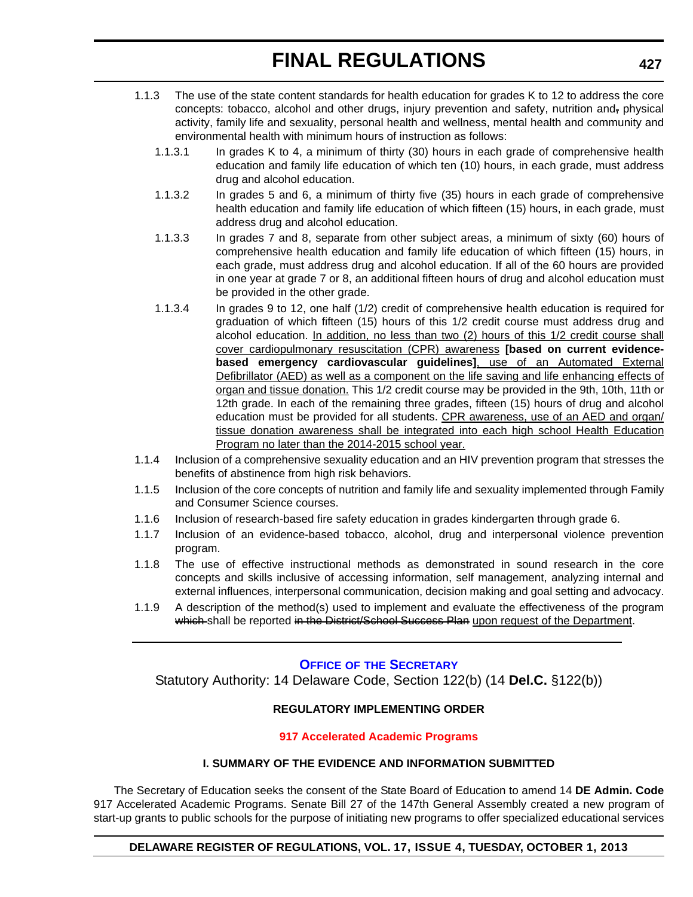1.1.3 The use of the state content standards for health education for grades K to 12 to address the core concepts: tobacco, alcohol and other drugs, injury prevention and safety, nutrition and~~,~~ physical activity, family life and sexuality, personal health and wellness, mental health and community and environmental health with minimum hours of instruction as follows:

1.1.3.1 In grades K to 4, a minimum of thirty (30) hours in each grade of comprehensive health education and family life education of which ten (10) hours, in each grade, must address drug and alcohol education.

1.1.3.2 In grades 5 and 6, a minimum of thirty five (35) hours in each grade of comprehensive health education and family life education of which fifteen (15) hours, in each grade, must address drug and alcohol education.

1.1.3.3 In grades 7 and 8, separate from other subject areas, a minimum of sixty (60) hours of comprehensive health education and family life education of which fifteen (15) hours, in each grade, must address drug and alcohol education. If all of the 60 hours are provided in one year at grade 7 or 8, an additional fifteen hours of drug and alcohol education must be provided in the other grade.

1.1.3.4 In grades 9 to 12, one half (1/2) credit of comprehensive health education is required for graduation of which fifteen (15) hours of this 1/2 credit course must address drug and alcohol education. <u>In addition, no less than two (2) hours of this 1/2 credit course shall cover cardiopulmonary resuscitation (CPR) awareness</u> **[based on current evidence-based emergency cardiovascular guidelines]**<u>, use of an Automated External Defibrillator (AED) as well as a component on the life saving and life enhancing effects of organ and tissue donation.</u> This 1/2 credit course may be provided in the 9th, 10th, 11th or 12th grade. In each of the remaining three grades, fifteen (15) hours of drug and alcohol education must be provided for all students. <u>CPR awareness, use of an AED and organ/tissue donation awareness shall be integrated into each high school Health Education Program no later than the 2014-2015 school year.</u>

1.1.4 Inclusion of a comprehensive sexuality education and an HIV prevention program that stresses the benefits of abstinence from high risk behaviors.

1.1.5 Inclusion of the core concepts of nutrition and family life and sexuality implemented through Family and Consumer Science courses.

1.1.6 Inclusion of research-based fire safety education in grades kindergarten through grade 6.

1.1.7 Inclusion of an evidence-based tobacco, alcohol, drug and interpersonal violence prevention program.

1.1.8 The use of effective instructional methods as demonstrated in sound research in the core concepts and skills inclusive of accessing information, self management, analyzing internal and external influences, interpersonal communication, decision making and goal setting and advocacy.

1.1.9 A description of the method(s) used to implement and evaluate the effectiveness of the program ~~which~~ shall be reported ~~in the District/School Success Plan~~ <u>upon request of the Department</u>.

---

## OFFICE OF THE SECRETARY

Statutory Authority: 14 Delaware Code, Section 122(b) (14 **Del.C.** §122(b))

### REGULATORY IMPLEMENTING ORDER

### 917 Accelerated Academic Programs

### I. SUMMARY OF THE EVIDENCE AND INFORMATION SUBMITTED

The Secretary of Education seeks the consent of the State Board of Education to amend 14 **DE Admin. Code** 917 Accelerated Academic Programs. Senate Bill 27 of the 147th General Assembly created a new program of start-up grants to public schools for the purpose of initiating new programs to offer specialized educational services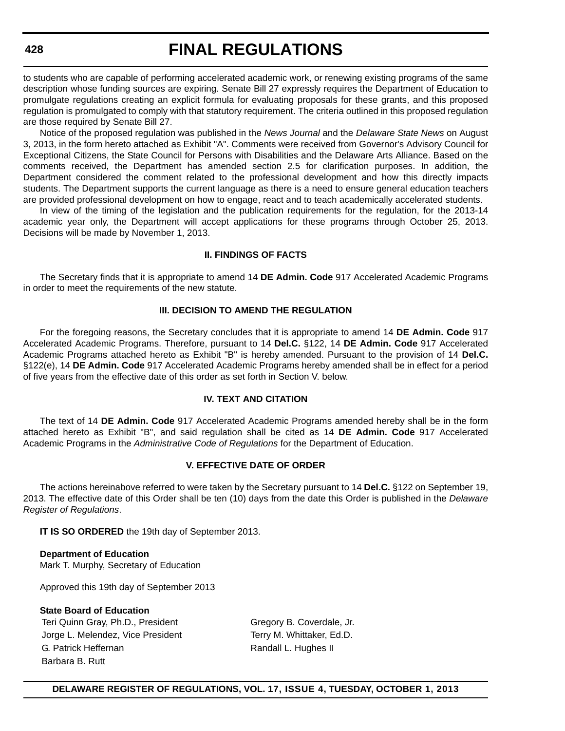to students who are capable of performing accelerated academic work, or renewing existing programs of the same description whose funding sources are expiring. Senate Bill 27 expressly requires the Department of Education to promulgate regulations creating an explicit formula for evaluating proposals for these grants, and this proposed regulation is promulgated to comply with that statutory requirement. The criteria outlined in this proposed regulation are those required by Senate Bill 27.

Notice of the proposed regulation was published in the *News Journal* and the *Delaware State News* on August 3, 2013, in the form hereto attached as Exhibit "A". Comments were received from Governor's Advisory Council for Exceptional Citizens, the State Council for Persons with Disabilities and the Delaware Arts Alliance. Based on the comments received, the Department has amended section 2.5 for clarification purposes. In addition, the Department considered the comment related to the professional development and how this directly impacts students. The Department supports the current language as there is a need to ensure general education teachers are provided professional development on how to engage, react and to teach academically accelerated students.

In view of the timing of the legislation and the publication requirements for the regulation, for the 2013-14 academic year only, the Department will accept applications for these programs through October 25, 2013. Decisions will be made by November 1, 2013.

## II. FINDINGS OF FACTS

The Secretary finds that it is appropriate to amend 14 **DE Admin. Code** 917 Accelerated Academic Programs in order to meet the requirements of the new statute.

## III. DECISION TO AMEND THE REGULATION

For the foregoing reasons, the Secretary concludes that it is appropriate to amend 14 **DE Admin. Code** 917 Accelerated Academic Programs. Therefore, pursuant to 14 **Del.C.** §122, 14 **DE Admin. Code** 917 Accelerated Academic Programs attached hereto as Exhibit "B" is hereby amended. Pursuant to the provision of 14 **Del.C.** §122(e), 14 **DE Admin. Code** 917 Accelerated Academic Programs hereby amended shall be in effect for a period of five years from the effective date of this order as set forth in Section V. below.

## IV. TEXT AND CITATION

The text of 14 **DE Admin. Code** 917 Accelerated Academic Programs amended hereby shall be in the form attached hereto as Exhibit "B", and said regulation shall be cited as 14 **DE Admin. Code** 917 Accelerated Academic Programs in the *Administrative Code of Regulations* for the Department of Education.

## V. EFFECTIVE DATE OF ORDER

The actions hereinabove referred to were taken by the Secretary pursuant to 14 **Del.C.** §122 on September 19, 2013. The effective date of this Order shall be ten (10) days from the date this Order is published in the *Delaware Register of Regulations*.

**IT IS SO ORDERED** the 19th day of September 2013.

**Department of Education**
Mark T. Murphy, Secretary of Education

Approved this 19th day of September 2013

**State Board of Education**

Teri Quinn Gray, Ph.D., President
Jorge L. Melendez, Vice President
G. Patrick Heffernan
Barbara B. Rutt
Gregory B. Coverdale, Jr.
Terry M. Whittaker, Ed.D.
Randall L. Hughes II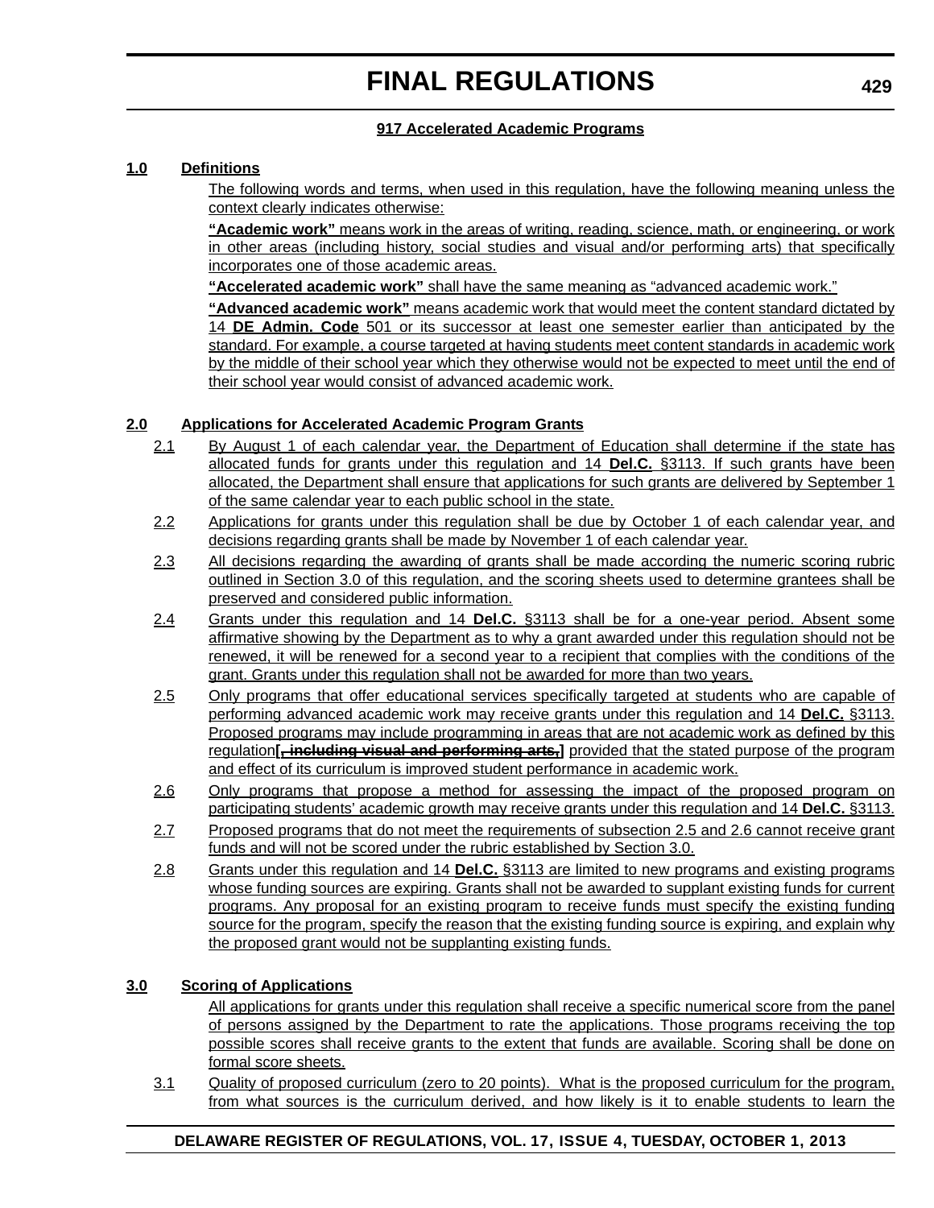**917 Accelerated Academic Programs**

**1.0 Definitions**

The following words and terms, when used in this regulation, have the following meaning unless the context clearly indicates otherwise:

**"Academic work"** means work in the areas of writing, reading, science, math, or engineering, or work in other areas (including history, social studies and visual and/or performing arts) that specifically incorporates one of those academic areas.

**"Accelerated academic work"** shall have the same meaning as "advanced academic work."

**"Advanced academic work"** means academic work that would meet the content standard dictated by 14 **DE Admin. Code** 501 or its successor at least one semester earlier than anticipated by the standard. For example, a course targeted at having students meet content standards in academic work by the middle of their school year which they otherwise would not be expected to meet until the end of their school year would consist of advanced academic work.

**2.0 Applications for Accelerated Academic Program Grants**

2.1 By August 1 of each calendar year, the Department of Education shall determine if the state has allocated funds for grants under this regulation and 14 **Del.C.** §3113. If such grants have been allocated, the Department shall ensure that applications for such grants are delivered by September 1 of the same calendar year to each public school in the state.

2.2 Applications for grants under this regulation shall be due by October 1 of each calendar year, and decisions regarding grants shall be made by November 1 of each calendar year.

2.3 All decisions regarding the awarding of grants shall be made according the numeric scoring rubric outlined in Section 3.0 of this regulation, and the scoring sheets used to determine grantees shall be preserved and considered public information.

2.4 Grants under this regulation and 14 **Del.C.** §3113 shall be for a one-year period. Absent some affirmative showing by the Department as to why a grant awarded under this regulation should not be renewed, it will be renewed for a second year to a recipient that complies with the conditions of the grant. Grants under this regulation shall not be awarded for more than two years.

2.5 Only programs that offer educational services specifically targeted at students who are capable of performing advanced academic work may receive grants under this regulation and 14 **Del.C.** §3113. Proposed programs may include programming in areas that are not academic work as defined by this regulation**[~~, including visual and performing arts,~~]** provided that the stated purpose of the program and effect of its curriculum is improved student performance in academic work.

2.6 Only programs that propose a method for assessing the impact of the proposed program on participating students' academic growth may receive grants under this regulation and 14 **Del.C.** §3113.

2.7 Proposed programs that do not meet the requirements of subsection 2.5 and 2.6 cannot receive grant funds and will not be scored under the rubric established by Section 3.0.

2.8 Grants under this regulation and 14 **Del.C.** §3113 are limited to new programs and existing programs whose funding sources are expiring. Grants shall not be awarded to supplant existing funds for current programs. Any proposal for an existing program to receive funds must specify the existing funding source for the program, specify the reason that the existing funding source is expiring, and explain why the proposed grant would not be supplanting existing funds.

**3.0 Scoring of Applications**

All applications for grants under this regulation shall receive a specific numerical score from the panel of persons assigned by the Department to rate the applications. Those programs receiving the top possible scores shall receive grants to the extent that funds are available. Scoring shall be done on formal score sheets.

3.1 Quality of proposed curriculum (zero to 20 points). What is the proposed curriculum for the program, from what sources is the curriculum derived, and how likely is it to enable students to learn the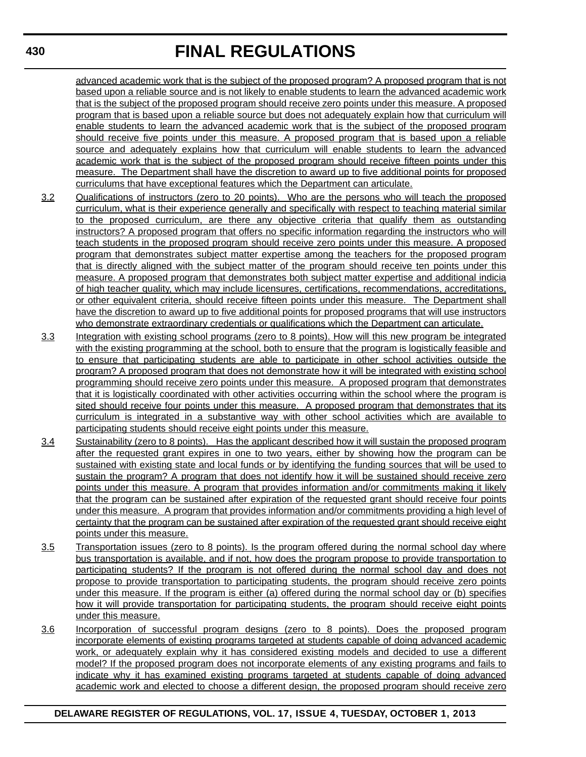advanced academic work that is the subject of the proposed program? A proposed program that is not based upon a reliable source and is not likely to enable students to learn the advanced academic work that is the subject of the proposed program should receive zero points under this measure. A proposed program that is based upon a reliable source but does not adequately explain how that curriculum will enable students to learn the advanced academic work that is the subject of the proposed program should receive five points under this measure. A proposed program that is based upon a reliable source and adequately explains how that curriculum will enable students to learn the advanced academic work that is the subject of the proposed program should receive fifteen points under this measure. The Department shall have the discretion to award up to five additional points for proposed curriculums that have exceptional features which the Department can articulate.

3.2 Qualifications of instructors (zero to 20 points). Who are the persons who will teach the proposed curriculum, what is their experience generally and specifically with respect to teaching material similar to the proposed curriculum, are there any objective criteria that qualify them as outstanding instructors? A proposed program that offers no specific information regarding the instructors who will teach students in the proposed program should receive zero points under this measure. A proposed program that demonstrates subject matter expertise among the teachers for the proposed program that is directly aligned with the subject matter of the program should receive ten points under this measure. A proposed program that demonstrates both subject matter expertise and additional indicia of high teacher quality, which may include licensures, certifications, recommendations, accreditations, or other equivalent criteria, should receive fifteen points under this measure. The Department shall have the discretion to award up to five additional points for proposed programs that will use instructors who demonstrate extraordinary credentials or qualifications which the Department can articulate.

3.3 Integration with existing school programs (zero to 8 points). How will this new program be integrated with the existing programming at the school, both to ensure that the program is logistically feasible and to ensure that participating students are able to participate in other school activities outside the program? A proposed program that does not demonstrate how it will be integrated with existing school programming should receive zero points under this measure. A proposed program that demonstrates that it is logistically coordinated with other activities occurring within the school where the program is sited should receive four points under this measure. A proposed program that demonstrates that its curriculum is integrated in a substantive way with other school activities which are available to participating students should receive eight points under this measure.

3.4 Sustainability (zero to 8 points). Has the applicant described how it will sustain the proposed program after the requested grant expires in one to two years, either by showing how the program can be sustained with existing state and local funds or by identifying the funding sources that will be used to sustain the program? A program that does not identify how it will be sustained should receive zero points under this measure. A program that provides information and/or commitments making it likely that the program can be sustained after expiration of the requested grant should receive four points under this measure. A program that provides information and/or commitments providing a high level of certainty that the program can be sustained after expiration of the requested grant should receive eight points under this measure.

3.5 Transportation issues (zero to 8 points). Is the program offered during the normal school day where bus transportation is available, and if not, how does the program propose to provide transportation to participating students? If the program is not offered during the normal school day and does not propose to provide transportation to participating students, the program should receive zero points under this measure. If the program is either (a) offered during the normal school day or (b) specifies how it will provide transportation for participating students, the program should receive eight points under this measure.

3.6 Incorporation of successful program designs (zero to 8 points). Does the proposed program incorporate elements of existing programs targeted at students capable of doing advanced academic work, or adequately explain why it has considered existing models and decided to use a different model? If the proposed program does not incorporate elements of any existing programs and fails to indicate why it has examined existing programs targeted at students capable of doing advanced academic work and elected to choose a different design, the proposed program should receive zero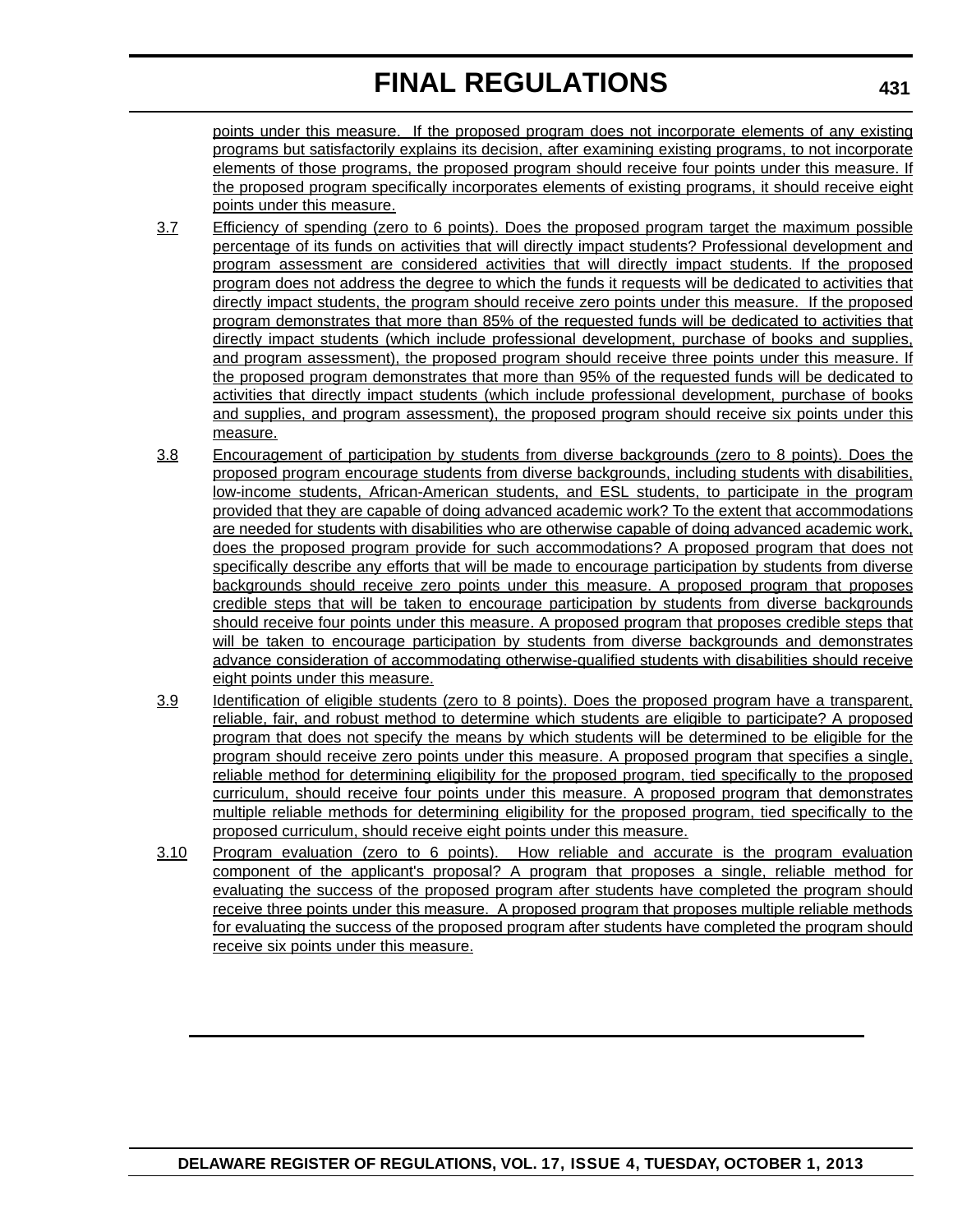points under this measure. If the proposed program does not incorporate elements of any existing programs but satisfactorily explains its decision, after examining existing programs, to not incorporate elements of those programs, the proposed program should receive four points under this measure. If the proposed program specifically incorporates elements of existing programs, it should receive eight points under this measure.

3.7 Efficiency of spending (zero to 6 points). Does the proposed program target the maximum possible percentage of its funds on activities that will directly impact students? Professional development and program assessment are considered activities that will directly impact students. If the proposed program does not address the degree to which the funds it requests will be dedicated to activities that directly impact students, the program should receive zero points under this measure. If the proposed program demonstrates that more than 85% of the requested funds will be dedicated to activities that directly impact students (which include professional development, purchase of books and supplies, and program assessment), the proposed program should receive three points under this measure. If the proposed program demonstrates that more than 95% of the requested funds will be dedicated to activities that directly impact students (which include professional development, purchase of books and supplies, and program assessment), the proposed program should receive six points under this measure.

3.8 Encouragement of participation by students from diverse backgrounds (zero to 8 points). Does the proposed program encourage students from diverse backgrounds, including students with disabilities, low-income students, African-American students, and ESL students, to participate in the program provided that they are capable of doing advanced academic work? To the extent that accommodations are needed for students with disabilities who are otherwise capable of doing advanced academic work, does the proposed program provide for such accommodations? A proposed program that does not specifically describe any efforts that will be made to encourage participation by students from diverse backgrounds should receive zero points under this measure. A proposed program that proposes credible steps that will be taken to encourage participation by students from diverse backgrounds should receive four points under this measure. A proposed program that proposes credible steps that will be taken to encourage participation by students from diverse backgrounds and demonstrates advance consideration of accommodating otherwise-qualified students with disabilities should receive eight points under this measure.

3.9 Identification of eligible students (zero to 8 points). Does the proposed program have a transparent, reliable, fair, and robust method to determine which students are eligible to participate? A proposed program that does not specify the means by which students will be determined to be eligible for the program should receive zero points under this measure. A proposed program that specifies a single, reliable method for determining eligibility for the proposed program, tied specifically to the proposed curriculum, should receive four points under this measure. A proposed program that demonstrates multiple reliable methods for determining eligibility for the proposed program, tied specifically to the proposed curriculum, should receive eight points under this measure.

3.10 Program evaluation (zero to 6 points). How reliable and accurate is the program evaluation component of the applicant's proposal? A program that proposes a single, reliable method for evaluating the success of the proposed program after students have completed the program should receive three points under this measure. A proposed program that proposes multiple reliable methods for evaluating the success of the proposed program after students have completed the program should receive six points under this measure.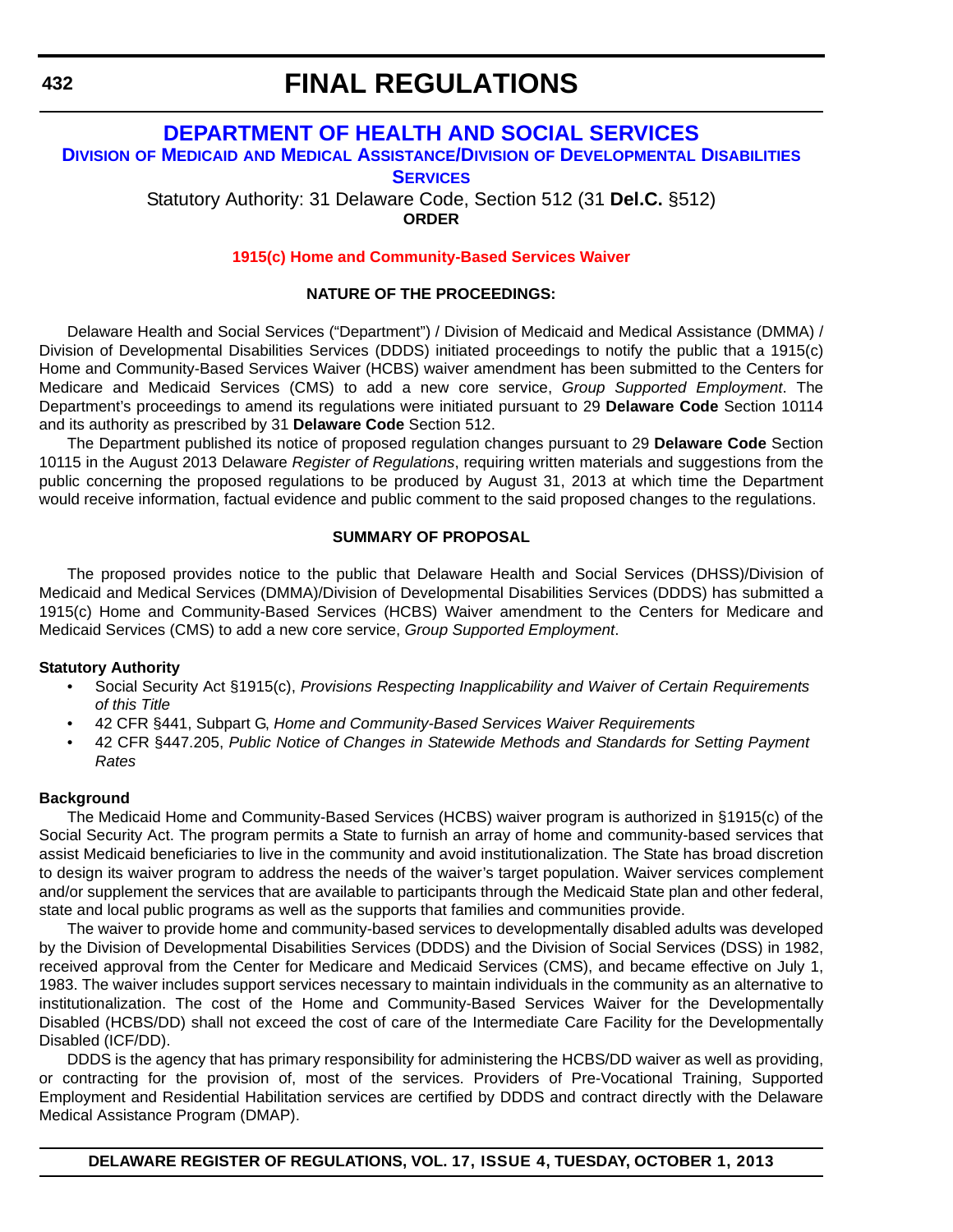# FINAL REGULATIONS

## DEPARTMENT OF HEALTH AND SOCIAL SERVICES

### Division of Medicaid and Medical Assistance/Division of Developmental Disabilities Services

Statutory Authority: 31 Delaware Code, Section 512 (31 **Del.C.** §512)

**ORDER**

### 1915(c) Home and Community-Based Services Waiver

**NATURE OF THE PROCEEDINGS:**

Delaware Health and Social Services ("Department") / Division of Medicaid and Medical Assistance (DMMA) / Division of Developmental Disabilities Services (DDDS) initiated proceedings to notify the public that a 1915(c) Home and Community-Based Services Waiver (HCBS) waiver amendment has been submitted to the Centers for Medicare and Medicaid Services (CMS) to add a new core service, *Group Supported Employment*. The Department's proceedings to amend its regulations were initiated pursuant to 29 **Delaware Code** Section 10114 and its authority as prescribed by 31 **Delaware Code** Section 512.

The Department published its notice of proposed regulation changes pursuant to 29 **Delaware Code** Section 10115 in the August 2013 Delaware *Register of Regulations*, requiring written materials and suggestions from the public concerning the proposed regulations to be produced by August 31, 2013 at which time the Department would receive information, factual evidence and public comment to the said proposed changes to the regulations.

**SUMMARY OF PROPOSAL**

The proposed provides notice to the public that Delaware Health and Social Services (DHSS)/Division of Medicaid and Medical Services (DMMA)/Division of Developmental Disabilities Services (DDDS) has submitted a 1915(c) Home and Community-Based Services (HCBS) Waiver amendment to the Centers for Medicare and Medicaid Services (CMS) to add a new core service, *Group Supported Employment*.

**Statutory Authority**

- Social Security Act §1915(c), *Provisions Respecting Inapplicability and Waiver of Certain Requirements of this Title*
- 42 CFR §441, Subpart G, *Home and Community-Based Services Waiver Requirements*
- 42 CFR §447.205, *Public Notice of Changes in Statewide Methods and Standards for Setting Payment Rates*

**Background**

The Medicaid Home and Community-Based Services (HCBS) waiver program is authorized in §1915(c) of the Social Security Act. The program permits a State to furnish an array of home and community-based services that assist Medicaid beneficiaries to live in the community and avoid institutionalization. The State has broad discretion to design its waiver program to address the needs of the waiver's target population. Waiver services complement and/or supplement the services that are available to participants through the Medicaid State plan and other federal, state and local public programs as well as the supports that families and communities provide.

The waiver to provide home and community-based services to developmentally disabled adults was developed by the Division of Developmental Disabilities Services (DDDS) and the Division of Social Services (DSS) in 1982, received approval from the Center for Medicare and Medicaid Services (CMS), and became effective on July 1, 1983. The waiver includes support services necessary to maintain individuals in the community as an alternative to institutionalization. The cost of the Home and Community-Based Services Waiver for the Developmentally Disabled (HCBS/DD) shall not exceed the cost of care of the Intermediate Care Facility for the Developmentally Disabled (ICF/DD).

DDDS is the agency that has primary responsibility for administering the HCBS/DD waiver as well as providing, or contracting for the provision of, most of the services. Providers of Pre-Vocational Training, Supported Employment and Residential Habilitation services are certified by DDDS and contract directly with the Delaware Medical Assistance Program (DMAP).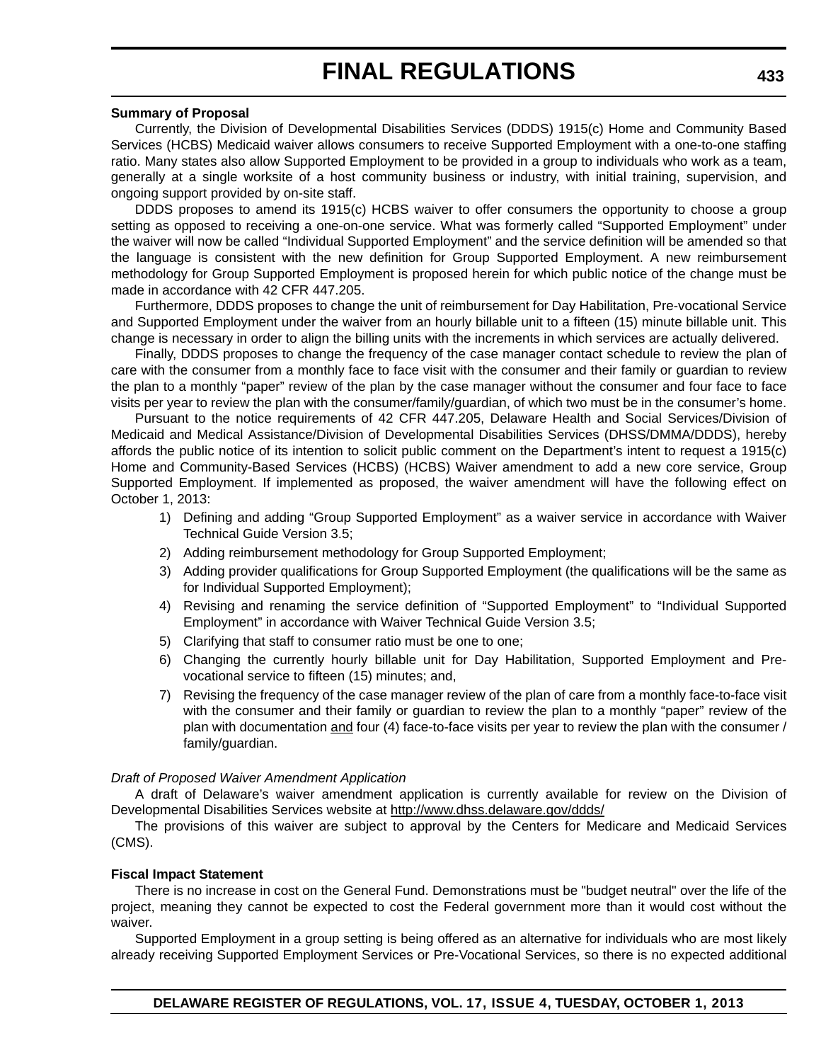**Summary of Proposal**

Currently, the Division of Developmental Disabilities Services (DDDS) 1915(c) Home and Community Based Services (HCBS) Medicaid waiver allows consumers to receive Supported Employment with a one-to-one staffing ratio. Many states also allow Supported Employment to be provided in a group to individuals who work as a team, generally at a single worksite of a host community business or industry, with initial training, supervision, and ongoing support provided by on-site staff.

DDDS proposes to amend its 1915(c) HCBS waiver to offer consumers the opportunity to choose a group setting as opposed to receiving a one-on-one service. What was formerly called "Supported Employment" under the waiver will now be called "Individual Supported Employment" and the service definition will be amended so that the language is consistent with the new definition for Group Supported Employment. A new reimbursement methodology for Group Supported Employment is proposed herein for which public notice of the change must be made in accordance with 42 CFR 447.205.

Furthermore, DDDS proposes to change the unit of reimbursement for Day Habilitation, Pre-vocational Service and Supported Employment under the waiver from an hourly billable unit to a fifteen (15) minute billable unit. This change is necessary in order to align the billing units with the increments in which services are actually delivered.

Finally, DDDS proposes to change the frequency of the case manager contact schedule to review the plan of care with the consumer from a monthly face to face visit with the consumer and their family or guardian to review the plan to a monthly "paper" review of the plan by the case manager without the consumer and four face to face visits per year to review the plan with the consumer/family/guardian, of which two must be in the consumer's home.

Pursuant to the notice requirements of 42 CFR 447.205, Delaware Health and Social Services/Division of Medicaid and Medical Assistance/Division of Developmental Disabilities Services (DHSS/DMMA/DDDS), hereby affords the public notice of its intention to solicit public comment on the Department's intent to request a 1915(c) Home and Community-Based Services (HCBS) (HCBS) Waiver amendment to add a new core service, Group Supported Employment. If implemented as proposed, the waiver amendment will have the following effect on October 1, 2013:

1) Defining and adding "Group Supported Employment" as a waiver service in accordance with Waiver Technical Guide Version 3.5;
2) Adding reimbursement methodology for Group Supported Employment;
3) Adding provider qualifications for Group Supported Employment (the qualifications will be the same as for Individual Supported Employment);
4) Revising and renaming the service definition of "Supported Employment" to "Individual Supported Employment" in accordance with Waiver Technical Guide Version 3.5;
5) Clarifying that staff to consumer ratio must be one to one;
6) Changing the currently hourly billable unit for Day Habilitation, Supported Employment and Pre-vocational service to fifteen (15) minutes; and,
7) Revising the frequency of the case manager review of the plan of care from a monthly face-to-face visit with the consumer and their family or guardian to review the plan to a monthly "paper" review of the plan with documentation <u>and</u> four (4) face-to-face visits per year to review the plan with the consumer / family/guardian.

*Draft of Proposed Waiver Amendment Application*

A draft of Delaware's waiver amendment application is currently available for review on the Division of Developmental Disabilities Services website at http://www.dhss.delaware.gov/ddds/

The provisions of this waiver are subject to approval by the Centers for Medicare and Medicaid Services (CMS).

**Fiscal Impact Statement**

There is no increase in cost on the General Fund. Demonstrations must be "budget neutral" over the life of the project, meaning they cannot be expected to cost the Federal government more than it would cost without the waiver.

Supported Employment in a group setting is being offered as an alternative for individuals who are most likely already receiving Supported Employment Services or Pre-Vocational Services, so there is no expected additional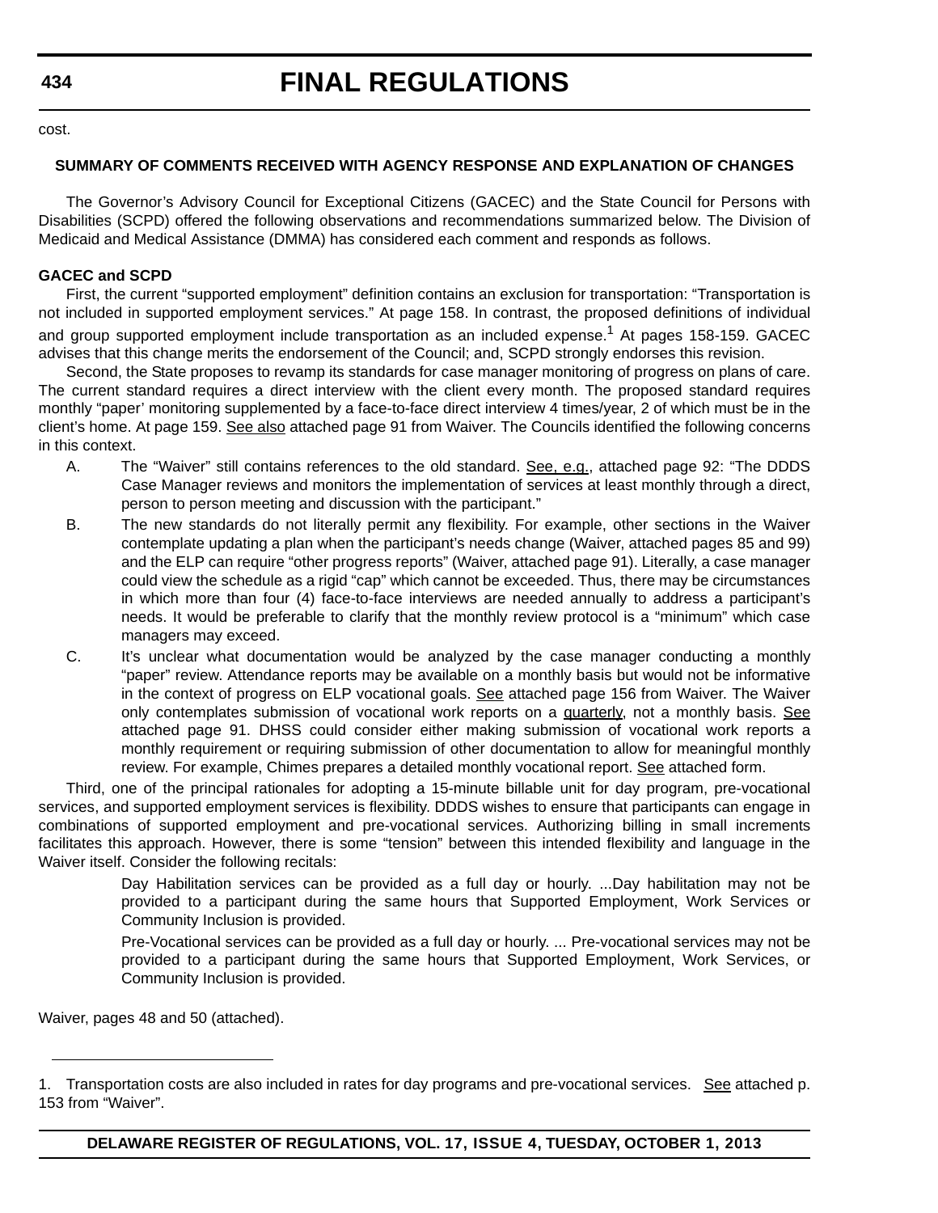cost.

### SUMMARY OF COMMENTS RECEIVED WITH AGENCY RESPONSE AND EXPLANATION OF CHANGES

The Governor's Advisory Council for Exceptional Citizens (GACEC) and the State Council for Persons with Disabilities (SCPD) offered the following observations and recommendations summarized below. The Division of Medicaid and Medical Assistance (DMMA) has considered each comment and responds as follows.

**GACEC and SCPD**

First, the current "supported employment" definition contains an exclusion for transportation: "Transportation is not included in supported employment services." At page 158. In contrast, the proposed definitions of individual and group supported employment include transportation as an included expense.[1] At pages 158-159. GACEC advises that this change merits the endorsement of the Council; and, SCPD strongly endorses this revision.

Second, the State proposes to revamp its standards for case manager monitoring of progress on plans of care. The current standard requires a direct interview with the client every month. The proposed standard requires monthly "paper' monitoring supplemented by a face-to-face direct interview 4 times/year, 2 of which must be in the client's home. At page 159. See also attached page 91 from Waiver. The Councils identified the following concerns in this context.

A. The "Waiver" still contains references to the old standard. See, e.g., attached page 92: "The DDDS Case Manager reviews and monitors the implementation of services at least monthly through a direct, person to person meeting and discussion with the participant."

B. The new standards do not literally permit any flexibility. For example, other sections in the Waiver contemplate updating a plan when the participant's needs change (Waiver, attached pages 85 and 99) and the ELP can require "other progress reports" (Waiver, attached page 91). Literally, a case manager could view the schedule as a rigid "cap" which cannot be exceeded. Thus, there may be circumstances in which more than four (4) face-to-face interviews are needed annually to address a participant's needs. It would be preferable to clarify that the monthly review protocol is a "minimum" which case managers may exceed.

C. It's unclear what documentation would be analyzed by the case manager conducting a monthly "paper" review. Attendance reports may be available on a monthly basis but would not be informative in the context of progress on ELP vocational goals. See attached page 156 from Waiver. The Waiver only contemplates submission of vocational work reports on a quarterly, not a monthly basis. See attached page 91. DHSS could consider either making submission of vocational work reports a monthly requirement or requiring submission of other documentation to allow for meaningful monthly review. For example, Chimes prepares a detailed monthly vocational report. See attached form.

Third, one of the principal rationales for adopting a 15-minute billable unit for day program, pre-vocational services, and supported employment services is flexibility. DDDS wishes to ensure that participants can engage in combinations of supported employment and pre-vocational services. Authorizing billing in small increments facilitates this approach. However, there is some "tension" between this intended flexibility and language in the Waiver itself. Consider the following recitals:

> Day Habilitation services can be provided as a full day or hourly. ...Day habilitation may not be provided to a participant during the same hours that Supported Employment, Work Services or Community Inclusion is provided.
>
> Pre-Vocational services can be provided as a full day or hourly. ... Pre-vocational services may not be provided to a participant during the same hours that Supported Employment, Work Services, or Community Inclusion is provided.

Waiver, pages 48 and 50 (attached).

---

1. Transportation costs are also included in rates for day programs and pre-vocational services. See attached p. 153 from "Waiver".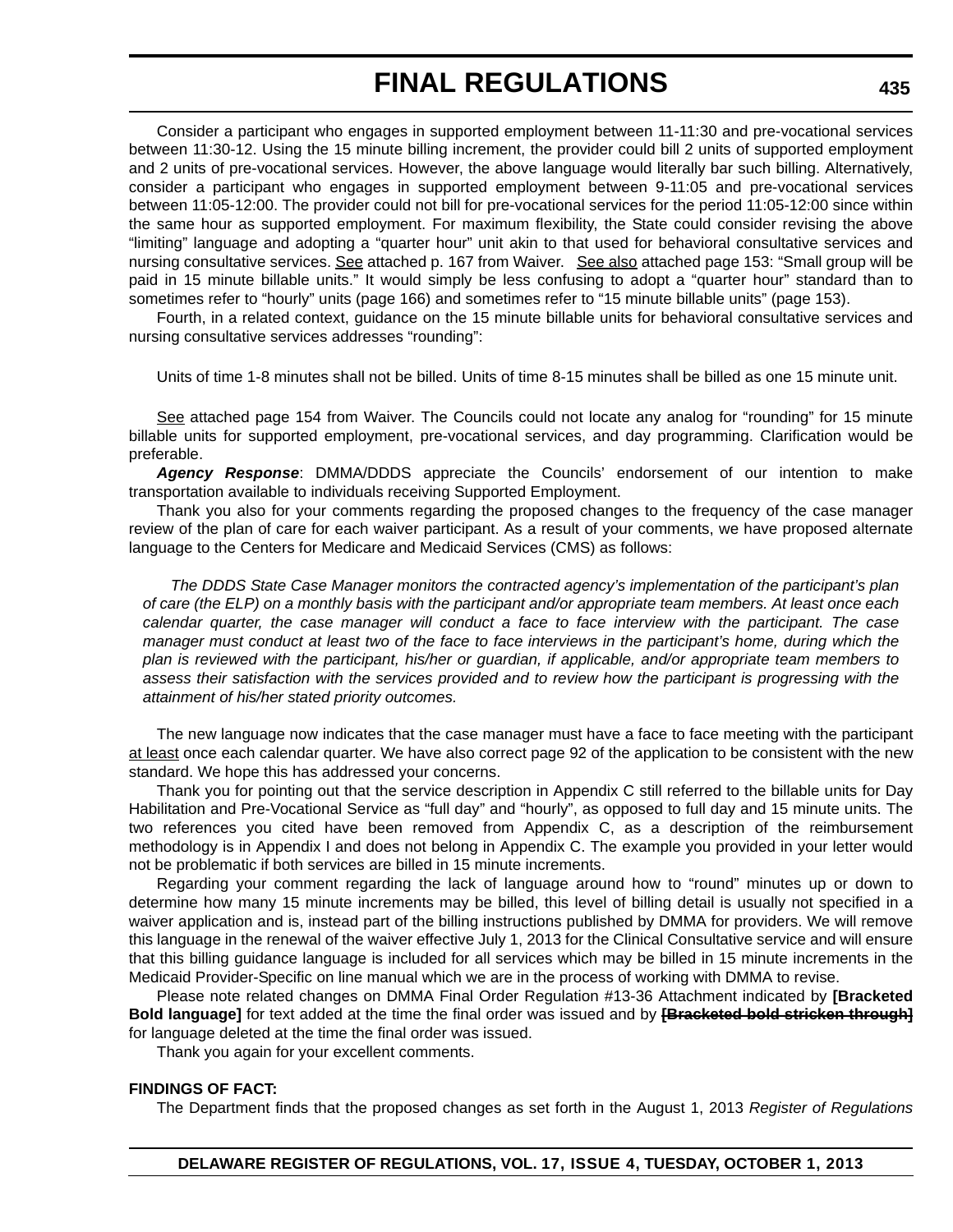Consider a participant who engages in supported employment between 11-11:30 and pre-vocational services between 11:30-12. Using the 15 minute billing increment, the provider could bill 2 units of supported employment and 2 units of pre-vocational services. However, the above language would literally bar such billing. Alternatively, consider a participant who engages in supported employment between 9-11:05 and pre-vocational services between 11:05-12:00. The provider could not bill for pre-vocational services for the period 11:05-12:00 since within the same hour as supported employment. For maximum flexibility, the State could consider revising the above "limiting" language and adopting a "quarter hour" unit akin to that used for behavioral consultative services and nursing consultative services. <u>See</u> attached p. 167 from Waiver. <u>See also</u> attached page 153: "Small group will be paid in 15 minute billable units." It would simply be less confusing to adopt a "quarter hour" standard than to sometimes refer to "hourly" units (page 166) and sometimes refer to "15 minute billable units" (page 153).

Fourth, in a related context, guidance on the 15 minute billable units for behavioral consultative services and nursing consultative services addresses "rounding":

Units of time 1-8 minutes shall not be billed. Units of time 8-15 minutes shall be billed as one 15 minute unit.

<u>See</u> attached page 154 from Waiver. The Councils could not locate any analog for "rounding" for 15 minute billable units for supported employment, pre-vocational services, and day programming. Clarification would be preferable.

***Agency Response***: DMMA/DDDS appreciate the Councils' endorsement of our intention to make transportation available to individuals receiving Supported Employment.

Thank you also for your comments regarding the proposed changes to the frequency of the case manager review of the plan of care for each waiver participant. As a result of your comments, we have proposed alternate language to the Centers for Medicare and Medicaid Services (CMS) as follows:

> *The DDDS State Case Manager monitors the contracted agency's implementation of the participant's plan of care (the ELP) on a monthly basis with the participant and/or appropriate team members. At least once each calendar quarter, the case manager will conduct a face to face interview with the participant. The case manager must conduct at least two of the face to face interviews in the participant's home, during which the plan is reviewed with the participant, his/her or guardian, if applicable, and/or appropriate team members to assess their satisfaction with the services provided and to review how the participant is progressing with the attainment of his/her stated priority outcomes.*

The new language now indicates that the case manager must have a face to face meeting with the participant <u>at least</u> once each calendar quarter. We have also correct page 92 of the application to be consistent with the new standard. We hope this has addressed your concerns.

Thank you for pointing out that the service description in Appendix C still referred to the billable units for Day Habilitation and Pre-Vocational Service as "full day" and "hourly", as opposed to full day and 15 minute units. The two references you cited have been removed from Appendix C, as a description of the reimbursement methodology is in Appendix I and does not belong in Appendix C. The example you provided in your letter would not be problematic if both services are billed in 15 minute increments.

Regarding your comment regarding the lack of language around how to "round" minutes up or down to determine how many 15 minute increments may be billed, this level of billing detail is usually not specified in a waiver application and is, instead part of the billing instructions published by DMMA for providers. We will remove this language in the renewal of the waiver effective July 1, 2013 for the Clinical Consultative service and will ensure that this billing guidance language is included for all services which may be billed in 15 minute increments in the Medicaid Provider-Specific on line manual which we are in the process of working with DMMA to revise.

Please note related changes on DMMA Final Order Regulation #13-36 Attachment indicated by **[Bracketed Bold language]** for text added at the time the final order was issued and by **~~[Bracketed bold stricken through]~~** for language deleted at the time the final order was issued.

Thank you again for your excellent comments.

**FINDINGS OF FACT:**

The Department finds that the proposed changes as set forth in the August 1, 2013 *Register of Regulations*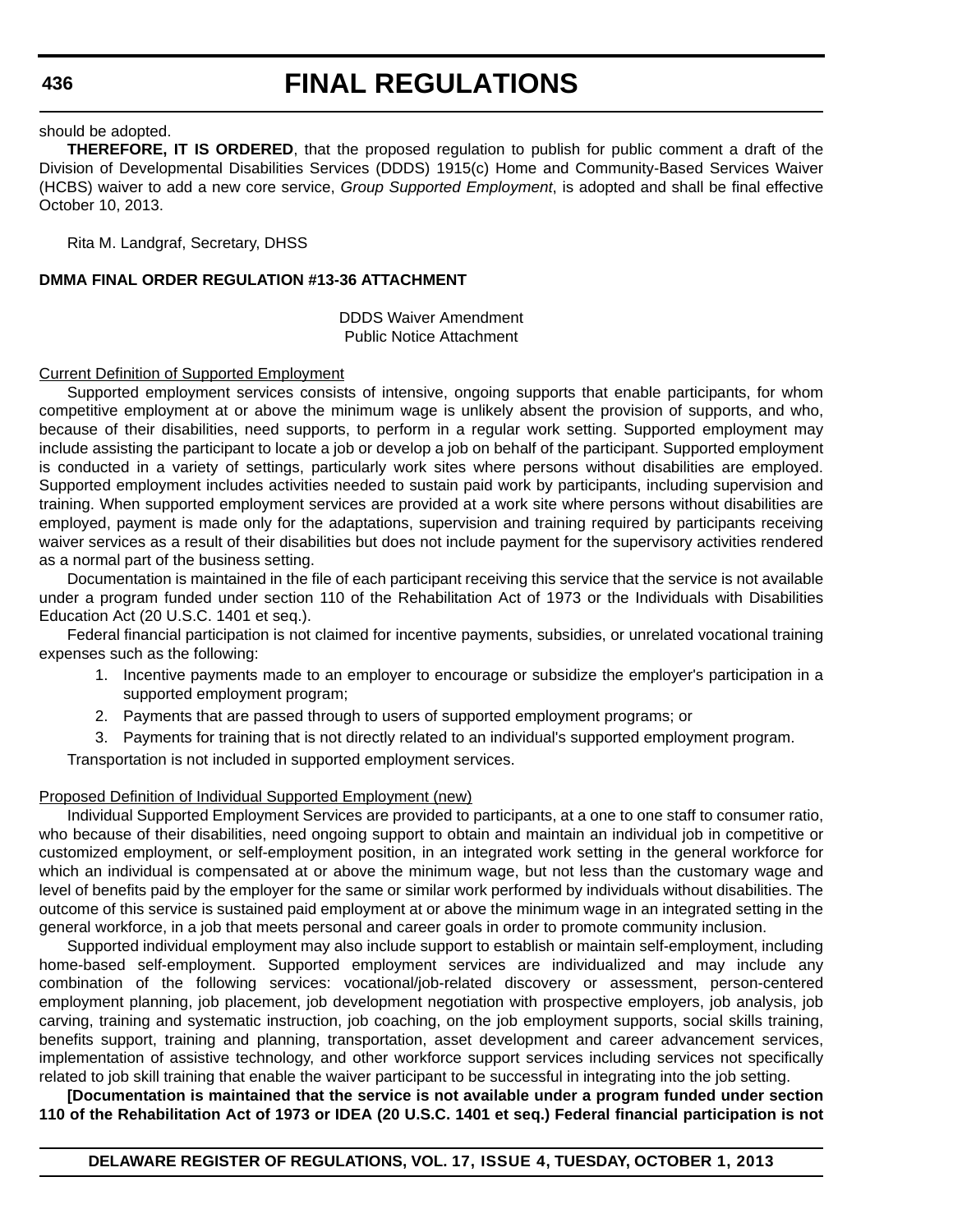should be adopted.

**THEREFORE, IT IS ORDERED**, that the proposed regulation to publish for public comment a draft of the Division of Developmental Disabilities Services (DDDS) 1915(c) Home and Community-Based Services Waiver (HCBS) waiver to add a new core service, *Group Supported Employment*, is adopted and shall be final effective October 10, 2013.

Rita M. Landgraf, Secretary, DHSS

**DMMA FINAL ORDER REGULATION #13-36 ATTACHMENT**

DDDS Waiver Amendment
Public Notice Attachment

Current Definition of Supported Employment

Supported employment services consists of intensive, ongoing supports that enable participants, for whom competitive employment at or above the minimum wage is unlikely absent the provision of supports, and who, because of their disabilities, need supports, to perform in a regular work setting. Supported employment may include assisting the participant to locate a job or develop a job on behalf of the participant. Supported employment is conducted in a variety of settings, particularly work sites where persons without disabilities are employed. Supported employment includes activities needed to sustain paid work by participants, including supervision and training. When supported employment services are provided at a work site where persons without disabilities are employed, payment is made only for the adaptations, supervision and training required by participants receiving waiver services as a result of their disabilities but does not include payment for the supervisory activities rendered as a normal part of the business setting.

Documentation is maintained in the file of each participant receiving this service that the service is not available under a program funded under section 110 of the Rehabilitation Act of 1973 or the Individuals with Disabilities Education Act (20 U.S.C. 1401 et seq.).

Federal financial participation is not claimed for incentive payments, subsidies, or unrelated vocational training expenses such as the following:

1. Incentive payments made to an employer to encourage or subsidize the employer's participation in a supported employment program;
2. Payments that are passed through to users of supported employment programs; or
3. Payments for training that is not directly related to an individual's supported employment program.

Transportation is not included in supported employment services.

Proposed Definition of Individual Supported Employment (new)

Individual Supported Employment Services are provided to participants, at a one to one staff to consumer ratio, who because of their disabilities, need ongoing support to obtain and maintain an individual job in competitive or customized employment, or self-employment position, in an integrated work setting in the general workforce for which an individual is compensated at or above the minimum wage, but not less than the customary wage and level of benefits paid by the employer for the same or similar work performed by individuals without disabilities. The outcome of this service is sustained paid employment at or above the minimum wage in an integrated setting in the general workforce, in a job that meets personal and career goals in order to promote community inclusion.

Supported individual employment may also include support to establish or maintain self-employment, including home-based self-employment. Supported employment services are individualized and may include any combination of the following services: vocational/job-related discovery or assessment, person-centered employment planning, job placement, job development negotiation with prospective employers, job analysis, job carving, training and systematic instruction, job coaching, on the job employment supports, social skills training, benefits support, training and planning, transportation, asset development and career advancement services, implementation of assistive technology, and other workforce support services including services not specifically related to job skill training that enable the waiver participant to be successful in integrating into the job setting.

**[Documentation is maintained that the service is not available under a program funded under section 110 of the Rehabilitation Act of 1973 or IDEA (20 U.S.C. 1401 et seq.) Federal financial participation is not**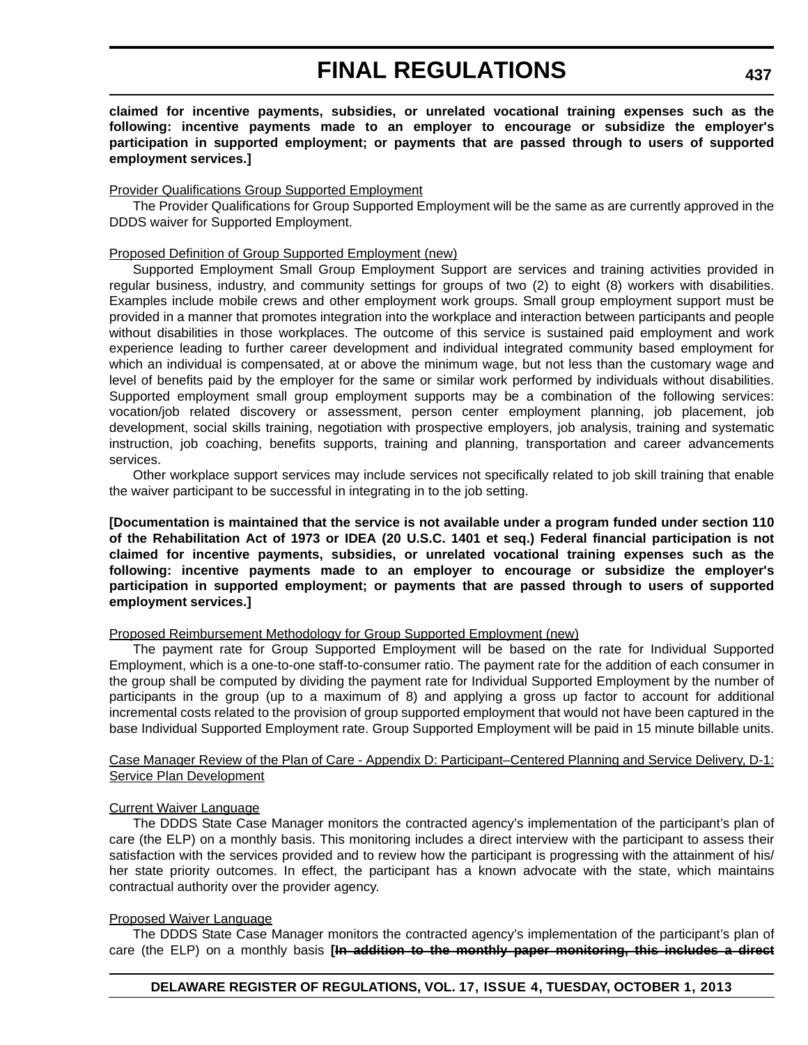**claimed for incentive payments, subsidies, or unrelated vocational training expenses such as the following: incentive payments made to an employer to encourage or subsidize the employer's participation in supported employment; or payments that are passed through to users of supported employment services.]**

Provider Qualifications Group Supported Employment

The Provider Qualifications for Group Supported Employment will be the same as are currently approved in the DDDS waiver for Supported Employment.

Proposed Definition of Group Supported Employment (new)

Supported Employment Small Group Employment Support are services and training activities provided in regular business, industry, and community settings for groups of two (2) to eight (8) workers with disabilities. Examples include mobile crews and other employment work groups. Small group employment support must be provided in a manner that promotes integration into the workplace and interaction between participants and people without disabilities in those workplaces. The outcome of this service is sustained paid employment and work experience leading to further career development and individual integrated community based employment for which an individual is compensated, at or above the minimum wage, but not less than the customary wage and level of benefits paid by the employer for the same or similar work performed by individuals without disabilities. Supported employment small group employment supports may be a combination of the following services: vocation/job related discovery or assessment, person center employment planning, job placement, job development, social skills training, negotiation with prospective employers, job analysis, training and systematic instruction, job coaching, benefits supports, training and planning, transportation and career advancements services.

Other workplace support services may include services not specifically related to job skill training that enable the waiver participant to be successful in integrating in to the job setting.

**[Documentation is maintained that the service is not available under a program funded under section 110 of the Rehabilitation Act of 1973 or IDEA (20 U.S.C. 1401 et seq.) Federal financial participation is not claimed for incentive payments, subsidies, or unrelated vocational training expenses such as the following: incentive payments made to an employer to encourage or subsidize the employer's participation in supported employment; or payments that are passed through to users of supported employment services.]**

Proposed Reimbursement Methodology for Group Supported Employment (new)

The payment rate for Group Supported Employment will be based on the rate for Individual Supported Employment, which is a one-to-one staff-to-consumer ratio. The payment rate for the addition of each consumer in the group shall be computed by dividing the payment rate for Individual Supported Employment by the number of participants in the group (up to a maximum of 8) and applying a gross up factor to account for additional incremental costs related to the provision of group supported employment that would not have been captured in the base Individual Supported Employment rate. Group Supported Employment will be paid in 15 minute billable units.

Case Manager Review of the Plan of Care - Appendix D: Participant–Centered Planning and Service Delivery, D-1: Service Plan Development

Current Waiver Language

The DDDS State Case Manager monitors the contracted agency's implementation of the participant's plan of care (the ELP) on a monthly basis. This monitoring includes a direct interview with the participant to assess their satisfaction with the services provided and to review how the participant is progressing with the attainment of his/her state priority outcomes. In effect, the participant has a known advocate with the state, which maintains contractual authority over the provider agency.

Proposed Waiver Language

The DDDS State Case Manager monitors the contracted agency's implementation of the participant's plan of care (the ELP) on a monthly basis **[~~In addition to the monthly paper monitoring, this includes a direct~~**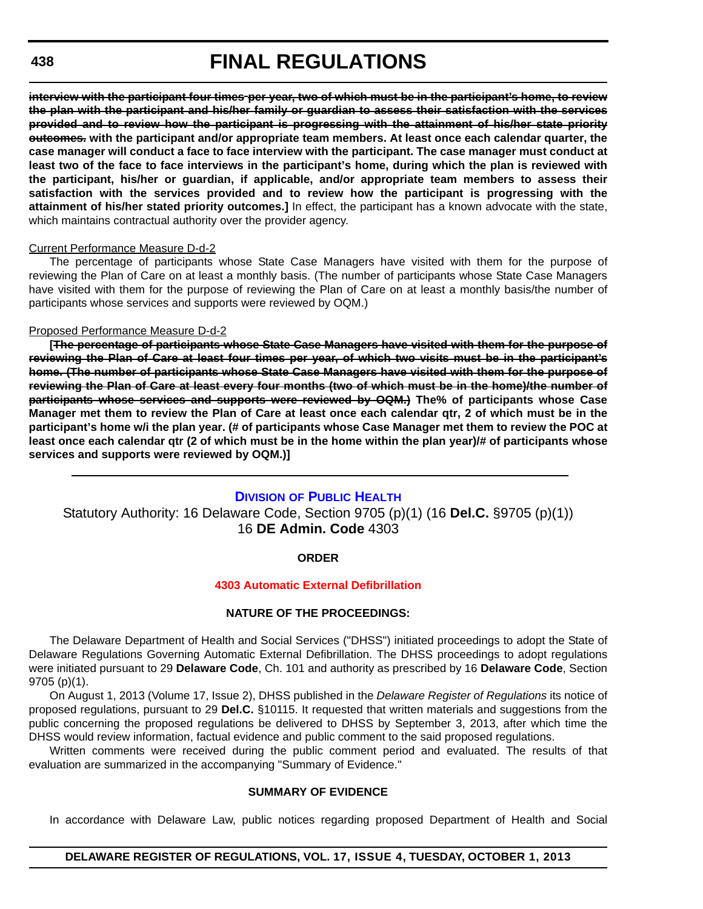~~interview with the participant four times per year, two of which must be in the participant's home, to review the plan with the participant and his/her family or guardian to assess their satisfaction with the services provided and to review how the participant is progressing with the attainment of his/her state priority outcomes.~~ **with the participant and/or appropriate team members. At least once each calendar quarter, the case manager will conduct a face to face interview with the participant. The case manager must conduct at least two of the face to face interviews in the participant's home, during which the plan is reviewed with the participant, his/her or guardian, if applicable, and/or appropriate team members to assess their satisfaction with the services provided and to review how the participant is progressing with the attainment of his/her stated priority outcomes.]** In effect, the participant has a known advocate with the state, which maintains contractual authority over the provider agency.

Current Performance Measure D-d-2

The percentage of participants whose State Case Managers have visited with them for the purpose of reviewing the Plan of Care on at least a monthly basis. (The number of participants whose State Case Managers have visited with them for the purpose of reviewing the Plan of Care on at least a monthly basis/the number of participants whose services and supports were reviewed by OQM.)

Proposed Performance Measure D-d-2

**[~~The percentage of participants whose State Case Managers have visited with them for the purpose of reviewing the Plan of Care at least four times per year, of which two visits must be in the participant's home. (The number of participants whose State Case Managers have visited with them for the purpose of reviewing the Plan of Care at least every four months (two of which must be in the home)/the number of participants whose services and supports were reviewed by OQM.)~~ The% of participants whose Case Manager met them to review the Plan of Care at least once each calendar qtr, 2 of which must be in the participant's home w/i the plan year. (# of participants whose Case Manager met them to review the POC at least once each calendar qtr (2 of which must be in the home within the plan year)/# of participants whose services and supports were reviewed by OQM.)]**

---

## Division of Public Health

Statutory Authority: 16 Delaware Code, Section 9705 (p)(1) (16 **Del.C.** §9705 (p)(1))
16 **DE Admin. Code** 4303

### ORDER

### 4303 Automatic External Defibrillation

### NATURE OF THE PROCEEDINGS:

The Delaware Department of Health and Social Services ("DHSS") initiated proceedings to adopt the State of Delaware Regulations Governing Automatic External Defibrillation. The DHSS proceedings to adopt regulations were initiated pursuant to 29 **Delaware Code**, Ch. 101 and authority as prescribed by 16 **Delaware Code**, Section 9705 (p)(1).

On August 1, 2013 (Volume 17, Issue 2), DHSS published in the *Delaware Register of Regulations* its notice of proposed regulations, pursuant to 29 **Del.C.** §10115. It requested that written materials and suggestions from the public concerning the proposed regulations be delivered to DHSS by September 3, 2013, after which time the DHSS would review information, factual evidence and public comment to the said proposed regulations.

Written comments were received during the public comment period and evaluated. The results of that evaluation are summarized in the accompanying "Summary of Evidence."

### SUMMARY OF EVIDENCE

In accordance with Delaware Law, public notices regarding proposed Department of Health and Social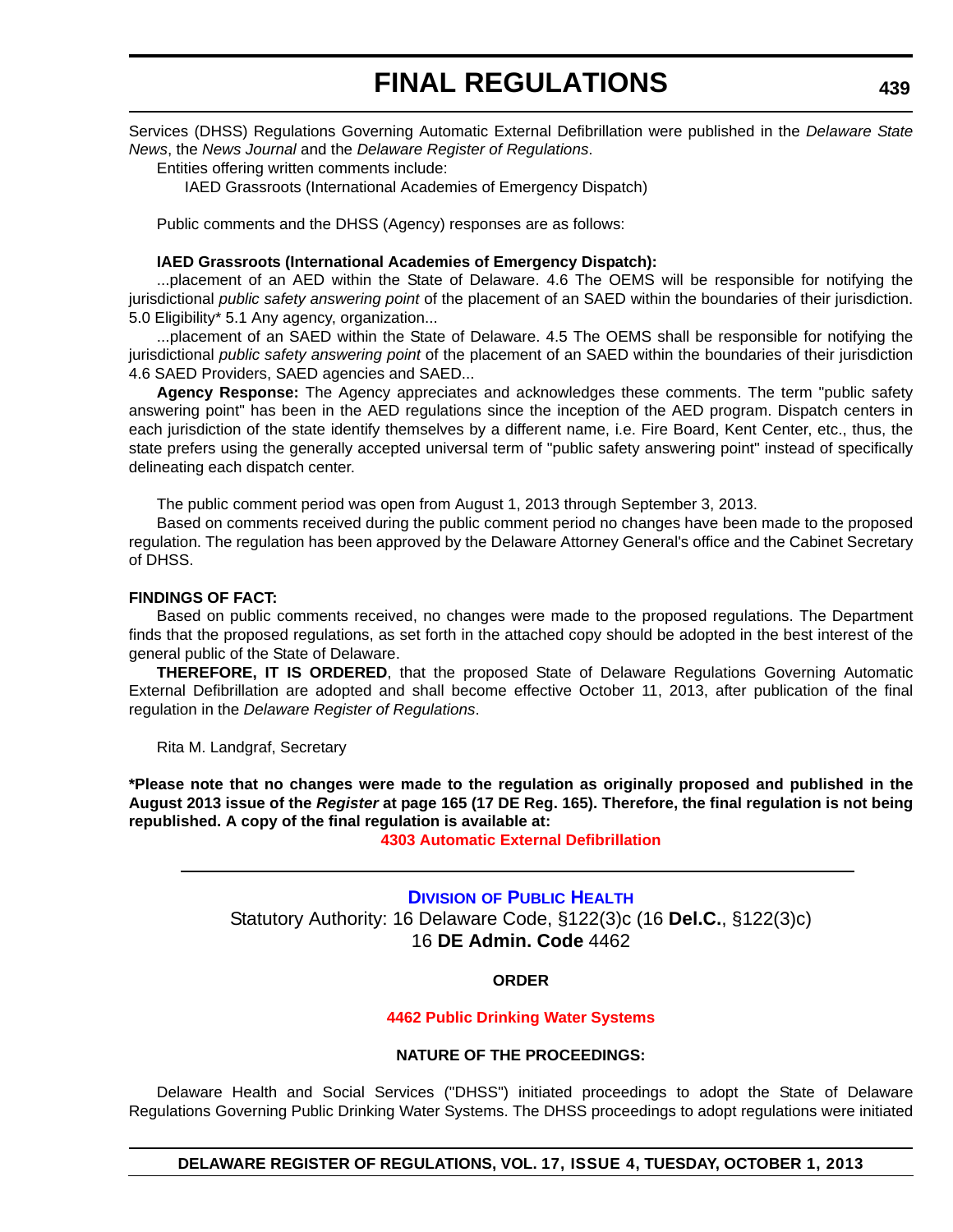Services (DHSS) Regulations Governing Automatic External Defibrillation were published in the *Delaware State News*, the *News Journal* and the *Delaware Register of Regulations*.

Entities offering written comments include:

IAED Grassroots (International Academies of Emergency Dispatch)

Public comments and the DHSS (Agency) responses are as follows:

**IAED Grassroots (International Academies of Emergency Dispatch):**

...placement of an AED within the State of Delaware. 4.6 The OEMS will be responsible for notifying the jurisdictional *public safety answering point* of the placement of an SAED within the boundaries of their jurisdiction. 5.0 Eligibility* 5.1 Any agency, organization...

...placement of an SAED within the State of Delaware. 4.5 The OEMS shall be responsible for notifying the jurisdictional *public safety answering point* of the placement of an SAED within the boundaries of their jurisdiction 4.6 SAED Providers, SAED agencies and SAED...

**Agency Response:** The Agency appreciates and acknowledges these comments. The term "public safety answering point" has been in the AED regulations since the inception of the AED program. Dispatch centers in each jurisdiction of the state identify themselves by a different name, i.e. Fire Board, Kent Center, etc., thus, the state prefers using the generally accepted universal term of "public safety answering point" instead of specifically delineating each dispatch center.

The public comment period was open from August 1, 2013 through September 3, 2013.

Based on comments received during the public comment period no changes have been made to the proposed regulation. The regulation has been approved by the Delaware Attorney General's office and the Cabinet Secretary of DHSS.

**FINDINGS OF FACT:**

Based on public comments received, no changes were made to the proposed regulations. The Department finds that the proposed regulations, as set forth in the attached copy should be adopted in the best interest of the general public of the State of Delaware.

**THEREFORE, IT IS ORDERED**, that the proposed State of Delaware Regulations Governing Automatic External Defibrillation are adopted and shall become effective October 11, 2013, after publication of the final regulation in the *Delaware Register of Regulations*.

Rita M. Landgraf, Secretary

**\*Please note that no changes were made to the regulation as originally proposed and published in the August 2013 issue of the *Register* at page 165 (17 DE Reg. 165). Therefore, the final regulation is not being republished. A copy of the final regulation is available at:**

**4303 Automatic External Defibrillation**

---

## Division of Public Health

Statutory Authority: 16 Delaware Code, §122(3)c (16 **Del.C.**, §122(3)c)
16 **DE Admin. Code** 4462

**ORDER**

**4462 Public Drinking Water Systems**

**NATURE OF THE PROCEEDINGS:**

Delaware Health and Social Services ("DHSS") initiated proceedings to adopt the State of Delaware Regulations Governing Public Drinking Water Systems. The DHSS proceedings to adopt regulations were initiated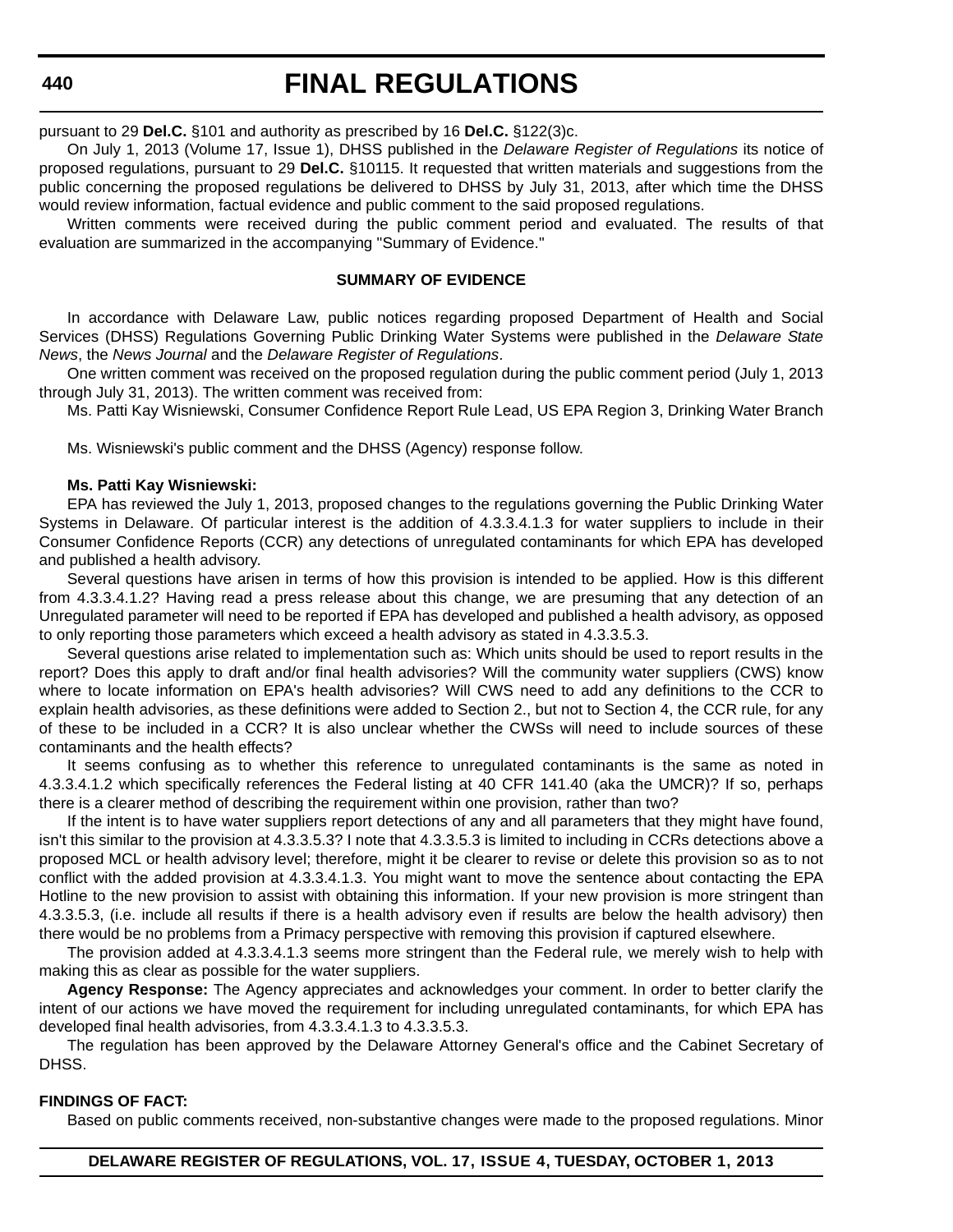pursuant to 29 **Del.C.** §101 and authority as prescribed by 16 **Del.C.** §122(3)c.

On July 1, 2013 (Volume 17, Issue 1), DHSS published in the *Delaware Register of Regulations* its notice of proposed regulations, pursuant to 29 **Del.C.** §10115. It requested that written materials and suggestions from the public concerning the proposed regulations be delivered to DHSS by July 31, 2013, after which time the DHSS would review information, factual evidence and public comment to the said proposed regulations.

Written comments were received during the public comment period and evaluated. The results of that evaluation are summarized in the accompanying "Summary of Evidence."

**SUMMARY OF EVIDENCE**

In accordance with Delaware Law, public notices regarding proposed Department of Health and Social Services (DHSS) Regulations Governing Public Drinking Water Systems were published in the *Delaware State News*, the *News Journal* and the *Delaware Register of Regulations*.

One written comment was received on the proposed regulation during the public comment period (July 1, 2013 through July 31, 2013). The written comment was received from:

Ms. Patti Kay Wisniewski, Consumer Confidence Report Rule Lead, US EPA Region 3, Drinking Water Branch

Ms. Wisniewski's public comment and the DHSS (Agency) response follow.

**Ms. Patti Kay Wisniewski:**

EPA has reviewed the July 1, 2013, proposed changes to the regulations governing the Public Drinking Water Systems in Delaware. Of particular interest is the addition of 4.3.3.4.1.3 for water suppliers to include in their Consumer Confidence Reports (CCR) any detections of unregulated contaminants for which EPA has developed and published a health advisory.

Several questions have arisen in terms of how this provision is intended to be applied. How is this different from 4.3.3.4.1.2? Having read a press release about this change, we are presuming that any detection of an Unregulated parameter will need to be reported if EPA has developed and published a health advisory, as opposed to only reporting those parameters which exceed a health advisory as stated in 4.3.3.5.3.

Several questions arise related to implementation such as: Which units should be used to report results in the report? Does this apply to draft and/or final health advisories? Will the community water suppliers (CWS) know where to locate information on EPA's health advisories? Will CWS need to add any definitions to the CCR to explain health advisories, as these definitions were added to Section 2., but not to Section 4, the CCR rule, for any of these to be included in a CCR? It is also unclear whether the CWSs will need to include sources of these contaminants and the health effects?

It seems confusing as to whether this reference to unregulated contaminants is the same as noted in 4.3.3.4.1.2 which specifically references the Federal listing at 40 CFR 141.40 (aka the UMCR)? If so, perhaps there is a clearer method of describing the requirement within one provision, rather than two?

If the intent is to have water suppliers report detections of any and all parameters that they might have found, isn't this similar to the provision at 4.3.3.5.3? I note that 4.3.3.5.3 is limited to including in CCRs detections above a proposed MCL or health advisory level; therefore, might it be clearer to revise or delete this provision so as to not conflict with the added provision at 4.3.3.4.1.3. You might want to move the sentence about contacting the EPA Hotline to the new provision to assist with obtaining this information. If your new provision is more stringent than 4.3.3.5.3, (i.e. include all results if there is a health advisory even if results are below the health advisory) then there would be no problems from a Primacy perspective with removing this provision if captured elsewhere.

The provision added at 4.3.3.4.1.3 seems more stringent than the Federal rule, we merely wish to help with making this as clear as possible for the water suppliers.

**Agency Response:** The Agency appreciates and acknowledges your comment. In order to better clarify the intent of our actions we have moved the requirement for including unregulated contaminants, for which EPA has developed final health advisories, from 4.3.3.4.1.3 to 4.3.3.5.3.

The regulation has been approved by the Delaware Attorney General's office and the Cabinet Secretary of DHSS.

**FINDINGS OF FACT:**

Based on public comments received, non-substantive changes were made to the proposed regulations. Minor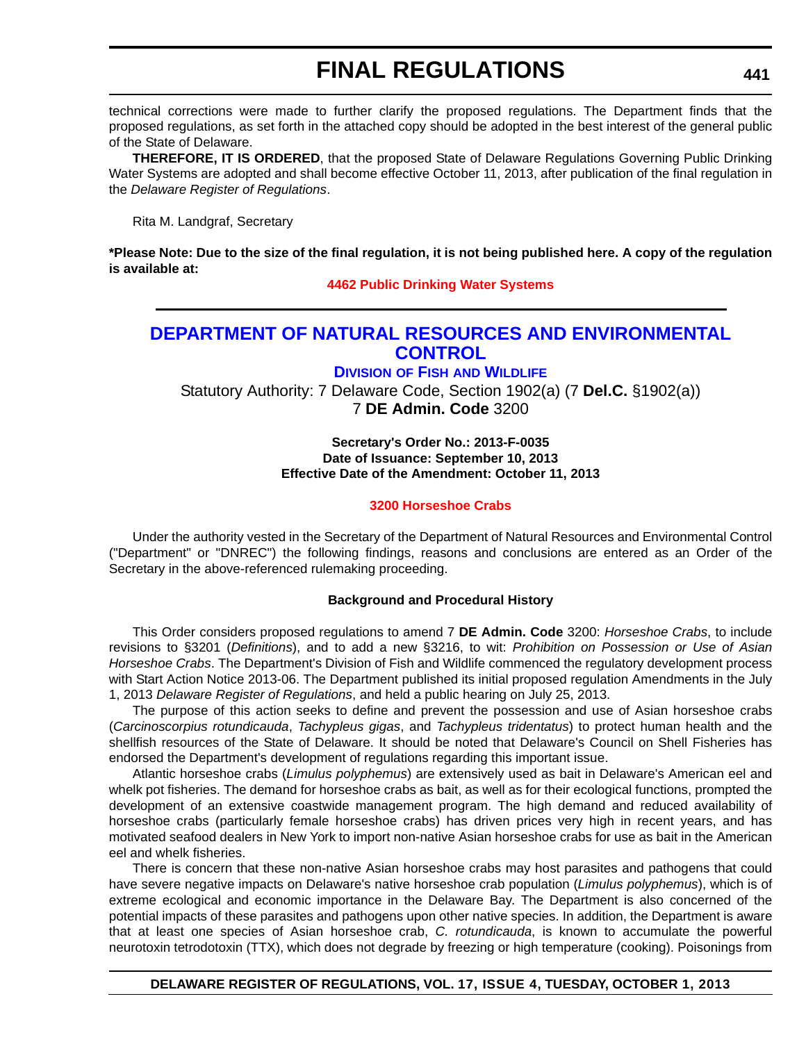technical corrections were made to further clarify the proposed regulations. The Department finds that the proposed regulations, as set forth in the attached copy should be adopted in the best interest of the general public of the State of Delaware.

**THEREFORE, IT IS ORDERED**, that the proposed State of Delaware Regulations Governing Public Drinking Water Systems are adopted and shall become effective October 11, 2013, after publication of the final regulation in the *Delaware Register of Regulations*.

Rita M. Landgraf, Secretary

**\*Please Note: Due to the size of the final regulation, it is not being published here. A copy of the regulation is available at:**

**4462 Public Drinking Water Systems**

---

## DEPARTMENT OF NATURAL RESOURCES AND ENVIRONMENTAL CONTROL

### DIVISION OF FISH AND WILDLIFE

Statutory Authority: 7 Delaware Code, Section 1902(a) (7 **Del.C.** §1902(a))
7 **DE Admin. Code** 3200

**Secretary's Order No.: 2013-F-0035**
**Date of Issuance: September 10, 2013**
**Effective Date of the Amendment: October 11, 2013**

**3200 Horseshoe Crabs**

Under the authority vested in the Secretary of the Department of Natural Resources and Environmental Control ("Department" or "DNREC") the following findings, reasons and conclusions are entered as an Order of the Secretary in the above-referenced rulemaking proceeding.

**Background and Procedural History**

This Order considers proposed regulations to amend 7 **DE Admin. Code** 3200: *Horseshoe Crabs*, to include revisions to §3201 (*Definitions*), and to add a new §3216, to wit: *Prohibition on Possession or Use of Asian Horseshoe Crabs*. The Department's Division of Fish and Wildlife commenced the regulatory development process with Start Action Notice 2013-06. The Department published its initial proposed regulation Amendments in the July 1, 2013 *Delaware Register of Regulations*, and held a public hearing on July 25, 2013.

The purpose of this action seeks to define and prevent the possession and use of Asian horseshoe crabs (*Carcinoscorpius rotundicauda*, *Tachypleus gigas*, and *Tachypleus tridentatus*) to protect human health and the shellfish resources of the State of Delaware. It should be noted that Delaware's Council on Shell Fisheries has endorsed the Department's development of regulations regarding this important issue.

Atlantic horseshoe crabs (*Limulus polyphemus*) are extensively used as bait in Delaware's American eel and whelk pot fisheries. The demand for horseshoe crabs as bait, as well as for their ecological functions, prompted the development of an extensive coastwide management program. The high demand and reduced availability of horseshoe crabs (particularly female horseshoe crabs) has driven prices very high in recent years, and has motivated seafood dealers in New York to import non-native Asian horseshoe crabs for use as bait in the American eel and whelk fisheries.

There is concern that these non-native Asian horseshoe crabs may host parasites and pathogens that could have severe negative impacts on Delaware's native horseshoe crab population (*Limulus polyphemus*), which is of extreme ecological and economic importance in the Delaware Bay. The Department is also concerned of the potential impacts of these parasites and pathogens upon other native species. In addition, the Department is aware that at least one species of Asian horseshoe crab, *C. rotundicauda*, is known to accumulate the powerful neurotoxin tetrodotoxin (TTX), which does not degrade by freezing or high temperature (cooking). Poisonings from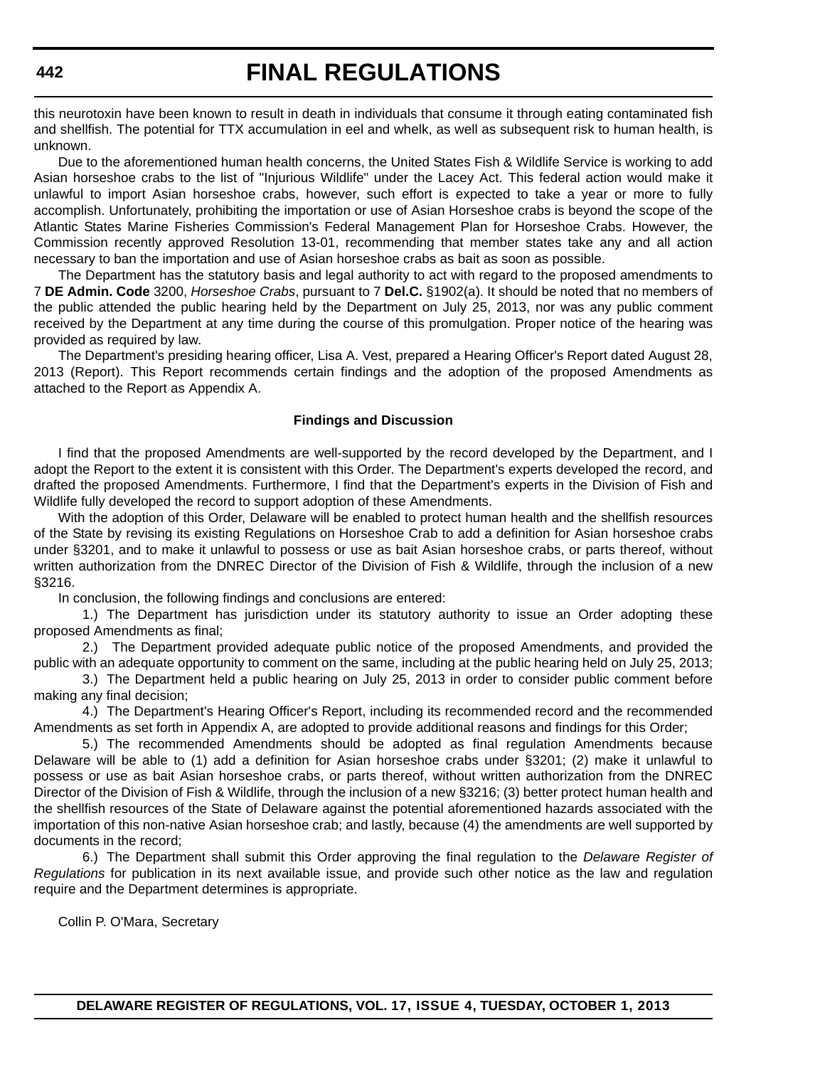this neurotoxin have been known to result in death in individuals that consume it through eating contaminated fish and shellfish. The potential for TTX accumulation in eel and whelk, as well as subsequent risk to human health, is unknown.

Due to the aforementioned human health concerns, the United States Fish & Wildlife Service is working to add Asian horseshoe crabs to the list of "Injurious Wildlife" under the Lacey Act. This federal action would make it unlawful to import Asian horseshoe crabs, however, such effort is expected to take a year or more to fully accomplish. Unfortunately, prohibiting the importation or use of Asian Horseshoe crabs is beyond the scope of the Atlantic States Marine Fisheries Commission's Federal Management Plan for Horseshoe Crabs. However, the Commission recently approved Resolution 13-01, recommending that member states take any and all action necessary to ban the importation and use of Asian horseshoe crabs as bait as soon as possible.

The Department has the statutory basis and legal authority to act with regard to the proposed amendments to 7 **DE Admin. Code** 3200, *Horseshoe Crabs*, pursuant to 7 **Del.C.** §1902(a). It should be noted that no members of the public attended the public hearing held by the Department on July 25, 2013, nor was any public comment received by the Department at any time during the course of this promulgation. Proper notice of the hearing was provided as required by law.

The Department's presiding hearing officer, Lisa A. Vest, prepared a Hearing Officer's Report dated August 28, 2013 (Report). This Report recommends certain findings and the adoption of the proposed Amendments as attached to the Report as Appendix A.

**Findings and Discussion**

I find that the proposed Amendments are well-supported by the record developed by the Department, and I adopt the Report to the extent it is consistent with this Order. The Department's experts developed the record, and drafted the proposed Amendments. Furthermore, I find that the Department's experts in the Division of Fish and Wildlife fully developed the record to support adoption of these Amendments.

With the adoption of this Order, Delaware will be enabled to protect human health and the shellfish resources of the State by revising its existing Regulations on Horseshoe Crab to add a definition for Asian horseshoe crabs under §3201, and to make it unlawful to possess or use as bait Asian horseshoe crabs, or parts thereof, without written authorization from the DNREC Director of the Division of Fish & Wildlife, through the inclusion of a new §3216.

In conclusion, the following findings and conclusions are entered:

1.) The Department has jurisdiction under its statutory authority to issue an Order adopting these proposed Amendments as final;

2.) The Department provided adequate public notice of the proposed Amendments, and provided the public with an adequate opportunity to comment on the same, including at the public hearing held on July 25, 2013;

3.) The Department held a public hearing on July 25, 2013 in order to consider public comment before making any final decision;

4.) The Department's Hearing Officer's Report, including its recommended record and the recommended Amendments as set forth in Appendix A, are adopted to provide additional reasons and findings for this Order;

5.) The recommended Amendments should be adopted as final regulation Amendments because Delaware will be able to (1) add a definition for Asian horseshoe crabs under §3201; (2) make it unlawful to possess or use as bait Asian horseshoe crabs, or parts thereof, without written authorization from the DNREC Director of the Division of Fish & Wildlife, through the inclusion of a new §3216; (3) better protect human health and the shellfish resources of the State of Delaware against the potential aforementioned hazards associated with the importation of this non-native Asian horseshoe crab; and lastly, because (4) the amendments are well supported by documents in the record;

6.) The Department shall submit this Order approving the final regulation to the *Delaware Register of Regulations* for publication in its next available issue, and provide such other notice as the law and regulation require and the Department determines is appropriate.

Collin P. O'Mara, Secretary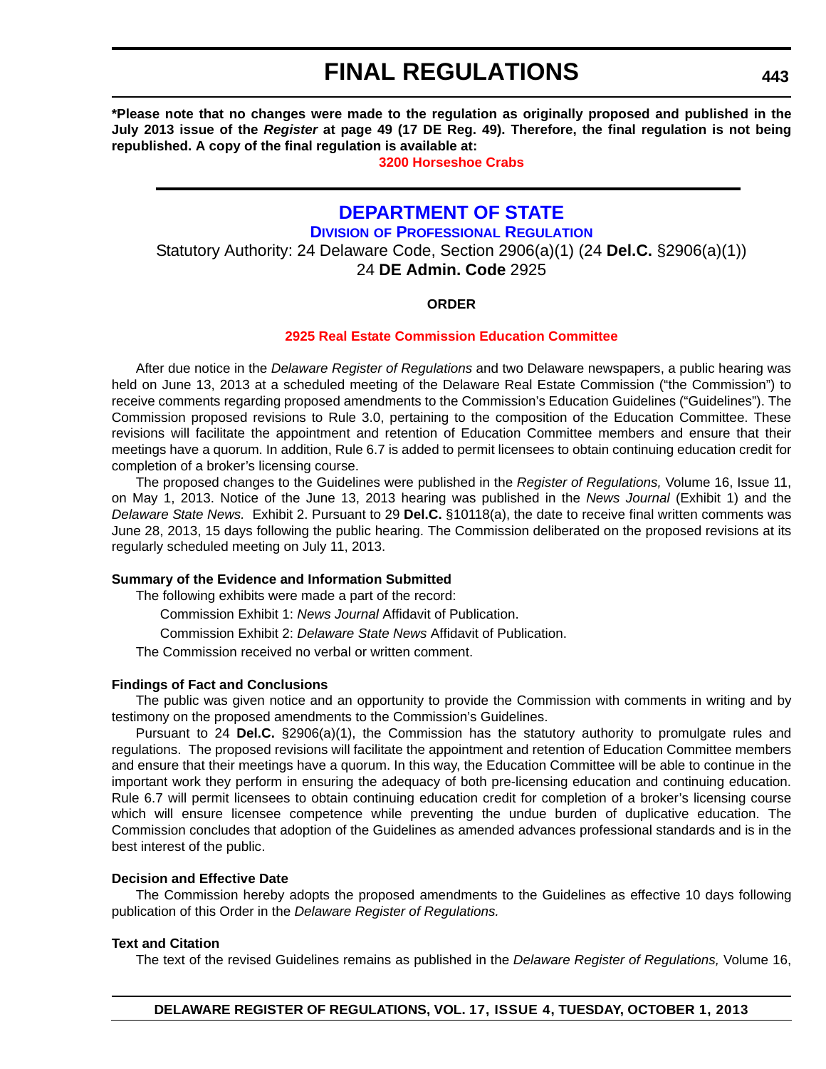**\*Please note that no changes were made to the regulation as originally proposed and published in the July 2013 issue of the *Register* at page 49 (17 DE Reg. 49). Therefore, the final regulation is not being republished. A copy of the final regulation is available at:**

**3200 Horseshoe Crabs**

---

## DEPARTMENT OF STATE

### Division of Professional Regulation

Statutory Authority: 24 Delaware Code, Section 2906(a)(1) (24 **Del.C.** §2906(a)(1))
24 **DE Admin. Code** 2925

**ORDER**

**2925 Real Estate Commission Education Committee**

After due notice in the *Delaware Register of Regulations* and two Delaware newspapers, a public hearing was held on June 13, 2013 at a scheduled meeting of the Delaware Real Estate Commission ("the Commission") to receive comments regarding proposed amendments to the Commission's Education Guidelines ("Guidelines"). The Commission proposed revisions to Rule 3.0, pertaining to the composition of the Education Committee. These revisions will facilitate the appointment and retention of Education Committee members and ensure that their meetings have a quorum. In addition, Rule 6.7 is added to permit licensees to obtain continuing education credit for completion of a broker's licensing course.

The proposed changes to the Guidelines were published in the *Register of Regulations,* Volume 16, Issue 11, on May 1, 2013. Notice of the June 13, 2013 hearing was published in the *News Journal* (Exhibit 1) and the *Delaware State News.* Exhibit 2. Pursuant to 29 **Del.C.** §10118(a), the date to receive final written comments was June 28, 2013, 15 days following the public hearing. The Commission deliberated on the proposed revisions at its regularly scheduled meeting on July 11, 2013.

**Summary of the Evidence and Information Submitted**

The following exhibits were made a part of the record:

Commission Exhibit 1: *News Journal* Affidavit of Publication.

Commission Exhibit 2: *Delaware State News* Affidavit of Publication.

The Commission received no verbal or written comment.

**Findings of Fact and Conclusions**

The public was given notice and an opportunity to provide the Commission with comments in writing and by testimony on the proposed amendments to the Commission's Guidelines.

Pursuant to 24 **Del.C.** §2906(a)(1), the Commission has the statutory authority to promulgate rules and regulations. The proposed revisions will facilitate the appointment and retention of Education Committee members and ensure that their meetings have a quorum. In this way, the Education Committee will be able to continue in the important work they perform in ensuring the adequacy of both pre-licensing education and continuing education. Rule 6.7 will permit licensees to obtain continuing education credit for completion of a broker's licensing course which will ensure licensee competence while preventing the undue burden of duplicative education. The Commission concludes that adoption of the Guidelines as amended advances professional standards and is in the best interest of the public.

**Decision and Effective Date**

The Commission hereby adopts the proposed amendments to the Guidelines as effective 10 days following publication of this Order in the *Delaware Register of Regulations.*

**Text and Citation**

The text of the revised Guidelines remains as published in the *Delaware Register of Regulations,* Volume 16,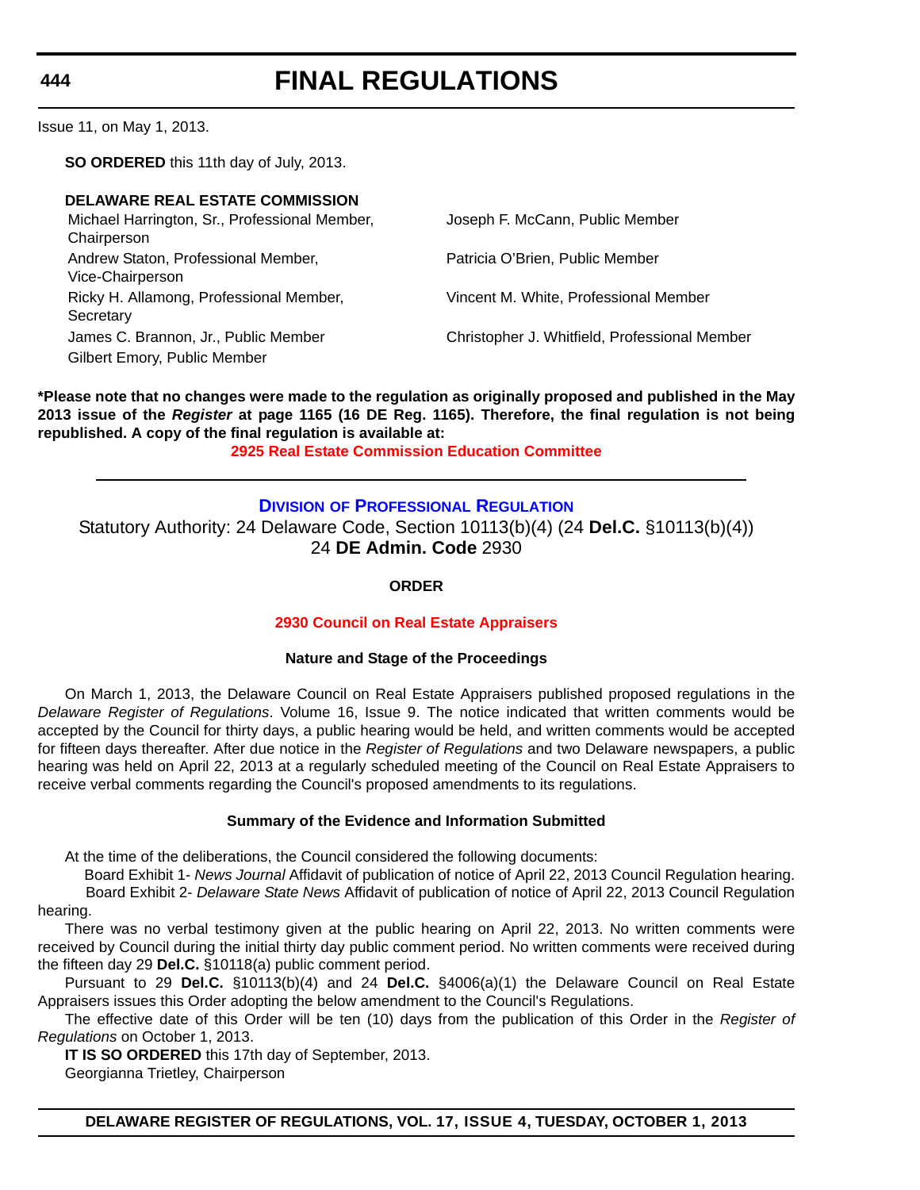Issue 11, on May 1, 2013.

**SO ORDERED** this 11th day of July, 2013.

**DELAWARE REAL ESTATE COMMISSION**

Michael Harrington, Sr., Professional Member, Chairperson
Andrew Staton, Professional Member, Vice-Chairperson
Ricky H. Allamong, Professional Member, Secretary
James C. Brannon, Jr., Public Member
Gilbert Emory, Public Member
Joseph F. McCann, Public Member
Patricia O'Brien, Public Member
Vincent M. White, Professional Member
Christopher J. Whitfield, Professional Member

**\*Please note that no changes were made to the regulation as originally proposed and published in the May 2013 issue of the *Register* at page 1165 (16 DE Reg. 1165). Therefore, the final regulation is not being republished. A copy of the final regulation is available at:**

**2925 Real Estate Commission Education Committee**

---

## DIVISION OF PROFESSIONAL REGULATION

Statutory Authority: 24 Delaware Code, Section 10113(b)(4) (24 **Del.C.** §10113(b)(4))
24 **DE Admin. Code** 2930

### ORDER

### 2930 Council on Real Estate Appraisers

#### Nature and Stage of the Proceedings

On March 1, 2013, the Delaware Council on Real Estate Appraisers published proposed regulations in the *Delaware Register of Regulations*. Volume 16, Issue 9. The notice indicated that written comments would be accepted by the Council for thirty days, a public hearing would be held, and written comments would be accepted for fifteen days thereafter. After due notice in the *Register of Regulations* and two Delaware newspapers, a public hearing was held on April 22, 2013 at a regularly scheduled meeting of the Council on Real Estate Appraisers to receive verbal comments regarding the Council's proposed amendments to its regulations.

#### Summary of the Evidence and Information Submitted

At the time of the deliberations, the Council considered the following documents:

Board Exhibit 1- *News Journal* Affidavit of publication of notice of April 22, 2013 Council Regulation hearing.
Board Exhibit 2- *Delaware State News* Affidavit of publication of notice of April 22, 2013 Council Regulation hearing.

There was no verbal testimony given at the public hearing on April 22, 2013. No written comments were received by Council during the initial thirty day public comment period. No written comments were received during the fifteen day 29 **Del.C.** §10118(a) public comment period.

Pursuant to 29 **Del.C.** §10113(b)(4) and 24 **Del.C.** §4006(a)(1) the Delaware Council on Real Estate Appraisers issues this Order adopting the below amendment to the Council's Regulations.

The effective date of this Order will be ten (10) days from the publication of this Order in the *Register of Regulations* on October 1, 2013.

**IT IS SO ORDERED** this 17th day of September, 2013.
Georgianna Trietley, Chairperson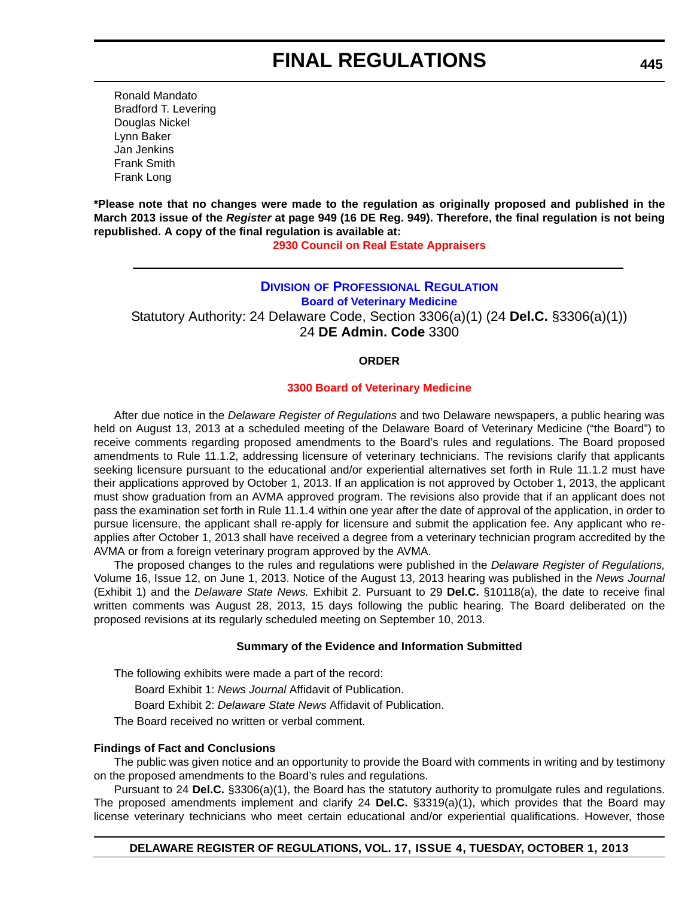Ronald Mandato
Bradford T. Levering
Douglas Nickel
Lynn Baker
Jan Jenkins
Frank Smith
Frank Long

**\*Please note that no changes were made to the regulation as originally proposed and published in the March 2013 issue of the *Register* at page 949 (16 DE Reg. 949). Therefore, the final regulation is not being republished. A copy of the final regulation is available at:**

**2930 Council on Real Estate Appraisers**

---

## DIVISION OF PROFESSIONAL REGULATION

### Board of Veterinary Medicine

Statutory Authority: 24 Delaware Code, Section 3306(a)(1) (24 **Del.C.** §3306(a)(1))
24 **DE Admin. Code** 3300

**ORDER**

**3300 Board of Veterinary Medicine**

After due notice in the *Delaware Register of Regulations* and two Delaware newspapers, a public hearing was held on August 13, 2013 at a scheduled meeting of the Delaware Board of Veterinary Medicine ("the Board") to receive comments regarding proposed amendments to the Board's rules and regulations. The Board proposed amendments to Rule 11.1.2, addressing licensure of veterinary technicians. The revisions clarify that applicants seeking licensure pursuant to the educational and/or experiential alternatives set forth in Rule 11.1.2 must have their applications approved by October 1, 2013. If an application is not approved by October 1, 2013, the applicant must show graduation from an AVMA approved program. The revisions also provide that if an applicant does not pass the examination set forth in Rule 11.1.4 within one year after the date of approval of the application, in order to pursue licensure, the applicant shall re-apply for licensure and submit the application fee. Any applicant who re-applies after October 1, 2013 shall have received a degree from a veterinary technician program accredited by the AVMA or from a foreign veterinary program approved by the AVMA.

The proposed changes to the rules and regulations were published in the *Delaware Register of Regulations,* Volume 16, Issue 12, on June 1, 2013. Notice of the August 13, 2013 hearing was published in the *News Journal* (Exhibit 1) and the *Delaware State News.* Exhibit 2. Pursuant to 29 **Del.C.** §10118(a), the date to receive final written comments was August 28, 2013, 15 days following the public hearing. The Board deliberated on the proposed revisions at its regularly scheduled meeting on September 10, 2013.

**Summary of the Evidence and Information Submitted**

The following exhibits were made a part of the record:

Board Exhibit 1: *News Journal* Affidavit of Publication.

Board Exhibit 2: *Delaware State News* Affidavit of Publication.

The Board received no written or verbal comment.

**Findings of Fact and Conclusions**

The public was given notice and an opportunity to provide the Board with comments in writing and by testimony on the proposed amendments to the Board's rules and regulations.

Pursuant to 24 **Del.C.** §3306(a)(1), the Board has the statutory authority to promulgate rules and regulations. The proposed amendments implement and clarify 24 **Del.C.** §3319(a)(1), which provides that the Board may license veterinary technicians who meet certain educational and/or experiential qualifications. However, those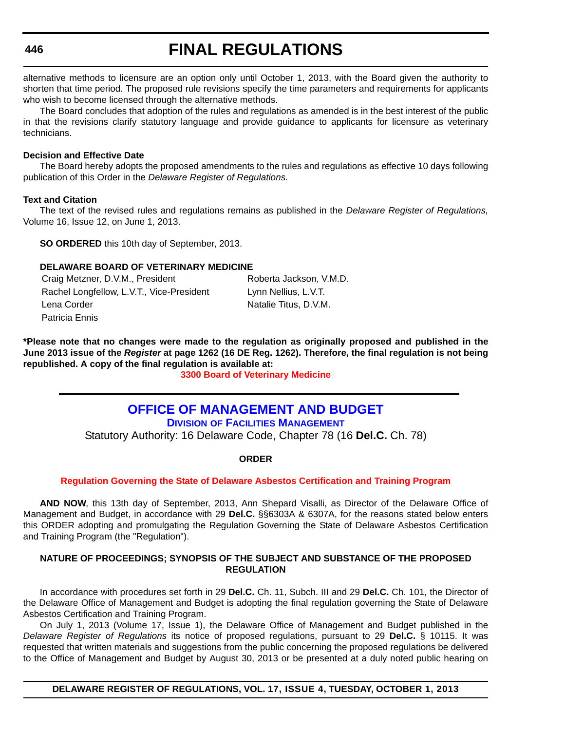alternative methods to licensure are an option only until October 1, 2013, with the Board given the authority to shorten that time period. The proposed rule revisions specify the time parameters and requirements for applicants who wish to become licensed through the alternative methods.

The Board concludes that adoption of the rules and regulations as amended is in the best interest of the public in that the revisions clarify statutory language and provide guidance to applicants for licensure as veterinary technicians.

**Decision and Effective Date**

The Board hereby adopts the proposed amendments to the rules and regulations as effective 10 days following publication of this Order in the *Delaware Register of Regulations.*

**Text and Citation**

The text of the revised rules and regulations remains as published in the *Delaware Register of Regulations,* Volume 16, Issue 12, on June 1, 2013.

**SO ORDERED** this 10th day of September, 2013.

**DELAWARE BOARD OF VETERINARY MEDICINE**

Craig Metzner, D.V.M., President
Rachel Longfellow, L.V.T., Vice-President
Lena Corder
Patricia Ennis
Roberta Jackson, V.M.D.
Lynn Nellius, L.V.T.
Natalie Titus, D.V.M.

**\*Please note that no changes were made to the regulation as originally proposed and published in the June 2013 issue of the *Register* at page 1262 (16 DE Reg. 1262). Therefore, the final regulation is not being republished. A copy of the final regulation is available at:**

**3300 Board of Veterinary Medicine**

---

# OFFICE OF MANAGEMENT AND BUDGET

## Division of Facilities Management

Statutory Authority: 16 Delaware Code, Chapter 78 (16 **Del.C.** Ch. 78)

**ORDER**

**Regulation Governing the State of Delaware Asbestos Certification and Training Program**

**AND NOW**, this 13th day of September, 2013, Ann Shepard Visalli, as Director of the Delaware Office of Management and Budget, in accordance with 29 **Del.C.** §§6303A & 6307A, for the reasons stated below enters this ORDER adopting and promulgating the Regulation Governing the State of Delaware Asbestos Certification and Training Program (the "Regulation").

**NATURE OF PROCEEDINGS; SYNOPSIS OF THE SUBJECT AND SUBSTANCE OF THE PROPOSED REGULATION**

In accordance with procedures set forth in 29 **Del.C.** Ch. 11, Subch. III and 29 **Del.C.** Ch. 101, the Director of the Delaware Office of Management and Budget is adopting the final regulation governing the State of Delaware Asbestos Certification and Training Program.

On July 1, 2013 (Volume 17, Issue 1), the Delaware Office of Management and Budget published in the *Delaware Register of Regulations* its notice of proposed regulations, pursuant to 29 **Del.C.** § 10115. It was requested that written materials and suggestions from the public concerning the proposed regulations be delivered to the Office of Management and Budget by August 30, 2013 or be presented at a duly noted public hearing on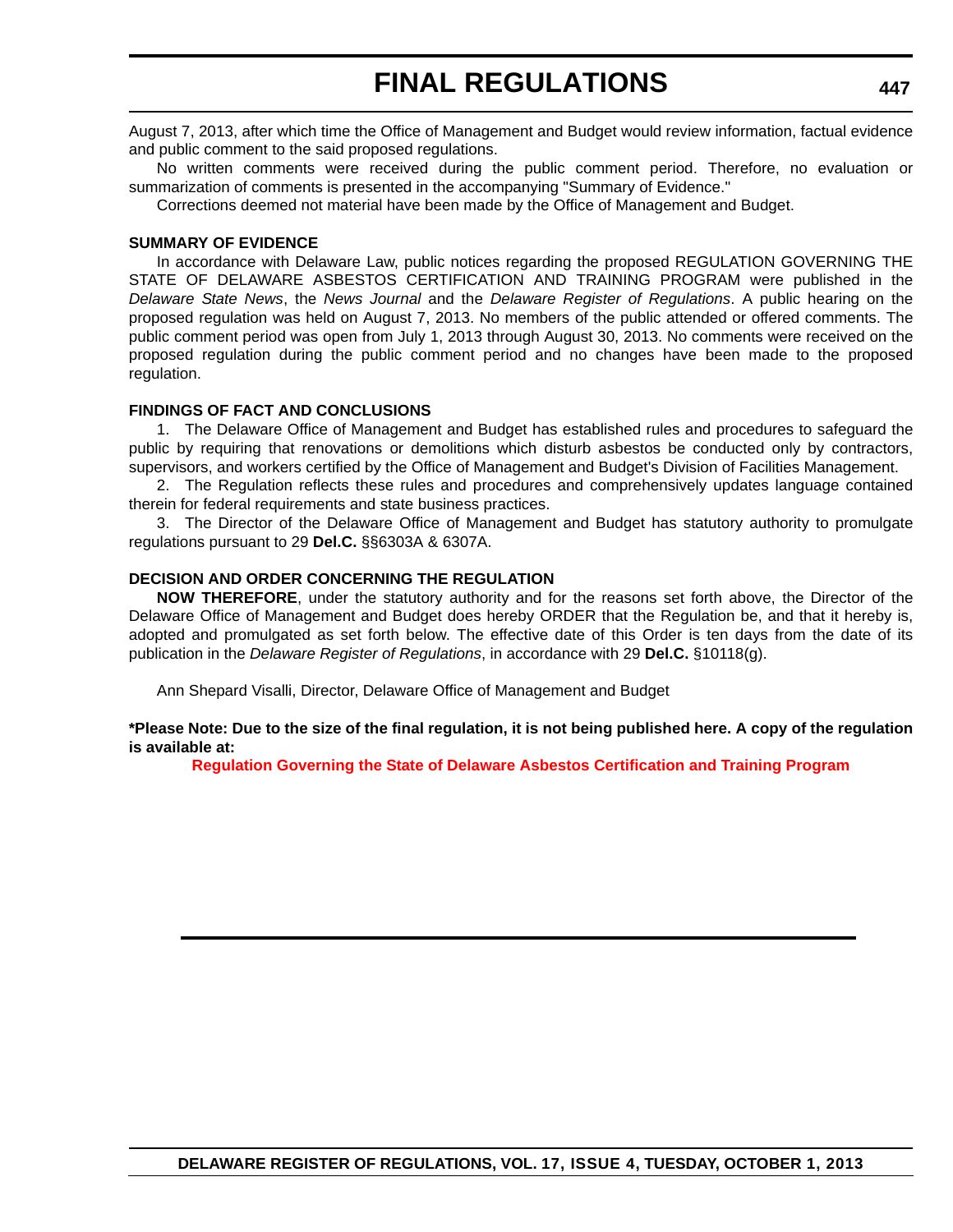August 7, 2013, after which time the Office of Management and Budget would review information, factual evidence and public comment to the said proposed regulations.

No written comments were received during the public comment period. Therefore, no evaluation or summarization of comments is presented in the accompanying "Summary of Evidence."

Corrections deemed not material have been made by the Office of Management and Budget.

**SUMMARY OF EVIDENCE**

In accordance with Delaware Law, public notices regarding the proposed REGULATION GOVERNING THE STATE OF DELAWARE ASBESTOS CERTIFICATION AND TRAINING PROGRAM were published in the *Delaware State News*, the *News Journal* and the *Delaware Register of Regulations*. A public hearing on the proposed regulation was held on August 7, 2013. No members of the public attended or offered comments. The public comment period was open from July 1, 2013 through August 30, 2013. No comments were received on the proposed regulation during the public comment period and no changes have been made to the proposed regulation.

**FINDINGS OF FACT AND CONCLUSIONS**

1. The Delaware Office of Management and Budget has established rules and procedures to safeguard the public by requiring that renovations or demolitions which disturb asbestos be conducted only by contractors, supervisors, and workers certified by the Office of Management and Budget's Division of Facilities Management.

2. The Regulation reflects these rules and procedures and comprehensively updates language contained therein for federal requirements and state business practices.

3. The Director of the Delaware Office of Management and Budget has statutory authority to promulgate regulations pursuant to 29 **Del.C.** §§6303A & 6307A.

**DECISION AND ORDER CONCERNING THE REGULATION**

**NOW THEREFORE**, under the statutory authority and for the reasons set forth above, the Director of the Delaware Office of Management and Budget does hereby ORDER that the Regulation be, and that it hereby is, adopted and promulgated as set forth below. The effective date of this Order is ten days from the date of its publication in the *Delaware Register of Regulations*, in accordance with 29 **Del.C.** §10118(g).

Ann Shepard Visalli, Director, Delaware Office of Management and Budget

**\*Please Note: Due to the size of the final regulation, it is not being published here. A copy of the regulation is available at:**

**Regulation Governing the State of Delaware Asbestos Certification and Training Program**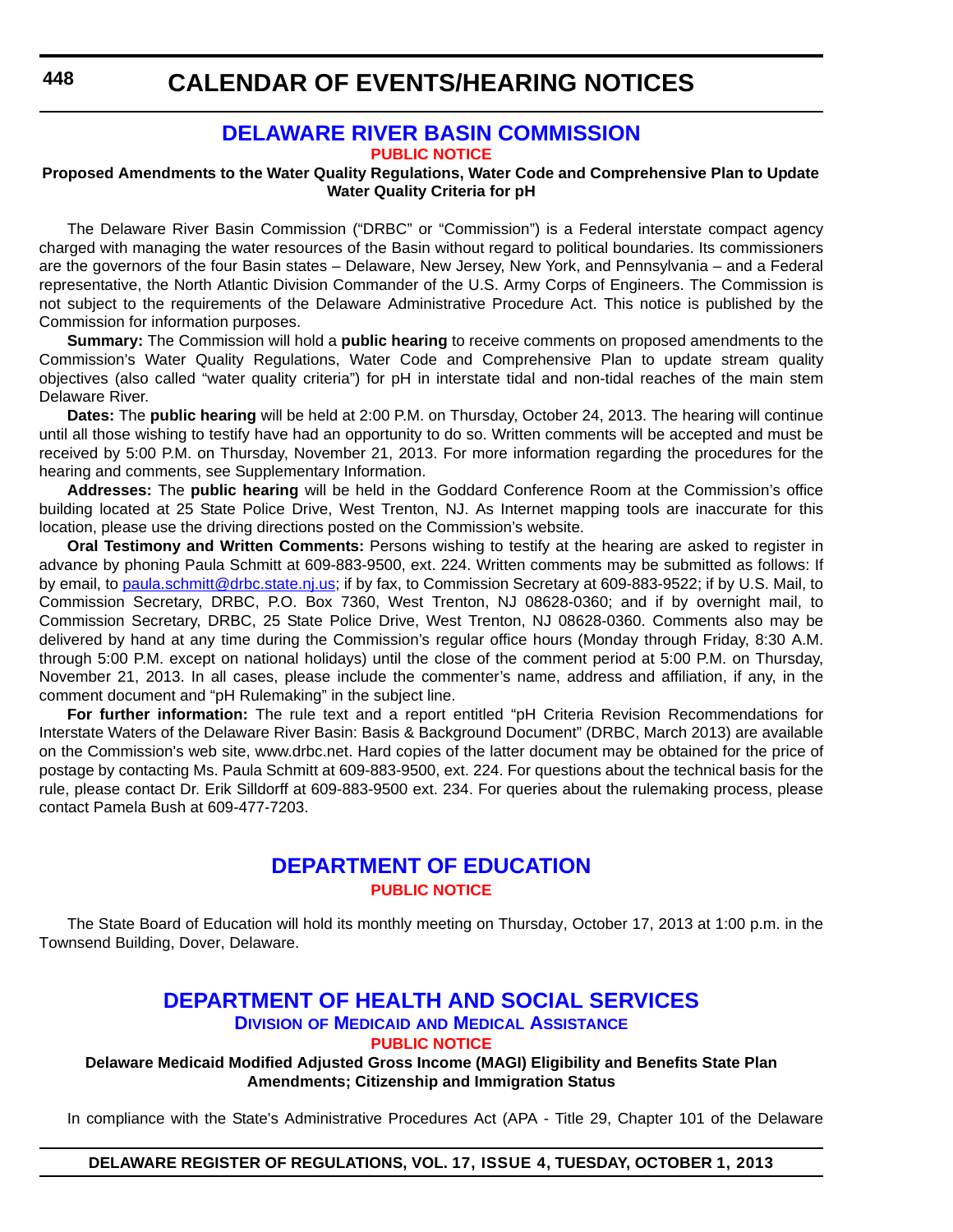# CALENDAR OF EVENTS/HEARING NOTICES

## DELAWARE RIVER BASIN COMMISSION

**PUBLIC NOTICE**

**Proposed Amendments to the Water Quality Regulations, Water Code and Comprehensive Plan to Update Water Quality Criteria for pH**

The Delaware River Basin Commission ("DRBC" or "Commission") is a Federal interstate compact agency charged with managing the water resources of the Basin without regard to political boundaries. Its commissioners are the governors of the four Basin states – Delaware, New Jersey, New York, and Pennsylvania – and a Federal representative, the North Atlantic Division Commander of the U.S. Army Corps of Engineers. The Commission is not subject to the requirements of the Delaware Administrative Procedure Act. This notice is published by the Commission for information purposes.

**Summary:** The Commission will hold a **public hearing** to receive comments on proposed amendments to the Commission's Water Quality Regulations, Water Code and Comprehensive Plan to update stream quality objectives (also called "water quality criteria") for pH in interstate tidal and non-tidal reaches of the main stem Delaware River.

**Dates:** The **public hearing** will be held at 2:00 P.M. on Thursday, October 24, 2013. The hearing will continue until all those wishing to testify have had an opportunity to do so. Written comments will be accepted and must be received by 5:00 P.M. on Thursday, November 21, 2013. For more information regarding the procedures for the hearing and comments, see Supplementary Information.

**Addresses:** The **public hearing** will be held in the Goddard Conference Room at the Commission's office building located at 25 State Police Drive, West Trenton, NJ. As Internet mapping tools are inaccurate for this location, please use the driving directions posted on the Commission's website.

**Oral Testimony and Written Comments:** Persons wishing to testify at the hearing are asked to register in advance by phoning Paula Schmitt at 609-883-9500, ext. 224. Written comments may be submitted as follows: If by email, to paula.schmitt@drbc.state.nj.us; if by fax, to Commission Secretary at 609-883-9522; if by U.S. Mail, to Commission Secretary, DRBC, P.O. Box 7360, West Trenton, NJ 08628-0360; and if by overnight mail, to Commission Secretary, DRBC, 25 State Police Drive, West Trenton, NJ 08628-0360. Comments also may be delivered by hand at any time during the Commission's regular office hours (Monday through Friday, 8:30 A.M. through 5:00 P.M. except on national holidays) until the close of the comment period at 5:00 P.M. on Thursday, November 21, 2013. In all cases, please include the commenter's name, address and affiliation, if any, in the comment document and "pH Rulemaking" in the subject line.

**For further information:** The rule text and a report entitled "pH Criteria Revision Recommendations for Interstate Waters of the Delaware River Basin: Basis & Background Document" (DRBC, March 2013) are available on the Commission's web site, www.drbc.net. Hard copies of the latter document may be obtained for the price of postage by contacting Ms. Paula Schmitt at 609-883-9500, ext. 224. For questions about the technical basis for the rule, please contact Dr. Erik Silldorff at 609-883-9500 ext. 234. For queries about the rulemaking process, please contact Pamela Bush at 609-477-7203.

## DEPARTMENT OF EDUCATION

**PUBLIC NOTICE**

The State Board of Education will hold its monthly meeting on Thursday, October 17, 2013 at 1:00 p.m. in the Townsend Building, Dover, Delaware.

## DEPARTMENT OF HEALTH AND SOCIAL SERVICES

### Division of Medicaid and Medical Assistance

**PUBLIC NOTICE**

**Delaware Medicaid Modified Adjusted Gross Income (MAGI) Eligibility and Benefits State Plan Amendments; Citizenship and Immigration Status**

In compliance with the State's Administrative Procedures Act (APA - Title 29, Chapter 101 of the Delaware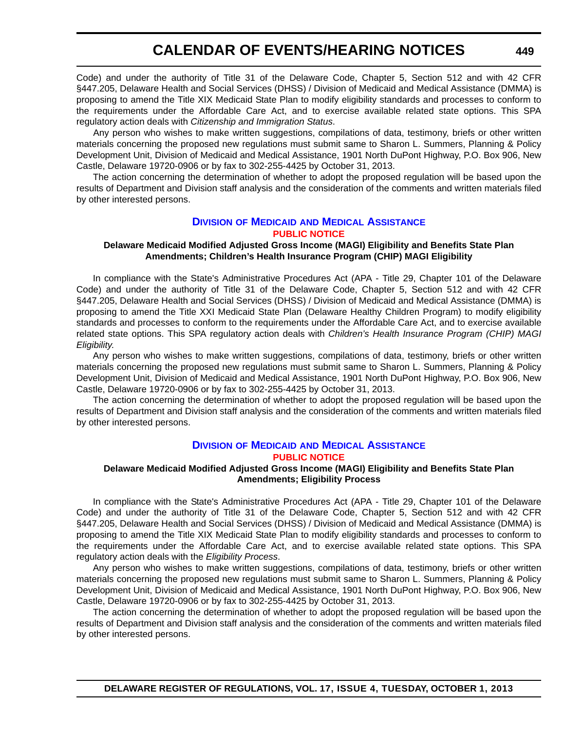Code) and under the authority of Title 31 of the Delaware Code, Chapter 5, Section 512 and with 42 CFR §447.205, Delaware Health and Social Services (DHSS) / Division of Medicaid and Medical Assistance (DMMA) is proposing to amend the Title XIX Medicaid State Plan to modify eligibility standards and processes to conform to the requirements under the Affordable Care Act, and to exercise available related state options. This SPA regulatory action deals with *Citizenship and Immigration Status*.

Any person who wishes to make written suggestions, compilations of data, testimony, briefs or other written materials concerning the proposed new regulations must submit same to Sharon L. Summers, Planning & Policy Development Unit, Division of Medicaid and Medical Assistance, 1901 North DuPont Highway, P.O. Box 906, New Castle, Delaware 19720-0906 or by fax to 302-255-4425 by October 31, 2013.

The action concerning the determination of whether to adopt the proposed regulation will be based upon the results of Department and Division staff analysis and the consideration of the comments and written materials filed by other interested persons.

## Division of Medicaid and Medical Assistance

### PUBLIC NOTICE

**Delaware Medicaid Modified Adjusted Gross Income (MAGI) Eligibility and Benefits State Plan Amendments; Children's Health Insurance Program (CHIP) MAGI Eligibility**

In compliance with the State's Administrative Procedures Act (APA - Title 29, Chapter 101 of the Delaware Code) and under the authority of Title 31 of the Delaware Code, Chapter 5, Section 512 and with 42 CFR §447.205, Delaware Health and Social Services (DHSS) / Division of Medicaid and Medical Assistance (DMMA) is proposing to amend the Title XXI Medicaid State Plan (Delaware Healthy Children Program) to modify eligibility standards and processes to conform to the requirements under the Affordable Care Act, and to exercise available related state options. This SPA regulatory action deals with *Children's Health Insurance Program (CHIP) MAGI Eligibility.*

Any person who wishes to make written suggestions, compilations of data, testimony, briefs or other written materials concerning the proposed new regulations must submit same to Sharon L. Summers, Planning & Policy Development Unit, Division of Medicaid and Medical Assistance, 1901 North DuPont Highway, P.O. Box 906, New Castle, Delaware 19720-0906 or by fax to 302-255-4425 by October 31, 2013.

The action concerning the determination of whether to adopt the proposed regulation will be based upon the results of Department and Division staff analysis and the consideration of the comments and written materials filed by other interested persons.

## Division of Medicaid and Medical Assistance

### PUBLIC NOTICE

**Delaware Medicaid Modified Adjusted Gross Income (MAGI) Eligibility and Benefits State Plan Amendments; Eligibility Process**

In compliance with the State's Administrative Procedures Act (APA - Title 29, Chapter 101 of the Delaware Code) and under the authority of Title 31 of the Delaware Code, Chapter 5, Section 512 and with 42 CFR §447.205, Delaware Health and Social Services (DHSS) / Division of Medicaid and Medical Assistance (DMMA) is proposing to amend the Title XIX Medicaid State Plan to modify eligibility standards and processes to conform to the requirements under the Affordable Care Act, and to exercise available related state options. This SPA regulatory action deals with the *Eligibility Process*.

Any person who wishes to make written suggestions, compilations of data, testimony, briefs or other written materials concerning the proposed new regulations must submit same to Sharon L. Summers, Planning & Policy Development Unit, Division of Medicaid and Medical Assistance, 1901 North DuPont Highway, P.O. Box 906, New Castle, Delaware 19720-0906 or by fax to 302-255-4425 by October 31, 2013.

The action concerning the determination of whether to adopt the proposed regulation will be based upon the results of Department and Division staff analysis and the consideration of the comments and written materials filed by other interested persons.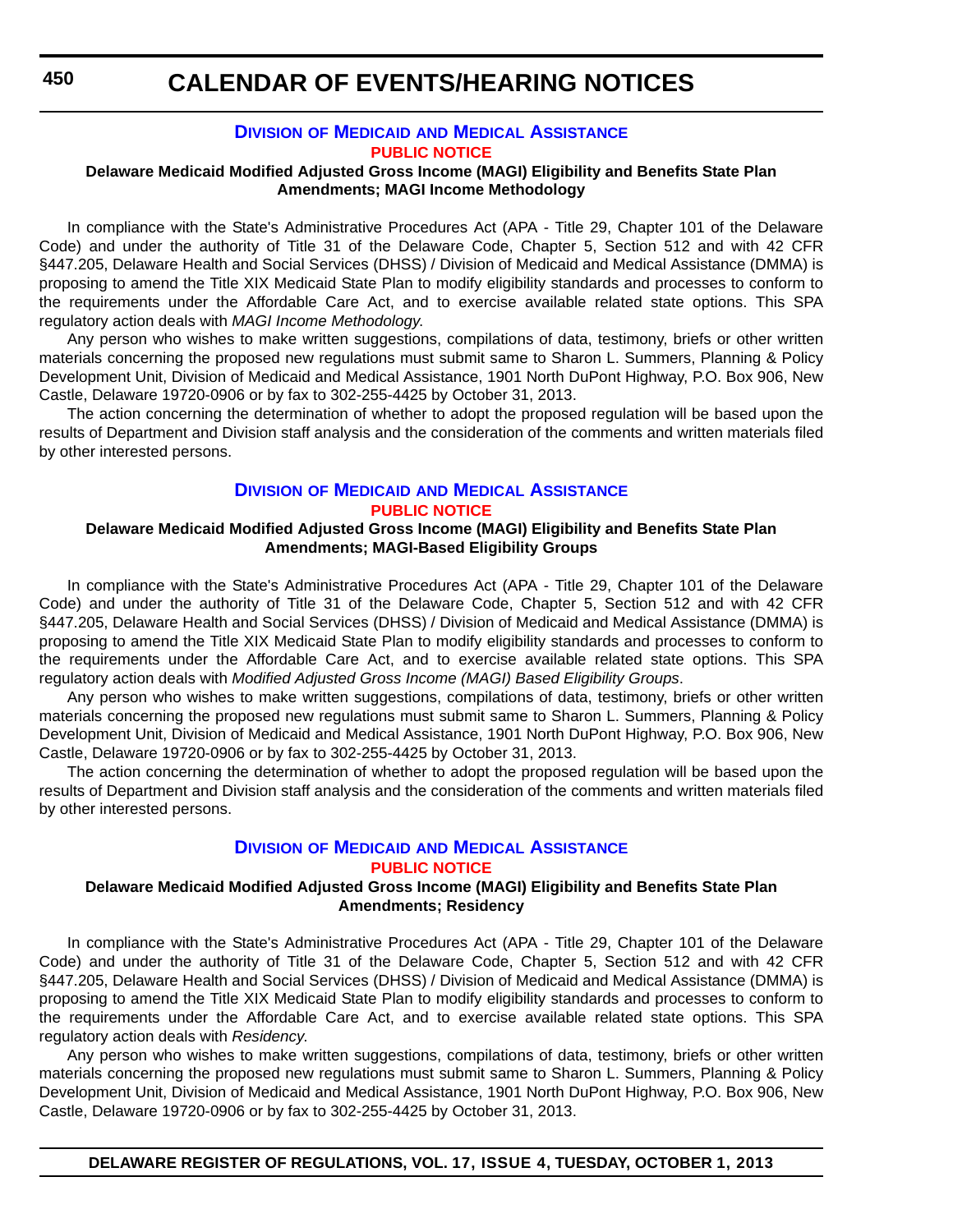# CALENDAR OF EVENTS/HEARING NOTICES

## Division of Medicaid and Medical Assistance

### PUBLIC NOTICE

**Delaware Medicaid Modified Adjusted Gross Income (MAGI) Eligibility and Benefits State Plan Amendments; MAGI Income Methodology**

In compliance with the State's Administrative Procedures Act (APA - Title 29, Chapter 101 of the Delaware Code) and under the authority of Title 31 of the Delaware Code, Chapter 5, Section 512 and with 42 CFR §447.205, Delaware Health and Social Services (DHSS) / Division of Medicaid and Medical Assistance (DMMA) is proposing to amend the Title XIX Medicaid State Plan to modify eligibility standards and processes to conform to the requirements under the Affordable Care Act, and to exercise available related state options. This SPA regulatory action deals with *MAGI Income Methodology*.

Any person who wishes to make written suggestions, compilations of data, testimony, briefs or other written materials concerning the proposed new regulations must submit same to Sharon L. Summers, Planning & Policy Development Unit, Division of Medicaid and Medical Assistance, 1901 North DuPont Highway, P.O. Box 906, New Castle, Delaware 19720-0906 or by fax to 302-255-4425 by October 31, 2013.

The action concerning the determination of whether to adopt the proposed regulation will be based upon the results of Department and Division staff analysis and the consideration of the comments and written materials filed by other interested persons.

## Division of Medicaid and Medical Assistance

### PUBLIC NOTICE

**Delaware Medicaid Modified Adjusted Gross Income (MAGI) Eligibility and Benefits State Plan Amendments; MAGI-Based Eligibility Groups**

In compliance with the State's Administrative Procedures Act (APA - Title 29, Chapter 101 of the Delaware Code) and under the authority of Title 31 of the Delaware Code, Chapter 5, Section 512 and with 42 CFR §447.205, Delaware Health and Social Services (DHSS) / Division of Medicaid and Medical Assistance (DMMA) is proposing to amend the Title XIX Medicaid State Plan to modify eligibility standards and processes to conform to the requirements under the Affordable Care Act, and to exercise available related state options. This SPA regulatory action deals with *Modified Adjusted Gross Income (MAGI) Based Eligibility Groups*.

Any person who wishes to make written suggestions, compilations of data, testimony, briefs or other written materials concerning the proposed new regulations must submit same to Sharon L. Summers, Planning & Policy Development Unit, Division of Medicaid and Medical Assistance, 1901 North DuPont Highway, P.O. Box 906, New Castle, Delaware 19720-0906 or by fax to 302-255-4425 by October 31, 2013.

The action concerning the determination of whether to adopt the proposed regulation will be based upon the results of Department and Division staff analysis and the consideration of the comments and written materials filed by other interested persons.

## Division of Medicaid and Medical Assistance

### PUBLIC NOTICE

**Delaware Medicaid Modified Adjusted Gross Income (MAGI) Eligibility and Benefits State Plan Amendments; Residency**

In compliance with the State's Administrative Procedures Act (APA - Title 29, Chapter 101 of the Delaware Code) and under the authority of Title 31 of the Delaware Code, Chapter 5, Section 512 and with 42 CFR §447.205, Delaware Health and Social Services (DHSS) / Division of Medicaid and Medical Assistance (DMMA) is proposing to amend the Title XIX Medicaid State Plan to modify eligibility standards and processes to conform to the requirements under the Affordable Care Act, and to exercise available related state options. This SPA regulatory action deals with *Residency*.

Any person who wishes to make written suggestions, compilations of data, testimony, briefs or other written materials concerning the proposed new regulations must submit same to Sharon L. Summers, Planning & Policy Development Unit, Division of Medicaid and Medical Assistance, 1901 North DuPont Highway, P.O. Box 906, New Castle, Delaware 19720-0906 or by fax to 302-255-4425 by October 31, 2013.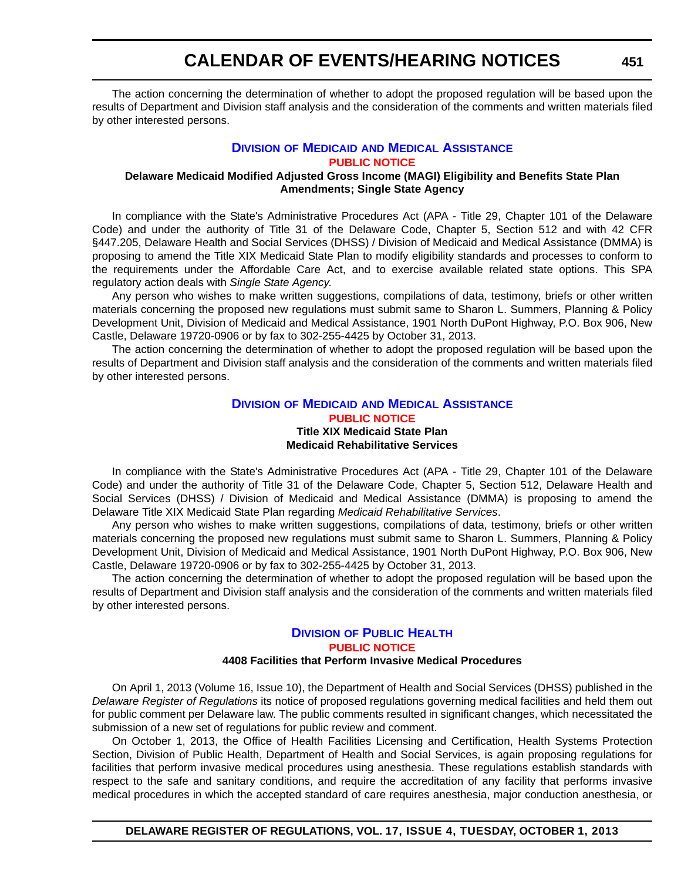The action concerning the determination of whether to adopt the proposed regulation will be based upon the results of Department and Division staff analysis and the consideration of the comments and written materials filed by other interested persons.

## Division of Medicaid and Medical Assistance

### PUBLIC NOTICE

**Delaware Medicaid Modified Adjusted Gross Income (MAGI) Eligibility and Benefits State Plan Amendments; Single State Agency**

In compliance with the State's Administrative Procedures Act (APA - Title 29, Chapter 101 of the Delaware Code) and under the authority of Title 31 of the Delaware Code, Chapter 5, Section 512 and with 42 CFR §447.205, Delaware Health and Social Services (DHSS) / Division of Medicaid and Medical Assistance (DMMA) is proposing to amend the Title XIX Medicaid State Plan to modify eligibility standards and processes to conform to the requirements under the Affordable Care Act, and to exercise available related state options. This SPA regulatory action deals with *Single State Agency.*

Any person who wishes to make written suggestions, compilations of data, testimony, briefs or other written materials concerning the proposed new regulations must submit same to Sharon L. Summers, Planning & Policy Development Unit, Division of Medicaid and Medical Assistance, 1901 North DuPont Highway, P.O. Box 906, New Castle, Delaware 19720-0906 or by fax to 302-255-4425 by October 31, 2013.

The action concerning the determination of whether to adopt the proposed regulation will be based upon the results of Department and Division staff analysis and the consideration of the comments and written materials filed by other interested persons.

## Division of Medicaid and Medical Assistance

### PUBLIC NOTICE

**Title XIX Medicaid State Plan**
**Medicaid Rehabilitative Services**

In compliance with the State's Administrative Procedures Act (APA - Title 29, Chapter 101 of the Delaware Code) and under the authority of Title 31 of the Delaware Code, Chapter 5, Section 512, Delaware Health and Social Services (DHSS) / Division of Medicaid and Medical Assistance (DMMA) is proposing to amend the Delaware Title XIX Medicaid State Plan regarding *Medicaid Rehabilitative Services*.

Any person who wishes to make written suggestions, compilations of data, testimony, briefs or other written materials concerning the proposed new regulations must submit same to Sharon L. Summers, Planning & Policy Development Unit, Division of Medicaid and Medical Assistance, 1901 North DuPont Highway, P.O. Box 906, New Castle, Delaware 19720-0906 or by fax to 302-255-4425 by October 31, 2013.

The action concerning the determination of whether to adopt the proposed regulation will be based upon the results of Department and Division staff analysis and the consideration of the comments and written materials filed by other interested persons.

## Division of Public Health

### PUBLIC NOTICE

**4408 Facilities that Perform Invasive Medical Procedures**

On April 1, 2013 (Volume 16, Issue 10), the Department of Health and Social Services (DHSS) published in the *Delaware Register of Regulations* its notice of proposed regulations governing medical facilities and held them out for public comment per Delaware law. The public comments resulted in significant changes, which necessitated the submission of a new set of regulations for public review and comment.

On October 1, 2013, the Office of Health Facilities Licensing and Certification, Health Systems Protection Section, Division of Public Health, Department of Health and Social Services, is again proposing regulations for facilities that perform invasive medical procedures using anesthesia. These regulations establish standards with respect to the safe and sanitary conditions, and require the accreditation of any facility that performs invasive medical procedures in which the accepted standard of care requires anesthesia, major conduction anesthesia, or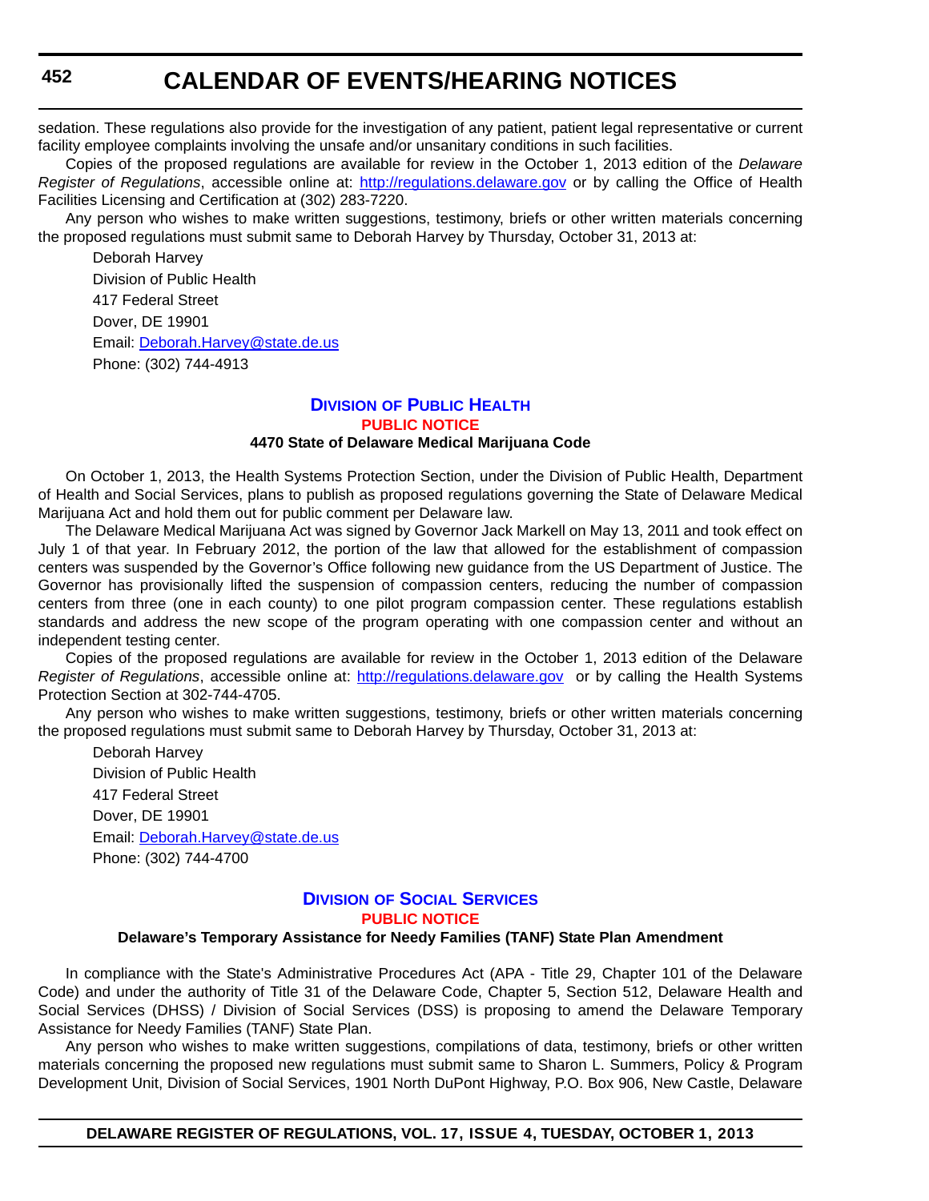sedation. These regulations also provide for the investigation of any patient, patient legal representative or current facility employee complaints involving the unsafe and/or unsanitary conditions in such facilities.

Copies of the proposed regulations are available for review in the October 1, 2013 edition of the *Delaware Register of Regulations*, accessible online at: http://regulations.delaware.gov or by calling the Office of Health Facilities Licensing and Certification at (302) 283-7220.

Any person who wishes to make written suggestions, testimony, briefs or other written materials concerning the proposed regulations must submit same to Deborah Harvey by Thursday, October 31, 2013 at:

Deborah Harvey
Division of Public Health
417 Federal Street
Dover, DE 19901
Email: Deborah.Harvey@state.de.us
Phone: (302) 744-4913

## Division of Public Health

**PUBLIC NOTICE**

**4470 State of Delaware Medical Marijuana Code**

On October 1, 2013, the Health Systems Protection Section, under the Division of Public Health, Department of Health and Social Services, plans to publish as proposed regulations governing the State of Delaware Medical Marijuana Act and hold them out for public comment per Delaware law.

The Delaware Medical Marijuana Act was signed by Governor Jack Markell on May 13, 2011 and took effect on July 1 of that year. In February 2012, the portion of the law that allowed for the establishment of compassion centers was suspended by the Governor's Office following new guidance from the US Department of Justice. The Governor has provisionally lifted the suspension of compassion centers, reducing the number of compassion centers from three (one in each county) to one pilot program compassion center. These regulations establish standards and address the new scope of the program operating with one compassion center and without an independent testing center.

Copies of the proposed regulations are available for review in the October 1, 2013 edition of the Delaware *Register of Regulations*, accessible online at: http://regulations.delaware.gov or by calling the Health Systems Protection Section at 302-744-4705.

Any person who wishes to make written suggestions, testimony, briefs or other written materials concerning the proposed regulations must submit same to Deborah Harvey by Thursday, October 31, 2013 at:

Deborah Harvey
Division of Public Health
417 Federal Street
Dover, DE 19901
Email: Deborah.Harvey@state.de.us
Phone: (302) 744-4700

## Division of Social Services

**PUBLIC NOTICE**

**Delaware's Temporary Assistance for Needy Families (TANF) State Plan Amendment**

In compliance with the State's Administrative Procedures Act (APA - Title 29, Chapter 101 of the Delaware Code) and under the authority of Title 31 of the Delaware Code, Chapter 5, Section 512, Delaware Health and Social Services (DHSS) / Division of Social Services (DSS) is proposing to amend the Delaware Temporary Assistance for Needy Families (TANF) State Plan.

Any person who wishes to make written suggestions, compilations of data, testimony, briefs or other written materials concerning the proposed new regulations must submit same to Sharon L. Summers, Policy & Program Development Unit, Division of Social Services, 1901 North DuPont Highway, P.O. Box 906, New Castle, Delaware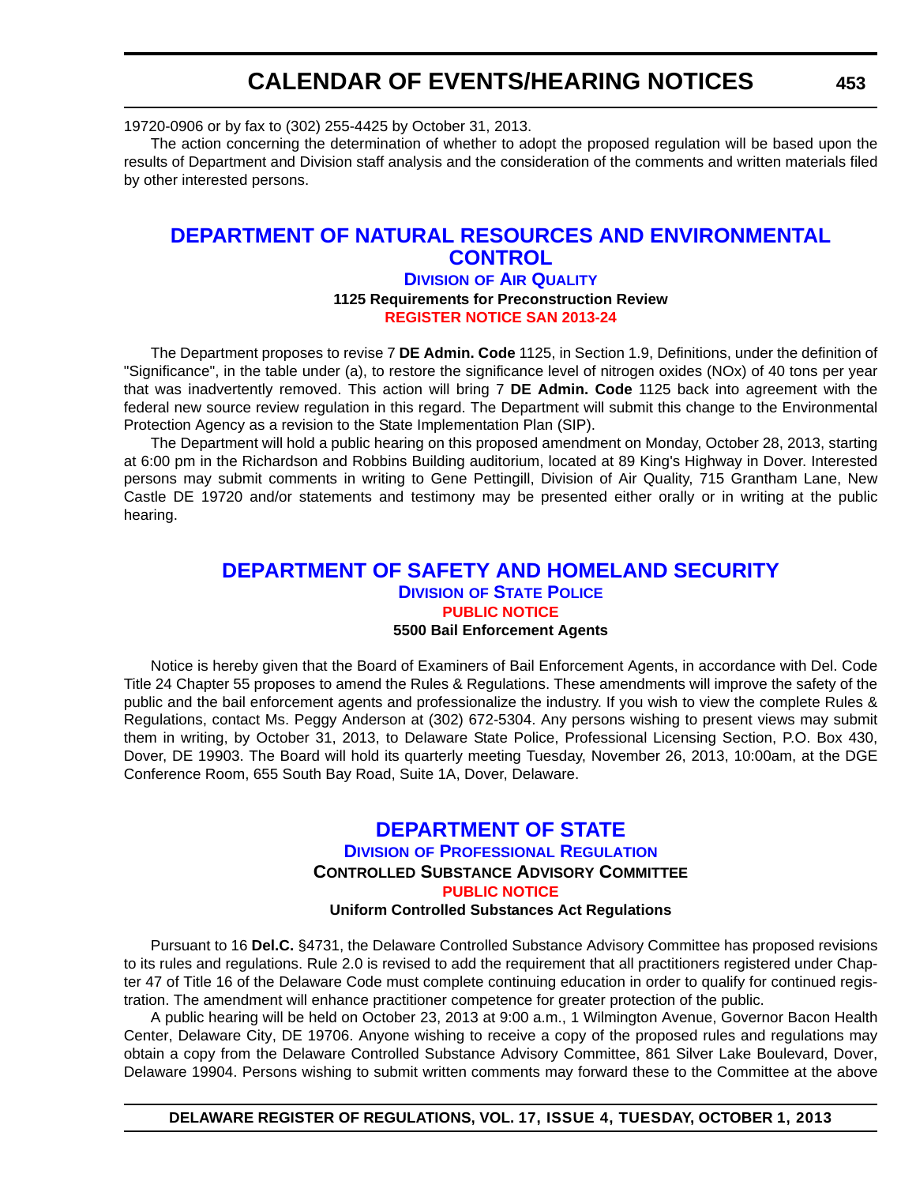19720-0906 or by fax to (302) 255-4425 by October 31, 2013.

The action concerning the determination of whether to adopt the proposed regulation will be based upon the results of Department and Division staff analysis and the consideration of the comments and written materials filed by other interested persons.

## DEPARTMENT OF NATURAL RESOURCES AND ENVIRONMENTAL CONTROL

### DIVISION OF AIR QUALITY

**1125 Requirements for Preconstruction Review**

**REGISTER NOTICE SAN 2013-24**

The Department proposes to revise 7 **DE Admin. Code** 1125, in Section 1.9, Definitions, under the definition of "Significance", in the table under (a), to restore the significance level of nitrogen oxides (NOx) of 40 tons per year that was inadvertently removed. This action will bring 7 **DE Admin. Code** 1125 back into agreement with the federal new source review regulation in this regard. The Department will submit this change to the Environmental Protection Agency as a revision to the State Implementation Plan (SIP).

The Department will hold a public hearing on this proposed amendment on Monday, October 28, 2013, starting at 6:00 pm in the Richardson and Robbins Building auditorium, located at 89 King's Highway in Dover. Interested persons may submit comments in writing to Gene Pettingill, Division of Air Quality, 715 Grantham Lane, New Castle DE 19720 and/or statements and testimony may be presented either orally or in writing at the public hearing.

## DEPARTMENT OF SAFETY AND HOMELAND SECURITY

### DIVISION OF STATE POLICE

**PUBLIC NOTICE**

**5500 Bail Enforcement Agents**

Notice is hereby given that the Board of Examiners of Bail Enforcement Agents, in accordance with Del. Code Title 24 Chapter 55 proposes to amend the Rules & Regulations. These amendments will improve the safety of the public and the bail enforcement agents and professionalize the industry. If you wish to view the complete Rules & Regulations, contact Ms. Peggy Anderson at (302) 672-5304. Any persons wishing to present views may submit them in writing, by October 31, 2013, to Delaware State Police, Professional Licensing Section, P.O. Box 430, Dover, DE 19903. The Board will hold its quarterly meeting Tuesday, November 26, 2013, 10:00am, at the DGE Conference Room, 655 South Bay Road, Suite 1A, Dover, Delaware.

## DEPARTMENT OF STATE

### DIVISION OF PROFESSIONAL REGULATION

**CONTROLLED SUBSTANCE ADVISORY COMMITTEE**

**PUBLIC NOTICE**

**Uniform Controlled Substances Act Regulations**

Pursuant to 16 **Del.C.** §4731, the Delaware Controlled Substance Advisory Committee has proposed revisions to its rules and regulations. Rule 2.0 is revised to add the requirement that all practitioners registered under Chapter 47 of Title 16 of the Delaware Code must complete continuing education in order to qualify for continued registration. The amendment will enhance practitioner competence for greater protection of the public.

A public hearing will be held on October 23, 2013 at 9:00 a.m., 1 Wilmington Avenue, Governor Bacon Health Center, Delaware City, DE 19706. Anyone wishing to receive a copy of the proposed rules and regulations may obtain a copy from the Delaware Controlled Substance Advisory Committee, 861 Silver Lake Boulevard, Dover, Delaware 19904. Persons wishing to submit written comments may forward these to the Committee at the above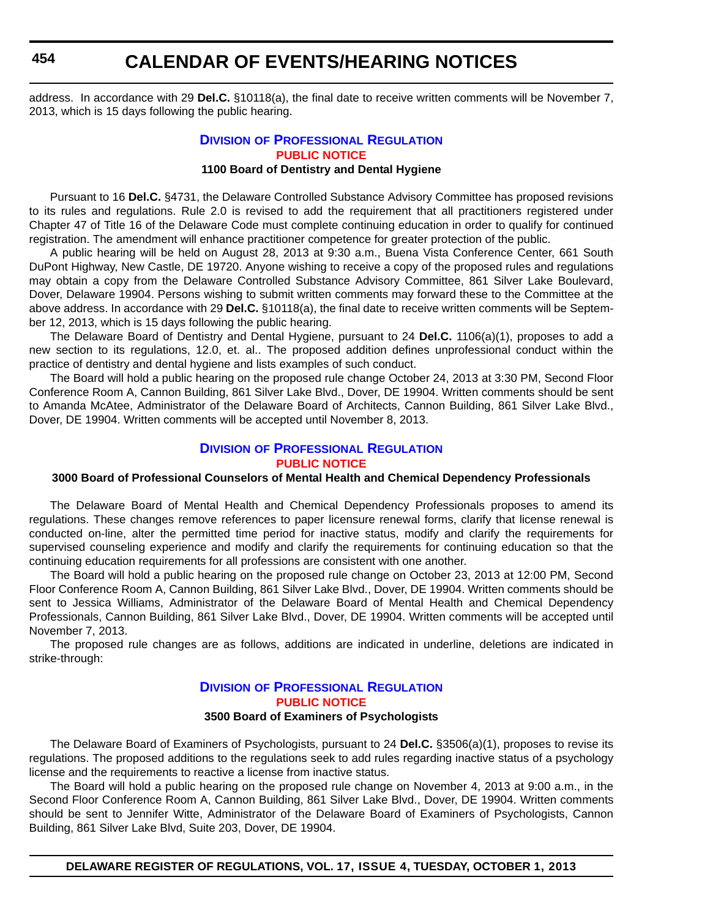address. In accordance with 29 **Del.C.** §10118(a), the final date to receive written comments will be November 7, 2013, which is 15 days following the public hearing.

## Division of Professional Regulation

**PUBLIC NOTICE**

**1100 Board of Dentistry and Dental Hygiene**

Pursuant to 16 **Del.C.** §4731, the Delaware Controlled Substance Advisory Committee has proposed revisions to its rules and regulations. Rule 2.0 is revised to add the requirement that all practitioners registered under Chapter 47 of Title 16 of the Delaware Code must complete continuing education in order to qualify for continued registration. The amendment will enhance practitioner competence for greater protection of the public.

A public hearing will be held on August 28, 2013 at 9:30 a.m., Buena Vista Conference Center, 661 South DuPont Highway, New Castle, DE 19720. Anyone wishing to receive a copy of the proposed rules and regulations may obtain a copy from the Delaware Controlled Substance Advisory Committee, 861 Silver Lake Boulevard, Dover, Delaware 19904. Persons wishing to submit written comments may forward these to the Committee at the above address. In accordance with 29 **Del.C.** §10118(a), the final date to receive written comments will be September 12, 2013, which is 15 days following the public hearing.

The Delaware Board of Dentistry and Dental Hygiene, pursuant to 24 **Del.C.** 1106(a)(1), proposes to add a new section to its regulations, 12.0, et. al.. The proposed addition defines unprofessional conduct within the practice of dentistry and dental hygiene and lists examples of such conduct.

The Board will hold a public hearing on the proposed rule change October 24, 2013 at 3:30 PM, Second Floor Conference Room A, Cannon Building, 861 Silver Lake Blvd., Dover, DE 19904. Written comments should be sent to Amanda McAtee, Administrator of the Delaware Board of Architects, Cannon Building, 861 Silver Lake Blvd., Dover, DE 19904. Written comments will be accepted until November 8, 2013.

## Division of Professional Regulation

**PUBLIC NOTICE**

**3000 Board of Professional Counselors of Mental Health and Chemical Dependency Professionals**

The Delaware Board of Mental Health and Chemical Dependency Professionals proposes to amend its regulations. These changes remove references to paper licensure renewal forms, clarify that license renewal is conducted on-line, alter the permitted time period for inactive status, modify and clarify the requirements for supervised counseling experience and modify and clarify the requirements for continuing education so that the continuing education requirements for all professions are consistent with one another.

The Board will hold a public hearing on the proposed rule change on October 23, 2013 at 12:00 PM, Second Floor Conference Room A, Cannon Building, 861 Silver Lake Blvd., Dover, DE 19904. Written comments should be sent to Jessica Williams, Administrator of the Delaware Board of Mental Health and Chemical Dependency Professionals, Cannon Building, 861 Silver Lake Blvd., Dover, DE 19904. Written comments will be accepted until November 7, 2013.

The proposed rule changes are as follows, additions are indicated in underline, deletions are indicated in strike-through:

## Division of Professional Regulation

**PUBLIC NOTICE**

**3500 Board of Examiners of Psychologists**

The Delaware Board of Examiners of Psychologists, pursuant to 24 **Del.C.** §3506(a)(1), proposes to revise its regulations. The proposed additions to the regulations seek to add rules regarding inactive status of a psychology license and the requirements to reactive a license from inactive status.

The Board will hold a public hearing on the proposed rule change on November 4, 2013 at 9:00 a.m., in the Second Floor Conference Room A, Cannon Building, 861 Silver Lake Blvd., Dover, DE 19904. Written comments should be sent to Jennifer Witte, Administrator of the Delaware Board of Examiners of Psychologists, Cannon Building, 861 Silver Lake Blvd, Suite 203, Dover, DE 19904.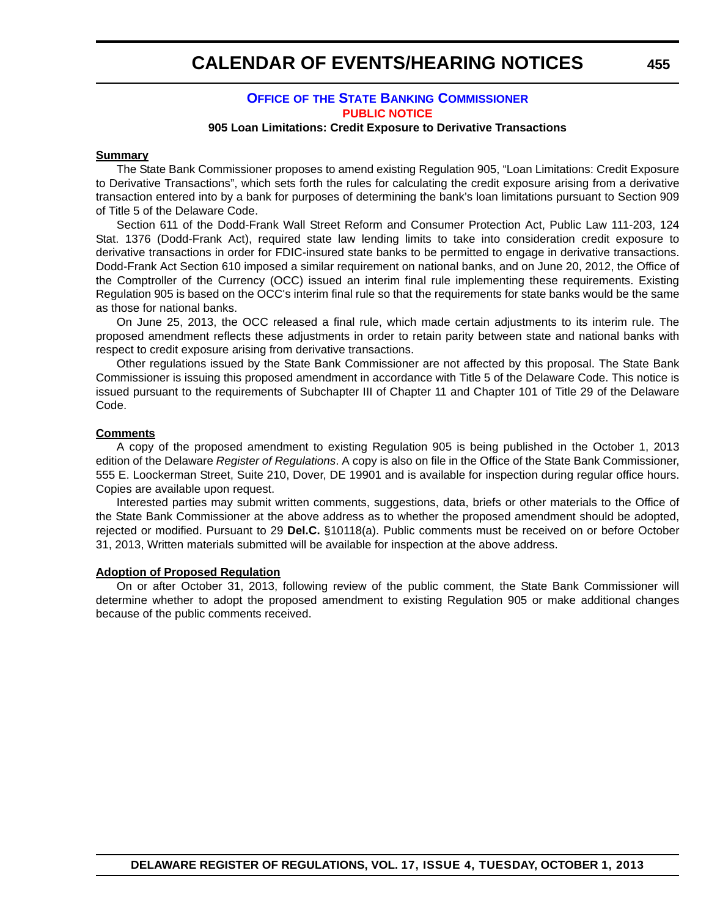### OFFICE OF THE STATE BANKING COMMISSIONER

**PUBLIC NOTICE**

**905 Loan Limitations: Credit Exposure to Derivative Transactions**

**Summary**

The State Bank Commissioner proposes to amend existing Regulation 905, "Loan Limitations: Credit Exposure to Derivative Transactions", which sets forth the rules for calculating the credit exposure arising from a derivative transaction entered into by a bank for purposes of determining the bank's loan limitations pursuant to Section 909 of Title 5 of the Delaware Code.

Section 611 of the Dodd-Frank Wall Street Reform and Consumer Protection Act, Public Law 111-203, 124 Stat. 1376 (Dodd-Frank Act), required state law lending limits to take into consideration credit exposure to derivative transactions in order for FDIC-insured state banks to be permitted to engage in derivative transactions. Dodd-Frank Act Section 610 imposed a similar requirement on national banks, and on June 20, 2012, the Office of the Comptroller of the Currency (OCC) issued an interim final rule implementing these requirements. Existing Regulation 905 is based on the OCC's interim final rule so that the requirements for state banks would be the same as those for national banks.

On June 25, 2013, the OCC released a final rule, which made certain adjustments to its interim rule. The proposed amendment reflects these adjustments in order to retain parity between state and national banks with respect to credit exposure arising from derivative transactions.

Other regulations issued by the State Bank Commissioner are not affected by this proposal. The State Bank Commissioner is issuing this proposed amendment in accordance with Title 5 of the Delaware Code. This notice is issued pursuant to the requirements of Subchapter III of Chapter 11 and Chapter 101 of Title 29 of the Delaware Code.

**Comments**

A copy of the proposed amendment to existing Regulation 905 is being published in the October 1, 2013 edition of the Delaware *Register of Regulations*. A copy is also on file in the Office of the State Bank Commissioner, 555 E. Loockerman Street, Suite 210, Dover, DE 19901 and is available for inspection during regular office hours. Copies are available upon request.

Interested parties may submit written comments, suggestions, data, briefs or other materials to the Office of the State Bank Commissioner at the above address as to whether the proposed amendment should be adopted, rejected or modified. Pursuant to 29 **Del.C.** §10118(a). Public comments must be received on or before October 31, 2013, Written materials submitted will be available for inspection at the above address.

**Adoption of Proposed Regulation**

On or after October 31, 2013, following review of the public comment, the State Bank Commissioner will determine whether to adopt the proposed amendment to existing Regulation 905 or make additional changes because of the public comments received.